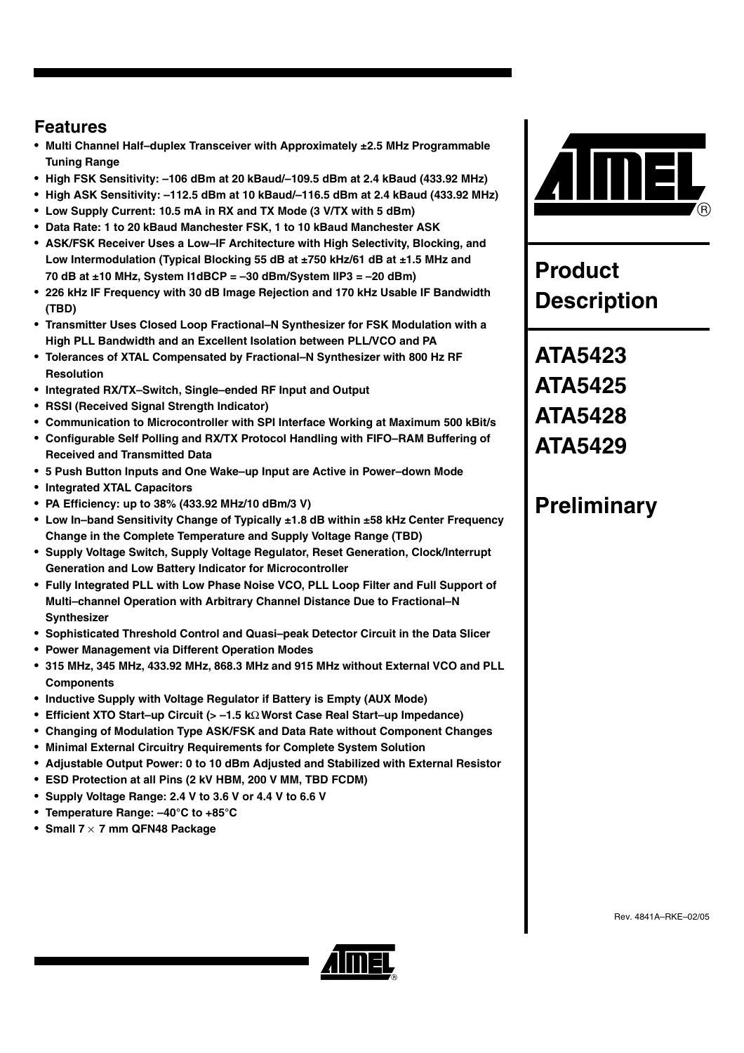## Features

- Multi Channel Half–duplex Transceiver with Approximately ±2.5 MHz Programmable Tuning Range
- High FSK Sensitivity: –106 dBm at 20 kBaud/–109.5 dBm at 2.4 kBaud (433.92 MHz)
- High ASK Sensitivity: –112.5 dBm at 10 kBaud/–116.5 dBm at 2.4 kBaud (433.92 MHz)
- Low Supply Current: 10.5 mA in RX and TX Mode (3 V/TX with 5 dBm)
- Data Rate: 1 to 20 kBaud Manchester FSK, 1 to 10 kBaud Manchester ASK
- ASK/FSK Receiver Uses a Low–IF Architecture with High Selectivity, Blocking, and Low Intermodulation (Typical Blocking 55 dB at ±750 kHz/61 dB at ±1.5 MHz and 70 dB at ±10 MHz, System I1dBCP = –30 dBm/System IIP3 = –20 dBm)
- 226 kHz IF Frequency with 30 dB Image Rejection and 170 kHz Usable IF Bandwidth (TBD)
- Transmitter Uses Closed Loop Fractional–N Synthesizer for FSK Modulation with a High PLL Bandwidth and an Excellent Isolation between PLL/VCO and PA
- Tolerances of XTAL Compensated by Fractional–N Synthesizer with 800 Hz RF Resolution
- Integrated RX/TX–Switch, Single–ended RF Input and Output
- RSSI (Received Signal Strength Indicator)
- Communication to Microcontroller with SPI Interface Working at Maximum 500 kBit/s
- Configurable Self Polling and RX/TX Protocol Handling with FIFO–RAM Buffering of Received and Transmitted Data
- 5 Push Button Inputs and One Wake–up Input are Active in Power–down Mode
- Integrated XTAL Capacitors
- PA Efficiency: up to 38% (433.92 MHz/10 dBm/3 V)
- Low In–band Sensitivity Change of Typically ±1.8 dB within ±58 kHz Center Frequency Change in the Complete Temperature and Supply Voltage Range (TBD)
- Supply Voltage Switch, Supply Voltage Regulator, Reset Generation, Clock/Interrupt Generation and Low Battery Indicator for Microcontroller
- Fully Integrated PLL with Low Phase Noise VCO, PLL Loop Filter and Full Support of Multi–channel Operation with Arbitrary Channel Distance Due to Fractional–N Synthesizer
- Sophisticated Threshold Control and Quasi–peak Detector Circuit in the Data Slicer
- Power Management via Different Operation Modes
- 315 MHz, 345 MHz, 433.92 MHz, 868.3 MHz and 915 MHz without External VCO and PLL Components
- Inductive Supply with Voltage Regulator if Battery is Empty (AUX Mode)
- Efficient XTO Start–up Circuit (> –1.5 kΩ Worst Case Real Start–up Impedance)
- Changing of Modulation Type ASK/FSK and Data Rate without Component Changes
- Minimal External Circuitry Requirements for Complete System Solution
- Adjustable Output Power: 0 to 10 dBm Adjusted and Stabilized with External Resistor
- ESD Protection at all Pins (2 kV HBM, 200 V MM, TBD FCDM)
- Supply Voltage Range: 2.4 V to 3.6 V or 4.4 V to 6.6 V
- Temperature Range: –40°C to +85°C
- Small 7 × 7 mm QFN48 Package

# Product Description

# ATA5423
# ATA5425
# ATA5428
# ATA5429

# Preliminary

Rev. 4841A–RKE–02/05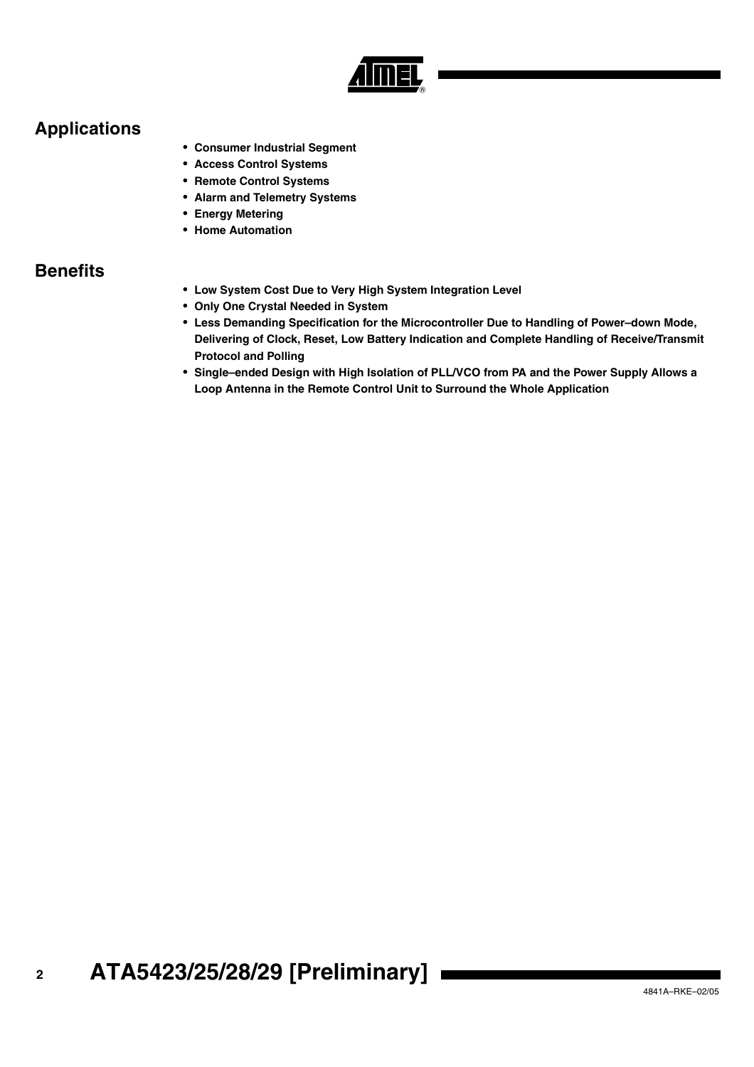## Applications

- **Consumer Industrial Segment**
- **Access Control Systems**
- **Remote Control Systems**
- **Alarm and Telemetry Systems**
- **Energy Metering**
- **Home Automation**

## Benefits

- **Low System Cost Due to Very High System Integration Level**
- **Only One Crystal Needed in System**
- **Less Demanding Specification for the Microcontroller Due to Handling of Power–down Mode, Delivering of Clock, Reset, Low Battery Indication and Complete Handling of Receive/Transmit Protocol and Polling**
- **Single–ended Design with High Isolation of PLL/VCO from PA and the Power Supply Allows a Loop Antenna in the Remote Control Unit to Surround the Whole Application**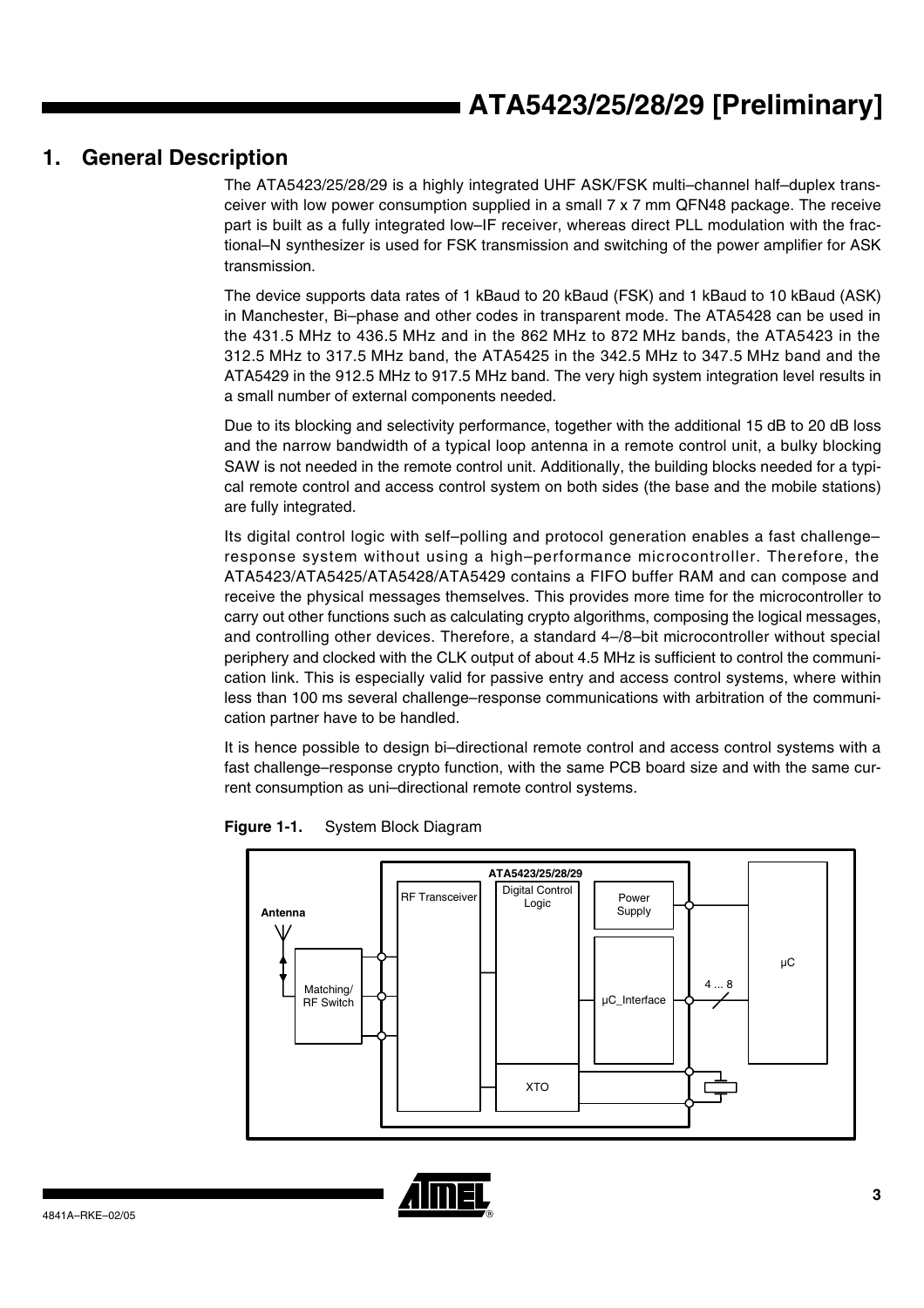## 1. General Description

The ATA5423/25/28/29 is a highly integrated UHF ASK/FSK multi–channel half–duplex transceiver with low power consumption supplied in a small 7 x 7 mm QFN48 package. The receive part is built as a fully integrated low–IF receiver, whereas direct PLL modulation with the fractional–N synthesizer is used for FSK transmission and switching of the power amplifier for ASK transmission.

The device supports data rates of 1 kBaud to 20 kBaud (FSK) and 1 kBaud to 10 kBaud (ASK) in Manchester, Bi–phase and other codes in transparent mode. The ATA5428 can be used in the 431.5 MHz to 436.5 MHz and in the 862 MHz to 872 MHz bands, the ATA5423 in the 312.5 MHz to 317.5 MHz band, the ATA5425 in the 342.5 MHz to 347.5 MHz band and the ATA5429 in the 912.5 MHz to 917.5 MHz band. The very high system integration level results in a small number of external components needed.

Due to its blocking and selectivity performance, together with the additional 15 dB to 20 dB loss and the narrow bandwidth of a typical loop antenna in a remote control unit, a bulky blocking SAW is not needed in the remote control unit. Additionally, the building blocks needed for a typical remote control and access control system on both sides (the base and the mobile stations) are fully integrated.

Its digital control logic with self–polling and protocol generation enables a fast challenge–response system without using a high–performance microcontroller. Therefore, the ATA5423/ATA5425/ATA5428/ATA5429 contains a FIFO buffer RAM and can compose and receive the physical messages themselves. This provides more time for the microcontroller to carry out other functions such as calculating crypto algorithms, composing the logical messages, and controlling other devices. Therefore, a standard 4–/8–bit microcontroller without special periphery and clocked with the CLK output of about 4.5 MHz is sufficient to control the communication link. This is especially valid for passive entry and access control systems, where within less than 100 ms several challenge–response communications with arbitration of the communication partner have to be handled.

It is hence possible to design bi–directional remote control and access control systems with a fast challenge–response crypto function, with the same PCB board size and with the same current consumption as uni–directional remote control systems.

**Figure 1-1.** System Block Diagram

Antenna

Matching/ RF Switch

ATA5423/25/28/29

RF Transceiver

Digital Control Logic

Power Supply

µC_Interface

XTO

4 ... 8

µC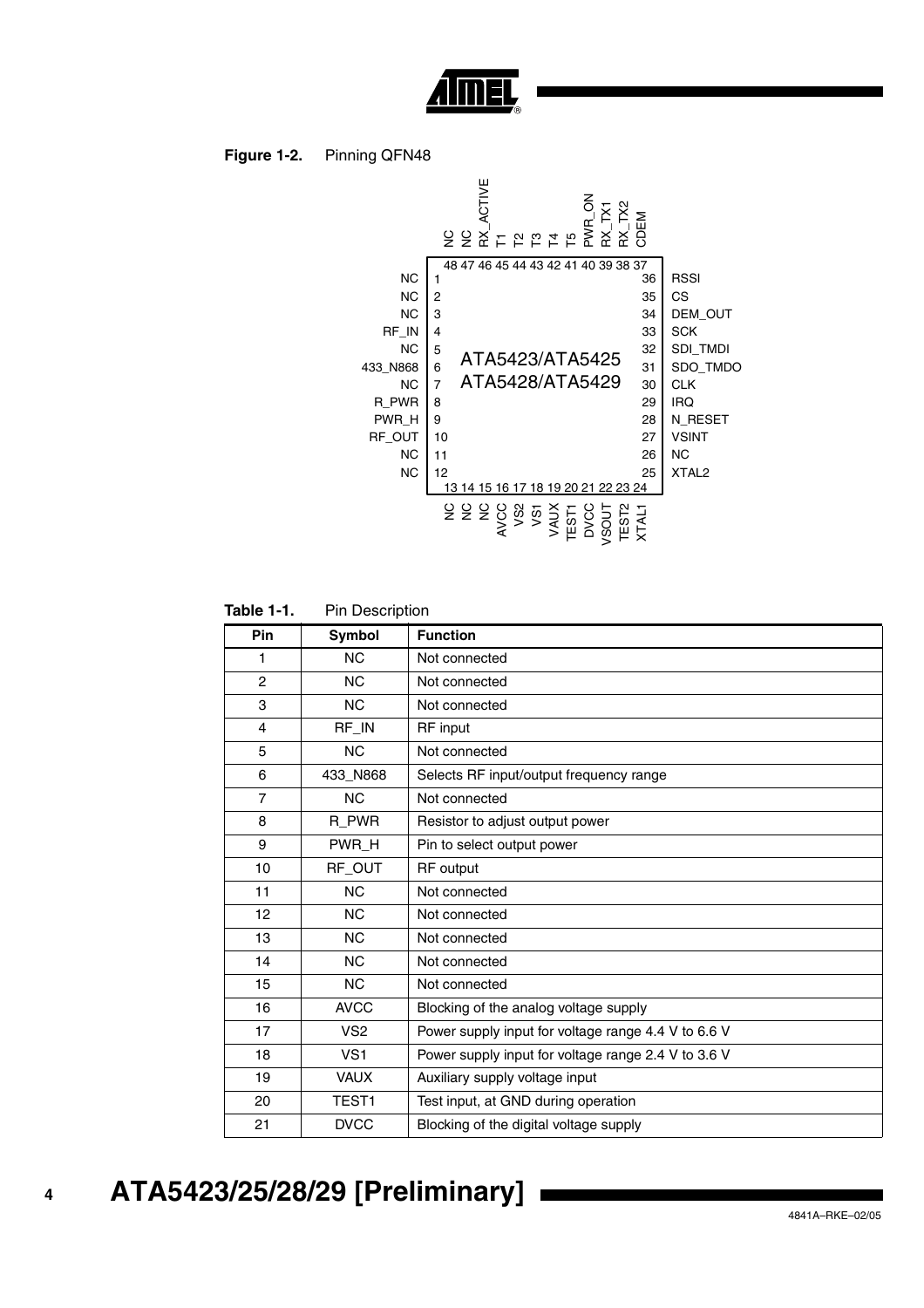**Figure 1-2.** Pinning QFN48

| Pin | Symbol | Pin | Symbol |
|---|---|---|---|
| 1 | NC | 36 | RSSI |
| 2 | NC | 35 | CS |
| 3 | NC | 34 | DEM_OUT |
| 4 | RF_IN | 33 | SCK |
| 5 | NC | 32 | SDI_TMDI |
| 6 | 433_N868 | 31 | SDO_TMDO |
| 7 | NC | 30 | CLK |
| 8 | R_PWR | 29 | IRQ |
| 9 | PWR_H | 28 | N_RESET |
| 10 | RF_OUT | 27 | VSINT |
| 11 | NC | 26 | NC |
| 12 | NC | 25 | XTAL2 |

| Pin | Symbol | Pin | Symbol |
|---|---|---|---|
| 13 | NC | 48 | NC |
| 14 | NC | 47 | NC |
| 15 | NC | 46 | RX_ACTIVE |
| 16 | AVCC | 45 | T1 |
| 17 | VS2 | 44 | T2 |
| 18 | VS1 | 43 | T3 |
| 19 | VAUX | 42 | T4 |
| 20 | TEST1 | 41 | T5 |
| 21 | DVCC | 40 | PWR_ON |
| 22 | VSOUT | 39 | RX_TX1 |
| 23 | TEST2 | 38 | RX_TX2 |
| 24 | XTAL1 | 37 | CDEM |

ATA5423/ATA5425
ATA5428/ATA5429

**Table 1-1.** Pin Description

| Pin | Symbol | Function |
|---|---|---|
| 1 | NC | Not connected |
| 2 | NC | Not connected |
| 3 | NC | Not connected |
| 4 | RF_IN | RF input |
| 5 | NC | Not connected |
| 6 | 433_N868 | Selects RF input/output frequency range |
| 7 | NC | Not connected |
| 8 | R_PWR | Resistor to adjust output power |
| 9 | PWR_H | Pin to select output power |
| 10 | RF_OUT | RF output |
| 11 | NC | Not connected |
| 12 | NC | Not connected |
| 13 | NC | Not connected |
| 14 | NC | Not connected |
| 15 | NC | Not connected |
| 16 | AVCC | Blocking of the analog voltage supply |
| 17 | VS2 | Power supply input for voltage range 4.4 V to 6.6 V |
| 18 | VS1 | Power supply input for voltage range 2.4 V to 3.6 V |
| 19 | VAUX | Auxiliary supply voltage input |
| 20 | TEST1 | Test input, at GND during operation |
| 21 | DVCC | Blocking of the digital voltage supply |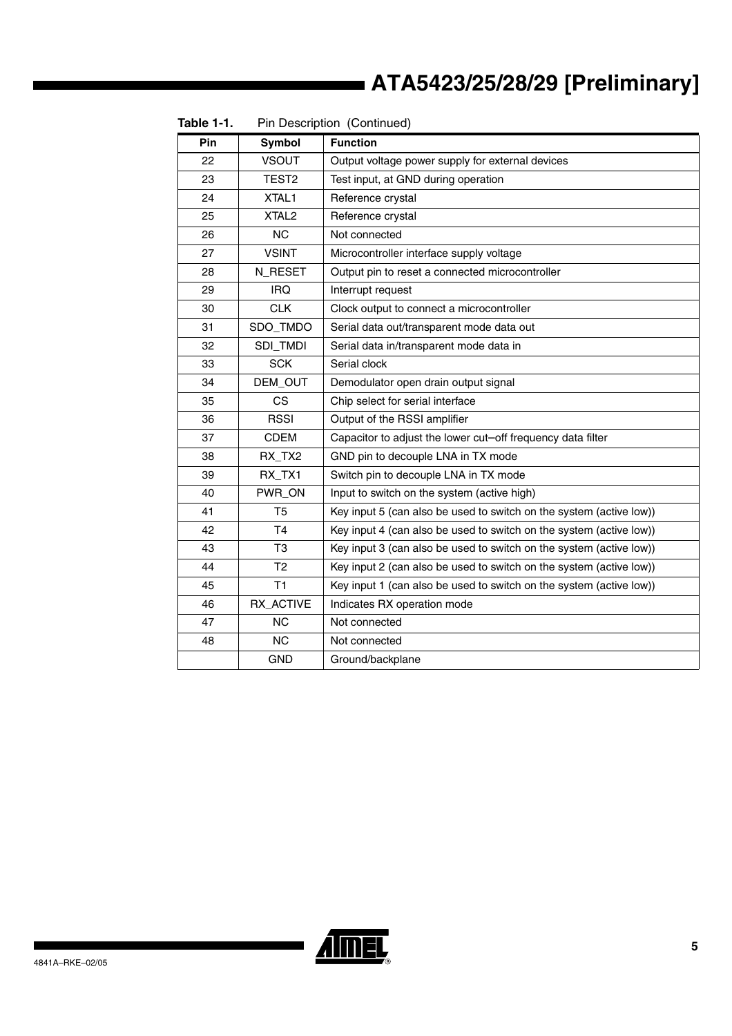**Table 1-1.** Pin Description (Continued)

| Pin | Symbol | Function |
|---|---|---|
| 22 | VSOUT | Output voltage power supply for external devices |
| 23 | TEST2 | Test input, at GND during operation |
| 24 | XTAL1 | Reference crystal |
| 25 | XTAL2 | Reference crystal |
| 26 | NC | Not connected |
| 27 | VSINT | Microcontroller interface supply voltage |
| 28 | N_RESET | Output pin to reset a connected microcontroller |
| 29 | IRQ | Interrupt request |
| 30 | CLK | Clock output to connect a microcontroller |
| 31 | SDO_TMDO | Serial data out/transparent mode data out |
| 32 | SDI_TMDI | Serial data in/transparent mode data in |
| 33 | SCK | Serial clock |
| 34 | DEM_OUT | Demodulator open drain output signal |
| 35 | CS | Chip select for serial interface |
| 36 | RSSI | Output of the RSSI amplifier |
| 37 | CDEM | Capacitor to adjust the lower cut–off frequency data filter |
| 38 | RX_TX2 | GND pin to decouple LNA in TX mode |
| 39 | RX_TX1 | Switch pin to decouple LNA in TX mode |
| 40 | PWR_ON | Input to switch on the system (active high) |
| 41 | T5 | Key input 5 (can also be used to switch on the system (active low)) |
| 42 | T4 | Key input 4 (can also be used to switch on the system (active low)) |
| 43 | T3 | Key input 3 (can also be used to switch on the system (active low)) |
| 44 | T2 | Key input 2 (can also be used to switch on the system (active low)) |
| 45 | T1 | Key input 1 (can also be used to switch on the system (active low)) |
| 46 | RX_ACTIVE | Indicates RX operation mode |
| 47 | NC | Not connected |
| 48 | NC | Not connected |
| | GND | Ground/backplane |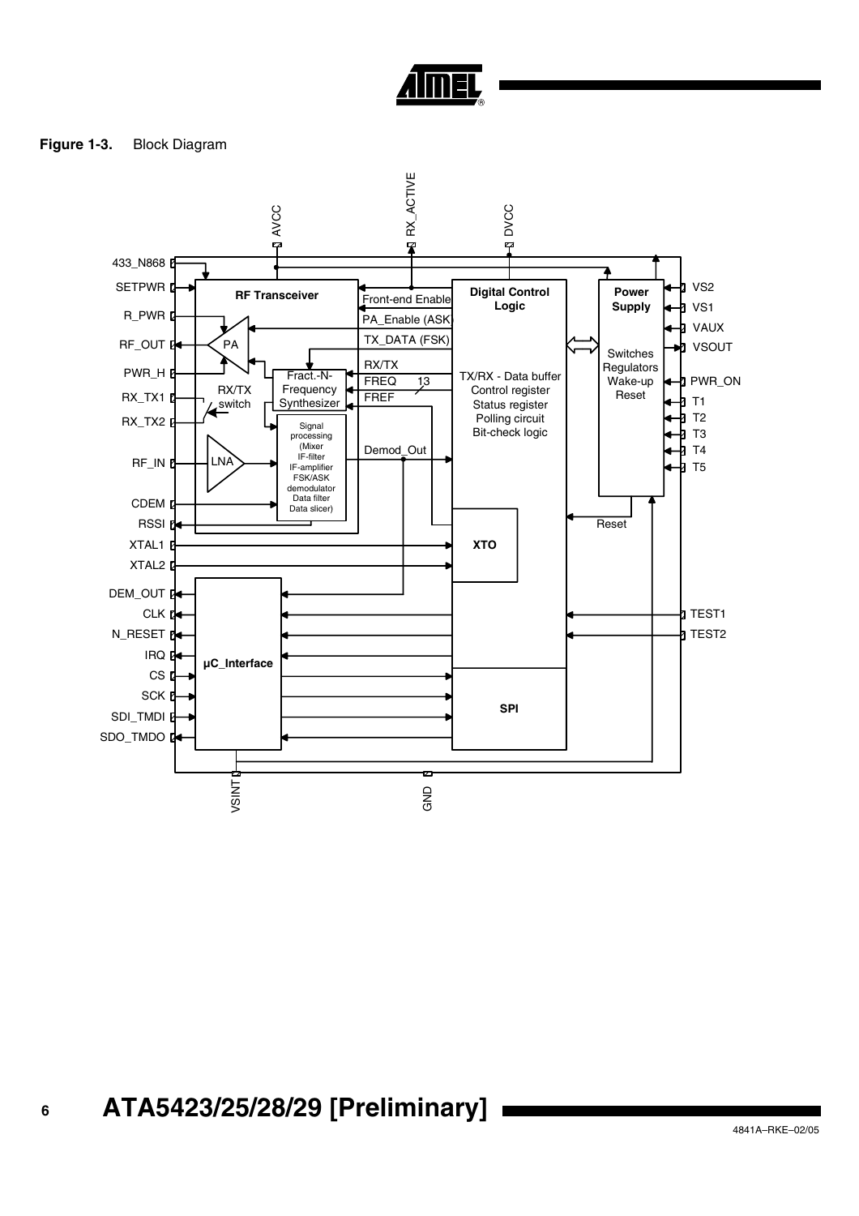**Figure 1-3.** Block Diagram

AVCC RX_ACTIVE DVCC

433_N868
SETPWR
R_PWR
RF_OUT
PWR_H
RX_TX1
RX_TX2
RF_IN
CDEM
RSSI
XTAL1
XTAL2
DEM_OUT
CLK
N_RESET
IRQ
CS
SCK
SDI_TMDI
SDO_TMDO

RF Transceiver
PA
RX/TX switch
LNA
Fract.-N-Frequency Synthesizer
Signal processing (Mixer IF-filter IF-amplifier FSK/ASK demodulator Data filter Data slicer)

Front-end Enable
PA_Enable (ASK)
TX_DATA (FSK)
RX/TX
FREQ 13
FREF
Demod_Out

Digital Control Logic
TX/RX - Data buffer
Control register
Status register
Polling circuit
Bit-check logic

XTO
SPI
µC_Interface

Power Supply
Switches
Regulators
Wake-up
Reset

Reset

VS2
VS1
VAUX
VSOUT
PWR_ON
T1
T2
T3
T4
T5
TEST1
TEST2

VSINT GND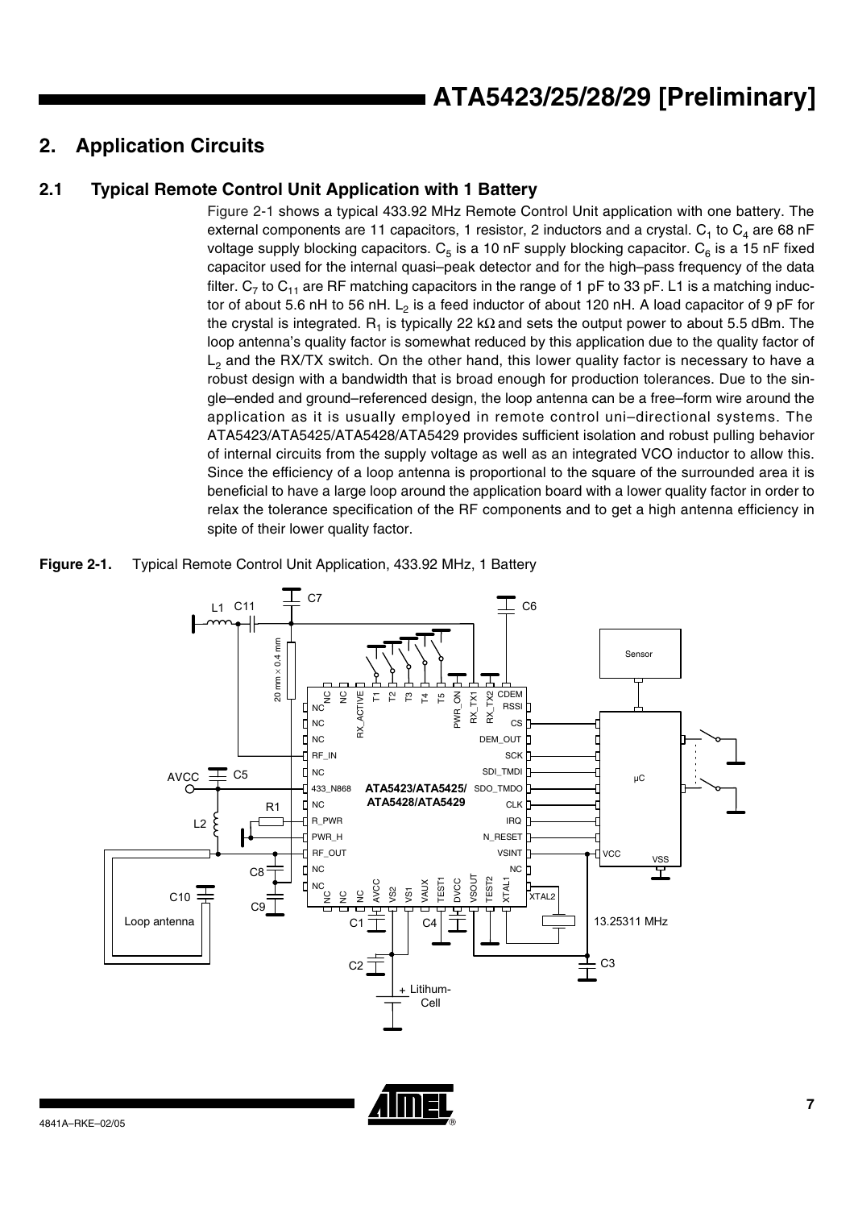## 2. Application Circuits

### 2.1 Typical Remote Control Unit Application with 1 Battery

Figure 2-1 shows a typical 433.92 MHz Remote Control Unit application with one battery. The external components are 11 capacitors, 1 resistor, 2 inductors and a crystal. $C_1$ to $C_4$ are 68 nF voltage supply blocking capacitors. $C_5$ is a 10 nF supply blocking capacitor. $C_6$ is a 15 nF fixed capacitor used for the internal quasi–peak detector and for the high–pass frequency of the data filter. $C_7$ to $C_{11}$ are RF matching capacitors in the range of 1 pF to 33 pF. L1 is a matching inductor of about 5.6 nH to 56 nH. $L_2$ is a feed inductor of about 120 nH. A load capacitor of 9 pF for the crystal is integrated. $R_1$ is typically 22 kΩ and sets the output power to about 5.5 dBm. The loop antenna's quality factor is somewhat reduced by this application due to the quality factor of $L_2$ and the RX/TX switch. On the other hand, this lower quality factor is necessary to have a robust design with a bandwidth that is broad enough for production tolerances. Due to the single–ended and ground–referenced design, the loop antenna can be a free–form wire around the application as it is usually employed in remote control uni–directional systems. The ATA5423/ATA5425/ATA5428/ATA5429 provides sufficient isolation and robust pulling behavior of internal circuits from the supply voltage as well as an integrated VCO inductor to allow this. Since the efficiency of a loop antenna is proportional to the square of the surrounded area it is beneficial to have a large loop around the application board with a lower quality factor in order to relax the tolerance specification of the RF components and to get a high antenna efficiency in spite of their lower quality factor.

**Figure 2-1.** Typical Remote Control Unit Application, 433.92 MHz, 1 Battery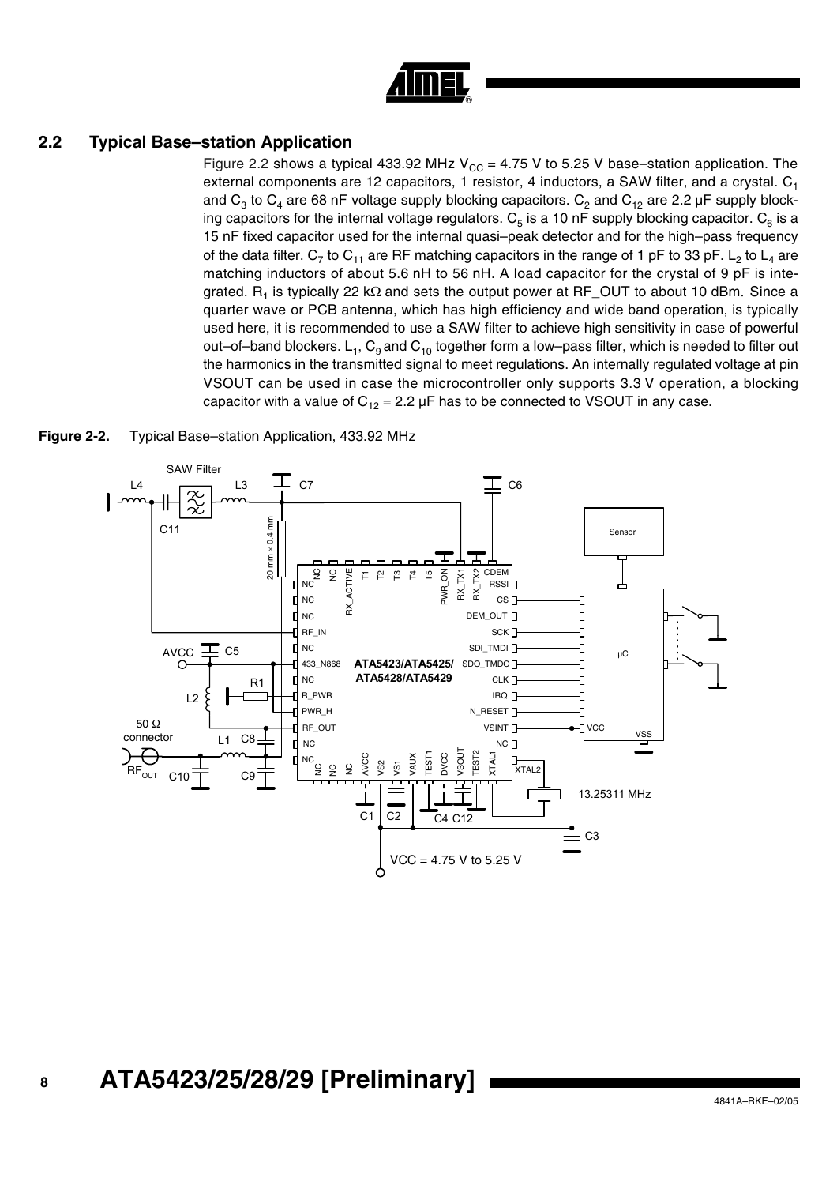## 2.2 Typical Base–station Application

Figure 2.2 shows a typical 433.92 MHz $V_{CC}$ = 4.75 V to 5.25 V base–station application. The external components are 12 capacitors, 1 resistor, 4 inductors, a SAW filter, and a crystal. $C_1$ and $C_3$ to $C_4$ are 68 nF voltage supply blocking capacitors. $C_2$ and $C_{12}$ are 2.2 µF supply blocking capacitors for the internal voltage regulators. $C_5$ is a 10 nF supply blocking capacitor. $C_6$ is a 15 nF fixed capacitor used for the internal quasi–peak detector and for the high–pass frequency of the data filter. $C_7$ to $C_{11}$ are RF matching capacitors in the range of 1 pF to 33 pF. $L_2$ to $L_4$ are matching inductors of about 5.6 nH to 56 nH. A load capacitor for the crystal of 9 pF is integrated. $R_1$ is typically 22 kΩ and sets the output power at RF_OUT to about 10 dBm. Since a quarter wave or PCB antenna, which has high efficiency and wide band operation, is typically used here, it is recommended to use a SAW filter to achieve high sensitivity in case of powerful out–of–band blockers. $L_1$, $C_9$ and $C_{10}$ together form a low–pass filter, which is needed to filter out the harmonics in the transmitted signal to meet regulations. An internally regulated voltage at pin VSOUT can be used in case the microcontroller only supports 3.3 V operation, a blocking capacitor with a value of $C_{12}$ = 2.2 µF has to be connected to VSOUT in any case.

**Figure 2-2.** Typical Base–station Application, 433.92 MHz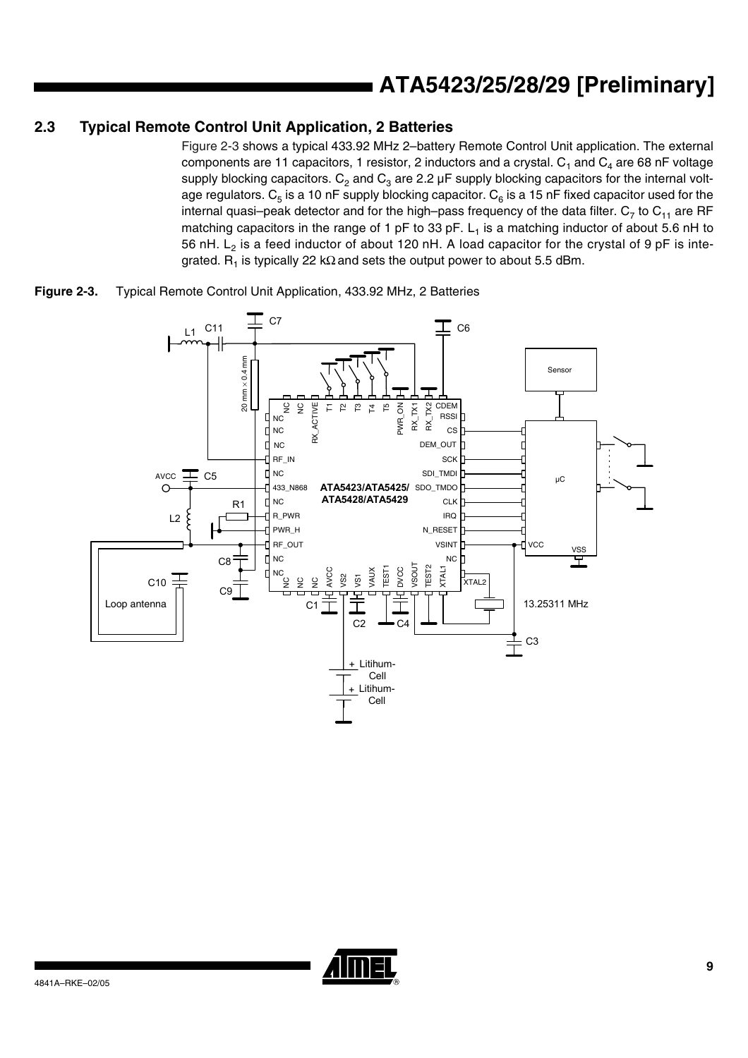## 2.3 Typical Remote Control Unit Application, 2 Batteries

Figure 2-3 shows a typical 433.92 MHz 2–battery Remote Control Unit application. The external components are 11 capacitors, 1 resistor, 2 inductors and a crystal. $C_1$ and $C_4$ are 68 nF voltage supply blocking capacitors. $C_2$ and $C_3$ are 2.2 µF supply blocking capacitors for the internal voltage regulators. $C_5$ is a 10 nF supply blocking capacitor. $C_6$ is a 15 nF fixed capacitor used for the internal quasi–peak detector and for the high–pass frequency of the data filter. $C_7$ to $C_{11}$ are RF matching capacitors in the range of 1 pF to 33 pF. $L_1$ is a matching inductor of about 5.6 nH to 56 nH. $L_2$ is a feed inductor of about 120 nH. A load capacitor for the crystal of 9 pF is integrated. $R_1$ is typically 22 kΩ and sets the output power to about 5.5 dBm.

**Figure 2-3.** Typical Remote Control Unit Application, 433.92 MHz, 2 Batteries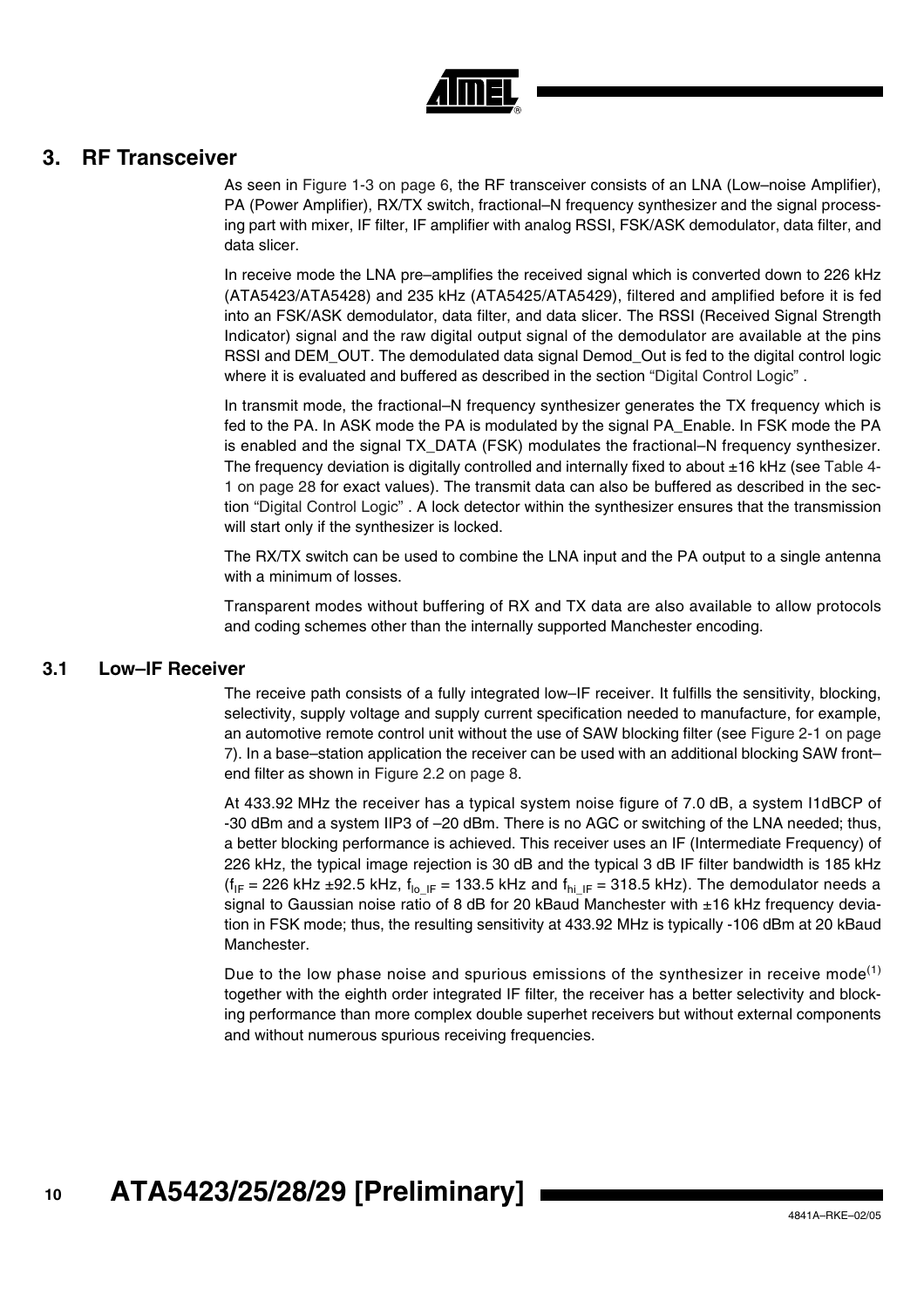# 3. RF Transceiver

As seen in Figure 1-3 on page 6, the RF transceiver consists of an LNA (Low–noise Amplifier), PA (Power Amplifier), RX/TX switch, fractional–N frequency synthesizer and the signal processing part with mixer, IF filter, IF amplifier with analog RSSI, FSK/ASK demodulator, data filter, and data slicer.

In receive mode the LNA pre–amplifies the received signal which is converted down to 226 kHz (ATA5423/ATA5428) and 235 kHz (ATA5425/ATA5429), filtered and amplified before it is fed into an FSK/ASK demodulator, data filter, and data slicer. The RSSI (Received Signal Strength Indicator) signal and the raw digital output signal of the demodulator are available at the pins RSSI and DEM_OUT. The demodulated data signal Demod_Out is fed to the digital control logic where it is evaluated and buffered as described in the section "Digital Control Logic" .

In transmit mode, the fractional–N frequency synthesizer generates the TX frequency which is fed to the PA. In ASK mode the PA is modulated by the signal PA_Enable. In FSK mode the PA is enabled and the signal TX_DATA (FSK) modulates the fractional–N frequency synthesizer. The frequency deviation is digitally controlled and internally fixed to about ±16 kHz (see Table 4-1 on page 28 for exact values). The transmit data can also be buffered as described in the section "Digital Control Logic" . A lock detector within the synthesizer ensures that the transmission will start only if the synthesizer is locked.

The RX/TX switch can be used to combine the LNA input and the PA output to a single antenna with a minimum of losses.

Transparent modes without buffering of RX and TX data are also available to allow protocols and coding schemes other than the internally supported Manchester encoding.

## 3.1 Low–IF Receiver

The receive path consists of a fully integrated low–IF receiver. It fulfills the sensitivity, blocking, selectivity, supply voltage and supply current specification needed to manufacture, for example, an automotive remote control unit without the use of SAW blocking filter (see Figure 2-1 on page 7). In a base–station application the receiver can be used with an additional blocking SAW front–end filter as shown in Figure 2.2 on page 8.

At 433.92 MHz the receiver has a typical system noise figure of 7.0 dB, a system I1dBCP of -30 dBm and a system IIP3 of –20 dBm. There is no AGC or switching of the LNA needed; thus, a better blocking performance is achieved. This receiver uses an IF (Intermediate Frequency) of 226 kHz, the typical image rejection is 30 dB and the typical 3 dB IF filter bandwidth is 185 kHz ($f_{IF}$ = 226 kHz ±92.5 kHz, $f_{lo\_IF}$ = 133.5 kHz and $f_{hi\_IF}$ = 318.5 kHz). The demodulator needs a signal to Gaussian noise ratio of 8 dB for 20 kBaud Manchester with ±16 kHz frequency deviation in FSK mode; thus, the resulting sensitivity at 433.92 MHz is typically -106 dBm at 20 kBaud Manchester.

Due to the low phase noise and spurious emissions of the synthesizer in receive mode[1] together with the eighth order integrated IF filter, the receiver has a better selectivity and blocking performance than more complex double superhet receivers but without external components and without numerous spurious receiving frequencies.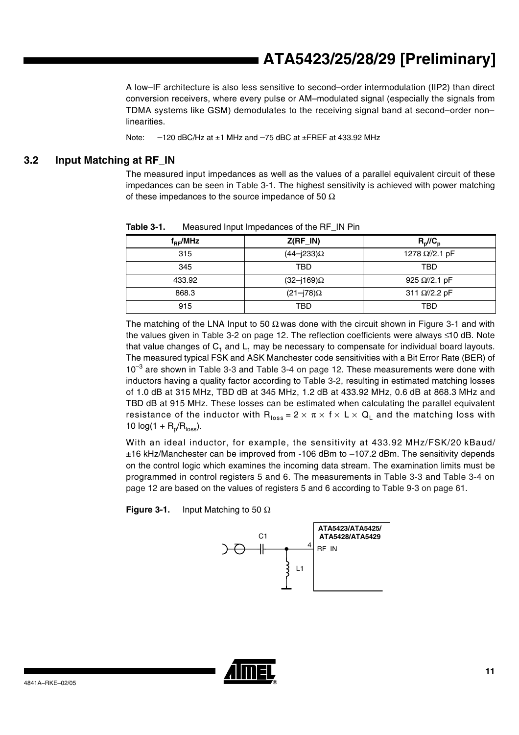A low–IF architecture is also less sensitive to second–order intermodulation (IIP2) than direct conversion receivers, where every pulse or AM–modulated signal (especially the signals from TDMA systems like GSM) demodulates to the receiving signal band at second–order non–linearities.

Note: –120 dBC/Hz at ±1 MHz and –75 dBC at ±FREF at 433.92 MHz

## 3.2 Input Matching at RF_IN

The measured input impedances as well as the values of a parallel equivalent circuit of these impedances can be seen in Table 3-1. The highest sensitivity is achieved with power matching of these impedances to the source impedance of 50 Ω

**Table 3-1.** Measured Input Impedances of the RF_IN Pin

| $f_{RF}$/MHz | Z(RF_IN) | $R_p$//$C_p$ |
|---|---|---|
| 315 | (44–j233)Ω | 1278 Ω//2.1 pF |
| 345 | TBD | TBD |
| 433.92 | (32–j169)Ω | 925 Ω//2.1 pF |
| 868.3 | (21–j78)Ω | 311 Ω//2.2 pF |
| 915 | TBD | TBD |

The matching of the LNA Input to 50 Ω was done with the circuit shown in Figure 3-1 and with the values given in Table 3-2 on page 12. The reflection coefficients were always ≤10 dB. Note that value changes of $C_1$ and $L_1$ may be necessary to compensate for individual board layouts. The measured typical FSK and ASK Manchester code sensitivities with a Bit Error Rate (BER) of $10^{-3}$ are shown in Table 3-3 and Table 3-4 on page 12. These measurements were done with inductors having a quality factor according to Table 3-2, resulting in estimated matching losses of 1.0 dB at 315 MHz, TBD dB at 345 MHz, 1.2 dB at 433.92 MHz, 0.6 dB at 868.3 MHz and TBD dB at 915 MHz. These losses can be estimated when calculating the parallel equivalent resistance of the inductor with $R_{loss} = 2 \times \pi \times f \times L \times Q_L$ and the matching loss with $10 \log(1 + R_p/R_{loss})$.

With an ideal inductor, for example, the sensitivity at 433.92 MHz/FSK/20 kBaud/ ±16 kHz/Manchester can be improved from -106 dBm to –107.2 dBm. The sensitivity depends on the control logic which examines the incoming data stream. The examination limits must be programmed in control registers 5 and 6. The measurements in Table 3-3 and Table 3-4 on page 12 are based on the values of registers 5 and 6 according to Table 9-3 on page 61.

**Figure 3-1.** Input Matching to 50 Ω

C1 — L1 — 4 RF_IN — ATA5423/ATA5425/ ATA5428/ATA5429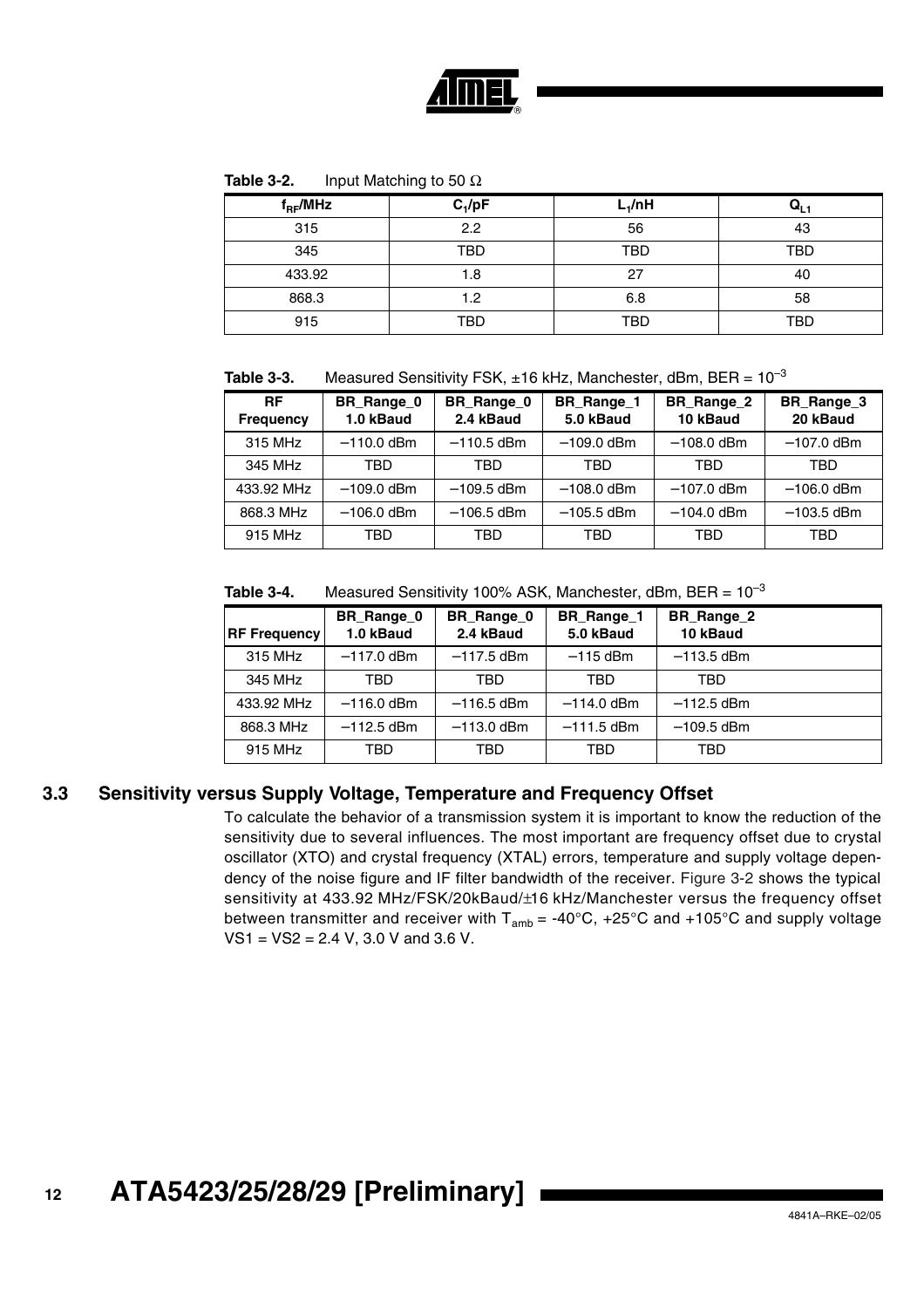**Table 3-2.** Input Matching to 50 Ω

| $f_{RF}$/MHz | $C_1$/pF | $L_1$/nH | $Q_{L1}$ |
|---|---|---|---|
| 315 | 2.2 | 56 | 43 |
| 345 | TBD | TBD | TBD |
| 433.92 | 1.8 | 27 | 40 |
| 868.3 | 1.2 | 6.8 | 58 |
| 915 | TBD | TBD | TBD |

**Table 3-3.** Measured Sensitivity FSK, ±16 kHz, Manchester, dBm, BER = $10^{-3}$

| RF Frequency | BR_Range_0 1.0 kBaud | BR_Range_0 2.4 kBaud | BR_Range_1 5.0 kBaud | BR_Range_2 10 kBaud | BR_Range_3 20 kBaud |
|---|---|---|---|---|---|
| 315 MHz | –110.0 dBm | –110.5 dBm | –109.0 dBm | –108.0 dBm | –107.0 dBm |
| 345 MHz | TBD | TBD | TBD | TBD | TBD |
| 433.92 MHz | –109.0 dBm | –109.5 dBm | –108.0 dBm | –107.0 dBm | –106.0 dBm |
| 868.3 MHz | –106.0 dBm | –106.5 dBm | –105.5 dBm | –104.0 dBm | –103.5 dBm |
| 915 MHz | TBD | TBD | TBD | TBD | TBD |

**Table 3-4.** Measured Sensitivity 100% ASK, Manchester, dBm, BER = $10^{-3}$

| RF Frequency | BR_Range_0 1.0 kBaud | BR_Range_0 2.4 kBaud | BR_Range_1 5.0 kBaud | BR_Range_2 10 kBaud |
|---|---|---|---|---|
| 315 MHz | –117.0 dBm | –117.5 dBm | –115 dBm | –113.5 dBm |
| 345 MHz | TBD | TBD | TBD | TBD |
| 433.92 MHz | –116.0 dBm | –116.5 dBm | –114.0 dBm | –112.5 dBm |
| 868.3 MHz | –112.5 dBm | –113.0 dBm | –111.5 dBm | –109.5 dBm |
| 915 MHz | TBD | TBD | TBD | TBD |

## 3.3 Sensitivity versus Supply Voltage, Temperature and Frequency Offset

To calculate the behavior of a transmission system it is important to know the reduction of the sensitivity due to several influences. The most important are frequency offset due to crystal oscillator (XTO) and crystal frequency (XTAL) errors, temperature and supply voltage dependency of the noise figure and IF filter bandwidth of the receiver. Figure 3-2 shows the typical sensitivity at 433.92 MHz/FSK/20kBaud/±16 kHz/Manchester versus the frequency offset between transmitter and receiver with $T_{amb}$ = -40°C, +25°C and +105°C and supply voltage VS1 = VS2 = 2.4 V, 3.0 V and 3.6 V.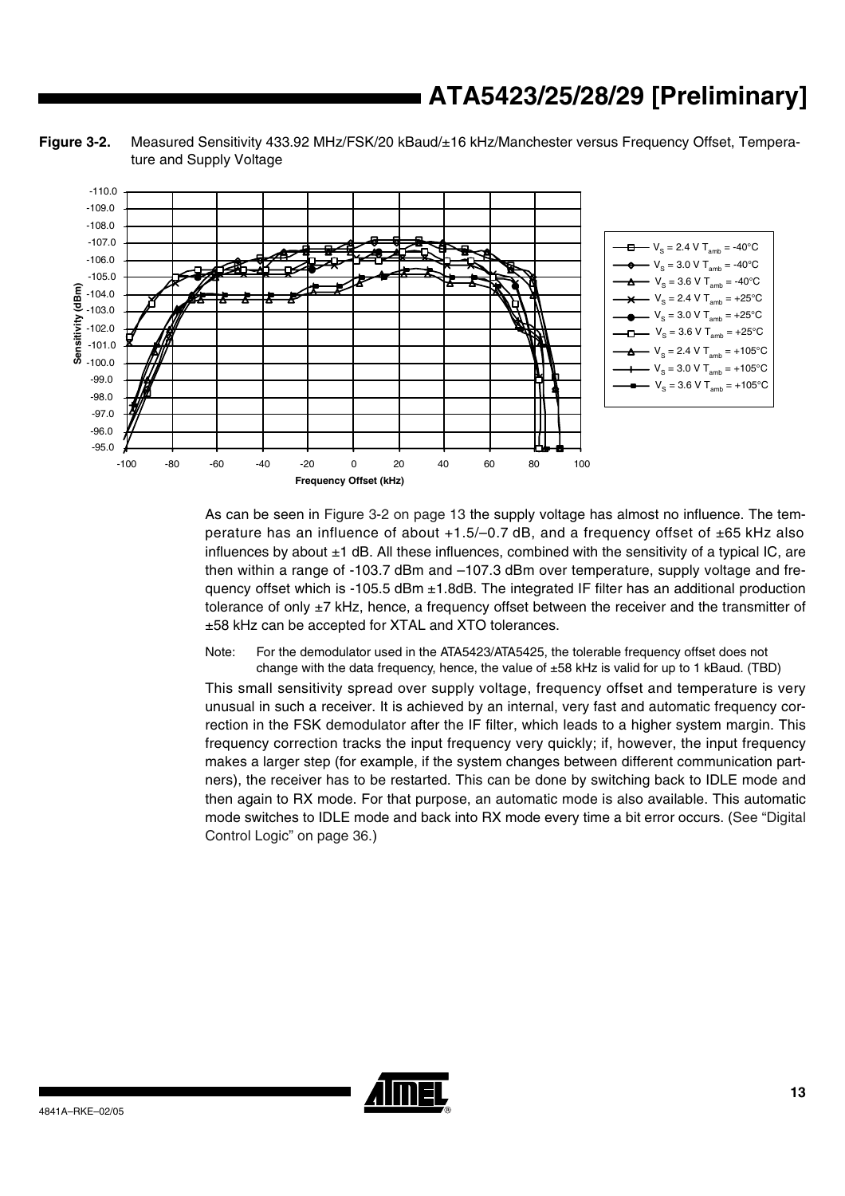**Figure 3-2.** Measured Sensitivity 433.92 MHz/FSK/20 kBaud/±16 kHz/Manchester versus Frequency Offset, Temperature and Supply Voltage

As can be seen in Figure 3-2 on page 13 the supply voltage has almost no influence. The temperature has an influence of about +1.5/–0.7 dB, and a frequency offset of ±65 kHz also influences by about ±1 dB. All these influences, combined with the sensitivity of a typical IC, are then within a range of -103.7 dBm and –107.3 dBm over temperature, supply voltage and frequency offset which is -105.5 dBm ±1.8dB. The integrated IF filter has an additional production tolerance of only ±7 kHz, hence, a frequency offset between the receiver and the transmitter of ±58 kHz can be accepted for XTAL and XTO tolerances.

Note: For the demodulator used in the ATA5423/ATA5425, the tolerable frequency offset does not change with the data frequency, hence, the value of ±58 kHz is valid for up to 1 kBaud. (TBD)

This small sensitivity spread over supply voltage, frequency offset and temperature is very unusual in such a receiver. It is achieved by an internal, very fast and automatic frequency correction in the FSK demodulator after the IF filter, which leads to a higher system margin. This frequency correction tracks the input frequency very quickly; if, however, the input frequency makes a larger step (for example, if the system changes between different communication partners), the receiver has to be restarted. This can be done by switching back to IDLE mode and then again to RX mode. For that purpose, an automatic mode is also available. This automatic mode switches to IDLE mode and back into RX mode every time a bit error occurs. (See "Digital Control Logic" on page 36.)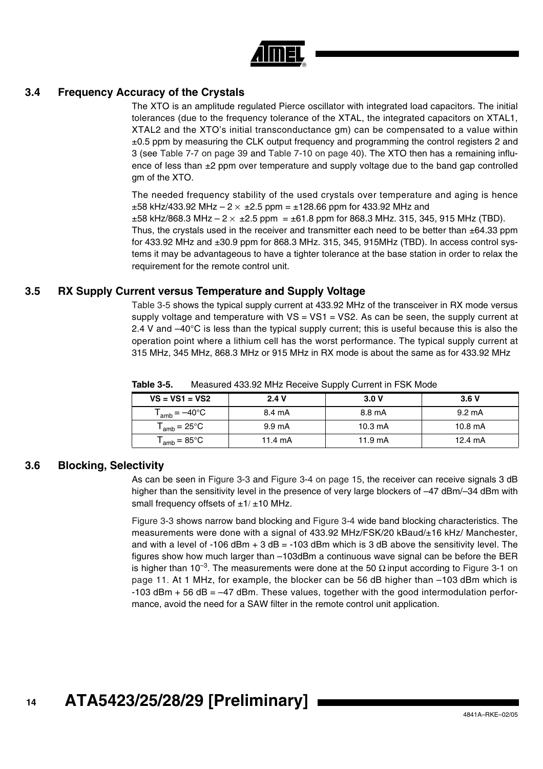## 3.4 Frequency Accuracy of the Crystals

The XTO is an amplitude regulated Pierce oscillator with integrated load capacitors. The initial tolerances (due to the frequency tolerance of the XTAL, the integrated capacitors on XTAL1, XTAL2 and the XTO's initial transconductance gm) can be compensated to a value within ±0.5 ppm by measuring the CLK output frequency and programming the control registers 2 and 3 (see Table 7-7 on page 39 and Table 7-10 on page 40). The XTO then has a remaining influence of less than ±2 ppm over temperature and supply voltage due to the band gap controlled gm of the XTO.

The needed frequency stability of the used crystals over temperature and aging is hence ±58 kHz/433.92 MHz – 2 × ±2.5 ppm = ±128.66 ppm for 433.92 MHz and ±58 kHz/868.3 MHz – 2 × ±2.5 ppm = ±61.8 ppm for 868.3 MHz. 315, 345, 915 MHz (TBD). Thus, the crystals used in the receiver and transmitter each need to be better than ±64.33 ppm for 433.92 MHz and ±30.9 ppm for 868.3 MHz. 315, 345, 915MHz (TBD). In access control systems it may be advantageous to have a tighter tolerance at the base station in order to relax the requirement for the remote control unit.

## 3.5 RX Supply Current versus Temperature and Supply Voltage

Table 3-5 shows the typical supply current at 433.92 MHz of the transceiver in RX mode versus supply voltage and temperature with VS = VS1 = VS2. As can be seen, the supply current at 2.4 V and –40°C is less than the typical supply current; this is useful because this is also the operation point where a lithium cell has the worst performance. The typical supply current at 315 MHz, 345 MHz, 868.3 MHz or 915 MHz in RX mode is about the same as for 433.92 MHz

**Table 3-5.** Measured 433.92 MHz Receive Supply Current in FSK Mode

| VS = VS1 = VS2 | 2.4 V | 3.0 V | 3.6 V |
|---|---|---|---|
| $T_{amb}$ = –40°C | 8.4 mA | 8.8 mA | 9.2 mA |
| $T_{amb}$ = 25°C | 9.9 mA | 10.3 mA | 10.8 mA |
| $T_{amb}$ = 85°C | 11.4 mA | 11.9 mA | 12.4 mA |

## 3.6 Blocking, Selectivity

As can be seen in Figure 3-3 and Figure 3-4 on page 15, the receiver can receive signals 3 dB higher than the sensitivity level in the presence of very large blockers of –47 dBm/–34 dBm with small frequency offsets of ±1/ ±10 MHz.

Figure 3-3 shows narrow band blocking and Figure 3-4 wide band blocking characteristics. The measurements were done with a signal of 433.92 MHz/FSK/20 kBaud/±16 kHz/ Manchester, and with a level of -106 dBm + 3 dB = -103 dBm which is 3 dB above the sensitivity level. The figures show how much larger than –103dBm a continuous wave signal can be before the BER is higher than $10^{-3}$. The measurements were done at the 50 Ω input according to Figure 3-1 on page 11. At 1 MHz, for example, the blocker can be 56 dB higher than –103 dBm which is -103 dBm + 56 dB = –47 dBm. These values, together with the good intermodulation performance, avoid the need for a SAW filter in the remote control unit application.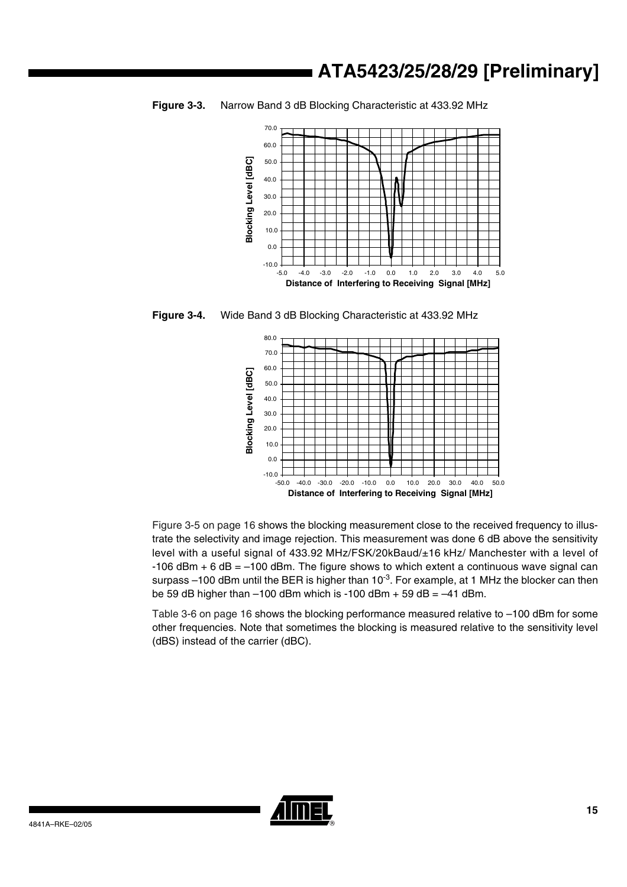**Figure 3-3.** Narrow Band 3 dB Blocking Characteristic at 433.92 MHz

**Figure 3-4.** Wide Band 3 dB Blocking Characteristic at 433.92 MHz

Figure 3-5 on page 16 shows the blocking measurement close to the received frequency to illustrate the selectivity and image rejection. This measurement was done 6 dB above the sensitivity level with a useful signal of 433.92 MHz/FSK/20kBaud/±16 kHz/ Manchester with a level of -106 dBm + 6 dB = –100 dBm. The figure shows to which extent a continuous wave signal can surpass –100 dBm until the BER is higher than $10^{-3}$. For example, at 1 MHz the blocker can then be 59 dB higher than –100 dBm which is -100 dBm + 59 dB = –41 dBm.

Table 3-6 on page 16 shows the blocking performance measured relative to –100 dBm for some other frequencies. Note that sometimes the blocking is measured relative to the sensitivity level (dBS) instead of the carrier (dBC).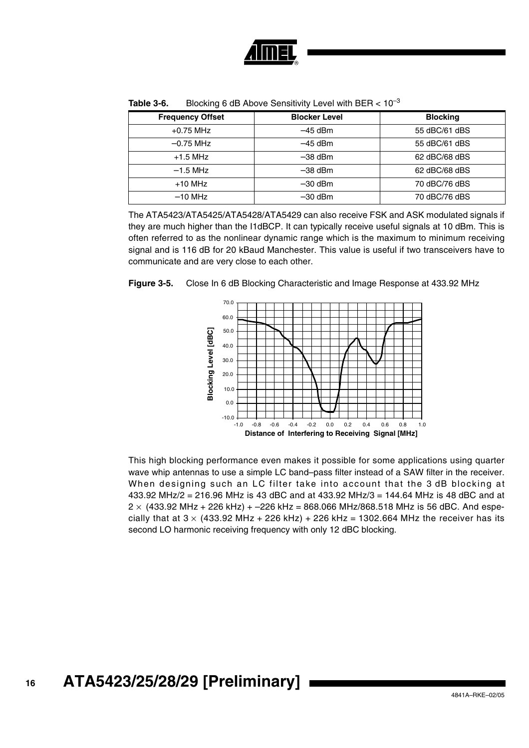**Table 3-6.** Blocking 6 dB Above Sensitivity Level with BER < $10^{-3}$

| Frequency Offset | Blocker Level | Blocking |
|---|---|---|
| +0.75 MHz | –45 dBm | 55 dBC/61 dBS |
| –0.75 MHz | –45 dBm | 55 dBC/61 dBS |
| +1.5 MHz | –38 dBm | 62 dBC/68 dBS |
| –1.5 MHz | –38 dBm | 62 dBC/68 dBS |
| +10 MHz | –30 dBm | 70 dBC/76 dBS |
| –10 MHz | –30 dBm | 70 dBC/76 dBS |

The ATA5423/ATA5425/ATA5428/ATA5429 can also receive FSK and ASK modulated signals if they are much higher than the I1dBCP. It can typically receive useful signals at 10 dBm. This is often referred to as the nonlinear dynamic range which is the maximum to minimum receiving signal and is 116 dB for 20 kBaud Manchester. This value is useful if two transceivers have to communicate and are very close to each other.

**Figure 3-5.** Close In 6 dB Blocking Characteristic and Image Response at 433.92 MHz

This high blocking performance even makes it possible for some applications using quarter wave whip antennas to use a simple LC band–pass filter instead of a SAW filter in the receiver. When designing such an LC filter take into account that the 3 dB blocking at 433.92 MHz/2 = 216.96 MHz is 43 dBC and at 433.92 MHz/3 = 144.64 MHz is 48 dBC and at 2 × (433.92 MHz + 226 kHz) + –226 kHz = 868.066 MHz/868.518 MHz is 56 dBC. And especially that at 3 × (433.92 MHz + 226 kHz) + 226 kHz = 1302.664 MHz the receiver has its second LO harmonic receiving frequency with only 12 dBC blocking.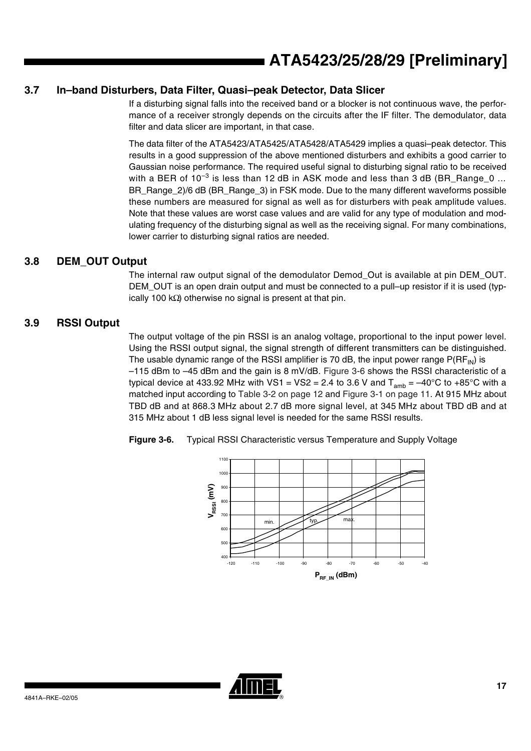### 3.7 In–band Disturbers, Data Filter, Quasi–peak Detector, Data Slicer

If a disturbing signal falls into the received band or a blocker is not continuous wave, the performance of a receiver strongly depends on the circuits after the IF filter. The demodulator, data filter and data slicer are important, in that case.

The data filter of the ATA5423/ATA5425/ATA5428/ATA5429 implies a quasi–peak detector. This results in a good suppression of the above mentioned disturbers and exhibits a good carrier to Gaussian noise performance. The required useful signal to disturbing signal ratio to be received with a BER of $10^{-3}$ is less than 12 dB in ASK mode and less than 3 dB (BR_Range_0 ... BR_Range_2)/6 dB (BR_Range_3) in FSK mode. Due to the many different waveforms possible these numbers are measured for signal as well as for disturbers with peak amplitude values. Note that these values are worst case values and are valid for any type of modulation and modulating frequency of the disturbing signal as well as the receiving signal. For many combinations, lower carrier to disturbing signal ratios are needed.

### 3.8 DEM_OUT Output

The internal raw output signal of the demodulator Demod_Out is available at pin DEM_OUT. DEM_OUT is an open drain output and must be connected to a pull–up resistor if it is used (typically 100 kΩ) otherwise no signal is present at that pin.

### 3.9 RSSI Output

The output voltage of the pin RSSI is an analog voltage, proportional to the input power level. Using the RSSI output signal, the signal strength of different transmitters can be distinguished. The usable dynamic range of the RSSI amplifier is 70 dB, the input power range $P(RF_{IN})$ is –115 dBm to –45 dBm and the gain is 8 mV/dB. Figure 3-6 shows the RSSI characteristic of a typical device at 433.92 MHz with VS1 = VS2 = 2.4 to 3.6 V and $T_{amb}$ = –40°C to +85°C with a matched input according to Table 3-2 on page 12 and Figure 3-1 on page 11. At 915 MHz about TBD dB and at 868.3 MHz about 2.7 dB more signal level, at 345 MHz about TBD dB and at 315 MHz about 1 dB less signal level is needed for the same RSSI results.

**Figure 3-6.** Typical RSSI Characteristic versus Temperature and Supply Voltage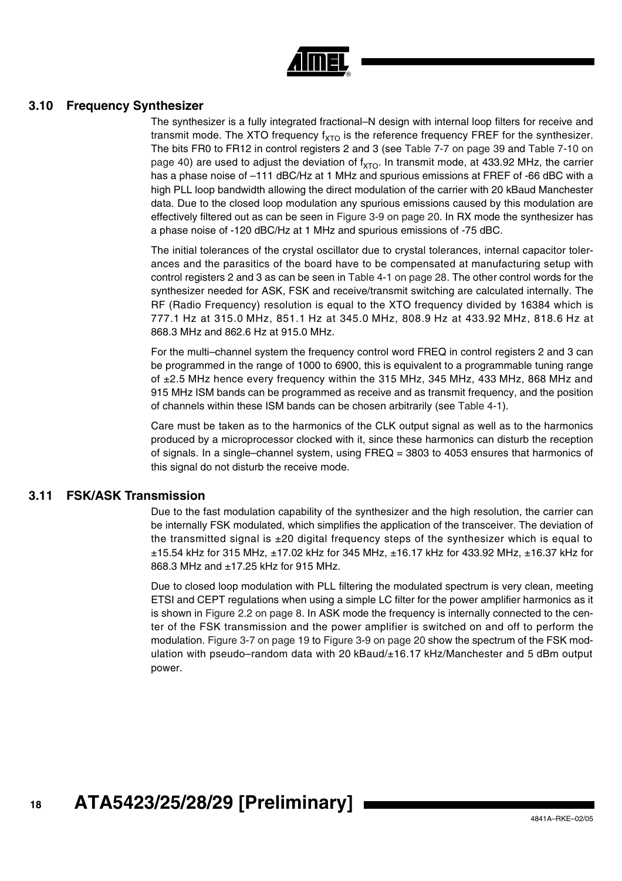## 3.10 Frequency Synthesizer

The synthesizer is a fully integrated fractional–N design with internal loop filters for receive and transmit mode. The XTO frequency $f_{XTO}$ is the reference frequency FREF for the synthesizer. The bits FR0 to FR12 in control registers 2 and 3 (see Table 7-7 on page 39 and Table 7-10 on page 40) are used to adjust the deviation of $f_{XTO}$. In transmit mode, at 433.92 MHz, the carrier has a phase noise of –111 dBC/Hz at 1 MHz and spurious emissions at FREF of -66 dBC with a high PLL loop bandwidth allowing the direct modulation of the carrier with 20 kBaud Manchester data. Due to the closed loop modulation any spurious emissions caused by this modulation are effectively filtered out as can be seen in Figure 3-9 on page 20. In RX mode the synthesizer has a phase noise of -120 dBC/Hz at 1 MHz and spurious emissions of -75 dBC.

The initial tolerances of the crystal oscillator due to crystal tolerances, internal capacitor tolerances and the parasitics of the board have to be compensated at manufacturing setup with control registers 2 and 3 as can be seen in Table 4-1 on page 28. The other control words for the synthesizer needed for ASK, FSK and receive/transmit switching are calculated internally. The RF (Radio Frequency) resolution is equal to the XTO frequency divided by 16384 which is 777.1 Hz at 315.0 MHz, 851.1 Hz at 345.0 MHz, 808.9 Hz at 433.92 MHz, 818.6 Hz at 868.3 MHz and 862.6 Hz at 915.0 MHz.

For the multi–channel system the frequency control word FREQ in control registers 2 and 3 can be programmed in the range of 1000 to 6900, this is equivalent to a programmable tuning range of ±2.5 MHz hence every frequency within the 315 MHz, 345 MHz, 433 MHz, 868 MHz and 915 MHz ISM bands can be programmed as receive and as transmit frequency, and the position of channels within these ISM bands can be chosen arbitrarily (see Table 4-1).

Care must be taken as to the harmonics of the CLK output signal as well as to the harmonics produced by a microprocessor clocked with it, since these harmonics can disturb the reception of signals. In a single–channel system, using FREQ = 3803 to 4053 ensures that harmonics of this signal do not disturb the receive mode.

## 3.11 FSK/ASK Transmission

Due to the fast modulation capability of the synthesizer and the high resolution, the carrier can be internally FSK modulated, which simplifies the application of the transceiver. The deviation of the transmitted signal is ±20 digital frequency steps of the synthesizer which is equal to ±15.54 kHz for 315 MHz, ±17.02 kHz for 345 MHz, ±16.17 kHz for 433.92 MHz, ±16.37 kHz for 868.3 MHz and ±17.25 kHz for 915 MHz.

Due to closed loop modulation with PLL filtering the modulated spectrum is very clean, meeting ETSI and CEPT regulations when using a simple LC filter for the power amplifier harmonics as it is shown in Figure 2.2 on page 8. In ASK mode the frequency is internally connected to the center of the FSK transmission and the power amplifier is switched on and off to perform the modulation. Figure 3-7 on page 19 to Figure 3-9 on page 20 show the spectrum of the FSK modulation with pseudo–random data with 20 kBaud/±16.17 kHz/Manchester and 5 dBm output power.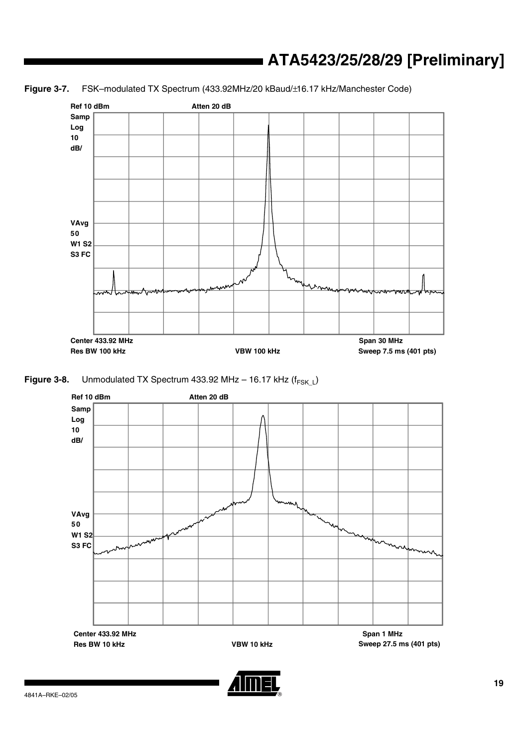**Figure 3-7.** FSK–modulated TX Spectrum (433.92MHz/20 kBaud/±16.17 kHz/Manchester Code)

Ref 10 dBm Atten 20 dB
Samp
Log
10
dB/

VAvg
50
W1 S2
S3 FC

Center 433.92 MHz Span 30 MHz
Res BW 100 kHz VBW 100 kHz Sweep 7.5 ms (401 pts)

**Figure 3-8.** Unmodulated TX Spectrum 433.92 MHz – 16.17 kHz ($f_{FSK\_L}$)

Ref 10 dBm Atten 20 dB
Samp
Log
10
dB/

VAvg
50
W1 S2
S3 FC

Center 433.92 MHz Span 1 MHz
Res BW 10 kHz VBW 10 kHz Sweep 27.5 ms (401 pts)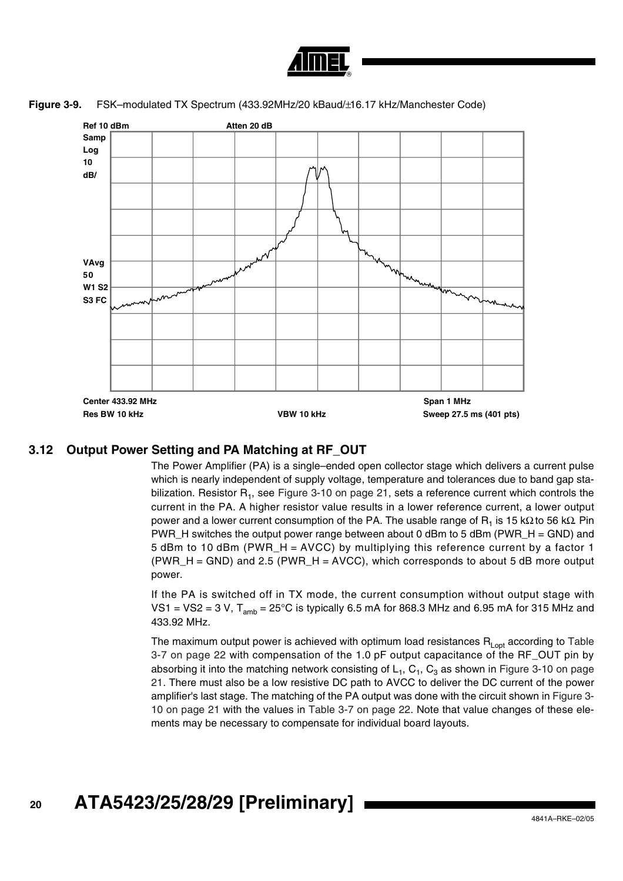**Figure 3-9.** FSK–modulated TX Spectrum (433.92MHz/20 kBaud/±16.17 kHz/Manchester Code)

Ref 10 dBm    Atten 20 dB
Samp
Log
10
dB/

VAvg
50
W1 S2
S3 FC

Center 433.92 MHz    Span 1 MHz
Res BW 10 kHz    VBW 10 kHz    Sweep 27.5 ms (401 pts)

## 3.12 Output Power Setting and PA Matching at RF_OUT

The Power Amplifier (PA) is a single–ended open collector stage which delivers a current pulse which is nearly independent of supply voltage, temperature and tolerances due to band gap stabilization. Resistor $R_1$, see Figure 3-10 on page 21, sets a reference current which controls the current in the PA. A higher resistor value results in a lower reference current, a lower output power and a lower current consumption of the PA. The usable range of $R_1$ is 15 kΩ to 56 kΩ. Pin PWR_H switches the output power range between about 0 dBm to 5 dBm (PWR_H = GND) and 5 dBm to 10 dBm (PWR_H = AVCC) by multiplying this reference current by a factor 1 (PWR_H = GND) and 2.5 (PWR_H = AVCC), which corresponds to about 5 dB more output power.

If the PA is switched off in TX mode, the current consumption without output stage with VS1 = VS2 = 3 V, $T_{amb}$ = 25°C is typically 6.5 mA for 868.3 MHz and 6.95 mA for 315 MHz and 433.92 MHz.

The maximum output power is achieved with optimum load resistances $R_{Lopt}$ according to Table 3-7 on page 22 with compensation of the 1.0 pF output capacitance of the RF_OUT pin by absorbing it into the matching network consisting of $L_1$, $C_1$, $C_3$ as shown in Figure 3-10 on page 21. There must also be a low resistive DC path to AVCC to deliver the DC current of the power amplifier's last stage. The matching of the PA output was done with the circuit shown in Figure 3-10 on page 21 with the values in Table 3-7 on page 22. Note that value changes of these elements may be necessary to compensate for individual board layouts.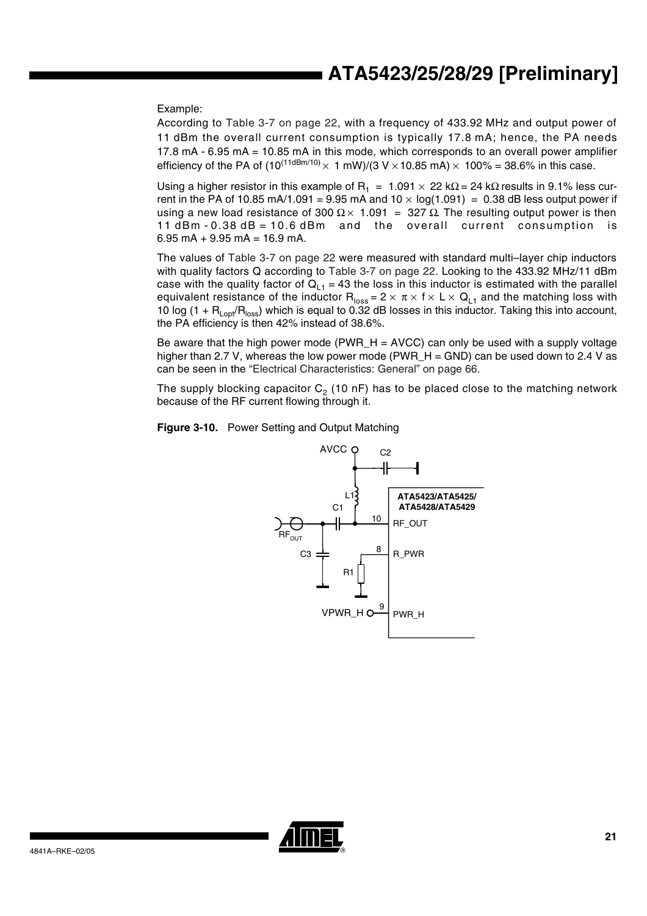Example:

According to Table 3-7 on page 22, with a frequency of 433.92 MHz and output power of 11 dBm the overall current consumption is typically 17.8 mA; hence, the PA needs 17.8 mA - 6.95 mA = 10.85 mA in this mode, which corresponds to an overall power amplifier efficiency of the PA of $(10^{(11dBm/10)} \times 1\ mW)/(3\ V \times 10.85\ mA) \times 100\% = 38.6\%$ in this case.

Using a higher resistor in this example of $R_1 = 1.091 \times 22\ k\Omega = 24\ k\Omega$ results in 9.1% less current in the PA of 10.85 mA/1.091 = 9.95 mA and $10 \times \log(1.091) = 0.38$ dB less output power if using a new load resistance of $300\ \Omega \times 1.091 = 327\ \Omega$. The resulting output power is then 11 dBm - 0.38 dB = 10.6 dBm and the overall current consumption is 6.95 mA + 9.95 mA = 16.9 mA.

The values of Table 3-7 on page 22 were measured with standard multi–layer chip inductors with quality factors Q according to Table 3-7 on page 22. Looking to the 433.92 MHz/11 dBm case with the quality factor of $Q_{L1} = 43$ the loss in this inductor is estimated with the parallel equivalent resistance of the inductor $R_{loss} = 2 \times \pi \times f \times L \times Q_{L1}$ and the matching loss with $10 \log (1 + R_{Lopt}/R_{loss})$ which is equal to 0.32 dB losses in this inductor. Taking this into account, the PA efficiency is then 42% instead of 38.6%.

Be aware that the high power mode (PWR_H = AVCC) can only be used with a supply voltage higher than 2.7 V, whereas the low power mode (PWR_H = GND) can be used down to 2.4 V as can be seen in the "Electrical Characteristics: General" on page 66.

The supply blocking capacitor $C_2$ (10 nF) has to be placed close to the matching network because of the RF current flowing through it.

**Figure 3-10.** Power Setting and Output Matching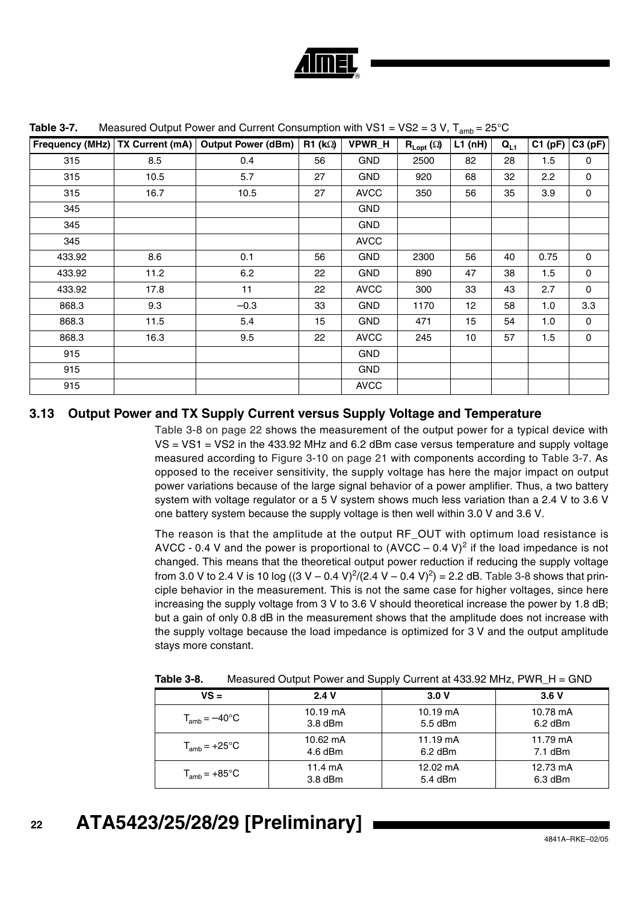**Table 3-7.** Measured Output Power and Current Consumption with VS1 = VS2 = 3 V, $T_{amb}$ = 25°C

| Frequency (MHz) | TX Current (mA) | Output Power (dBm) | R1 (kΩ) | VPWR_H | $R_{Lopt}$ (Ω) | L1 (nH) | $Q_{L1}$ | C1 (pF) | C3 (pF) |
|---|---|---|---|---|---|---|---|---|---|
| 315 | 8.5 | 0.4 | 56 | GND | 2500 | 82 | 28 | 1.5 | 0 |
| 315 | 10.5 | 5.7 | 27 | GND | 920 | 68 | 32 | 2.2 | 0 |
| 315 | 16.7 | 10.5 | 27 | AVCC | 350 | 56 | 35 | 3.9 | 0 |
| 345 | | | | GND | | | | | |
| 345 | | | | GND | | | | | |
| 345 | | | | AVCC | | | | | |
| 433.92 | 8.6 | 0.1 | 56 | GND | 2300 | 56 | 40 | 0.75 | 0 |
| 433.92 | 11.2 | 6.2 | 22 | GND | 890 | 47 | 38 | 1.5 | 0 |
| 433.92 | 17.8 | 11 | 22 | AVCC | 300 | 33 | 43 | 2.7 | 0 |
| 868.3 | 9.3 | –0.3 | 33 | GND | 1170 | 12 | 58 | 1.0 | 3.3 |
| 868.3 | 11.5 | 5.4 | 15 | GND | 471 | 15 | 54 | 1.0 | 0 |
| 868.3 | 16.3 | 9.5 | 22 | AVCC | 245 | 10 | 57 | 1.5 | 0 |
| 915 | | | | GND | | | | | |
| 915 | | | | GND | | | | | |
| 915 | | | | AVCC | | | | | |

## 3.13 Output Power and TX Supply Current versus Supply Voltage and Temperature

Table 3-8 on page 22 shows the measurement of the output power for a typical device with VS = VS1 = VS2 in the 433.92 MHz and 6.2 dBm case versus temperature and supply voltage measured according to Figure 3-10 on page 21 with components according to Table 3-7. As opposed to the receiver sensitivity, the supply voltage has here the major impact on output power variations because of the large signal behavior of a power amplifier. Thus, a two battery system with voltage regulator or a 5 V system shows much less variation than a 2.4 V to 3.6 V one battery system because the supply voltage is then well within 3.0 V and 3.6 V.

The reason is that the amplitude at the output RF_OUT with optimum load resistance is AVCC - 0.4 V and the power is proportional to $(AVCC - 0.4\ V)^2$ if the load impedance is not changed. This means that the theoretical output power reduction if reducing the supply voltage from 3.0 V to 2.4 V is $10 \log ((3\ V - 0.4\ V)^2/(2.4\ V - 0.4\ V)^2) = 2.2$ dB. Table 3-8 shows that principle behavior in the measurement. This is not the same case for higher voltages, since here increasing the supply voltage from 3 V to 3.6 V should theoretical increase the power by 1.8 dB; but a gain of only 0.8 dB in the measurement shows that the amplitude does not increase with the supply voltage because the load impedance is optimized for 3 V and the output amplitude stays more constant.

**Table 3-8.** Measured Output Power and Supply Current at 433.92 MHz, PWR_H = GND

| VS = | 2.4 V | 3.0 V | 3.6 V |
|---|---|---|---|
| $T_{amb}$ = –40°C | 10.19 mA<br>3.8 dBm | 10.19 mA<br>5.5 dBm | 10.78 mA<br>6.2 dBm |
| $T_{amb}$ = +25°C | 10.62 mA<br>4.6 dBm | 11.19 mA<br>6.2 dBm | 11.79 mA<br>7.1 dBm |
| $T_{amb}$ = +85°C | 11.4 mA<br>3.8 dBm | 12.02 mA<br>5.4 dBm | 12.73 mA<br>6.3 dBm |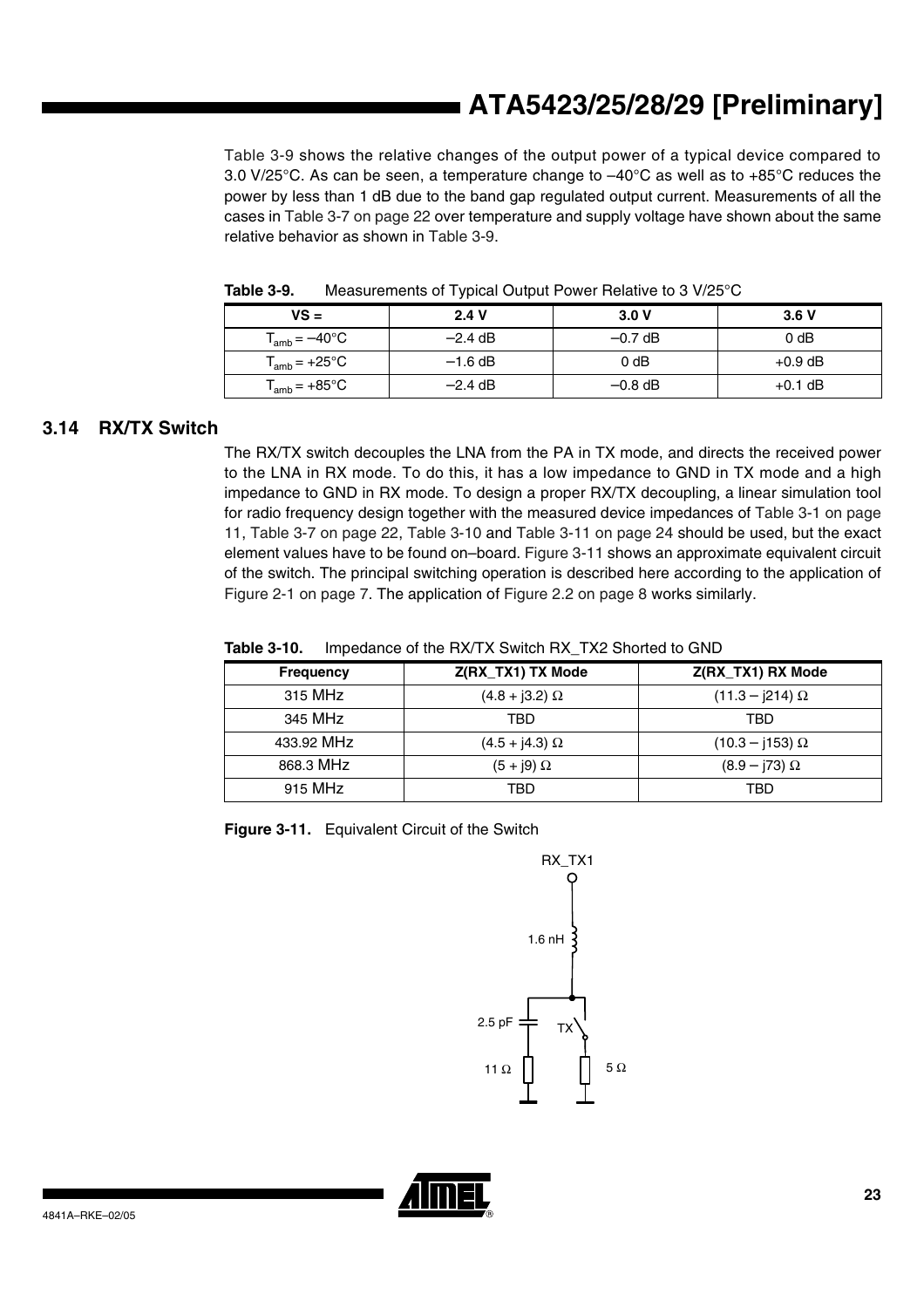Table 3-9 shows the relative changes of the output power of a typical device compared to 3.0 V/25°C. As can be seen, a temperature change to –40°C as well as to +85°C reduces the power by less than 1 dB due to the band gap regulated output current. Measurements of all the cases in Table 3-7 on page 22 over temperature and supply voltage have shown about the same relative behavior as shown in Table 3-9.

**Table 3-9.** Measurements of Typical Output Power Relative to 3 V/25°C

| VS = | 2.4 V | 3.0 V | 3.6 V |
|---|---|---|---|
| $T_{amb}$ = –40°C | –2.4 dB | –0.7 dB | 0 dB |
| $T_{amb}$ = +25°C | –1.6 dB | 0 dB | +0.9 dB |
| $T_{amb}$ = +85°C | –2.4 dB | –0.8 dB | +0.1 dB |

## 3.14 RX/TX Switch

The RX/TX switch decouples the LNA from the PA in TX mode, and directs the received power to the LNA in RX mode. To do this, it has a low impedance to GND in TX mode and a high impedance to GND in RX mode. To design a proper RX/TX decoupling, a linear simulation tool for radio frequency design together with the measured device impedances of Table 3-1 on page 11, Table 3-7 on page 22, Table 3-10 and Table 3-11 on page 24 should be used, but the exact element values have to be found on–board. Figure 3-11 shows an approximate equivalent circuit of the switch. The principal switching operation is described here according to the application of Figure 2-1 on page 7. The application of Figure 2.2 on page 8 works similarly.

**Table 3-10.** Impedance of the RX/TX Switch RX_TX2 Shorted to GND

| Frequency | Z(RX_TX1) TX Mode | Z(RX_TX1) RX Mode |
|---|---|---|
| 315 MHz | (4.8 + j3.2) Ω | (11.3 – j214) Ω |
| 345 MHz | TBD | TBD |
| 433.92 MHz | (4.5 + j4.3) Ω | (10.3 – j153) Ω |
| 868.3 MHz | (5 + j9) Ω | (8.9 – j73) Ω |
| 915 MHz | TBD | TBD |

**Figure 3-11.** Equivalent Circuit of the Switch

RX_TX1, 1.6 nH, 2.5 pF, TX, 11 Ω, 5 Ω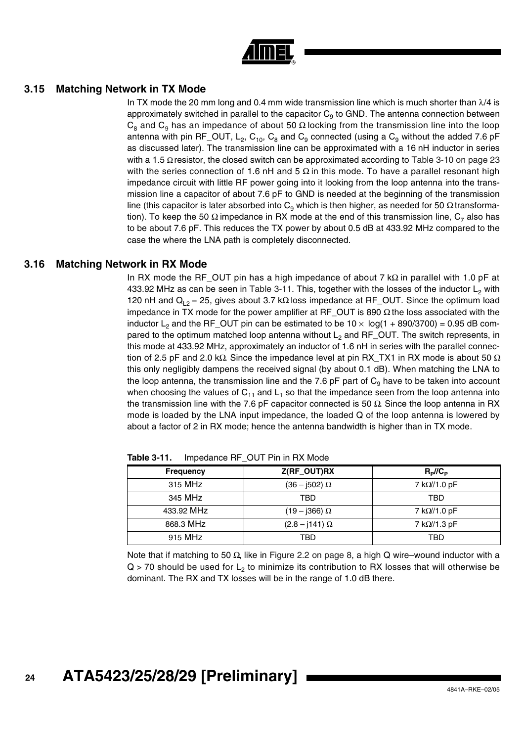### 3.15 Matching Network in TX Mode

In TX mode the 20 mm long and 0.4 mm wide transmission line which is much shorter than $\lambda/4$ is approximately switched in parallel to the capacitor $C_9$ to GND. The antenna connection between $C_8$ and $C_9$ has an impedance of about 50 Ω locking from the transmission line into the loop antenna with pin RF_OUT, $L_2$, $C_{10}$, $C_8$ and $C_9$ connected (using a $C_9$ without the added 7.6 pF as discussed later). The transmission line can be approximated with a 16 nH inductor in series with a 1.5 Ω resistor, the closed switch can be approximated according to Table 3-10 on page 23 with the series connection of 1.6 nH and 5 Ω in this mode. To have a parallel resonant high impedance circuit with little RF power going into it looking from the loop antenna into the transmission line a capacitor of about 7.6 pF to GND is needed at the beginning of the transmission line (this capacitor is later absorbed into $C_9$ which is then higher, as needed for 50 Ω transformation). To keep the 50 Ω impedance in RX mode at the end of this transmission line, $C_7$ also has to be about 7.6 pF. This reduces the TX power by about 0.5 dB at 433.92 MHz compared to the case the where the LNA path is completely disconnected.

### 3.16 Matching Network in RX Mode

In RX mode the RF_OUT pin has a high impedance of about 7 kΩ in parallel with 1.0 pF at 433.92 MHz as can be seen in Table 3-11. This, together with the losses of the inductor $L_2$ with 120 nH and $Q_{L2}$ = 25, gives about 3.7 kΩ loss impedance at RF_OUT. Since the optimum load impedance in TX mode for the power amplifier at RF_OUT is 890 Ω the loss associated with the inductor $L_2$ and the RF_OUT pin can be estimated to be $10 \times \log(1 + 890/3700) = 0.95$ dB compared to the optimum matched loop antenna without $L_2$ and RF_OUT. The switch represents, in this mode at 433.92 MHz, approximately an inductor of 1.6 nH in series with the parallel connection of 2.5 pF and 2.0 kΩ. Since the impedance level at pin RX_TX1 in RX mode is about 50 Ω this only negligibly dampens the received signal (by about 0.1 dB). When matching the LNA to the loop antenna, the transmission line and the 7.6 pF part of $C_9$ have to be taken into account when choosing the values of $C_{11}$ and $L_1$ so that the impedance seen from the loop antenna into the transmission line with the 7.6 pF capacitor connected is 50 Ω. Since the loop antenna in RX mode is loaded by the LNA input impedance, the loaded Q of the loop antenna is lowered by about a factor of 2 in RX mode; hence the antenna bandwidth is higher than in TX mode.

**Table 3-11.** Impedance RF_OUT Pin in RX Mode

| Frequency | Z(RF_OUT)RX | $R_P//C_P$ |
|---|---|---|
| 315 MHz | (36 – j502) Ω | 7 kΩ//1.0 pF |
| 345 MHz | TBD | TBD |
| 433.92 MHz | (19 – j366) Ω | 7 kΩ//1.0 pF |
| 868.3 MHz | (2.8 – j141) Ω | 7 kΩ//1.3 pF |
| 915 MHz | TBD | TBD |

Note that if matching to 50 Ω, like in Figure 2.2 on page 8, a high Q wire–wound inductor with a Q > 70 should be used for $L_2$ to minimize its contribution to RX losses that will otherwise be dominant. The RX and TX losses will be in the range of 1.0 dB there.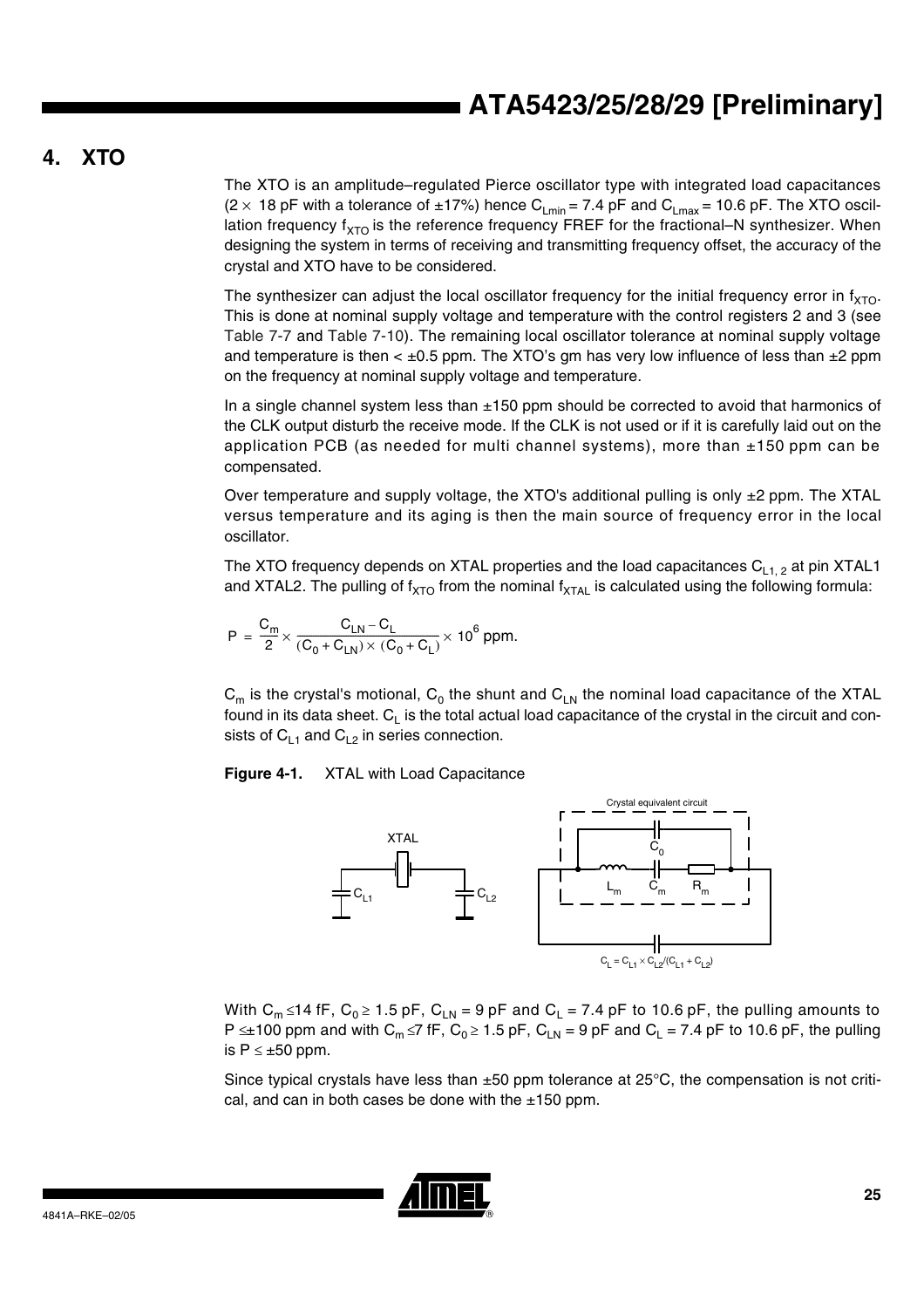## 4. XTO

The XTO is an amplitude–regulated Pierce oscillator type with integrated load capacitances ($2 \times$ 18 pF with a tolerance of ±17%) hence $C_{Lmin}$ = 7.4 pF and $C_{Lmax}$ = 10.6 pF. The XTO oscillation frequency $f_{XTO}$ is the reference frequency FREF for the fractional–N synthesizer. When designing the system in terms of receiving and transmitting frequency offset, the accuracy of the crystal and XTO have to be considered.

The synthesizer can adjust the local oscillator frequency for the initial frequency error in $f_{XTO}$. This is done at nominal supply voltage and temperature with the control registers 2 and 3 (see Table 7-7 and Table 7-10). The remaining local oscillator tolerance at nominal supply voltage and temperature is then < ±0.5 ppm. The XTO's gm has very low influence of less than ±2 ppm on the frequency at nominal supply voltage and temperature.

In a single channel system less than ±150 ppm should be corrected to avoid that harmonics of the CLK output disturb the receive mode. If the CLK is not used or if it is carefully laid out on the application PCB (as needed for multi channel systems), more than ±150 ppm can be compensated.

Over temperature and supply voltage, the XTO's additional pulling is only ±2 ppm. The XTAL versus temperature and its aging is then the main source of frequency error in the local oscillator.

The XTO frequency depends on XTAL properties and the load capacitances $C_{L1,\,2}$ at pin XTAL1 and XTAL2. The pulling of $f_{XTO}$ from the nominal $f_{XTAL}$ is calculated using the following formula:

$$P = \frac{C_m}{2} \times \frac{C_{LN} - C_L}{(C_0 + C_{LN}) \times (C_0 + C_L)} \times 10^6 \text{ ppm.}$$

$C_m$ is the crystal's motional, $C_0$ the shunt and $C_{LN}$ the nominal load capacitance of the XTAL found in its data sheet. $C_L$ is the total actual load capacitance of the crystal in the circuit and consists of $C_{L1}$ and $C_{L2}$ in series connection.

**Figure 4-1.** XTAL with Load Capacitance

With $C_m \leq 14$ fF, $C_0 \geq 1.5$ pF, $C_{LN}$ = 9 pF and $C_L$ = 7.4 pF to 10.6 pF, the pulling amounts to $P \leq \pm 100$ ppm and with $C_m \leq 7$ fF, $C_0 \geq 1.5$ pF, $C_{LN}$ = 9 pF and $C_L$ = 7.4 pF to 10.6 pF, the pulling is $P \leq \pm 50$ ppm.

Since typical crystals have less than ±50 ppm tolerance at 25°C, the compensation is not critical, and can in both cases be done with the ±150 ppm.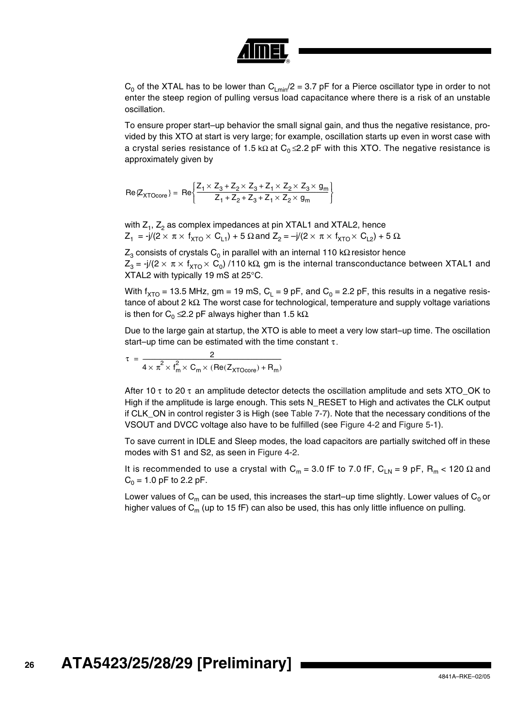$C_0$ of the XTAL has to be lower than $C_{Lmin}/2 = 3.7$ pF for a Pierce oscillator type in order to not enter the steep region of pulling versus load capacitance where there is a risk of an unstable oscillation.

To ensure proper start–up behavior the small signal gain, and thus the negative resistance, provided by this XTO at start is very large; for example, oscillation starts up even in worst case with a crystal series resistance of 1.5 kΩ at $C_0 \leq 2.2$ pF with this XTO. The negative resistance is approximately given by

$$\text{Re}\{Z_{XTOcore}\} = \text{Re}\left\{\frac{Z_1 \times Z_3 + Z_2 \times Z_3 + Z_1 \times Z_2 \times Z_3 \times g_m}{Z_1 + Z_2 + Z_3 + Z_1 \times Z_2 \times g_m}\right\}$$

with $Z_1$, $Z_2$ as complex impedances at pin XTAL1 and XTAL2, hence
$Z_1 = -j/(2 \times \pi \times f_{XTO} \times C_{L1}) + 5\ \Omega$ and $Z_2 = -j/(2 \times \pi \times f_{XTO} \times C_{L2}) + 5\ \Omega$.

$Z_3$ consists of crystals $C_0$ in parallel with an internal 110 kΩ resistor hence
$Z_3 = -j/(2 \times \pi \times f_{XTO} \times C_0)$ /110 kΩ, gm is the internal transconductance between XTAL1 and XTAL2 with typically 19 mS at 25°C.

With $f_{XTO} = 13.5$ MHz, gm = 19 mS, $C_L = 9$ pF, and $C_0 = 2.2$ pF, this results in a negative resistance of about 2 kΩ. The worst case for technological, temperature and supply voltage variations is then for $C_0 \leq 2.2$ pF always higher than 1.5 kΩ.

Due to the large gain at startup, the XTO is able to meet a very low start–up time. The oscillation start–up time can be estimated with the time constant $\tau$.

$$\tau = \frac{2}{4 \times \pi^2 \times f_m^2 \times C_m \times (\text{Re}(Z_{XTOcore}) + R_m)}$$

After 10 $\tau$ to 20 $\tau$ an amplitude detector detects the oscillation amplitude and sets XTO_OK to High if the amplitude is large enough. This sets N_RESET to High and activates the CLK output if CLK_ON in control register 3 is High (see Table 7-7). Note that the necessary conditions of the VSOUT and DVCC voltage also have to be fulfilled (see Figure 4-2 and Figure 5-1).

To save current in IDLE and Sleep modes, the load capacitors are partially switched off in these modes with S1 and S2, as seen in Figure 4-2.

It is recommended to use a crystal with $C_m = 3.0$ fF to 7.0 fF, $C_{LN} = 9$ pF, $R_m < 120\ \Omega$ and $C_0 = 1.0$ pF to 2.2 pF.

Lower values of $C_m$ can be used, this increases the start–up time slightly. Lower values of $C_0$ or higher values of $C_m$ (up to 15 fF) can also be used, this has only little influence on pulling.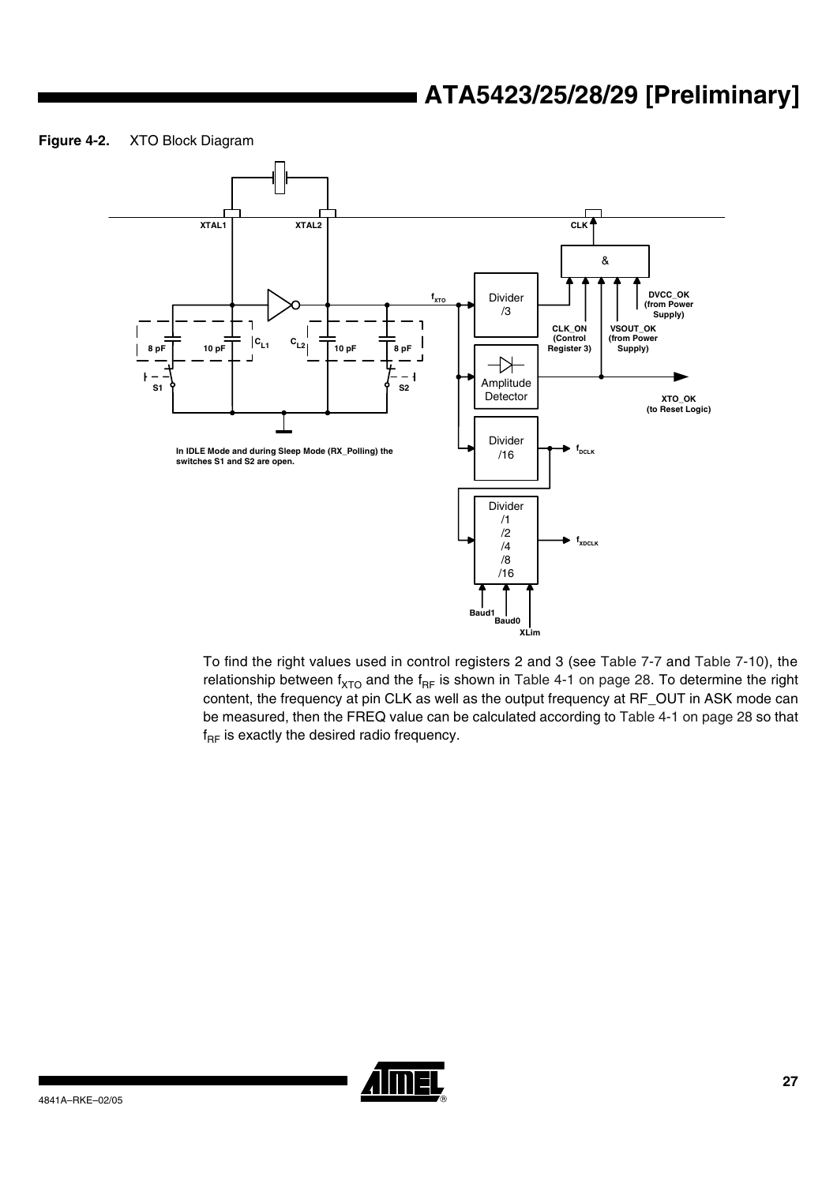**Figure 4-2.** XTO Block Diagram

To find the right values used in control registers 2 and 3 (see Table 7-7 and Table 7-10), the relationship between $f_{XTO}$ and the $f_{RF}$ is shown in Table 4-1 on page 28. To determine the right content, the frequency at pin CLK as well as the output frequency at RF_OUT in ASK mode can be measured, then the FREQ value can be calculated according to Table 4-1 on page 28 so that $f_{RF}$ is exactly the desired radio frequency.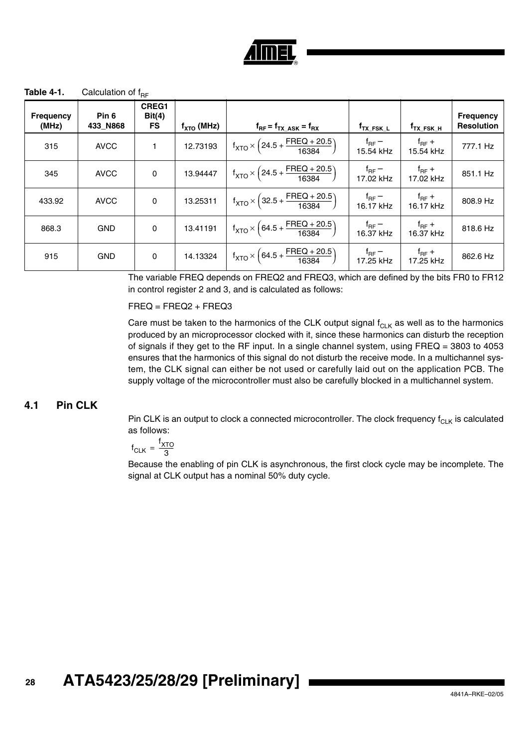**Table 4-1.** Calculation of $f_{RF}$

| Frequency (MHz) | Pin 6 433_N868 | CREG1 Bit(4) FS | $f_{XTO}$ (MHz) | $f_{RF} = f_{TX\_ASK} = f_{RX}$ | $f_{TX\_FSK\_L}$ | $f_{TX\_FSK\_H}$ | Frequency Resolution |
|---|---|---|---|---|---|---|---|
| 315 | AVCC | 1 | 12.73193 | $f_{XTO} \times \left(24.5 + \frac{FREQ + 20.5}{16384}\right)$ | $f_{RF}$ – 15.54 kHz | $f_{RF}$ + 15.54 kHz | 777.1 Hz |
| 345 | AVCC | 0 | 13.94447 | $f_{XTO} \times \left(24.5 + \frac{FREQ + 20.5}{16384}\right)$ | $f_{RF}$ – 17.02 kHz | $f_{RF}$ + 17.02 kHz | 851.1 Hz |
| 433.92 | AVCC | 0 | 13.25311 | $f_{XTO} \times \left(32.5 + \frac{FREQ + 20.5}{16384}\right)$ | $f_{RF}$ – 16.17 kHz | $f_{RF}$ + 16.17 kHz | 808.9 Hz |
| 868.3 | GND | 0 | 13.41191 | $f_{XTO} \times \left(64.5 + \frac{FREQ + 20.5}{16384}\right)$ | $f_{RF}$ – 16.37 kHz | $f_{RF}$ + 16.37 kHz | 818.6 Hz |
| 915 | GND | 0 | 14.13324 | $f_{XTO} \times \left(64.5 + \frac{FREQ + 20.5}{16384}\right)$ | $f_{RF}$ – 17.25 kHz | $f_{RF}$ + 17.25 kHz | 862.6 Hz |

The variable FREQ depends on FREQ2 and FREQ3, which are defined by the bits FR0 to FR12 in control register 2 and 3, and is calculated as follows:

FREQ = FREQ2 + FREQ3

Care must be taken to the harmonics of the CLK output signal $f_{CLK}$ as well as to the harmonics produced by an microprocessor clocked with it, since these harmonics can disturb the reception of signals if they get to the RF input. In a single channel system, using FREQ = 3803 to 4053 ensures that the harmonics of this signal do not disturb the receive mode. In a multichannel system, the CLK signal can either be not used or carefully laid out on the application PCB. The supply voltage of the microcontroller must also be carefully blocked in a multichannel system.

## 4.1 Pin CLK

Pin CLK is an output to clock a connected microcontroller. The clock frequency $f_{CLK}$ is calculated as follows:

$$f_{CLK} = \frac{f_{XTO}}{3}$$

Because the enabling of pin CLK is asynchronous, the first clock cycle may be incomplete. The signal at CLK output has a nominal 50% duty cycle.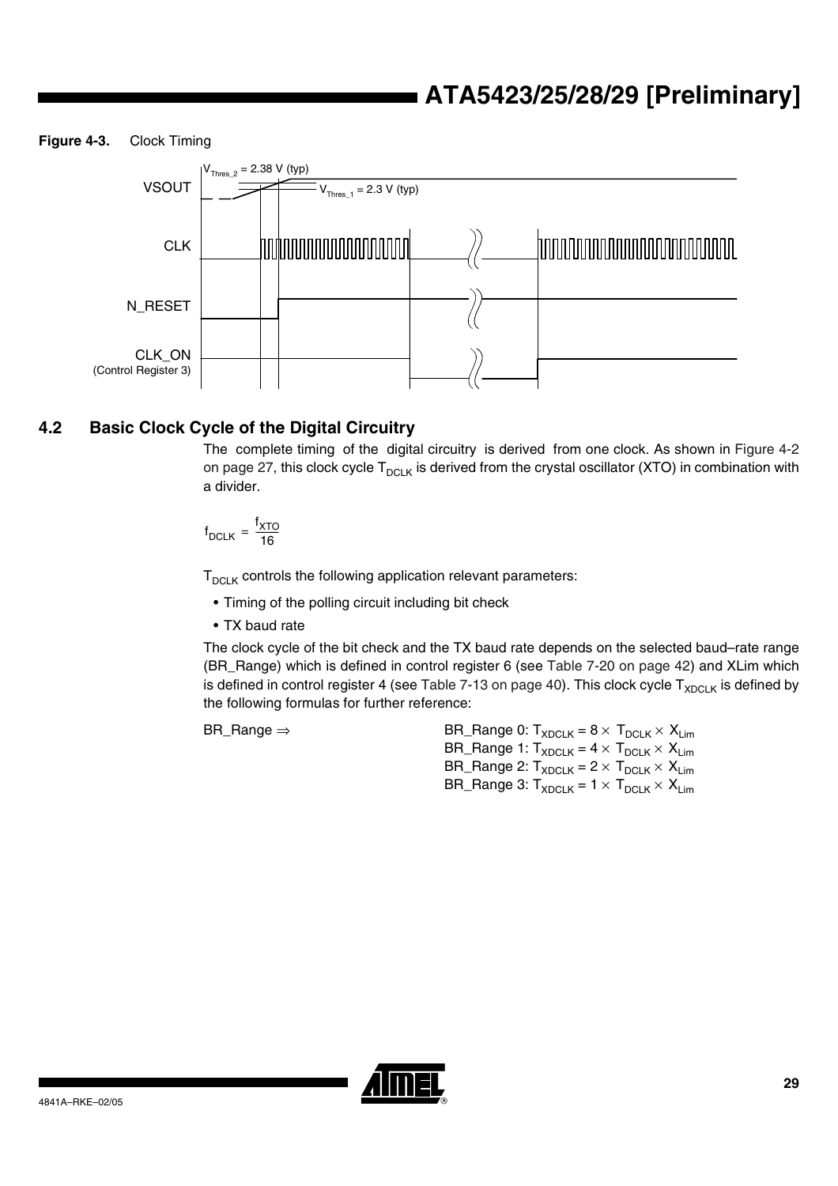**Figure 4-3.** Clock Timing

VSOUT, $V_{Thres\_2}$ = 2.38 V (typ), $V_{Thres\_1}$ = 2.3 V (typ), CLK, N_RESET, CLK_ON (Control Register 3)

## 4.2 Basic Clock Cycle of the Digital Circuitry

The complete timing of the digital circuitry is derived from one clock. As shown in Figure 4-2 on page 27, this clock cycle $T_{DCLK}$ is derived from the crystal oscillator (XTO) in combination with a divider.

$$f_{DCLK} = \frac{f_{XTO}}{16}$$

$T_{DCLK}$ controls the following application relevant parameters:

- Timing of the polling circuit including bit check
- TX baud rate

The clock cycle of the bit check and the TX baud rate depends on the selected baud–rate range (BR_Range) which is defined in control register 6 (see Table 7-20 on page 42) and XLim which is defined in control register 4 (see Table 7-13 on page 40). This clock cycle $T_{XDCLK}$ is defined by the following formulas for further reference:

BR_Range $\Rightarrow$

BR_Range 0: $T_{XDCLK} = 8 \times T_{DCLK} \times X_{Lim}$
BR_Range 1: $T_{XDCLK} = 4 \times T_{DCLK} \times X_{Lim}$
BR_Range 2: $T_{XDCLK} = 2 \times T_{DCLK} \times X_{Lim}$
BR_Range 3: $T_{XDCLK} = 1 \times T_{DCLK} \times X_{Lim}$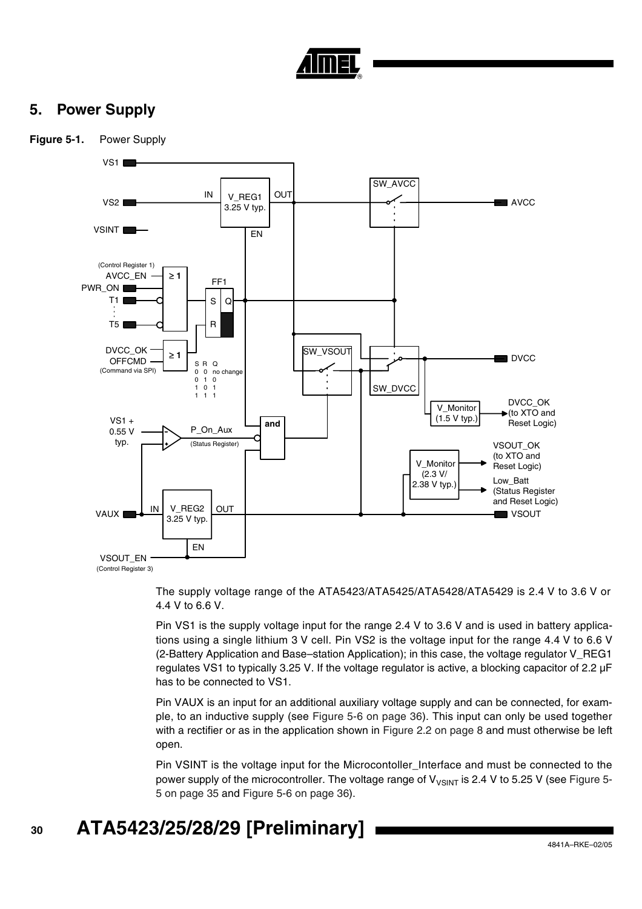## 5. Power Supply

**Figure 5-1.** Power Supply

The supply voltage range of the ATA5423/ATA5425/ATA5428/ATA5429 is 2.4 V to 3.6 V or 4.4 V to 6.6 V.

Pin VS1 is the supply voltage input for the range 2.4 V to 3.6 V and is used in battery applications using a single lithium 3 V cell. Pin VS2 is the voltage input for the range 4.4 V to 6.6 V (2-Battery Application and Base–station Application); in this case, the voltage regulator V_REG1 regulates VS1 to typically 3.25 V. If the voltage regulator is active, a blocking capacitor of 2.2 µF has to be connected to VS1.

Pin VAUX is an input for an additional auxiliary voltage supply and can be connected, for example, to an inductive supply (see Figure 5-6 on page 36). This input can only be used together with a rectifier or as in the application shown in Figure 2.2 on page 8 and must otherwise be left open.

Pin VSINT is the voltage input for the Microcontoller_Interface and must be connected to the power supply of the microcontroller. The voltage range of $V_{VSINT}$ is 2.4 V to 5.25 V (see Figure 5-5 on page 35 and Figure 5-6 on page 36).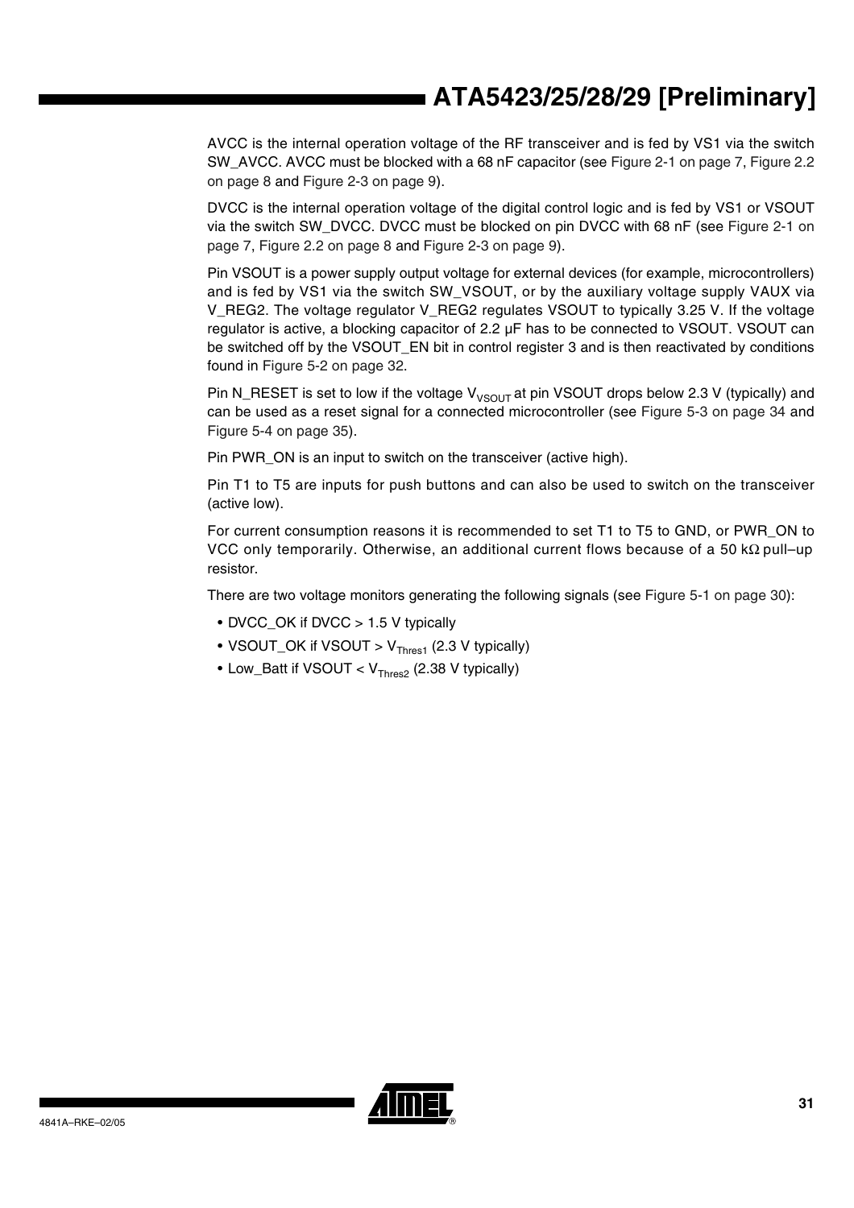AVCC is the internal operation voltage of the RF transceiver and is fed by VS1 via the switch SW_AVCC. AVCC must be blocked with a 68 nF capacitor (see Figure 2-1 on page 7, Figure 2.2 on page 8 and Figure 2-3 on page 9).

DVCC is the internal operation voltage of the digital control logic and is fed by VS1 or VSOUT via the switch SW_DVCC. DVCC must be blocked on pin DVCC with 68 nF (see Figure 2-1 on page 7, Figure 2.2 on page 8 and Figure 2-3 on page 9).

Pin VSOUT is a power supply output voltage for external devices (for example, microcontrollers) and is fed by VS1 via the switch SW_VSOUT, or by the auxiliary voltage supply VAUX via V_REG2. The voltage regulator V_REG2 regulates VSOUT to typically 3.25 V. If the voltage regulator is active, a blocking capacitor of 2.2 µF has to be connected to VSOUT. VSOUT can be switched off by the VSOUT_EN bit in control register 3 and is then reactivated by conditions found in Figure 5-2 on page 32.

Pin N_RESET is set to low if the voltage $V_{VSOUT}$ at pin VSOUT drops below 2.3 V (typically) and can be used as a reset signal for a connected microcontroller (see Figure 5-3 on page 34 and Figure 5-4 on page 35).

Pin PWR_ON is an input to switch on the transceiver (active high).

Pin T1 to T5 are inputs for push buttons and can also be used to switch on the transceiver (active low).

For current consumption reasons it is recommended to set T1 to T5 to GND, or PWR_ON to VCC only temporarily. Otherwise, an additional current flows because of a 50 kΩ pull–up resistor.

There are two voltage monitors generating the following signals (see Figure 5-1 on page 30):

- DVCC_OK if DVCC > 1.5 V typically
- VSOUT_OK if VSOUT > $V_{Thres1}$ (2.3 V typically)
- Low_Batt if VSOUT < $V_{Thres2}$ (2.38 V typically)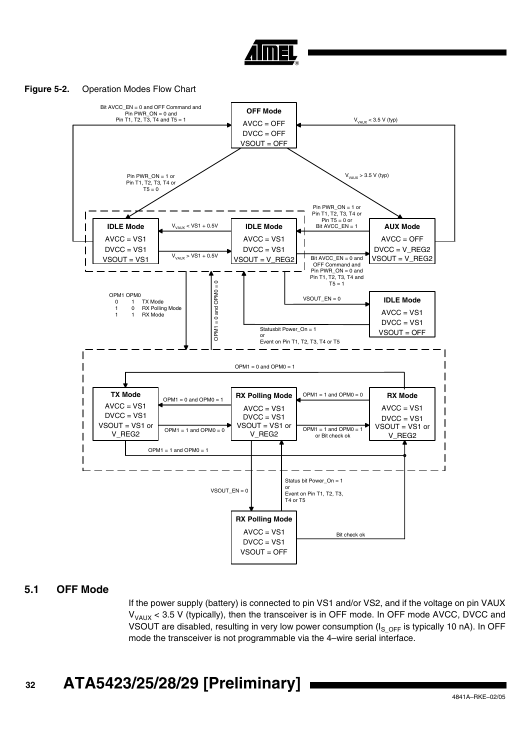**Figure 5-2.** Operation Modes Flow Chart

## 5.1 OFF Mode

If the power supply (battery) is connected to pin VS1 and/or VS2, and if the voltage on pin VAUX $V_{VAUX}$ < 3.5 V (typically), then the transceiver is in OFF mode. In OFF mode AVCC, DVCC and VSOUT are disabled, resulting in very low power consumption ($I_{S\_OFF}$ is typically 10 nA). In OFF mode the transceiver is not programmable via the 4–wire serial interface.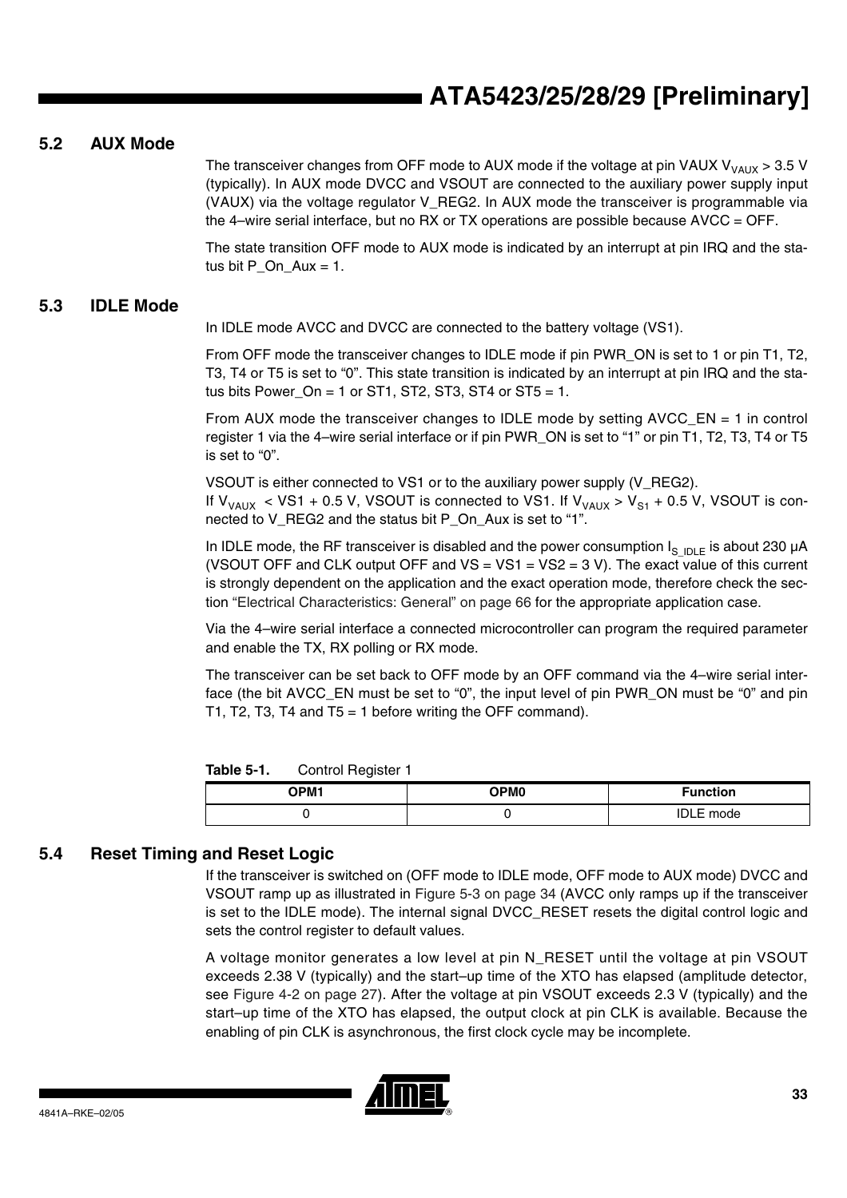## 5.2 AUX Mode

The transceiver changes from OFF mode to AUX mode if the voltage at pin VAUX $V_{VAUX}$ > 3.5 V (typically). In AUX mode DVCC and VSOUT are connected to the auxiliary power supply input (VAUX) via the voltage regulator V_REG2. In AUX mode the transceiver is programmable via the 4–wire serial interface, but no RX or TX operations are possible because AVCC = OFF.

The state transition OFF mode to AUX mode is indicated by an interrupt at pin IRQ and the status bit P_On_Aux = 1.

## 5.3 IDLE Mode

In IDLE mode AVCC and DVCC are connected to the battery voltage (VS1).

From OFF mode the transceiver changes to IDLE mode if pin PWR_ON is set to 1 or pin T1, T2, T3, T4 or T5 is set to “0”. This state transition is indicated by an interrupt at pin IRQ and the status bits Power_On = 1 or ST1, ST2, ST3, ST4 or ST5 = 1.

From AUX mode the transceiver changes to IDLE mode by setting AVCC_EN = 1 in control register 1 via the 4–wire serial interface or if pin PWR_ON is set to “1” or pin T1, T2, T3, T4 or T5 is set to “0”.

VSOUT is either connected to VS1 or to the auxiliary power supply (V_REG2).
If $V_{VAUX}$ < VS1 + 0.5 V, VSOUT is connected to VS1. If $V_{VAUX} > V_{S1}$ + 0.5 V, VSOUT is connected to V_REG2 and the status bit P_On_Aux is set to “1”.

In IDLE mode, the RF transceiver is disabled and the power consumption $I_{S\_IDLE}$ is about 230 µA (VSOUT OFF and CLK output OFF and VS = VS1 = VS2 = 3 V). The exact value of this current is strongly dependent on the application and the exact operation mode, therefore check the section “Electrical Characteristics: General” on page 66 for the appropriate application case.

Via the 4–wire serial interface a connected microcontroller can program the required parameter and enable the TX, RX polling or RX mode.

The transceiver can be set back to OFF mode by an OFF command via the 4–wire serial interface (the bit AVCC_EN must be set to “0”, the input level of pin PWR_ON must be “0” and pin T1, T2, T3, T4 and T5 = 1 before writing the OFF command).

**Table 5-1.** Control Register 1

| OPM1 | OPM0 | Function |
|---|---|---|
| 0 | 0 | IDLE mode |

## 5.4 Reset Timing and Reset Logic

If the transceiver is switched on (OFF mode to IDLE mode, OFF mode to AUX mode) DVCC and VSOUT ramp up as illustrated in Figure 5-3 on page 34 (AVCC only ramps up if the transceiver is set to the IDLE mode). The internal signal DVCC_RESET resets the digital control logic and sets the control register to default values.

A voltage monitor generates a low level at pin N_RESET until the voltage at pin VSOUT exceeds 2.38 V (typically) and the start–up time of the XTO has elapsed (amplitude detector, see Figure 4-2 on page 27). After the voltage at pin VSOUT exceeds 2.3 V (typically) and the start–up time of the XTO has elapsed, the output clock at pin CLK is available. Because the enabling of pin CLK is asynchronous, the first clock cycle may be incomplete.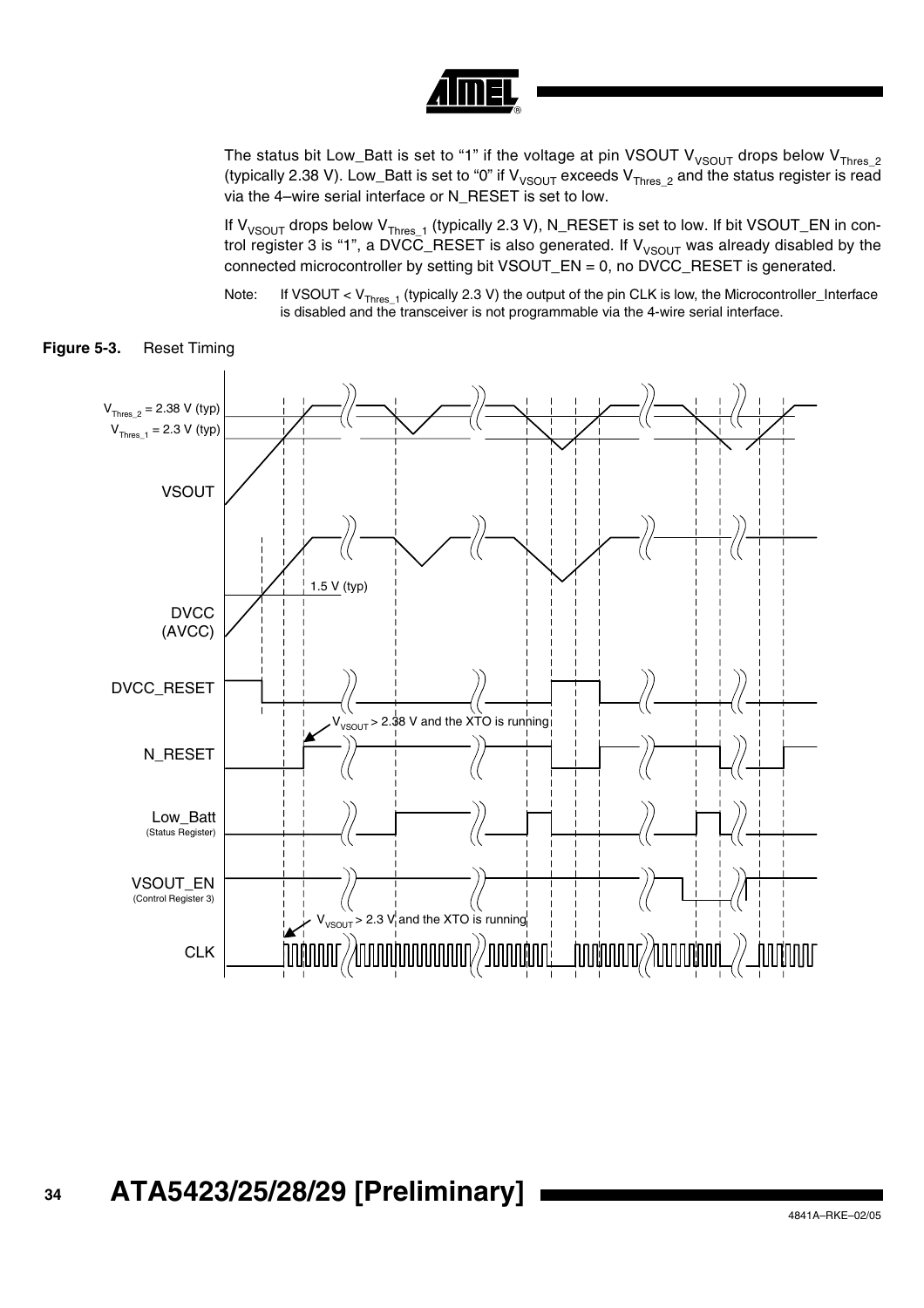The status bit Low_Batt is set to “1” if the voltage at pin VSOUT $V_{VSOUT}$ drops below $V_{Thres\_2}$ (typically 2.38 V). Low_Batt is set to “0” if $V_{VSOUT}$ exceeds $V_{Thres\_2}$ and the status register is read via the 4–wire serial interface or N_RESET is set to low.

If $V_{VSOUT}$ drops below $V_{Thres\_1}$ (typically 2.3 V), N_RESET is set to low. If bit VSOUT_EN in control register 3 is “1”, a DVCC_RESET is also generated. If $V_{VSOUT}$ was already disabled by the connected microcontroller by setting bit VSOUT_EN = 0, no DVCC_RESET is generated.

Note: If VSOUT < $V_{Thres\_1}$ (typically 2.3 V) the output of the pin CLK is low, the Microcontroller_Interface is disabled and the transceiver is not programmable via the 4-wire serial interface.

**Figure 5-3.** Reset Timing

$V_{Thres\_2}$ = 2.38 V (typ)
$V_{Thres\_1}$ = 2.3 V (typ)
VSOUT
1.5 V (typ)
DVCC (AVCC)
DVCC_RESET
$V_{VSOUT}$ > 2.38 V and the XTO is running
N_RESET
Low_Batt (Status Register)
VSOUT_EN (Control Register 3)
$V_{VSOUT}$ > 2.3 V and the XTO is running
CLK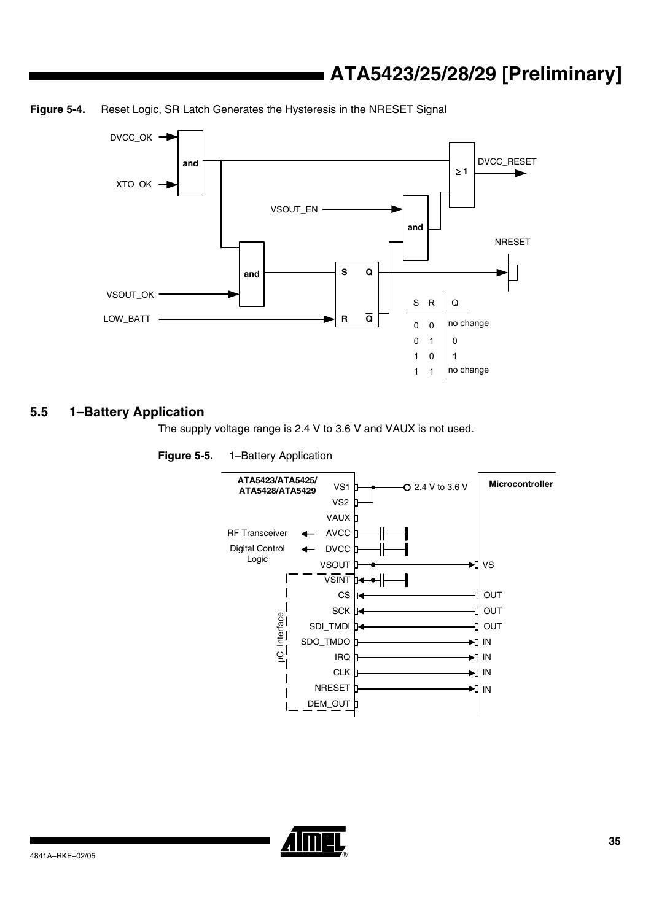**Figure 5-4.** Reset Logic, SR Latch Generates the Hysteresis in the NRESET Signal

| S | R | Q |
|---|---|---|
| 0 | 0 | no change |
| 0 | 1 | 0 |
| 1 | 0 | 1 |
| 1 | 1 | no change |

## 5.5 1–Battery Application

The supply voltage range is 2.4 V to 3.6 V and VAUX is not used.

**Figure 5-5.** 1–Battery Application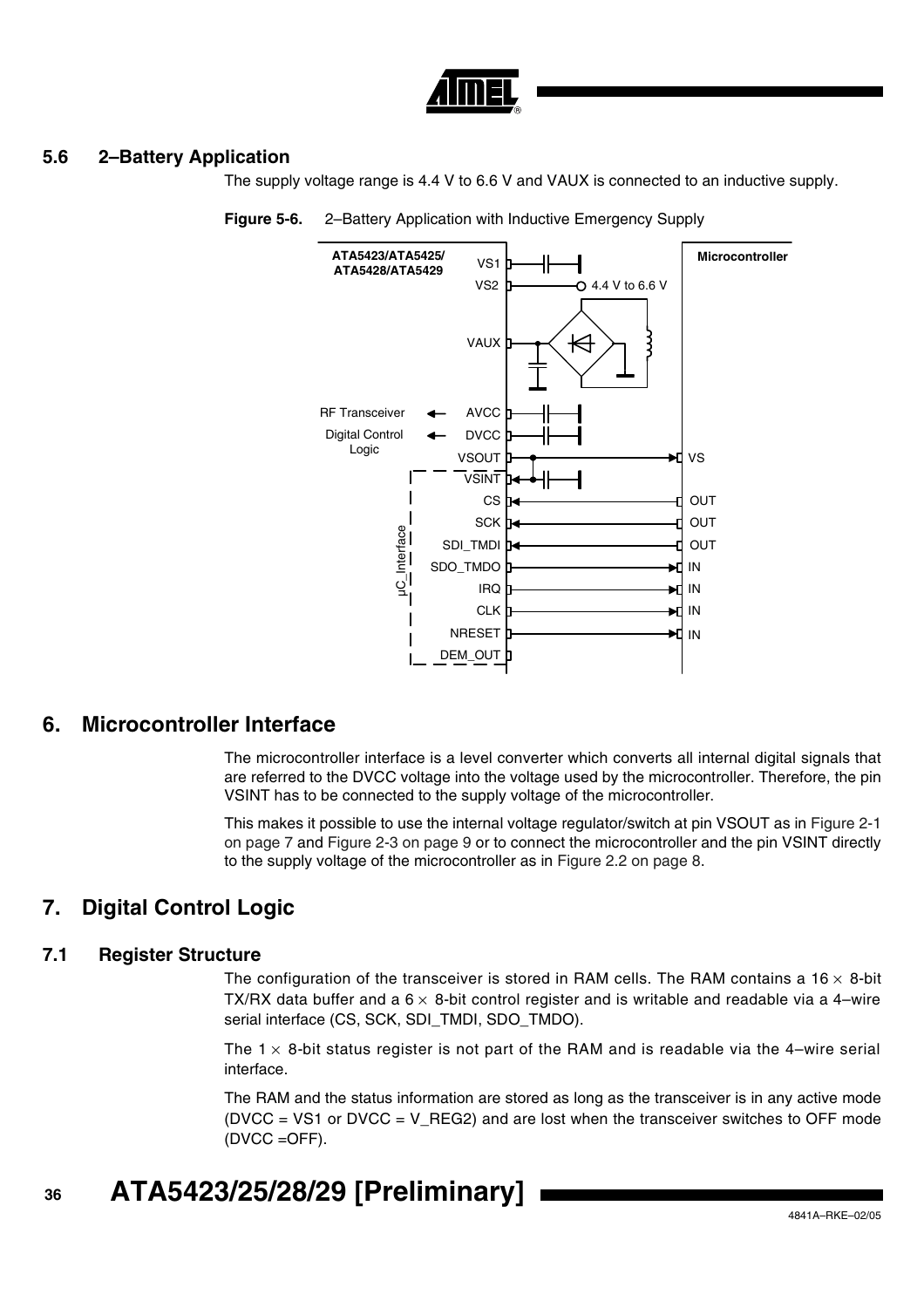## 5.6 2–Battery Application

The supply voltage range is 4.4 V to 6.6 V and VAUX is connected to an inductive supply.

**Figure 5-6.** 2–Battery Application with Inductive Emergency Supply

# 6. Microcontroller Interface

The microcontroller interface is a level converter which converts all internal digital signals that are referred to the DVCC voltage into the voltage used by the microcontroller. Therefore, the pin VSINT has to be connected to the supply voltage of the microcontroller.

This makes it possible to use the internal voltage regulator/switch at pin VSOUT as in Figure 2-1 on page 7 and Figure 2-3 on page 9 or to connect the microcontroller and the pin VSINT directly to the supply voltage of the microcontroller as in Figure 2.2 on page 8.

# 7. Digital Control Logic

## 7.1 Register Structure

The configuration of the transceiver is stored in RAM cells. The RAM contains a 16 × 8-bit TX/RX data buffer and a 6 × 8-bit control register and is writable and readable via a 4–wire serial interface (CS, SCK, SDI_TMDI, SDO_TMDO).

The 1 × 8-bit status register is not part of the RAM and is readable via the 4–wire serial interface.

The RAM and the status information are stored as long as the transceiver is in any active mode (DVCC = VS1 or DVCC = V_REG2) and are lost when the transceiver switches to OFF mode (DVCC =OFF).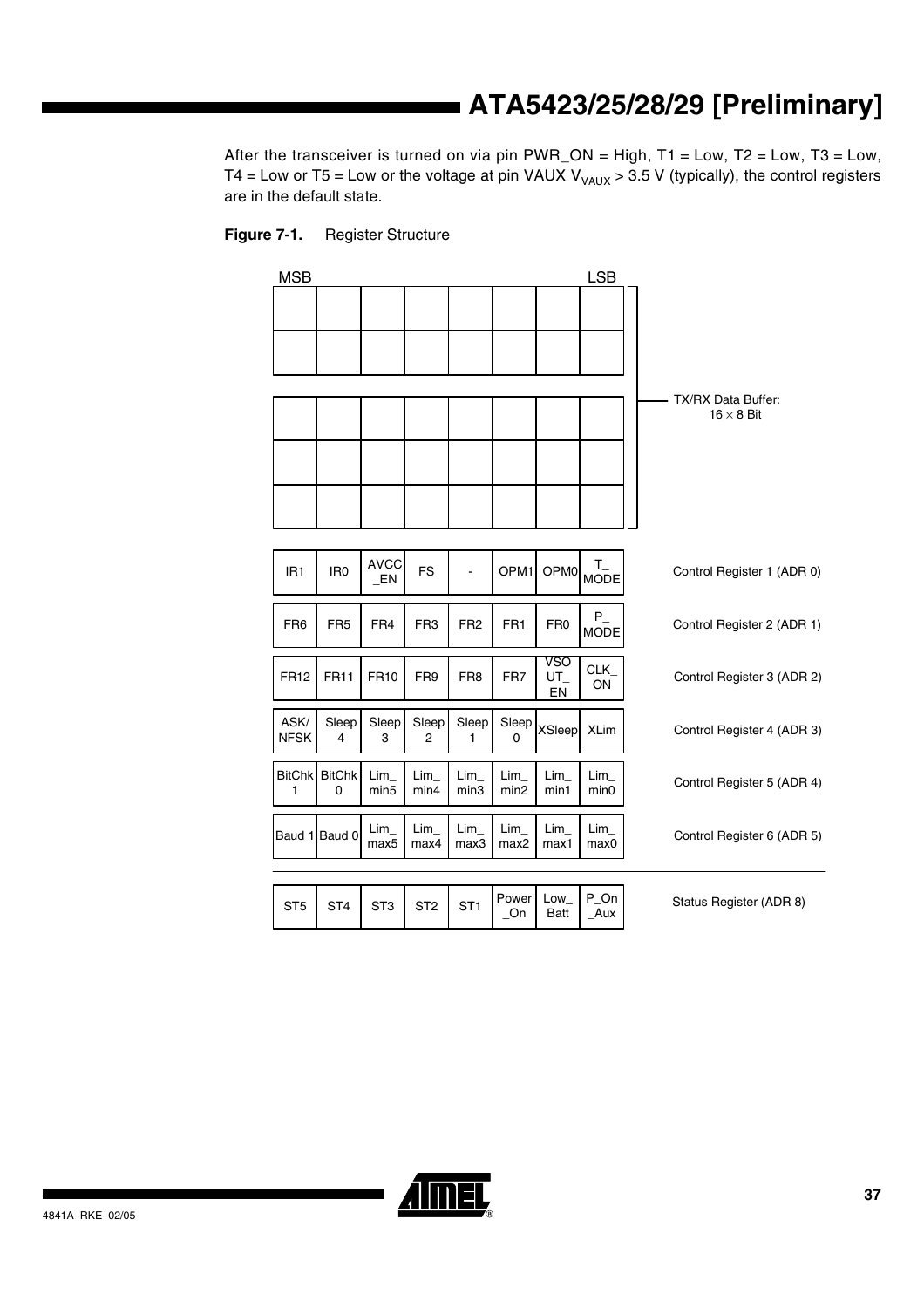After the transceiver is turned on via pin PWR_ON = High, T1 = Low, T2 = Low, T3 = Low, T4 = Low or T5 = Low or the voltage at pin VAUX $V_{VAUX}$ > 3.5 V (typically), the control registers are in the default state.

**Figure 7-1.** Register Structure

| MSB | | | | | | | LSB | |
|---|---|---|---|---|---|---|---|---|
| | | | | | | | | TX/RX Data Buffer: 16 × 8 Bit |
| IR1 | IR0 | AVCC_EN | FS | - | OPM1 | OPM0 | T_MODE | Control Register 1 (ADR 0) |
| FR6 | FR5 | FR4 | FR3 | FR2 | FR1 | FR0 | P_MODE | Control Register 2 (ADR 1) |
| FR12 | FR11 | FR10 | FR9 | FR8 | FR7 | VSOUT_EN | CLK_ON | Control Register 3 (ADR 2) |
| ASK/NFSK | Sleep 4 | Sleep 3 | Sleep 2 | Sleep 1 | Sleep 0 | XSleep | XLim | Control Register 4 (ADR 3) |
| BitChk 1 | BitChk 0 | Lim_min5 | Lim_min4 | Lim_min3 | Lim_min2 | Lim_min1 | Lim_min0 | Control Register 5 (ADR 4) |
| Baud 1 | Baud 0 | Lim_max5 | Lim_max4 | Lim_max3 | Lim_max2 | Lim_max1 | Lim_max0 | Control Register 6 (ADR 5) |
| ST5 | ST4 | ST3 | ST2 | ST1 | Power_On | Low_Batt | P_On_Aux | Status Register (ADR 8) |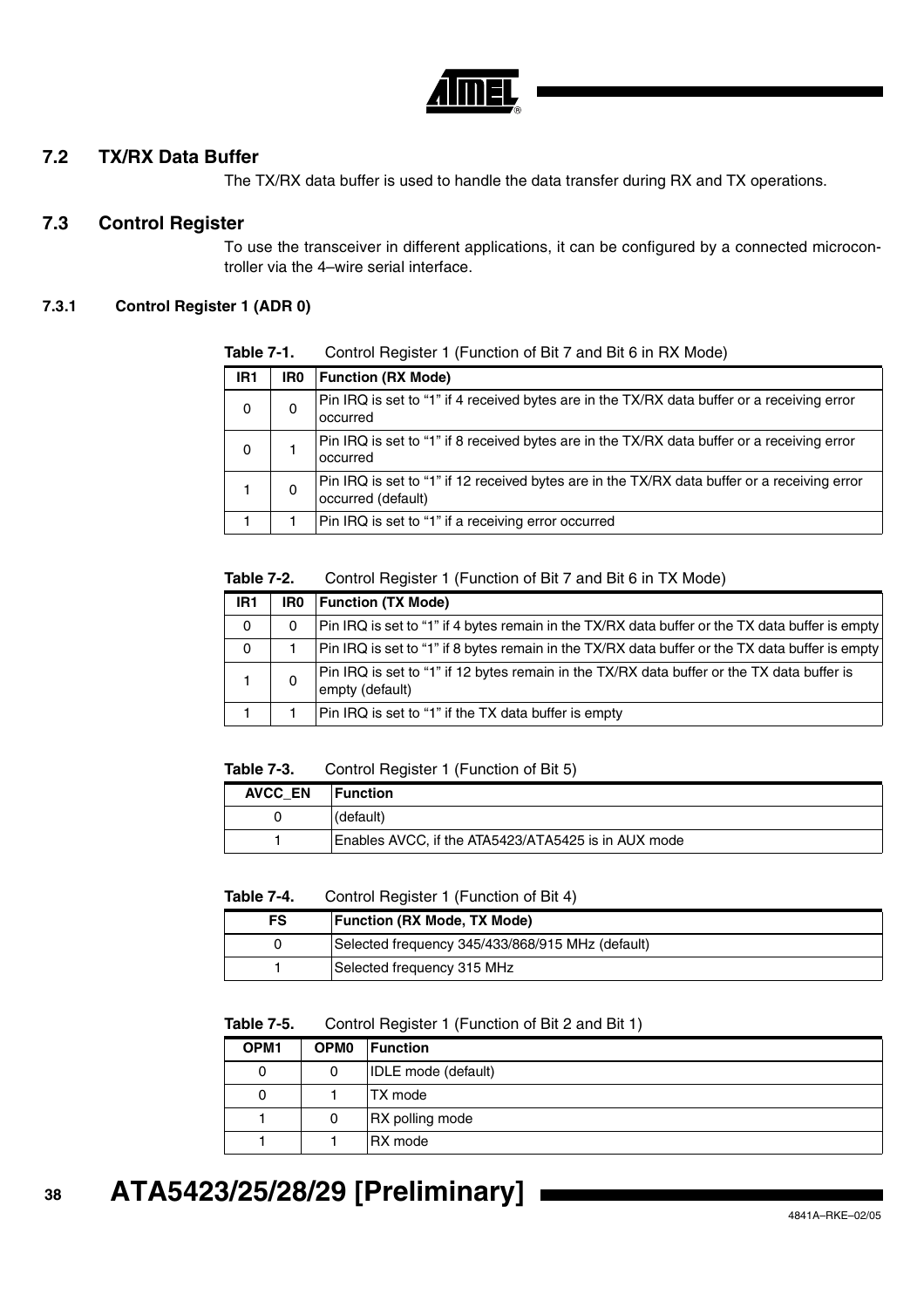## 7.2 TX/RX Data Buffer

The TX/RX data buffer is used to handle the data transfer during RX and TX operations.

## 7.3 Control Register

To use the transceiver in different applications, it can be configured by a connected microcontroller via the 4–wire serial interface.

### 7.3.1 Control Register 1 (ADR 0)

**Table 7-1.** Control Register 1 (Function of Bit 7 and Bit 6 in RX Mode)

| IR1 | IR0 | Function (RX Mode) |
|---|---|---|
| 0 | 0 | Pin IRQ is set to "1" if 4 received bytes are in the TX/RX data buffer or a receiving error occurred |
| 0 | 1 | Pin IRQ is set to "1" if 8 received bytes are in the TX/RX data buffer or a receiving error occurred |
| 1 | 0 | Pin IRQ is set to "1" if 12 received bytes are in the TX/RX data buffer or a receiving error occurred (default) |
| 1 | 1 | Pin IRQ is set to "1" if a receiving error occurred |

**Table 7-2.** Control Register 1 (Function of Bit 7 and Bit 6 in TX Mode)

| IR1 | IR0 | Function (TX Mode) |
|---|---|---|
| 0 | 0 | Pin IRQ is set to "1" if 4 bytes remain in the TX/RX data buffer or the TX data buffer is empty |
| 0 | 1 | Pin IRQ is set to "1" if 8 bytes remain in the TX/RX data buffer or the TX data buffer is empty |
| 1 | 0 | Pin IRQ is set to "1" if 12 bytes remain in the TX/RX data buffer or the TX data buffer is empty (default) |
| 1 | 1 | Pin IRQ is set to "1" if the TX data buffer is empty |

**Table 7-3.** Control Register 1 (Function of Bit 5)

| AVCC_EN | Function |
|---|---|
| 0 | (default) |
| 1 | Enables AVCC, if the ATA5423/ATA5425 is in AUX mode |

**Table 7-4.** Control Register 1 (Function of Bit 4)

| FS | Function (RX Mode, TX Mode) |
|---|---|
| 0 | Selected frequency 345/433/868/915 MHz (default) |
| 1 | Selected frequency 315 MHz |

**Table 7-5.** Control Register 1 (Function of Bit 2 and Bit 1)

| OPM1 | OPM0 | Function |
|---|---|---|
| 0 | 0 | IDLE mode (default) |
| 0 | 1 | TX mode |
| 1 | 0 | RX polling mode |
| 1 | 1 | RX mode |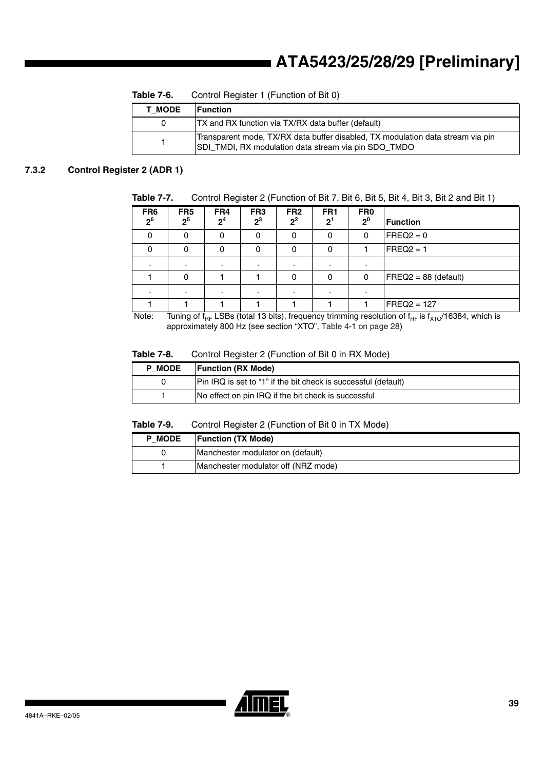**Table 7-6.** Control Register 1 (Function of Bit 0)

| T_MODE | Function |
|---|---|
| 0 | TX and RX function via TX/RX data buffer (default) |
| 1 | Transparent mode, TX/RX data buffer disabled, TX modulation data stream via pin SDI_TMDI, RX modulation data stream via pin SDO_TMDO |

### 7.3.2 Control Register 2 (ADR 1)

**Table 7-7.** Control Register 2 (Function of Bit 7, Bit 6, Bit 5, Bit 4, Bit 3, Bit 2 and Bit 1)

| FR6 $2^6$ | FR5 $2^5$ | FR4 $2^4$ | FR3 $2^3$ | FR2 $2^2$ | FR1 $2^1$ | FR0 $2^0$ | Function |
|---|---|---|---|---|---|---|---|
| 0 | 0 | 0 | 0 | 0 | 0 | 0 | FREQ2 = 0 |
| 0 | 0 | 0 | 0 | 0 | 0 | 1 | FREQ2 = 1 |
| . | . | . | . | . | . | . | |
| 1 | 0 | 1 | 1 | 0 | 0 | 0 | FREQ2 = 88 (default) |
| . | . | . | . | . | . | . | |
| 1 | 1 | 1 | 1 | 1 | 1 | 1 | FREQ2 = 127 |

Note: Tuning of $f_{RF}$ LSBs (total 13 bits), frequency trimming resolution of $f_{RF}$ is $f_{XTO}$/16384, which is approximately 800 Hz (see section "XTO", Table 4-1 on page 28)

**Table 7-8.** Control Register 2 (Function of Bit 0 in RX Mode)

| P_MODE | Function (RX Mode) |
|---|---|
| 0 | Pin IRQ is set to "1" if the bit check is successful (default) |
| 1 | No effect on pin IRQ if the bit check is successful |

**Table 7-9.** Control Register 2 (Function of Bit 0 in TX Mode)

| P_MODE | Function (TX Mode) |
|---|---|
| 0 | Manchester modulator on (default) |
| 1 | Manchester modulator off (NRZ mode) |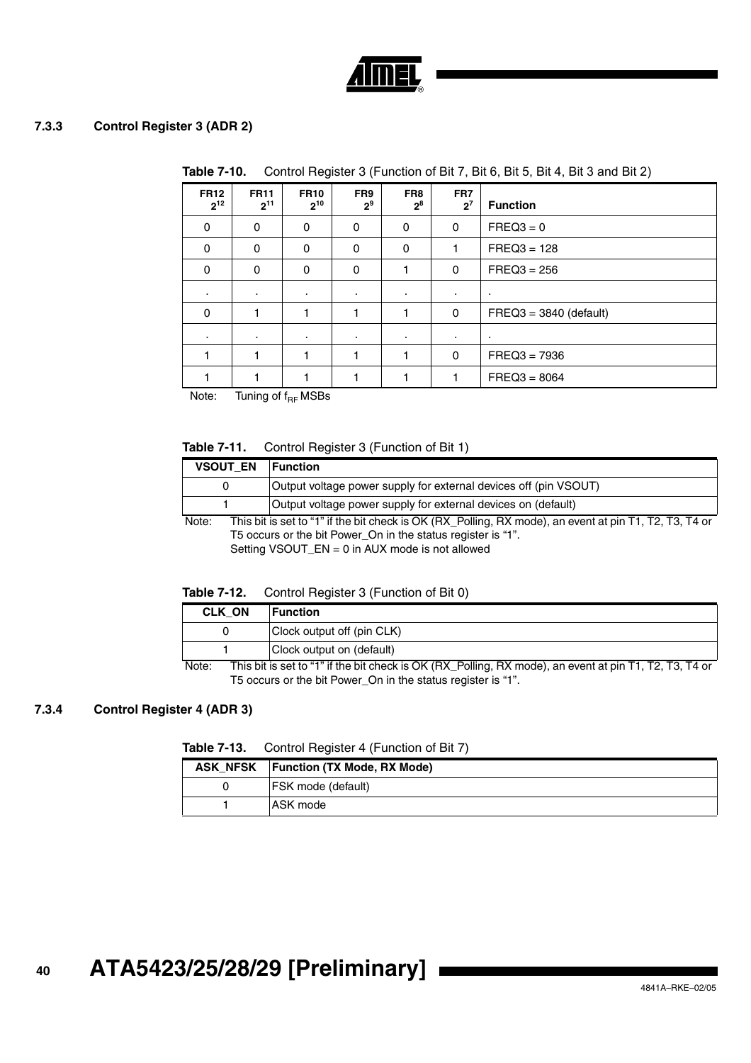### 7.3.3 Control Register 3 (ADR 2)

**Table 7-10.** Control Register 3 (Function of Bit 7, Bit 6, Bit 5, Bit 4, Bit 3 and Bit 2)

| FR12 $2^{12}$ | FR11 $2^{11}$ | FR10 $2^{10}$ | FR9 $2^{9}$ | FR8 $2^{8}$ | FR7 $2^{7}$ | Function |
|---|---|---|---|---|---|---|
| 0 | 0 | 0 | 0 | 0 | 0 | FREQ3 = 0 |
| 0 | 0 | 0 | 0 | 0 | 1 | FREQ3 = 128 |
| 0 | 0 | 0 | 0 | 1 | 0 | FREQ3 = 256 |
| . | . | . | . | . | . | . |
| 0 | 1 | 1 | 1 | 1 | 0 | FREQ3 = 3840 (default) |
| . | . | . | . | . | . | . |
| 1 | 1 | 1 | 1 | 1 | 0 | FREQ3 = 7936 |
| 1 | 1 | 1 | 1 | 1 | 1 | FREQ3 = 8064 |

Note: Tuning of $f_{RF}$ MSBs

**Table 7-11.** Control Register 3 (Function of Bit 1)

| VSOUT_EN | Function |
|---|---|
| 0 | Output voltage power supply for external devices off (pin VSOUT) |
| 1 | Output voltage power supply for external devices on (default) |

Note: This bit is set to "1" if the bit check is OK (RX_Polling, RX mode), an event at pin T1, T2, T3, T4 or T5 occurs or the bit Power_On in the status register is "1".
Setting VSOUT_EN = 0 in AUX mode is not allowed

**Table 7-12.** Control Register 3 (Function of Bit 0)

| CLK_ON | Function |
|---|---|
| 0 | Clock output off (pin CLK) |
| 1 | Clock output on (default) |

Note: This bit is set to "1" if the bit check is OK (RX_Polling, RX mode), an event at pin T1, T2, T3, T4 or T5 occurs or the bit Power_On in the status register is "1".

### 7.3.4 Control Register 4 (ADR 3)

**Table 7-13.** Control Register 4 (Function of Bit 7)

| ASK_NFSK | Function (TX Mode, RX Mode) |
|---|---|
| 0 | FSK mode (default) |
| 1 | ASK mode |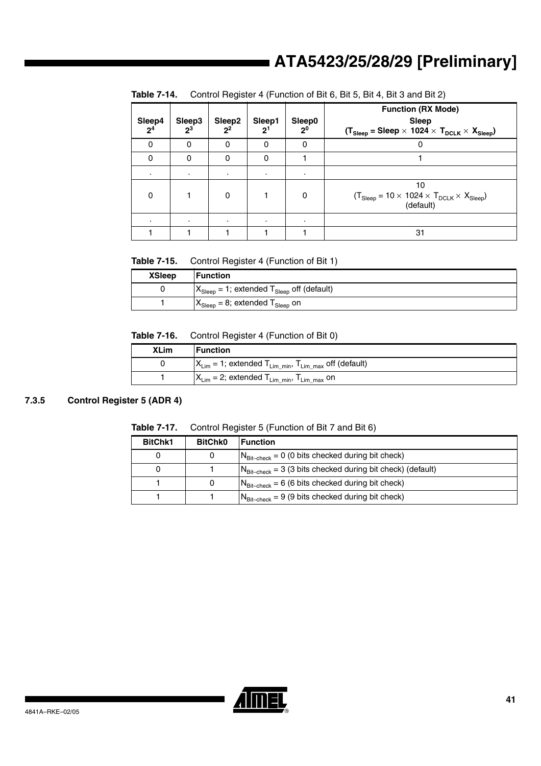**Table 7-14.** Control Register 4 (Function of Bit 6, Bit 5, Bit 4, Bit 3 and Bit 2)

| Sleep4 $2^4$ | Sleep3 $2^3$ | Sleep2 $2^2$ | Sleep1 $2^1$ | Sleep0 $2^0$ | Function (RX Mode) Sleep ($T_{Sleep}$ = Sleep × 1024 × $T_{DCLK}$ × $X_{Sleep}$) |
|---|---|---|---|---|---|
| 0 | 0 | 0 | 0 | 0 | 0 |
| 0 | 0 | 0 | 0 | 1 | 1 |
| . | . | . | . | . | |
| 0 | 1 | 0 | 1 | 0 | 10 ($T_{Sleep}$ = 10 × 1024 × $T_{DCLK}$ × $X_{Sleep}$) (default) |
| . | . | . | . | . | |
| 1 | 1 | 1 | 1 | 1 | 31 |

**Table 7-15.** Control Register 4 (Function of Bit 1)

| XSleep | Function |
|---|---|
| 0 | $X_{Sleep}$ = 1; extended $T_{Sleep}$ off (default) |
| 1 | $X_{Sleep}$ = 8; extended $T_{Sleep}$ on |

**Table 7-16.** Control Register 4 (Function of Bit 0)

| XLim | Function |
|---|---|
| 0 | $X_{Lim}$ = 1; extended $T_{Lim\_min}$, $T_{Lim\_max}$ off (default) |
| 1 | $X_{Lim}$ = 2; extended $T_{Lim\_min}$, $T_{Lim\_max}$ on |

### 7.3.5 Control Register 5 (ADR 4)

**Table 7-17.** Control Register 5 (Function of Bit 7 and Bit 6)

| BitChk1 | BitChk0 | Function |
|---|---|---|
| 0 | 0 | $N_{Bit-check}$ = 0 (0 bits checked during bit check) |
| 0 | 1 | $N_{Bit-check}$ = 3 (3 bits checked during bit check) (default) |
| 1 | 0 | $N_{Bit-check}$ = 6 (6 bits checked during bit check) |
| 1 | 1 | $N_{Bit-check}$ = 9 (9 bits checked during bit check) |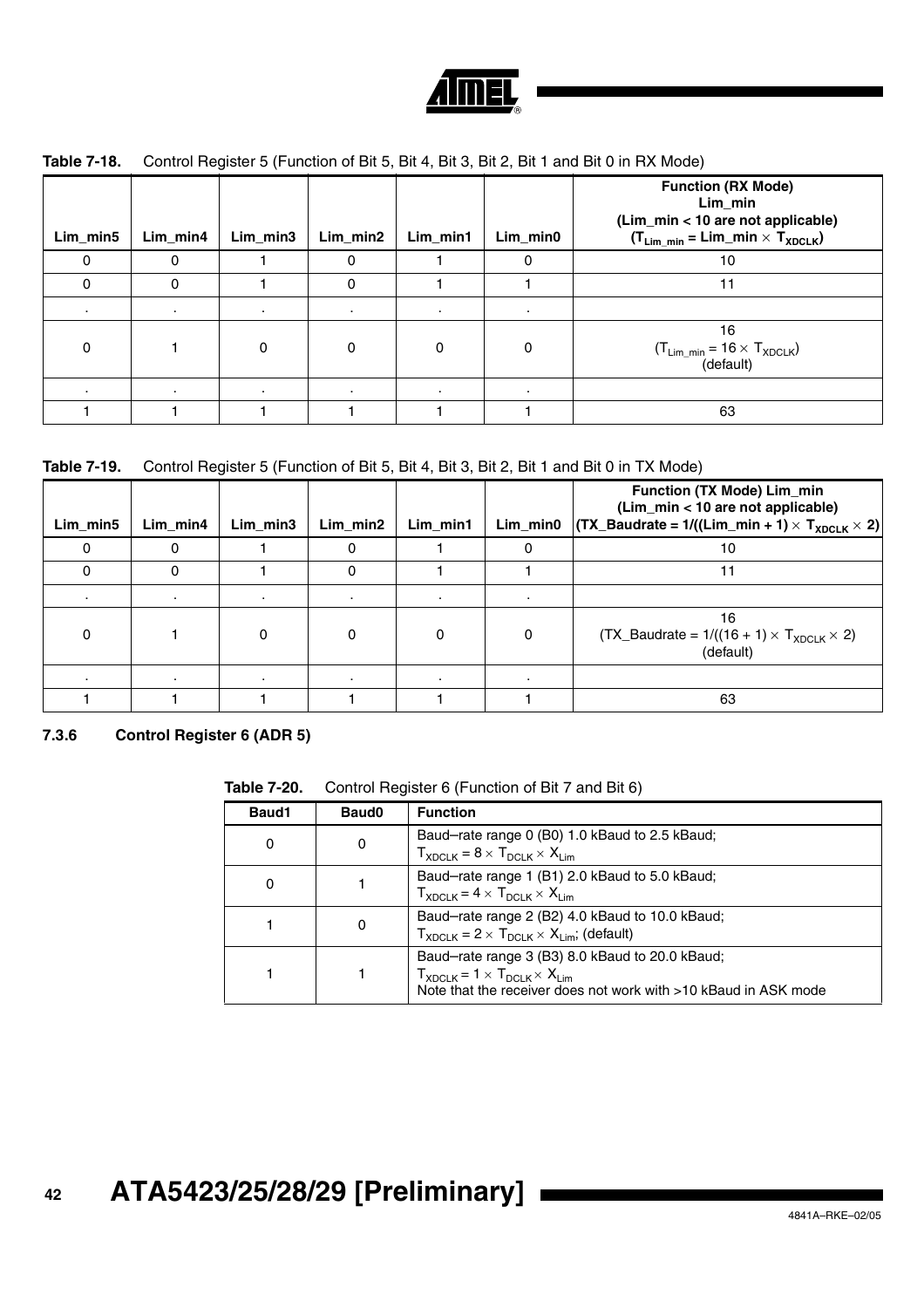**Table 7-18.** Control Register 5 (Function of Bit 5, Bit 4, Bit 3, Bit 2, Bit 1 and Bit 0 in RX Mode)

| Lim_min5 | Lim_min4 | Lim_min3 | Lim_min2 | Lim_min1 | Lim_min0 | Function (RX Mode) Lim_min (Lim_min < 10 are not applicable) ($T_{Lim\_min}$ = Lim_min × $T_{XDCLK}$) |
|---|---|---|---|---|---|---|
| 0 | 0 | 1 | 0 | 1 | 0 | 10 |
| 0 | 0 | 1 | 0 | 1 | 1 | 11 |
| . | . | . | . | . | . | |
| 0 | 1 | 0 | 0 | 0 | 0 | 16 ($T_{Lim\_min} = 16 \times T_{XDCLK}$) (default) |
| . | . | . | . | . | . | |
| 1 | 1 | 1 | 1 | 1 | 1 | 63 |

**Table 7-19.** Control Register 5 (Function of Bit 5, Bit 4, Bit 3, Bit 2, Bit 1 and Bit 0 in TX Mode)

| Lim_min5 | Lim_min4 | Lim_min3 | Lim_min2 | Lim_min1 | Lim_min0 | Function (TX Mode) Lim_min (Lim_min < 10 are not applicable) (TX_Baudrate = 1/((Lim_min + 1) × $T_{XDCLK}$ × 2) |
|---|---|---|---|---|---|---|
| 0 | 0 | 1 | 0 | 1 | 0 | 10 |
| 0 | 0 | 1 | 0 | 1 | 1 | 11 |
| . | . | . | . | . | . | |
| 0 | 1 | 0 | 0 | 0 | 0 | 16 (TX_Baudrate = $1/((16 + 1) \times T_{XDCLK} \times 2)$) (default) |
| . | . | . | . | . | . | |
| 1 | 1 | 1 | 1 | 1 | 1 | 63 |

### 7.3.6 Control Register 6 (ADR 5)

**Table 7-20.** Control Register 6 (Function of Bit 7 and Bit 6)

| Baud1 | Baud0 | Function |
|---|---|---|
| 0 | 0 | Baud–rate range 0 (B0) 1.0 kBaud to 2.5 kBaud; $T_{XDCLK} = 8 \times T_{DCLK} \times X_{Lim}$ |
| 0 | 1 | Baud–rate range 1 (B1) 2.0 kBaud to 5.0 kBaud; $T_{XDCLK} = 4 \times T_{DCLK} \times X_{Lim}$ |
| 1 | 0 | Baud–rate range 2 (B2) 4.0 kBaud to 10.0 kBaud; $T_{XDCLK} = 2 \times T_{DCLK} \times X_{Lim}$; (default) |
| 1 | 1 | Baud–rate range 3 (B3) 8.0 kBaud to 20.0 kBaud; $T_{XDCLK} = 1 \times T_{DCLK} \times X_{Lim}$ Note that the receiver does not work with >10 kBaud in ASK mode |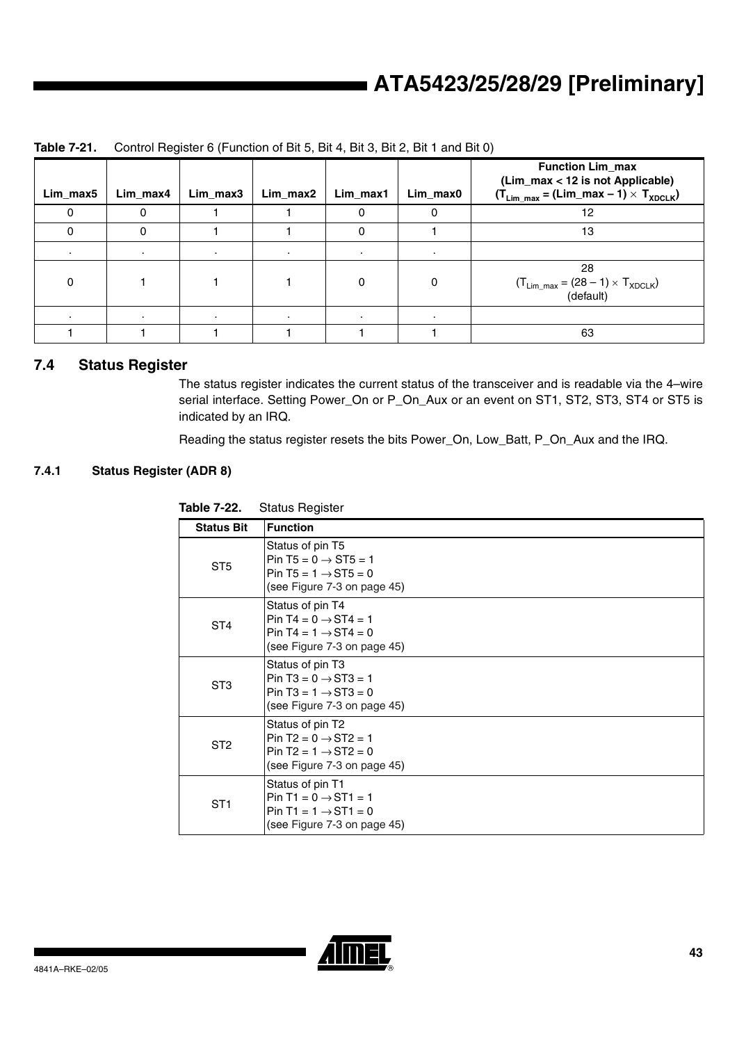**Table 7-21.** Control Register 6 (Function of Bit 5, Bit 4, Bit 3, Bit 2, Bit 1 and Bit 0)

| Lim_max5 | Lim_max4 | Lim_max3 | Lim_max2 | Lim_max1 | Lim_max0 | Function Lim_max (Lim_max < 12 is not Applicable) ($T_{Lim\_max}$ = (Lim_max – 1) × $T_{XDCLK}$) |
|---|---|---|---|---|---|---|
| 0 | 0 | 1 | 1 | 0 | 0 | 12 |
| 0 | 0 | 1 | 1 | 0 | 1 | 13 |
| . | . | . | . | . | . | |
| 0 | 1 | 1 | 1 | 0 | 0 | 28 ($T_{Lim\_max}$ = (28 – 1) × $T_{XDCLK}$) (default) |
| . | . | . | . | . | . | |
| 1 | 1 | 1 | 1 | 1 | 1 | 63 |

## 7.4 Status Register

The status register indicates the current status of the transceiver and is readable via the 4–wire serial interface. Setting Power_On or P_On_Aux or an event on ST1, ST2, ST3, ST4 or ST5 is indicated by an IRQ.

Reading the status register resets the bits Power_On, Low_Batt, P_On_Aux and the IRQ.

### 7.4.1 Status Register (ADR 8)

**Table 7-22.** Status Register

| Status Bit | Function |
|---|---|
| ST5 | Status of pin T5<br>Pin T5 = 0 → ST5 = 1<br>Pin T5 = 1 → ST5 = 0<br>(see Figure 7-3 on page 45) |
| ST4 | Status of pin T4<br>Pin T4 = 0 → ST4 = 1<br>Pin T4 = 1 → ST4 = 0<br>(see Figure 7-3 on page 45) |
| ST3 | Status of pin T3<br>Pin T3 = 0 → ST3 = 1<br>Pin T3 = 1 → ST3 = 0<br>(see Figure 7-3 on page 45) |
| ST2 | Status of pin T2<br>Pin T2 = 0 → ST2 = 1<br>Pin T2 = 1 → ST2 = 0<br>(see Figure 7-3 on page 45) |
| ST1 | Status of pin T1<br>Pin T1 = 0 → ST1 = 1<br>Pin T1 = 1 → ST1 = 0<br>(see Figure 7-3 on page 45) |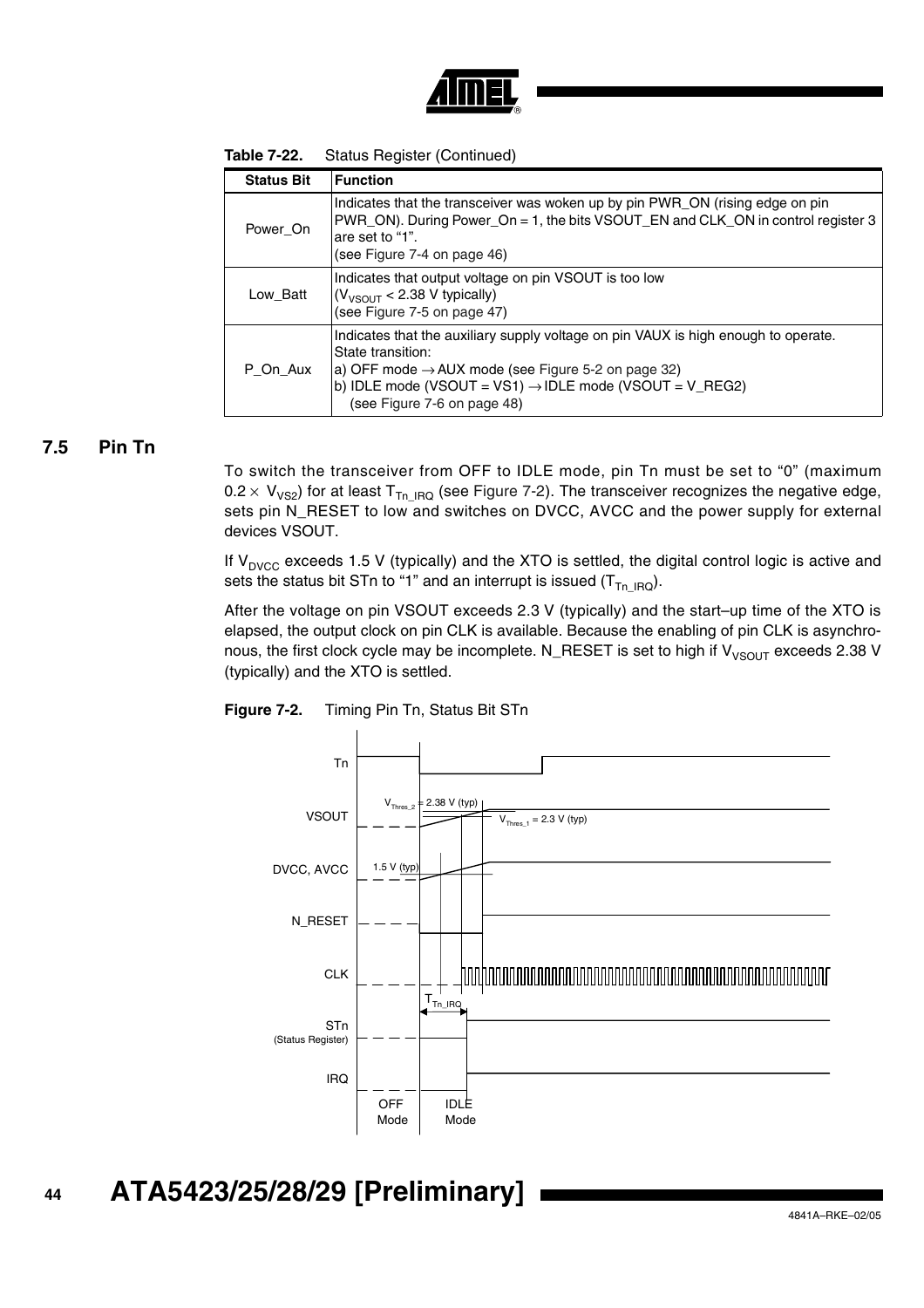**Table 7-22.** Status Register (Continued)

| Status Bit | Function |
|---|---|
| Power_On | Indicates that the transceiver was woken up by pin PWR_ON (rising edge on pin PWR_ON). During Power_On = 1, the bits VSOUT_EN and CLK_ON in control register 3 are set to "1".<br>(see Figure 7-4 on page 46) |
| Low_Batt | Indicates that output voltage on pin VSOUT is too low<br>($V_{VSOUT}$ < 2.38 V typically)<br>(see Figure 7-5 on page 47) |
| P_On_Aux | Indicates that the auxiliary supply voltage on pin VAUX is high enough to operate.<br>State transition:<br>a) OFF mode → AUX mode (see Figure 5-2 on page 32)<br>b) IDLE mode (VSOUT = VS1) → IDLE mode (VSOUT = V_REG2)<br>(see Figure 7-6 on page 48) |

## 7.5 Pin Tn

To switch the transceiver from OFF to IDLE mode, pin Tn must be set to "0" (maximum $0.2 \times V_{VS2}$) for at least $T_{Tn\_IRQ}$ (see Figure 7-2). The transceiver recognizes the negative edge, sets pin N_RESET to low and switches on DVCC, AVCC and the power supply for external devices VSOUT.

If $V_{DVCC}$ exceeds 1.5 V (typically) and the XTO is settled, the digital control logic is active and sets the status bit STn to "1" and an interrupt is issued ($T_{Tn\_IRQ}$).

After the voltage on pin VSOUT exceeds 2.3 V (typically) and the start–up time of the XTO is elapsed, the output clock on pin CLK is available. Because the enabling of pin CLK is asynchronous, the first clock cycle may be incomplete. N_RESET is set to high if $V_{VSOUT}$ exceeds 2.38 V (typically) and the XTO is settled.

**Figure 7-2.** Timing Pin Tn, Status Bit STn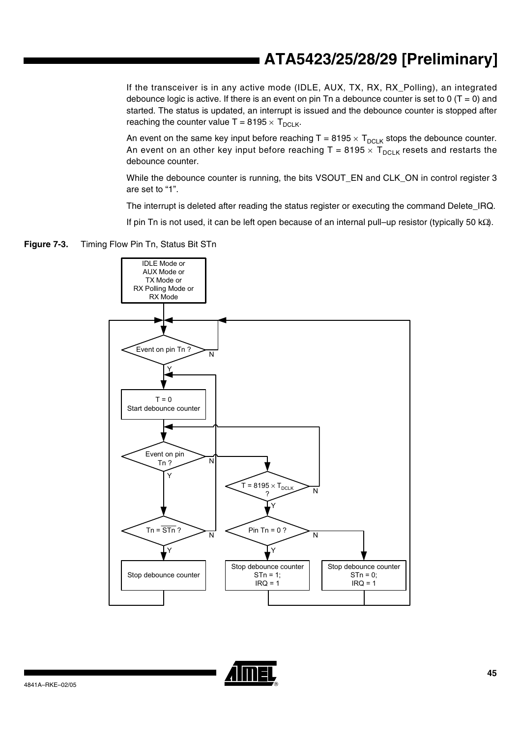If the transceiver is in any active mode (IDLE, AUX, TX, RX, RX_Polling), an integrated debounce logic is active. If there is an event on pin Tn a debounce counter is set to 0 (T = 0) and started. The status is updated, an interrupt is issued and the debounce counter is stopped after reaching the counter value $T = 8195 \times T_{DCLK}$.

An event on the same key input before reaching $T = 8195 \times T_{DCLK}$ stops the debounce counter. An event on an other key input before reaching $T = 8195 \times T_{DCLK}$ resets and restarts the debounce counter.

While the debounce counter is running, the bits VSOUT_EN and CLK_ON in control register 3 are set to "1".

The interrupt is deleted after reading the status register or executing the command Delete_IRQ.

If pin Tn is not used, it can be left open because of an internal pull–up resistor (typically 50 kΩ).

**Figure 7-3.** Timing Flow Pin Tn, Status Bit STn

IDLE Mode or AUX Mode or TX Mode or RX Polling Mode or RX Mode

Event on pin Tn ? — N / Y

T = 0
Start debounce counter

Event on pin Tn ? — N / Y

$T = 8195 \times T_{DCLK}$ ? — N / Y

$Tn = \overline{STn}$ ? — N / Y

Pin Tn = 0 ? — N / Y

Stop debounce counter

Stop debounce counter
STn = 1;
IRQ = 1

Stop debounce counter
STn = 0;
IRQ = 1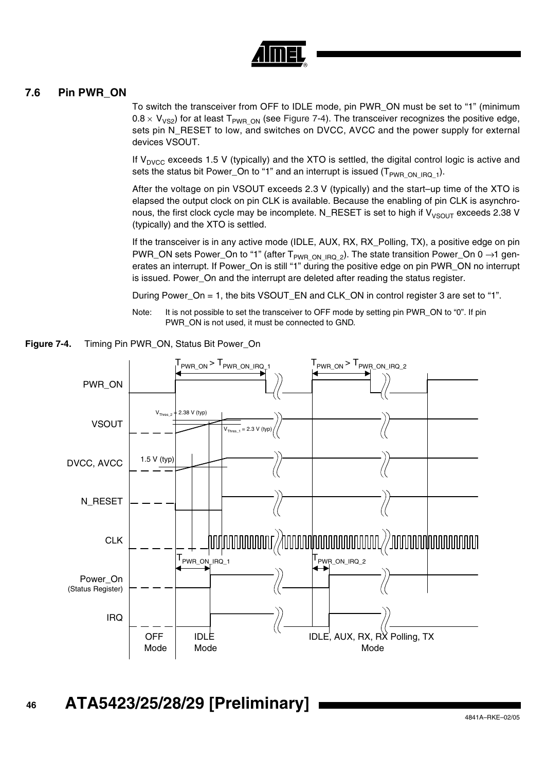## 7.6 Pin PWR_ON

To switch the transceiver from OFF to IDLE mode, pin PWR_ON must be set to "1" (minimum $0.8 \times V_{VS2}$) for at least $T_{PWR\_ON}$ (see Figure 7-4). The transceiver recognizes the positive edge, sets pin N_RESET to low, and switches on DVCC, AVCC and the power supply for external devices VSOUT.

If $V_{DVCC}$ exceeds 1.5 V (typically) and the XTO is settled, the digital control logic is active and sets the status bit Power_On to "1" and an interrupt is issued ($T_{PWR\_ON\_IRQ\_1}$).

After the voltage on pin VSOUT exceeds 2.3 V (typically) and the start–up time of the XTO is elapsed the output clock on pin CLK is available. Because the enabling of pin CLK is asynchronous, the first clock cycle may be incomplete. N_RESET is set to high if $V_{VSOUT}$ exceeds 2.38 V (typically) and the XTO is settled.

If the transceiver is in any active mode (IDLE, AUX, RX, RX_Polling, TX), a positive edge on pin PWR_ON sets Power_On to "1" (after $T_{PWR\_ON\_IRQ\_2}$). The state transition Power_On 0 →1 generates an interrupt. If Power_On is still "1" during the positive edge on pin PWR_ON no interrupt is issued. Power_On and the interrupt are deleted after reading the status register.

During Power_On = 1, the bits VSOUT_EN and CLK_ON in control register 3 are set to "1".

Note: It is not possible to set the transceiver to OFF mode by setting pin PWR_ON to "0". If pin PWR_ON is not used, it must be connected to GND.

**Figure 7-4.** Timing Pin PWR_ON, Status Bit Power_On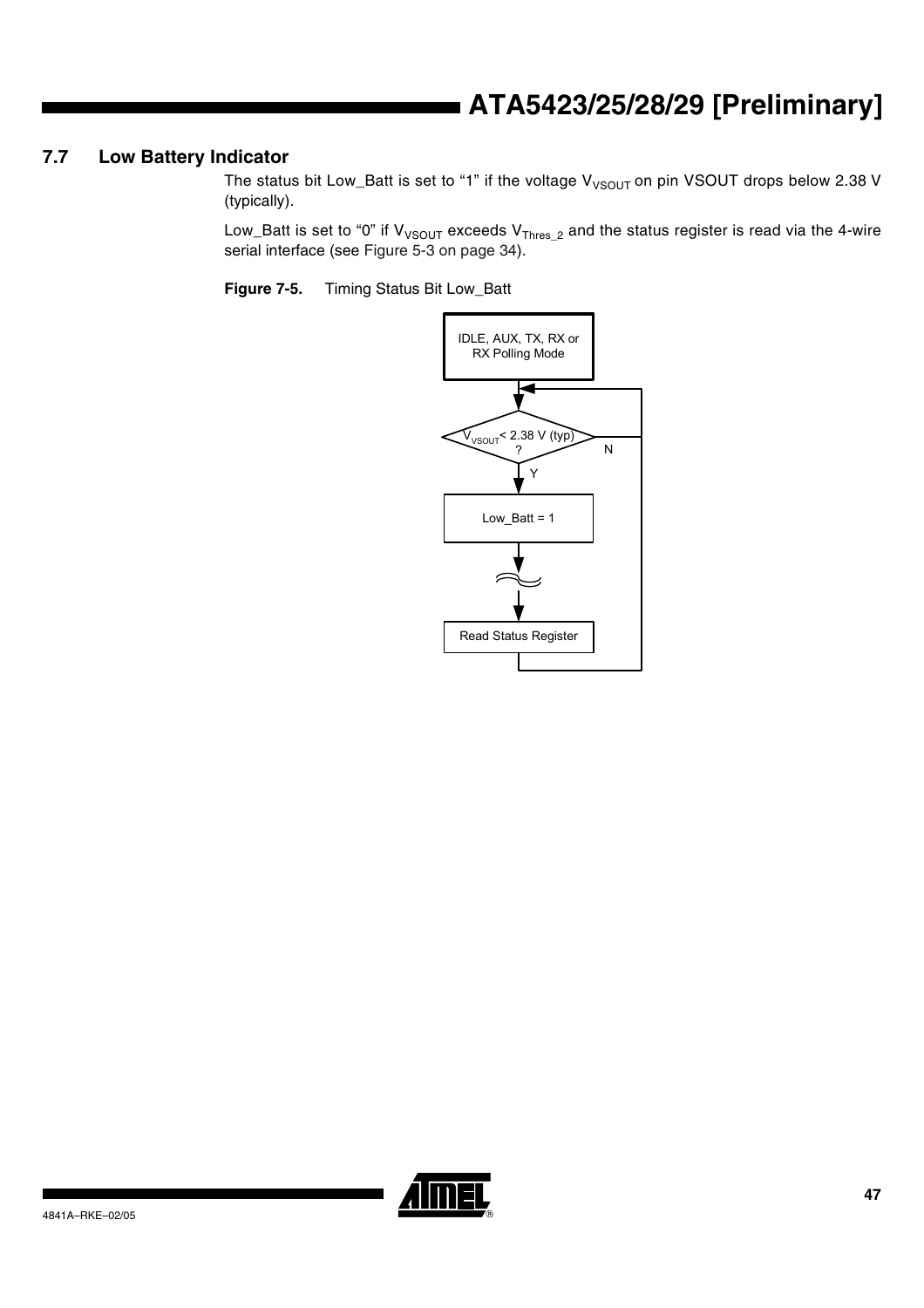## 7.7 Low Battery Indicator

The status bit Low_Batt is set to "1" if the voltage $V_{VSOUT}$ on pin VSOUT drops below 2.38 V (typically).

Low_Batt is set to "0" if $V_{VSOUT}$ exceeds $V_{Thres\_2}$ and the status register is read via the 4-wire serial interface (see Figure 5-3 on page 34).

**Figure 7-5.** Timing Status Bit Low_Batt

IDLE, AUX, TX, RX or RX Polling Mode

$V_{VSOUT}$ < 2.38 V (typ) ?

N

Y

Low_Batt = 1

Read Status Register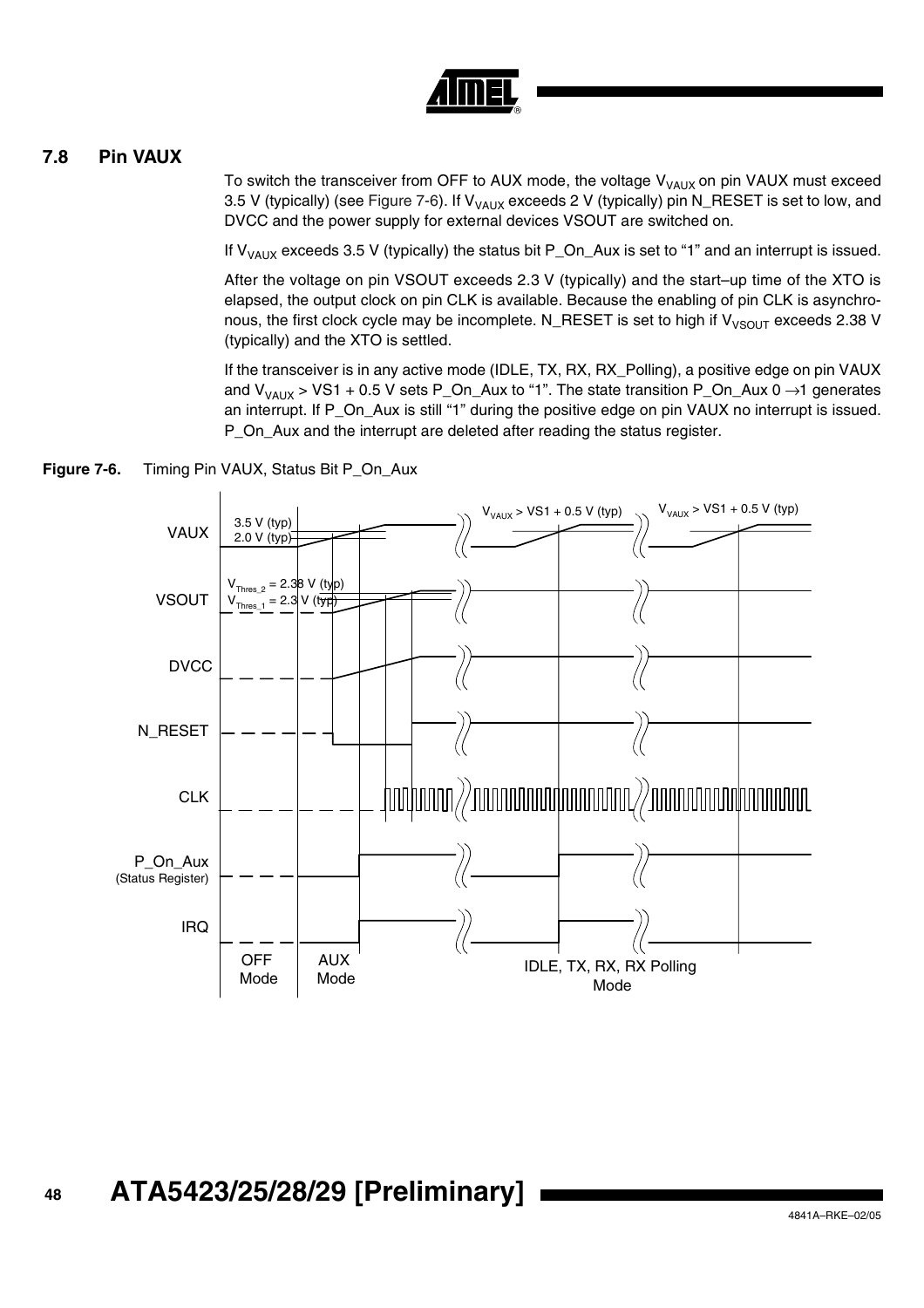## 7.8 Pin VAUX

To switch the transceiver from OFF to AUX mode, the voltage $V_{VAUX}$ on pin VAUX must exceed 3.5 V (typically) (see Figure 7-6). If $V_{VAUX}$ exceeds 2 V (typically) pin N_RESET is set to low, and DVCC and the power supply for external devices VSOUT are switched on.

If $V_{VAUX}$ exceeds 3.5 V (typically) the status bit P_On_Aux is set to "1" and an interrupt is issued.

After the voltage on pin VSOUT exceeds 2.3 V (typically) and the start–up time of the XTO is elapsed, the output clock on pin CLK is available. Because the enabling of pin CLK is asynchronous, the first clock cycle may be incomplete. N_RESET is set to high if $V_{VSOUT}$ exceeds 2.38 V (typically) and the XTO is settled.

If the transceiver is in any active mode (IDLE, TX, RX, RX_Polling), a positive edge on pin VAUX and $V_{VAUX}$ > VS1 + 0.5 V sets P_On_Aux to "1". The state transition P_On_Aux 0 →1 generates an interrupt. If P_On_Aux is still "1" during the positive edge on pin VAUX no interrupt is issued. P_On_Aux and the interrupt are deleted after reading the status register.

**Figure 7-6.** Timing Pin VAUX, Status Bit P_On_Aux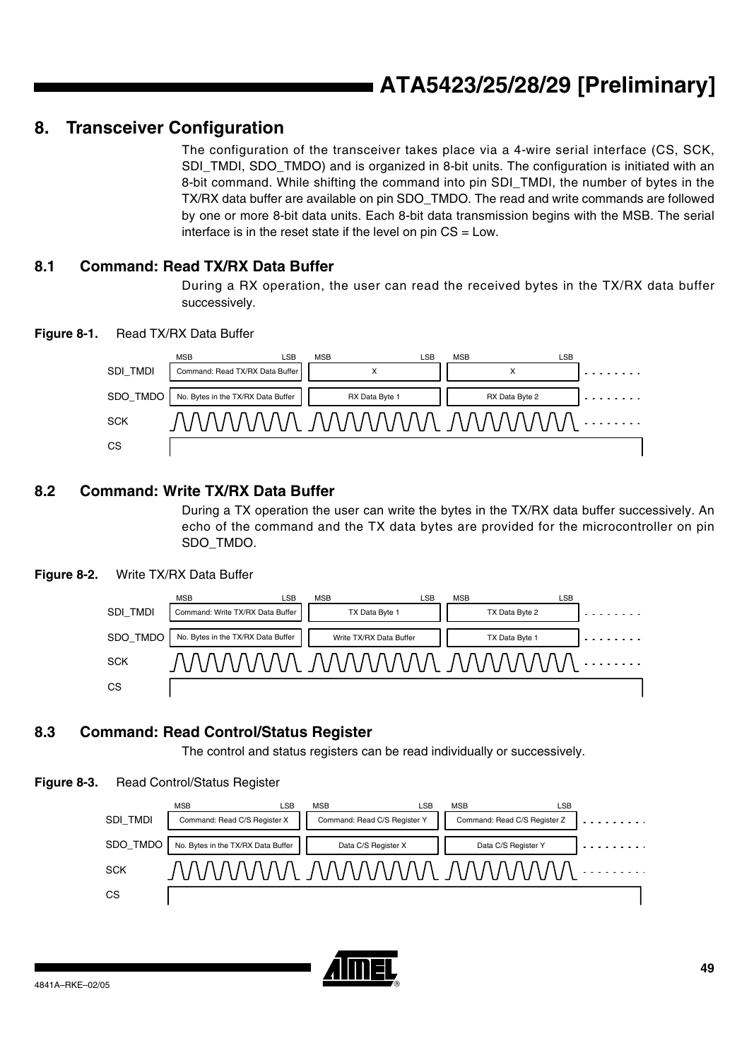# 8. Transceiver Configuration

The configuration of the transceiver takes place via a 4-wire serial interface (CS, SCK, SDI_TMDI, SDO_TMDO) and is organized in 8-bit units. The configuration is initiated with an 8-bit command. While shifting the command into pin SDI_TMDI, the number of bytes in the TX/RX data buffer are available on pin SDO_TMDO. The read and write commands are followed by one or more 8-bit data units. Each 8-bit data transmission begins with the MSB. The serial interface is in the reset state if the level on pin CS = Low.

## 8.1 Command: Read TX/RX Data Buffer

During a RX operation, the user can read the received bytes in the TX/RX data buffer successively.

**Figure 8-1.** Read TX/RX Data Buffer

| Signal | MSB … LSB | MSB … LSB | MSB … LSB | |
|---|---|---|---|---|
| SDI_TMDI | Command: Read TX/RX Data Buffer | X | X | ........ |
| SDO_TMDO | No. Bytes in the TX/RX Data Buffer | RX Data Byte 1 | RX Data Byte 2 | ........ |
| SCK | | | | ........ |
| CS | | | | |

## 8.2 Command: Write TX/RX Data Buffer

During a TX operation the user can write the bytes in the TX/RX data buffer successively. An echo of the command and the TX data bytes are provided for the microcontroller on pin SDO_TMDO.

**Figure 8-2.** Write TX/RX Data Buffer

| Signal | MSB … LSB | MSB … LSB | MSB … LSB | |
|---|---|---|---|---|
| SDI_TMDI | Command: Write TX/RX Data Buffer | TX Data Byte 1 | TX Data Byte 2 | ........ |
| SDO_TMDO | No. Bytes in the TX/RX Data Buffer | Write TX/RX Data Buffer | TX Data Byte 1 | ........ |
| SCK | | | | ........ |
| CS | | | | |

## 8.3 Command: Read Control/Status Register

The control and status registers can be read individually or successively.

**Figure 8-3.** Read Control/Status Register

| Signal | MSB … LSB | MSB … LSB | MSB … LSB | |
|---|---|---|---|---|
| SDI_TMDI | Command: Read C/S Register X | Command: Read C/S Register Y | Command: Read C/S Register Z | ........ |
| SDO_TMDO | No. Bytes in the TX/RX Data Buffer | Data C/S Register X | Data C/S Register Y | ........ |
| SCK | | | | ........ |
| CS | | | | |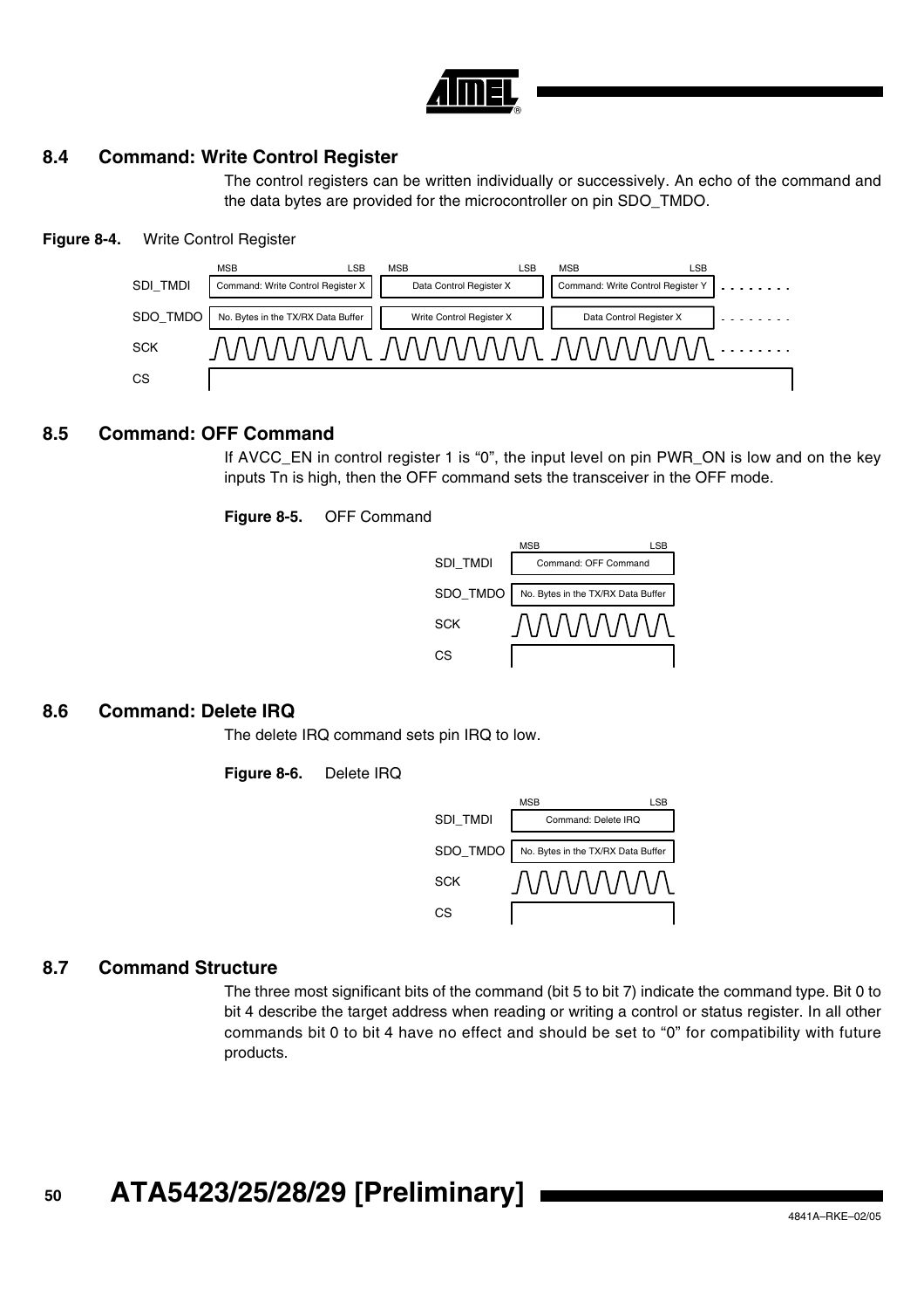## 8.4 Command: Write Control Register

The control registers can be written individually or successively. An echo of the command and the data bytes are provided for the microcontroller on pin SDO_TMDO.

**Figure 8-4.** Write Control Register

| | MSB ... LSB | MSB ... LSB | MSB ... LSB | |
|---|---|---|---|---|
| SDI_TMDI | Command: Write Control Register X | Data Control Register X | Command: Write Control Register Y | ........ |
| SDO_TMDO | No. Bytes in the TX/RX Data Buffer | Write Control Register X | Data Control Register X | ........ |
| SCK | | | | |
| CS | | | | |

## 8.5 Command: OFF Command

If AVCC_EN in control register 1 is "0", the input level on pin PWR_ON is low and on the key inputs Tn is high, then the OFF command sets the transceiver in the OFF mode.

**Figure 8-5.** OFF Command

| | MSB ... LSB |
|---|---|
| SDI_TMDI | Command: OFF Command |
| SDO_TMDO | No. Bytes in the TX/RX Data Buffer |
| SCK | |
| CS | |

## 8.6 Command: Delete IRQ

The delete IRQ command sets pin IRQ to low.

**Figure 8-6.** Delete IRQ

| | MSB ... LSB |
|---|---|
| SDI_TMDI | Command: Delete IRQ |
| SDO_TMDO | No. Bytes in the TX/RX Data Buffer |
| SCK | |
| CS | |

## 8.7 Command Structure

The three most significant bits of the command (bit 5 to bit 7) indicate the command type. Bit 0 to bit 4 describe the target address when reading or writing a control or status register. In all other commands bit 0 to bit 4 have no effect and should be set to "0" for compatibility with future products.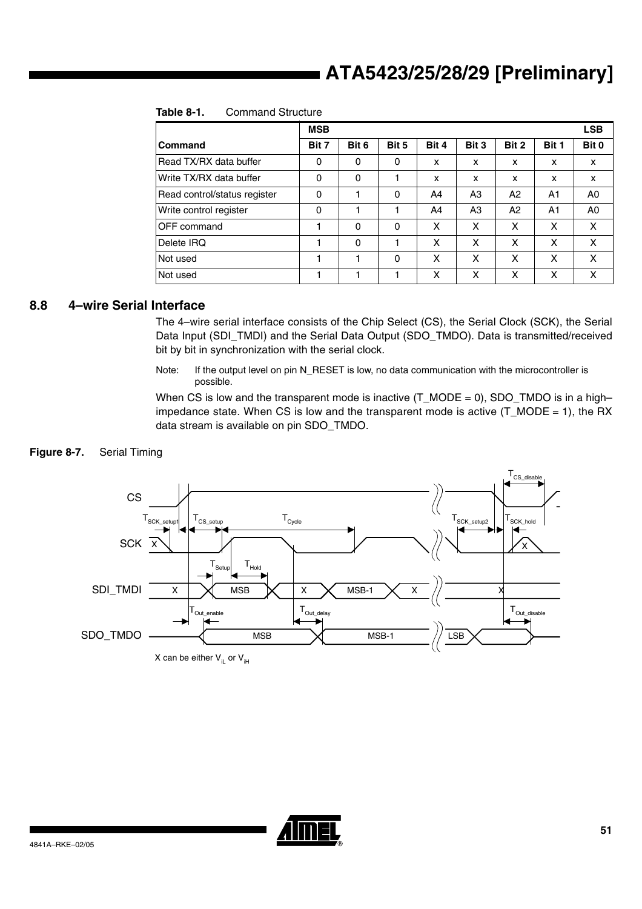**Table 8-1.** Command Structure

| | MSB | | | | | | | LSB |
|---|---|---|---|---|---|---|---|---|
| **Command** | **Bit 7** | **Bit 6** | **Bit 5** | **Bit 4** | **Bit 3** | **Bit 2** | **Bit 1** | **Bit 0** |
| Read TX/RX data buffer | 0 | 0 | 0 | x | x | x | x | x |
| Write TX/RX data buffer | 0 | 0 | 1 | x | x | x | x | x |
| Read control/status register | 0 | 1 | 0 | A4 | A3 | A2 | A1 | A0 |
| Write control register | 0 | 1 | 1 | A4 | A3 | A2 | A1 | A0 |
| OFF command | 1 | 0 | 0 | X | X | X | X | X |
| Delete IRQ | 1 | 0 | 1 | X | X | X | X | X |
| Not used | 1 | 1 | 0 | X | X | X | X | X |
| Not used | 1 | 1 | 1 | X | X | X | X | X |

## 8.8 4–wire Serial Interface

The 4–wire serial interface consists of the Chip Select (CS), the Serial Clock (SCK), the Serial Data Input (SDI_TMDI) and the Serial Data Output (SDO_TMDO). Data is transmitted/received bit by bit in synchronization with the serial clock.

Note: If the output level on pin N_RESET is low, no data communication with the microcontroller is possible.

When CS is low and the transparent mode is inactive (T_MODE = 0), SDO_TMDO is in a high–impedance state. When CS is low and the transparent mode is active (T_MODE = 1), the RX data stream is available on pin SDO_TMDO.

**Figure 8-7.** Serial Timing

X can be either $V_{iL}$ or $V_{iH}$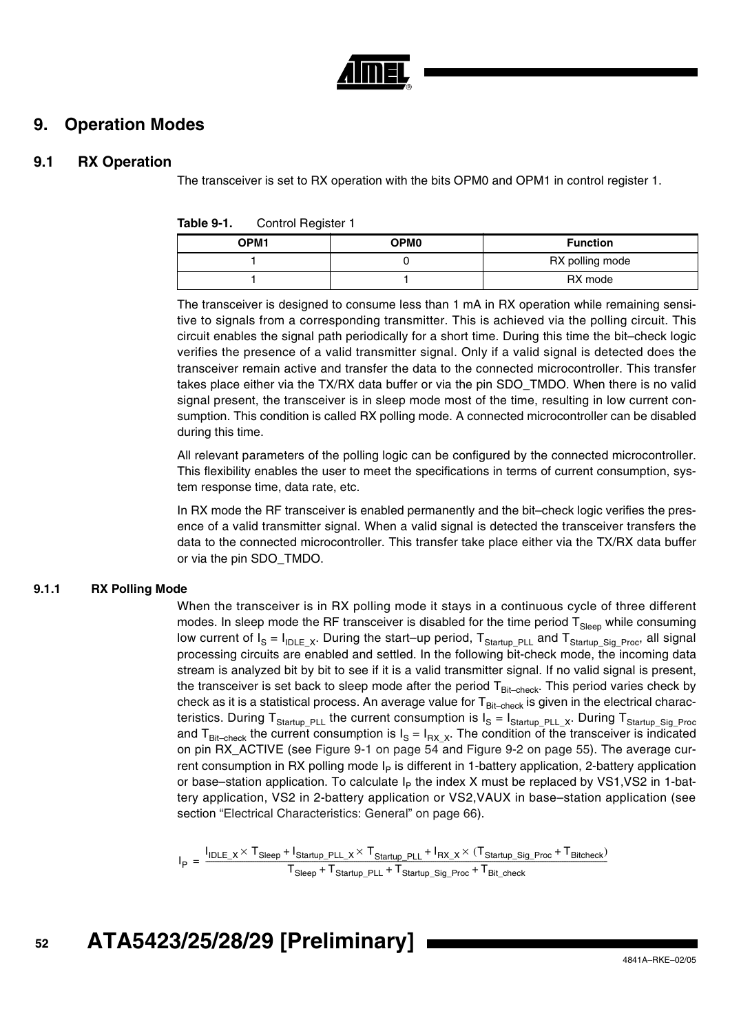# 9. Operation Modes

## 9.1 RX Operation

The transceiver is set to RX operation with the bits OPM0 and OPM1 in control register 1.

**Table 9-1.** Control Register 1

| OPM1 | OPM0 | Function |
|---|---|---|
| 1 | 0 | RX polling mode |
| 1 | 1 | RX mode |

The transceiver is designed to consume less than 1 mA in RX operation while remaining sensitive to signals from a corresponding transmitter. This is achieved via the polling circuit. This circuit enables the signal path periodically for a short time. During this time the bit–check logic verifies the presence of a valid transmitter signal. Only if a valid signal is detected does the transceiver remain active and transfer the data to the connected microcontroller. This transfer takes place either via the TX/RX data buffer or via the pin SDO_TMDO. When there is no valid signal present, the transceiver is in sleep mode most of the time, resulting in low current consumption. This condition is called RX polling mode. A connected microcontroller can be disabled during this time.

All relevant parameters of the polling logic can be configured by the connected microcontroller. This flexibility enables the user to meet the specifications in terms of current consumption, system response time, data rate, etc.

In RX mode the RF transceiver is enabled permanently and the bit–check logic verifies the presence of a valid transmitter signal. When a valid signal is detected the transceiver transfers the data to the connected microcontroller. This transfer take place either via the TX/RX data buffer or via the pin SDO_TMDO.

### 9.1.1 RX Polling Mode

When the transceiver is in RX polling mode it stays in a continuous cycle of three different modes. In sleep mode the RF transceiver is disabled for the time period $T_{Sleep}$ while consuming low current of $I_S = I_{IDLE\_X}$. During the start–up period, $T_{Startup\_PLL}$ and $T_{Startup\_Sig\_Proc}$, all signal processing circuits are enabled and settled. In the following bit-check mode, the incoming data stream is analyzed bit by bit to see if it is a valid transmitter signal. If no valid signal is present, the transceiver is set back to sleep mode after the period $T_{Bit–check}$. This period varies check by check as it is a statistical process. An average value for $T_{Bit–check}$ is given in the electrical characteristics. During $T_{Startup\_PLL}$ the current consumption is $I_S = I_{Startup\_PLL\_X}$. During $T_{Startup\_Sig\_Proc}$ and $T_{Bit–check}$ the current consumption is $I_S = I_{RX\_X}$. The condition of the transceiver is indicated on pin RX_ACTIVE (see Figure 9-1 on page 54 and Figure 9-2 on page 55). The average current consumption in RX polling mode $I_P$ is different in 1-battery application, 2-battery application or base–station application. To calculate $I_P$ the index X must be replaced by VS1,VS2 in 1-battery application, VS2 in 2-battery application or VS2,VAUX in base–station application (see section "Electrical Characteristics: General" on page 66).

$$I_P = \frac{I_{IDLE\_X} \times T_{Sleep} + I_{Startup\_PLL\_X} \times T_{Startup\_PLL} + I_{RX\_X} \times (T_{Startup\_Sig\_Proc} + T_{Bitcheck})}{T_{Sleep} + T_{Startup\_PLL} + T_{Startup\_Sig\_Proc} + T_{Bit\_check}}$$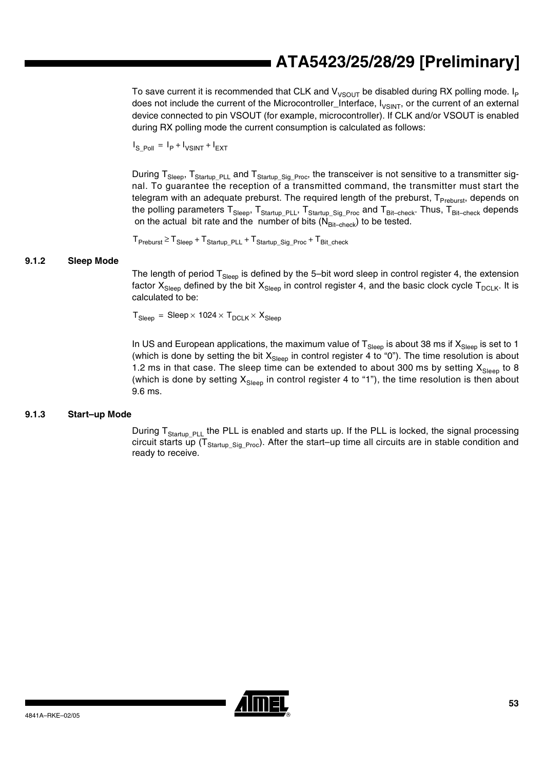To save current it is recommended that CLK and $V_{VSOUT}$ be disabled during RX polling mode. $I_P$ does not include the current of the Microcontroller_Interface, $I_{VSINT}$, or the current of an external device connected to pin VSOUT (for example, microcontroller). If CLK and/or VSOUT is enabled during RX polling mode the current consumption is calculated as follows:

$$I_{S\_Poll} = I_P + I_{VSINT} + I_{EXT}$$

During $T_{Sleep}$, $T_{Startup\_PLL}$ and $T_{Startup\_Sig\_Proc}$, the transceiver is not sensitive to a transmitter signal. To guarantee the reception of a transmitted command, the transmitter must start the telegram with an adequate preburst. The required length of the preburst, $T_{Preburst}$, depends on the polling parameters $T_{Sleep}$, $T_{Startup\_PLL}$, $T_{Startup\_Sig\_Proc}$ and $T_{Bit–check}$. Thus, $T_{Bit–check}$ depends on the actual bit rate and the number of bits ($N_{Bit–check}$) to be tested.

$$T_{Preburst} \geq T_{Sleep} + T_{Startup\_PLL} + T_{Startup\_Sig\_Proc} + T_{Bit\_check}$$

### 9.1.2 Sleep Mode

The length of period $T_{Sleep}$ is defined by the 5–bit word sleep in control register 4, the extension factor $X_{Sleep}$ defined by the bit $X_{Sleep}$ in control register 4, and the basic clock cycle $T_{DCLK}$. It is calculated to be:

$$T_{Sleep} = Sleep \times 1024 \times T_{DCLK} \times X_{Sleep}$$

In US and European applications, the maximum value of $T_{Sleep}$ is about 38 ms if $X_{Sleep}$ is set to 1 (which is done by setting the bit $X_{Sleep}$ in control register 4 to “0”). The time resolution is about 1.2 ms in that case. The sleep time can be extended to about 300 ms by setting $X_{Sleep}$ to 8 (which is done by setting $X_{Sleep}$ in control register 4 to “1”), the time resolution is then about 9.6 ms.

### 9.1.3 Start–up Mode

During $T_{Startup\_PLL}$ the PLL is enabled and starts up. If the PLL is locked, the signal processing circuit starts up ($T_{Startup\_Sig\_Proc}$). After the start–up time all circuits are in stable condition and ready to receive.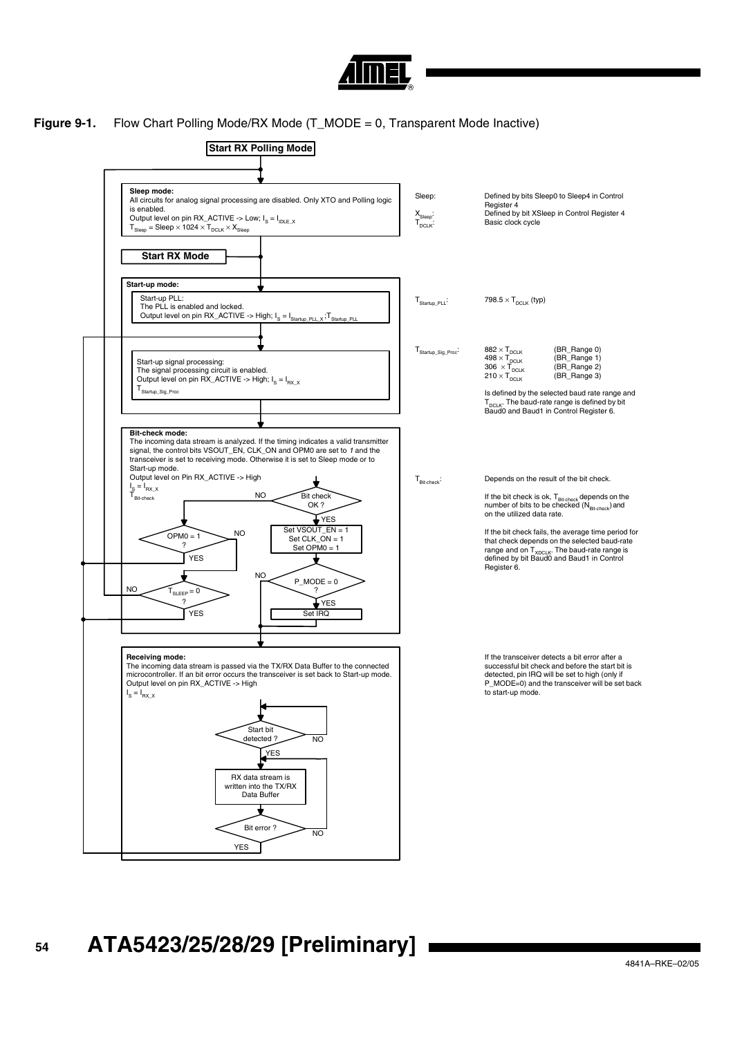**Figure 9-1.** Flow Chart Polling Mode/RX Mode (T_MODE = 0, Transparent Mode Inactive)

**Start RX Polling Mode**

**Sleep mode:**
All circuits for analog signal processing are disabled. Only XTO and Polling logic is enabled.
Output level on pin RX_ACTIVE -> Low; $I_S = I_{IDLE\_X}$
$T_{Sleep} = Sleep \times 1024 \times T_{DCLK} \times X_{Sleep}$

Sleep: Defined by bits Sleep0 to Sleep4 in Control Register 4
$X_{Sleep}$: Defined by bit XSleep in Control Register 4
$T_{DCLK}$: Basic clock cycle

**Start RX Mode**

**Start-up mode:**

Start-up PLL:
The PLL is enabled and locked.
Output level on pin RX_ACTIVE -> High; $I_S = I_{Startup\_PLL\_X}$ ; $T_{Startup\_PLL}$

$T_{Startup\_PLL}$: $798.5 \times T_{DCLK}$ (typ)

Start-up signal processing:
The signal processing circuit is enabled.
Output level on pin RX_ACTIVE -> High; $I_S = I_{RX\_X}$
$T_{Startup\_Sig\_Proc}$

$T_{Startup\_Sig\_Proc}$:
$882 \times T_{DCLK}$ (BR_Range 0)
$498 \times T_{DCLK}$ (BR_Range 1)
$306 \times T_{DCLK}$ (BR_Range 2)
$210 \times T_{DCLK}$ (BR_Range 3)

Is defined by the selected baud rate range and $T_{DCLK}$. The baud-rate range is defined by bit Baud0 and Baud1 in Control Register 6.

**Bit-check mode:**
The incoming data stream is analyzed. If the timing indicates a valid transmitter signal, the control bits VSOUT_EN, CLK_ON and OPM0 are set to *1* and the transceiver is set to receiving mode. Otherwise it is set to Sleep mode or to Start-up mode.
Output level on Pin RX_ACTIVE -> High
$I_S = I_{RX\_X}$
$T_{Bit\text{-}check}$

- Bit check OK ?
  - YES: Set VSOUT_EN = 1, Set CLK_ON = 1, Set OPM0 = 1 → P_MODE = 0 ?
    - YES: Set IRQ → Receiving mode
    - NO: → Receiving mode
  - NO: OPM0 = 1 ?
    - YES: → Start-up signal processing
    - NO: $T_{SLEEP} = 0$ ?
      - YES: → Start-up signal processing
      - NO: → Sleep mode

$T_{Bit\text{-}check}$: Depends on the result of the bit check.

If the bit check is ok, $T_{Bit\text{-}check}$ depends on the number of bits to be checked ($N_{Bit\text{-}check}$) and on the utilized data rate.

If the bit check fails, the average time period for that check depends on the selected baud-rate range and on $T_{XDCLK}$. The baud-rate range is defined by bit Baud0 and Baud1 in Control Register 6.

**Receiving mode:**
The incoming data stream is passed via the TX/RX Data Buffer to the connected microcontroller. If an bit error occurs the transceiver is set back to Start-up mode.
Output level on pin RX_ACTIVE -> High
$I_S = I_{RX\_X}$

- Start bit detected ?
  - NO: → Start bit detected ?
  - YES: RX data stream is written into the TX/RX Data Buffer → Bit error ?
    - NO: → RX data stream is written into the TX/RX Data Buffer
    - YES: → Start-up signal processing

If the transceiver detects a bit error after a successful bit check and before the start bit is detected, pin IRQ will be set to high (only if P_MODE=0) and the transceiver will be set back to start-up mode.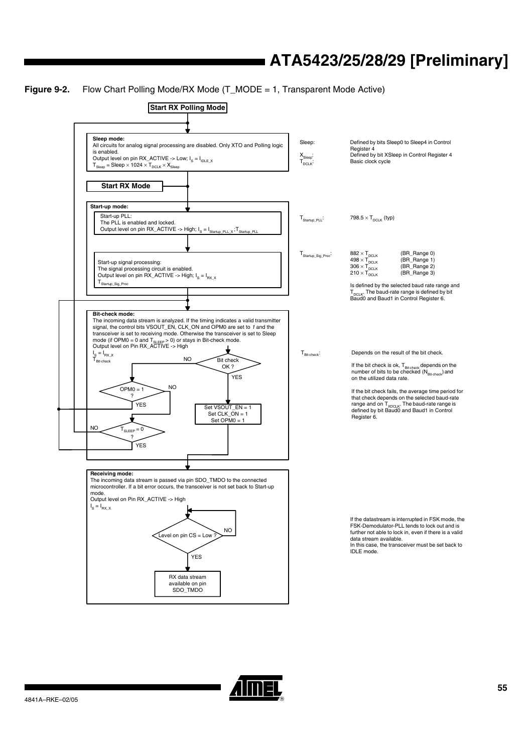**Figure 9-2.** Flow Chart Polling Mode/RX Mode (T_MODE = 1, Transparent Mode Active)

**Start RX Polling Mode**

**Sleep mode:**
All circuits for analog signal processing are disabled. Only XTO and Polling logic is enabled.
Output level on pin RX_ACTIVE -> Low; $I_S = I_{IDLE\_X}$
$T_{Sleep} = Sleep \times 1024 \times T_{DCLK} \times X_{Sleep}$

Sleep: Defined by bits Sleep0 to Sleep4 in Control Register 4
$X_{Sleep}$: Defined by bit XSleep in Control Register 4
$T_{DCLK}$: Basic clock cycle

**Start RX Mode**

**Start-up mode:**

Start-up PLL:
The PLL is enabled and locked.
Output level on pin RX_ACTIVE -> High; $I_S = I_{Startup\_PLL\_X}$; $T_{Startup\_PLL}$

$T_{Startup\_PLL}$: $798.5 \times T_{DCLK}$ (typ)

Start-up signal processing:
The signal processing circuit is enabled.
Output level on pin RX_ACTIVE -> High; $I_S = I_{RX\_X}$
$T_{Startup\_Sig\_Proc}$

$T_{Startup\_Sig\_Proc}$:

| | |
|---|---|
| $882 \times T_{DCLK}$ | (BR_Range 0) |
| $498 \times T_{DCLK}$ | (BR_Range 1) |
| $306 \times T_{DCLK}$ | (BR_Range 2) |
| $210 \times T_{DCLK}$ | (BR_Range 3) |

Is defined by the selected baud rate range and $T_{DCLK}$. The baud-rate range is defined by bit Baud0 and Baud1 in Control Register 6.

**Bit-check mode:**
The incoming data stream is analyzed. If the timing indicates a valid transmitter signal, the control bits VSOUT_EN, CLK_ON and OPM0 are set to *1* and the transceiver is set to receiving mode. Otherwise the transceiver is set to Sleep mode (if OPM0 = 0 and $T_{SLEEP} > 0$) or stays in Bit-check mode.
Output level on Pin RX_ACTIVE -> High
$I_S = I_{RX\_X}$
$T_{Bit\text{-}check}$

Bit check OK? — YES: Set VSOUT_EN = 1, Set CLK_ON = 1, Set OPM0 = 1 → Receiving mode; NO: OPM0 = 1?
OPM0 = 1? — YES: $T_{SLEEP} = 0$?; NO: stay in Bit-check mode
$T_{SLEEP} = 0$? — YES: Bit-check mode; NO: Sleep mode

$T_{Bit\text{-}check}$: Depends on the result of the bit check.

If the bit check is ok, $T_{Bit\text{-}check}$ depends on the number of bits to be checked ($N_{Bit\text{-}check}$) and on the utilized data rate.

If the bit check fails, the average time period for that check depends on the selected baud-rate range and on $T_{XDCLK}$. The baud-rate range is defined by bit Baud0 and Baud1 in Control Register 6.

**Receiving mode:**
The incoming data stream is passed via pin SDO_TMDO to the connected microcontroller. If a bit error occurs, the transceiver is not set back to Start-up mode.
Output level on Pin RX_ACTIVE -> High
$I_S = I_{RX\_X}$

Level on pin CS = Low? — NO: repeat; YES: RX data stream available on pin SDO_TMDO

If the datastream is interrupted in FSK mode, the FSK-Demodulator-PLL tends to lock out and is further not able to lock in, even if there is a valid data stream available.
In this case, the transceiver must be set back to IDLE mode.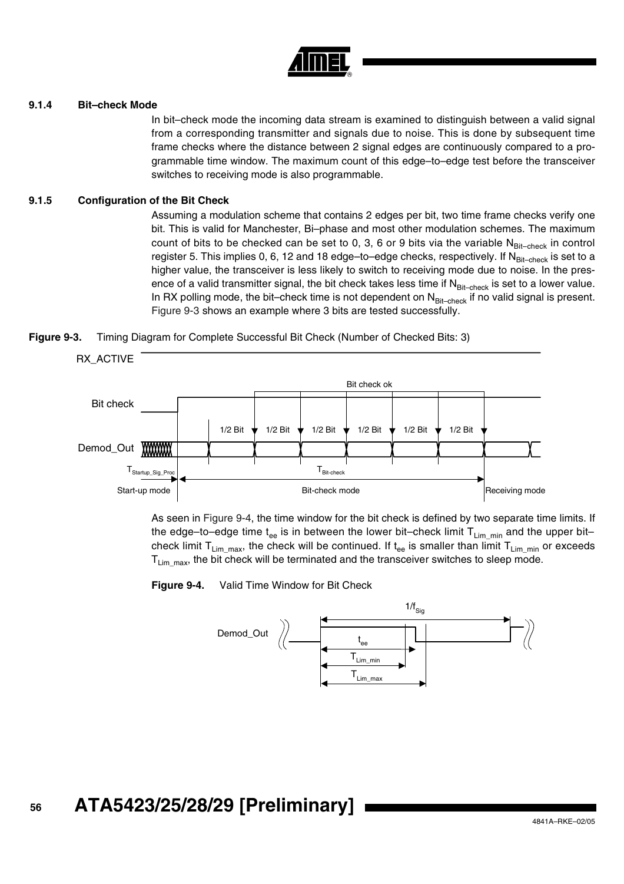### 9.1.4 Bit–check Mode

In bit–check mode the incoming data stream is examined to distinguish between a valid signal from a corresponding transmitter and signals due to noise. This is done by subsequent time frame checks where the distance between 2 signal edges are continuously compared to a programmable time window. The maximum count of this edge–to–edge test before the transceiver switches to receiving mode is also programmable.

### 9.1.5 Configuration of the Bit Check

Assuming a modulation scheme that contains 2 edges per bit, two time frame checks verify one bit. This is valid for Manchester, Bi–phase and most other modulation schemes. The maximum count of bits to be checked can be set to 0, 3, 6 or 9 bits via the variable $N_{Bit–check}$ in control register 5. This implies 0, 6, 12 and 18 edge–to–edge checks, respectively. If $N_{Bit–check}$ is set to a higher value, the transceiver is less likely to switch to receiving mode due to noise. In the presence of a valid transmitter signal, the bit check takes less time if $N_{Bit–check}$ is set to a lower value. In RX polling mode, the bit–check time is not dependent on $N_{Bit–check}$ if no valid signal is present. Figure 9-3 shows an example where 3 bits are tested successfully.

**Figure 9-3.** Timing Diagram for Complete Successful Bit Check (Number of Checked Bits: 3)

As seen in Figure 9-4, the time window for the bit check is defined by two separate time limits. If the edge–to–edge time $t_{ee}$ is in between the lower bit–check limit $T_{Lim\_min}$ and the upper bit–check limit $T_{Lim\_max}$, the check will be continued. If $t_{ee}$ is smaller than limit $T_{Lim\_min}$ or exceeds $T_{Lim\_max}$, the bit check will be terminated and the transceiver switches to sleep mode.

**Figure 9-4.** Valid Time Window for Bit Check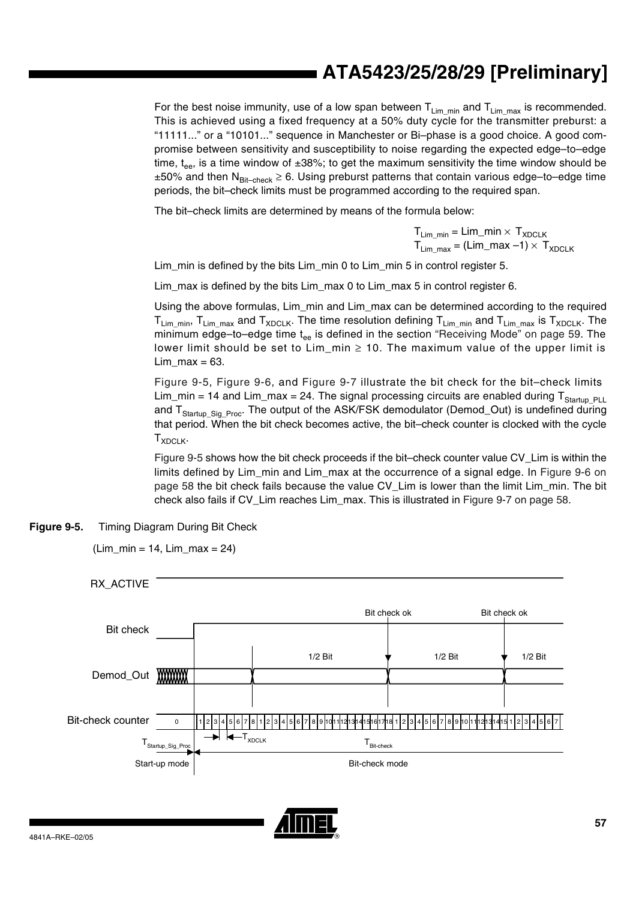For the best noise immunity, use of a low span between $T_{Lim\_min}$ and $T_{Lim\_max}$ is recommended. This is achieved using a fixed frequency at a 50% duty cycle for the transmitter preburst: a "11111..." or a "10101..." sequence in Manchester or Bi–phase is a good choice. A good compromise between sensitivity and susceptibility to noise regarding the expected edge–to–edge time, $t_{ee}$, is a time window of ±38%; to get the maximum sensitivity the time window should be ±50% and then $N_{Bit-check} \geq 6$. Using preburst patterns that contain various edge–to–edge time periods, the bit–check limits must be programmed according to the required span.

The bit–check limits are determined by means of the formula below:

$$T_{Lim\_min} = Lim\_min \times T_{XDCLK}$$
$$T_{Lim\_max} = (Lim\_max - 1) \times T_{XDCLK}$$

Lim_min is defined by the bits Lim_min 0 to Lim_min 5 in control register 5.

Lim_max is defined by the bits Lim_max 0 to Lim_max 5 in control register 6.

Using the above formulas, Lim_min and Lim_max can be determined according to the required $T_{Lim\_min}$, $T_{Lim\_max}$ and $T_{XDCLK}$. The time resolution defining $T_{Lim\_min}$ and $T_{Lim\_max}$ is $T_{XDCLK}$. The minimum edge–to–edge time $t_{ee}$ is defined in the section "Receiving Mode" on page 59. The lower limit should be set to Lim_min ≥ 10. The maximum value of the upper limit is Lim_max = 63.

Figure 9-5, Figure 9-6, and Figure 9-7 illustrate the bit check for the bit–check limits Lim_min = 14 and Lim_max = 24. The signal processing circuits are enabled during $T_{Startup\_PLL}$ and $T_{Startup\_Sig\_Proc}$. The output of the ASK/FSK demodulator (Demod_Out) is undefined during that period. When the bit check becomes active, the bit–check counter is clocked with the cycle $T_{XDCLK}$.

Figure 9-5 shows how the bit check proceeds if the bit–check counter value CV_Lim is within the limits defined by Lim_min and Lim_max at the occurrence of a signal edge. In Figure 9-6 on page 58 the bit check fails because the value CV_Lim is lower than the limit Lim_min. The bit check also fails if CV_Lim reaches Lim_max. This is illustrated in Figure 9-7 on page 58.

**Figure 9-5.** Timing Diagram During Bit Check

(Lim_min = 14, Lim_max = 24)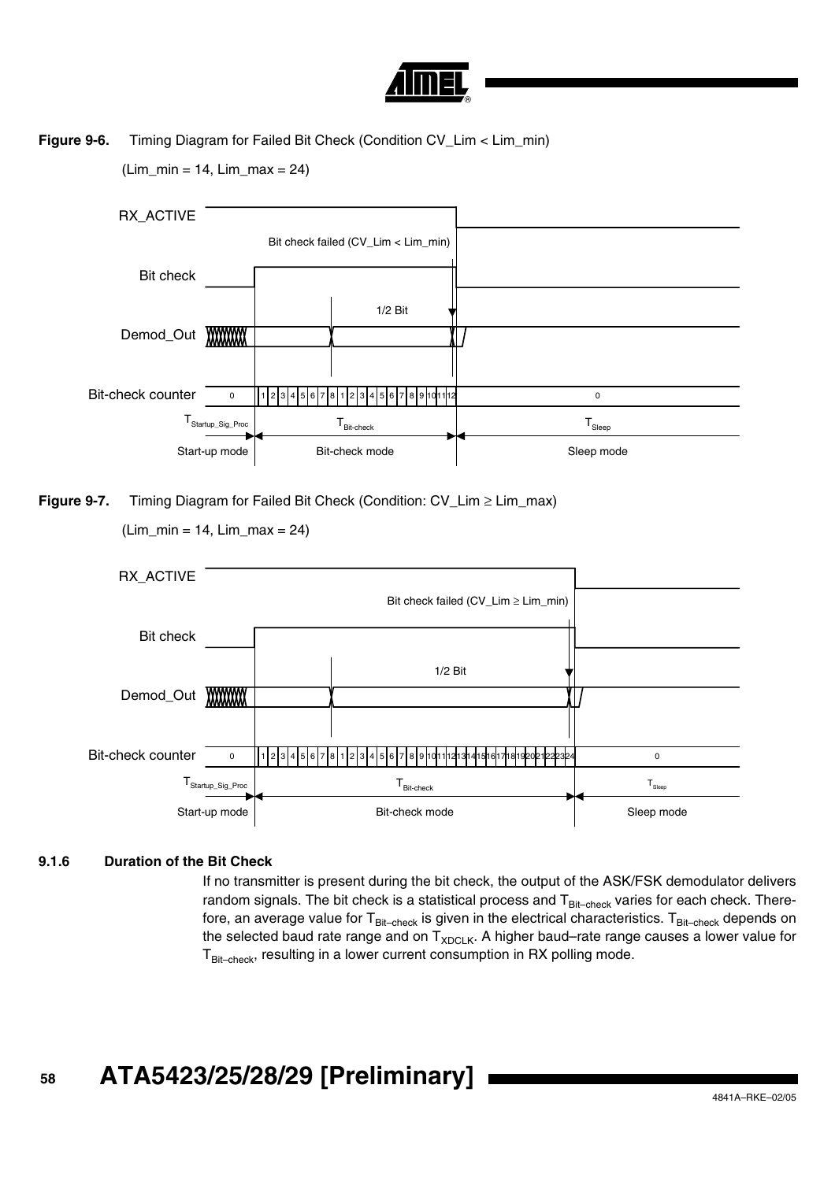**Figure 9-6.** Timing Diagram for Failed Bit Check (Condition CV_Lim < Lim_min)

(Lim_min = 14, Lim_max = 24)

**Figure 9-7.** Timing Diagram for Failed Bit Check (Condition: CV_Lim ≥ Lim_max)

(Lim_min = 14, Lim_max = 24)

### 9.1.6 Duration of the Bit Check

If no transmitter is present during the bit check, the output of the ASK/FSK demodulator delivers random signals. The bit check is a statistical process and $T_{Bit–check}$ varies for each check. Therefore, an average value for $T_{Bit–check}$ is given in the electrical characteristics. $T_{Bit–check}$ depends on the selected baud rate range and on $T_{XDCLK}$. A higher baud–rate range causes a lower value for $T_{Bit–check}$, resulting in a lower current consumption in RX polling mode.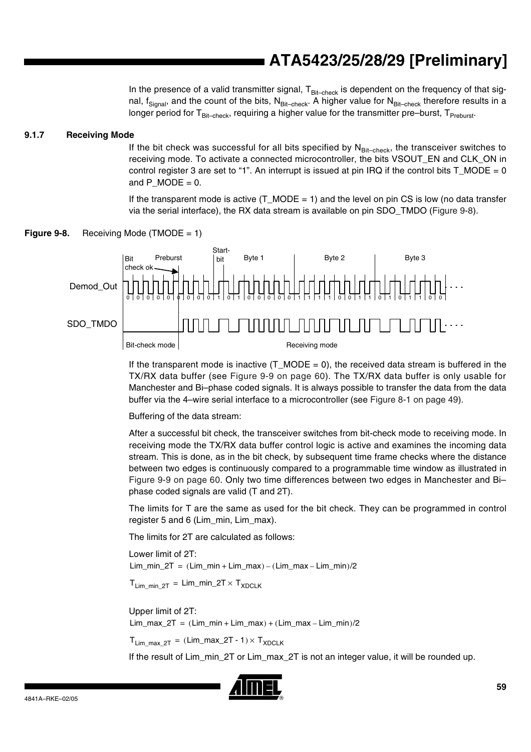In the presence of a valid transmitter signal, $T_{Bit\text{–}check}$ is dependent on the frequency of that signal, $f_{Signal}$, and the count of the bits, $N_{Bit\text{–}check}$. A higher value for $N_{Bit\text{–}check}$ therefore results in a longer period for $T_{Bit\text{–}check}$, requiring a higher value for the transmitter pre–burst, $T_{Preburst}$.

### 9.1.7 Receiving Mode

If the bit check was successful for all bits specified by $N_{Bit\text{–}check}$, the transceiver switches to receiving mode. To activate a connected microcontroller, the bits VSOUT_EN and CLK_ON in control register 3 are set to "1". An interrupt is issued at pin IRQ if the control bits T_MODE = 0 and P_MODE = 0.

If the transparent mode is active (T_MODE = 1) and the level on pin CS is low (no data transfer via the serial interface), the RX data stream is available on pin SDO_TMDO (Figure 9-8).

**Figure 9-8.** Receiving Mode (TMODE = 1)

If the transparent mode is inactive (T_MODE = 0), the received data stream is buffered in the TX/RX data buffer (see Figure 9-9 on page 60). The TX/RX data buffer is only usable for Manchester and Bi–phase coded signals. It is always possible to transfer the data from the data buffer via the 4–wire serial interface to a microcontroller (see Figure 8-1 on page 49).

Buffering of the data stream:

After a successful bit check, the transceiver switches from bit-check mode to receiving mode. In receiving mode the TX/RX data buffer control logic is active and examines the incoming data stream. This is done, as in the bit check, by subsequent time frame checks where the distance between two edges is continuously compared to a programmable time window as illustrated in Figure 9-9 on page 60. Only two time differences between two edges in Manchester and Bi–phase coded signals are valid (T and 2T).

The limits for T are the same as used for the bit check. They can be programmed in control register 5 and 6 (Lim_min, Lim_max).

The limits for 2T are calculated as follows:

Lower limit of 2T:

$$\text{Lim\_min\_2T} = (\text{Lim\_min} + \text{Lim\_max}) - (\text{Lim\_max} - \text{Lim\_min})/2$$

$$T_{\text{Lim\_min\_2T}} = \text{Lim\_min\_2T} \times T_{\text{XDCLK}}$$

Upper limit of 2T:

$$\text{Lim\_max\_2T} = (\text{Lim\_min} + \text{Lim\_max}) + (\text{Lim\_max} - \text{Lim\_min})/2$$

$$T_{\text{Lim\_max\_2T}} = (\text{Lim\_max\_2T - 1}) \times T_{\text{XDCLK}}$$

If the result of Lim_min_2T or Lim_max_2T is not an integer value, it will be rounded up.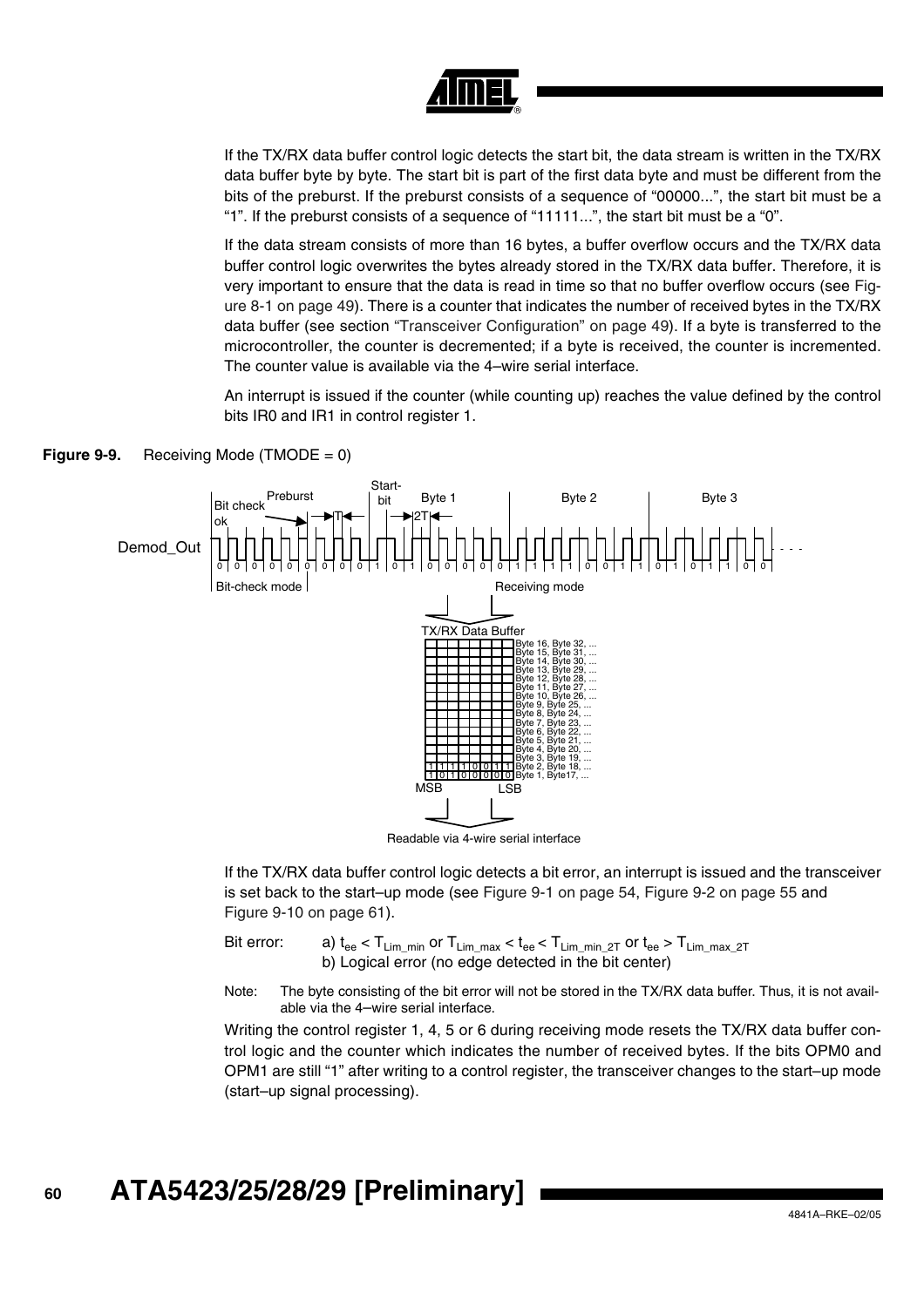If the TX/RX data buffer control logic detects the start bit, the data stream is written in the TX/RX data buffer byte by byte. The start bit is part of the first data byte and must be different from the bits of the preburst. If the preburst consists of a sequence of "00000...", the start bit must be a "1". If the preburst consists of a sequence of "11111...", the start bit must be a "0".

If the data stream consists of more than 16 bytes, a buffer overflow occurs and the TX/RX data buffer control logic overwrites the bytes already stored in the TX/RX data buffer. Therefore, it is very important to ensure that the data is read in time so that no buffer overflow occurs (see Figure 8-1 on page 49). There is a counter that indicates the number of received bytes in the TX/RX data buffer (see section "Transceiver Configuration" on page 49). If a byte is transferred to the microcontroller, the counter is decremented; if a byte is received, the counter is incremented. The counter value is available via the 4–wire serial interface.

An interrupt is issued if the counter (while counting up) reaches the value defined by the control bits IR0 and IR1 in control register 1.

**Figure 9-9.** Receiving Mode (TMODE = 0)

If the TX/RX data buffer control logic detects a bit error, an interrupt is issued and the transceiver is set back to the start–up mode (see Figure 9-1 on page 54, Figure 9-2 on page 55 and Figure 9-10 on page 61).

Bit error: a) $t_{ee} < T_{Lim\_min}$ or $T_{Lim\_max} < t_{ee} < T_{Lim\_min\_2T}$ or $t_{ee} > T_{Lim\_max\_2T}$
b) Logical error (no edge detected in the bit center)

Note: The byte consisting of the bit error will not be stored in the TX/RX data buffer. Thus, it is not available via the 4–wire serial interface.

Writing the control register 1, 4, 5 or 6 during receiving mode resets the TX/RX data buffer control logic and the counter which indicates the number of received bytes. If the bits OPM0 and OPM1 are still "1" after writing to a control register, the transceiver changes to the start–up mode (start–up signal processing).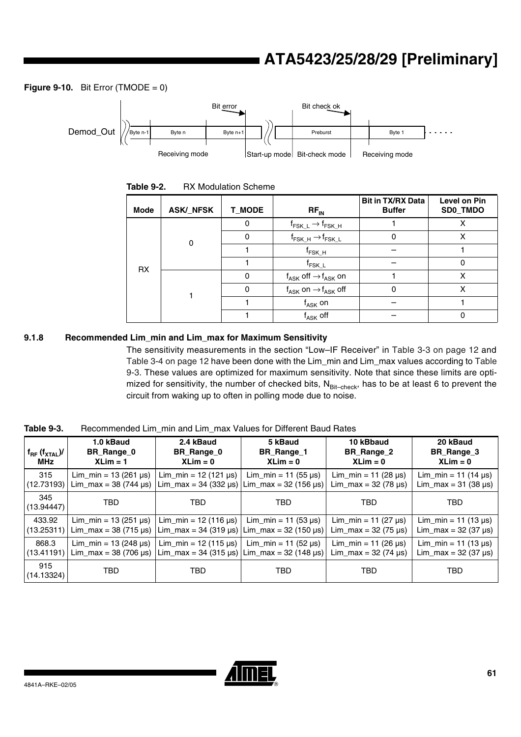**Figure 9-10.** Bit Error (TMODE = 0)

**Table 9-2.** RX Modulation Scheme

| Mode | ASK/_NFSK | T_MODE | $RF_{IN}$ | Bit in TX/RX Data Buffer | Level on Pin SD0_TMDO |
|---|---|---|---|---|---|
| RX | 0 | 0 | $f_{FSK\_L} \rightarrow f_{FSK\_H}$ | 1 | X |
| | | 0 | $f_{FSK\_H} \rightarrow f_{FSK\_L}$ | 0 | X |
| | | 1 | $f_{FSK\_H}$ | – | 1 |
| | | 1 | $f_{FSK\_L}$ | – | 0 |
| | 1 | 0 | $f_{ASK}$ off $\rightarrow f_{ASK}$ on | 1 | X |
| | | 0 | $f_{ASK}$ on $\rightarrow f_{ASK}$ off | 0 | X |
| | | 1 | $f_{ASK}$ on | – | 1 |
| | | 1 | $f_{ASK}$ off | – | 0 |

### 9.1.8 Recommended Lim_min and Lim_max for Maximum Sensitivity

The sensitivity measurements in the section "Low–IF Receiver" in Table 3-3 on page 12 and Table 3-4 on page 12 have been done with the Lim_min and Lim_max values according to Table 9-3. These values are optimized for maximum sensitivity. Note that since these limits are optimized for sensitivity, the number of checked bits, $N_{Bit-check}$, has to be at least 6 to prevent the circuit from waking up to often in polling mode due to noise.

**Table 9-3.** Recommended Lim_min and Lim_max Values for Different Baud Rates

| $f_{RF}$ ($f_{XTAL}$)/ MHz | 1.0 kBaud BR_Range_0 XLim = 1 | 2.4 kBaud BR_Range_0 XLim = 0 | 5 kBaud BR_Range_1 XLim = 0 | 10 kBbaud BR_Range_2 XLim = 0 | 20 kBaud BR_Range_3 XLim = 0 |
|---|---|---|---|---|---|
| 315 (12.73193) | Lim_min = 13 (261 µs) Lim_max = 38 (744 µs) | Lim_min = 12 (121 µs) Lim_max = 34 (332 µs) | Lim_min = 11 (55 µs) Lim_max = 32 (156 µs) | Lim_min = 11 (28 µs) Lim_max = 32 (78 µs) | Lim_min = 11 (14 µs) Lim_max = 31 (38 µs) |
| 345 (13.94447) | TBD | TBD | TBD | TBD | TBD |
| 433.92 (13.25311) | Lim_min = 13 (251 µs) Lim_max = 38 (715 µs) | Lim_min = 12 (116 µs) Lim_max = 34 (319 µs) | Lim_min = 11 (53 µs) Lim_max = 32 (150 µs) | Lim_min = 11 (27 µs) Lim_max = 32 (75 µs) | Lim_min = 11 (13 µs) Lim_max = 32 (37 µs) |
| 868.3 (13.41191) | Lim_min = 13 (248 µs) Lim_max = 38 (706 µs) | Lim_min = 12 (115 µs) Lim_max = 34 (315 µs) | Lim_min = 11 (52 µs) Lim_max = 32 (148 µs) | Lim_min = 11 (26 µs) Lim_max = 32 (74 µs) | Lim_min = 11 (13 µs) Lim_max = 32 (37 µs) |
| 915 (14.13324) | TBD | TBD | TBD | TBD | TBD |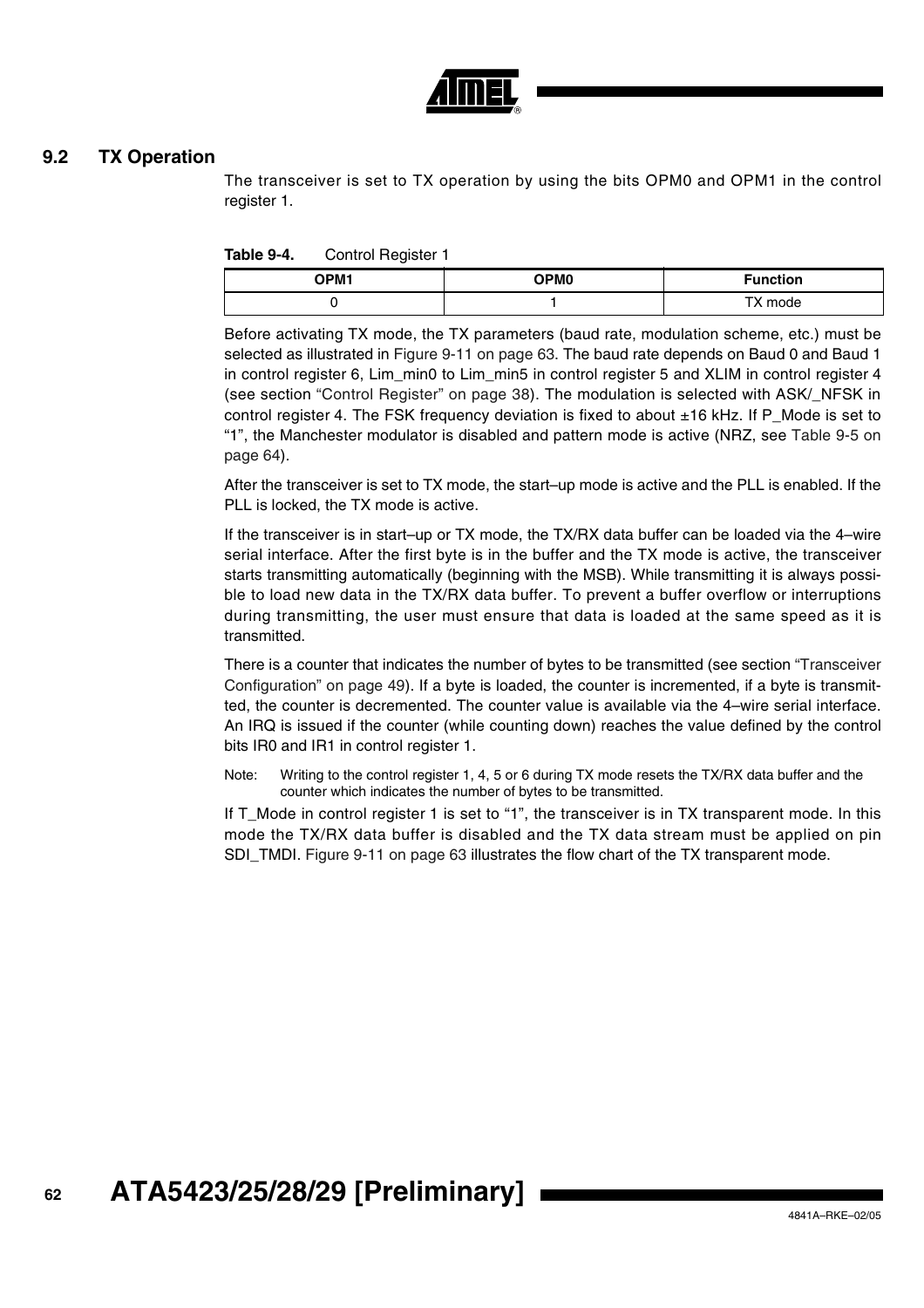## 9.2 TX Operation

The transceiver is set to TX operation by using the bits OPM0 and OPM1 in the control register 1.

**Table 9-4.** Control Register 1

| OPM1 | OPM0 | Function |
|---|---|---|
| 0 | 1 | TX mode |

Before activating TX mode, the TX parameters (baud rate, modulation scheme, etc.) must be selected as illustrated in Figure 9-11 on page 63. The baud rate depends on Baud 0 and Baud 1 in control register 6, Lim_min0 to Lim_min5 in control register 5 and XLIM in control register 4 (see section "Control Register" on page 38). The modulation is selected with ASK/_NFSK in control register 4. The FSK frequency deviation is fixed to about ±16 kHz. If P_Mode is set to "1", the Manchester modulator is disabled and pattern mode is active (NRZ, see Table 9-5 on page 64).

After the transceiver is set to TX mode, the start–up mode is active and the PLL is enabled. If the PLL is locked, the TX mode is active.

If the transceiver is in start–up or TX mode, the TX/RX data buffer can be loaded via the 4–wire serial interface. After the first byte is in the buffer and the TX mode is active, the transceiver starts transmitting automatically (beginning with the MSB). While transmitting it is always possible to load new data in the TX/RX data buffer. To prevent a buffer overflow or interruptions during transmitting, the user must ensure that data is loaded at the same speed as it is transmitted.

There is a counter that indicates the number of bytes to be transmitted (see section "Transceiver Configuration" on page 49). If a byte is loaded, the counter is incremented, if a byte is transmitted, the counter is decremented. The counter value is available via the 4–wire serial interface. An IRQ is issued if the counter (while counting down) reaches the value defined by the control bits IR0 and IR1 in control register 1.

Note: Writing to the control register 1, 4, 5 or 6 during TX mode resets the TX/RX data buffer and the counter which indicates the number of bytes to be transmitted.

If T_Mode in control register 1 is set to "1", the transceiver is in TX transparent mode. In this mode the TX/RX data buffer is disabled and the TX data stream must be applied on pin SDI_TMDI. Figure 9-11 on page 63 illustrates the flow chart of the TX transparent mode.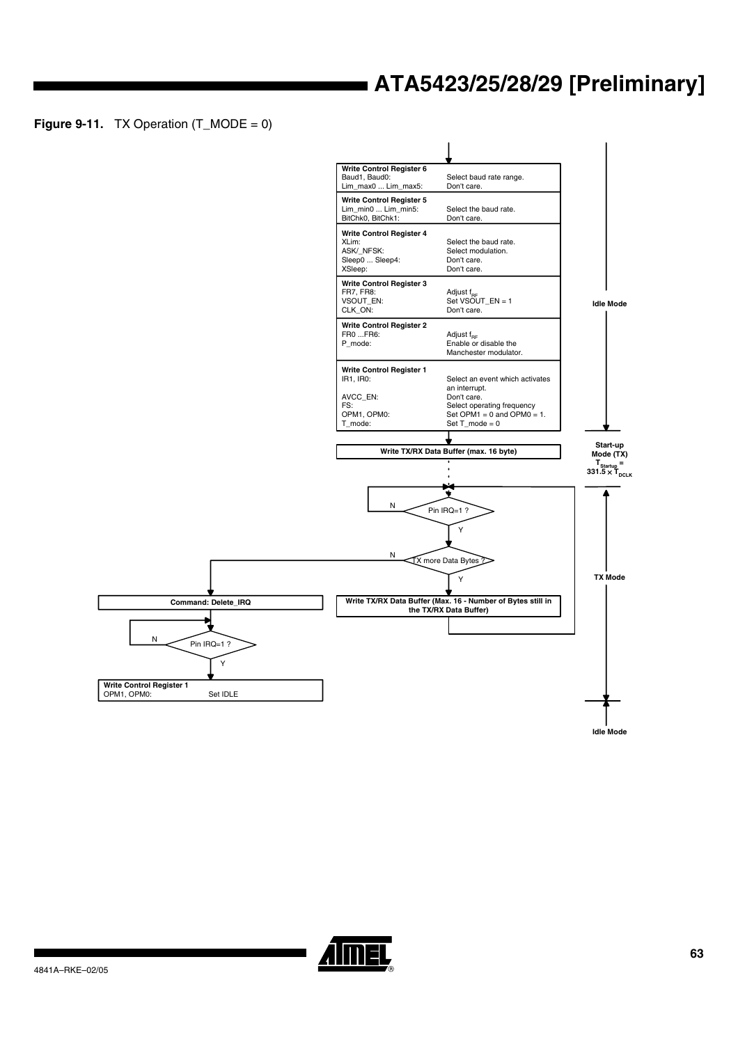**Figure 9-11.** TX Operation (T_MODE = 0)

**Write Control Register 6**

| | |
|---|---|
| Baud1, Baud0: | Select baud rate range. |
| Lim_max0 ... Lim_max5: | Don't care. |

**Write Control Register 5**

| | |
|---|---|
| Lim_min0 ... Lim_min5: | Select the baud rate. |
| BitChk0, BitChk1: | Don't care. |

**Write Control Register 4**

| | |
|---|---|
| XLim: | Select the baud rate. |
| ASK/_NFSK: | Select modulation. |
| Sleep0 ... Sleep4: | Don't care. |
| XSleep: | Don't care. |

**Write Control Register 3**

| | |
|---|---|
| FR7, FR8: | Adjust $f_{RF}$ |
| VSOUT_EN: | Set VSOUT_EN = 1 |
| CLK_ON: | Don't care. |

**Write Control Register 2**

| | |
|---|---|
| FR0 ...FR6: | Adjust $f_{RF}$ |
| P_mode: | Enable or disable the Manchester modulator. |

**Write Control Register 1**

| | |
|---|---|
| IR1, IR0: | Select an event which activates an interrupt. |
| AVCC_EN: | Don't care. |
| FS: | Select operating frequency |
| OPM1, OPM0: | Set OPM1 = 0 and OPM0 = 1. |
| T_mode: | Set T_mode = 0 |

(Idle Mode)

**Write TX/RX Data Buffer (max. 16 byte)**

(Start-up Mode (TX), $T_{Startup} = 331.5 \times T_{DCLK}$)

Pin IRQ=1 ? — N: loop back; Y: continue

TX more Data Bytes ? — Y: **Write TX/RX Data Buffer (Max. 16 - Number of Bytes still in the TX/RX Data Buffer)**, then back to Pin IRQ=1 ?; N: continue

(TX Mode)

**Command: Delete_IRQ**

Pin IRQ=1 ? — N: loop back; Y: continue

**Write Control Register 1**

| | |
|---|---|
| OPM1, OPM0: | Set IDLE |

(Idle Mode)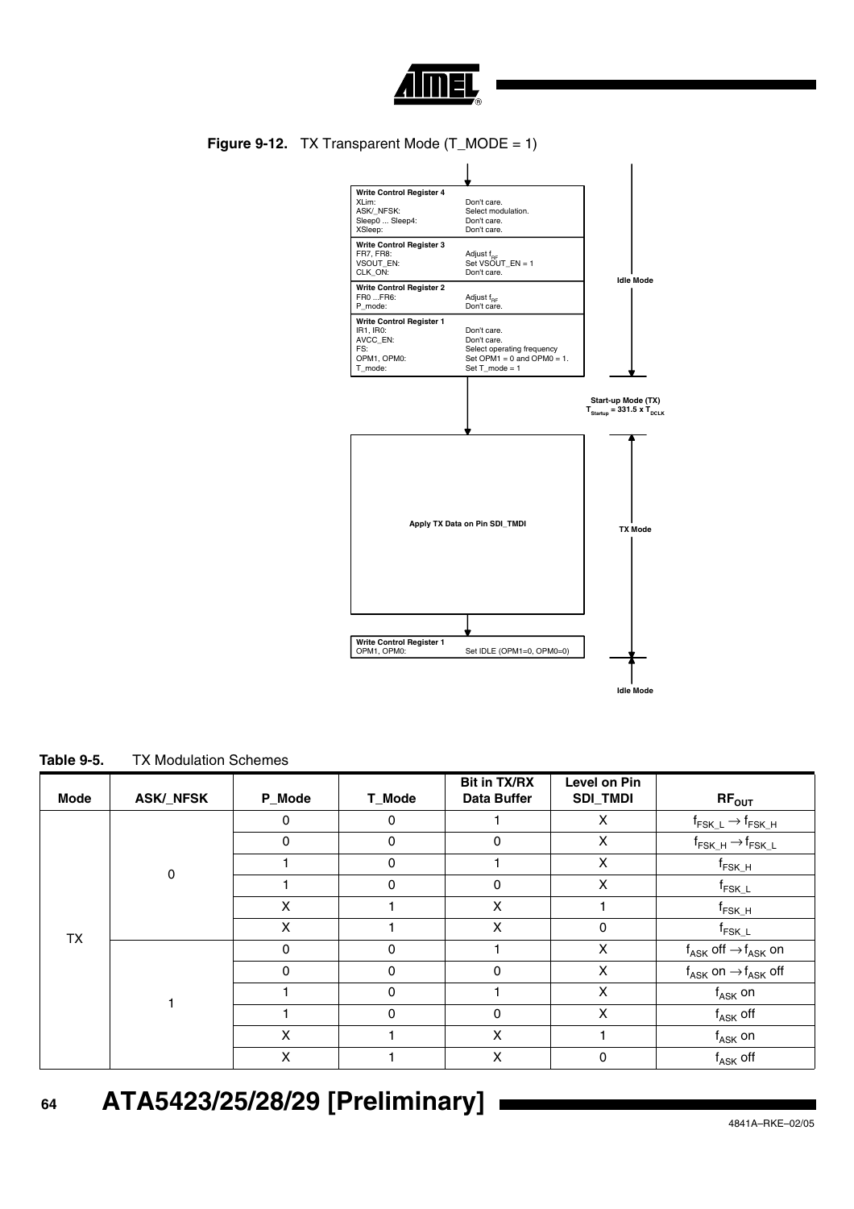**Figure 9-12.** TX Transparent Mode (T_MODE = 1)

**Write Control Register 4**
XLim: Don't care.
ASK/_NFSK: Select modulation.
Sleep0 ... Sleep4: Don't care.
XSleep: Don't care.

**Write Control Register 3**
FR7, FR8: Adjust $f_{RF}$
VSOUT_EN: Set VSOUT_EN = 1
CLK_ON: Don't care.

**Write Control Register 2**
FR0 ...FR6: Adjust $f_{RF}$
P_mode: Don't care.

**Write Control Register 1**
IR1, IR0: Don't care.
AVCC_EN: Don't care.
FS: Select operating frequency
OPM1, OPM0: Set OPM1 = 0 and OPM0 = 1.
T_mode: Set T_mode = 1

Idle Mode

Start-up Mode (TX)
$T_{Startup} = 331.5 \times T_{DCLK}$

**Apply TX Data on Pin SDI_TMDI**

TX Mode

**Write Control Register 1**
OPM1, OPM0: Set IDLE (OPM1=0, OPM0=0)

Idle Mode

**Table 9-5.** TX Modulation Schemes

| Mode | ASK/_NFSK | P_Mode | T_Mode | Bit in TX/RX Data Buffer | Level on Pin SDI_TMDI | $RF_{OUT}$ |
|---|---|---|---|---|---|---|
| TX | 0 | 0 | 0 | 1 | X | $f_{FSK\_L} \rightarrow f_{FSK\_H}$ |
| | | 0 | 0 | 0 | X | $f_{FSK\_H} \rightarrow f_{FSK\_L}$ |
| | | 1 | 0 | 1 | X | $f_{FSK\_H}$ |
| | | 1 | 0 | 0 | X | $f_{FSK\_L}$ |
| | | X | 1 | X | 1 | $f_{FSK\_H}$ |
| | | X | 1 | X | 0 | $f_{FSK\_L}$ |
| | 1 | 0 | 0 | 1 | X | $f_{ASK}$ off $\rightarrow f_{ASK}$ on |
| | | 0 | 0 | 0 | X | $f_{ASK}$ on $\rightarrow f_{ASK}$ off |
| | | 1 | 0 | 1 | X | $f_{ASK}$ on |
| | | 1 | 0 | 0 | X | $f_{ASK}$ off |
| | | X | 1 | X | 1 | $f_{ASK}$ on |
| | | X | 1 | X | 0 | $f_{ASK}$ off |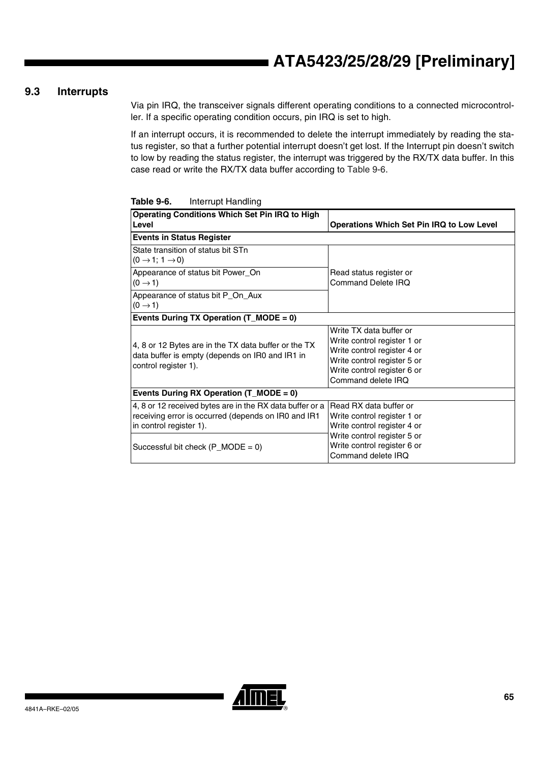## 9.3 Interrupts

Via pin IRQ, the transceiver signals different operating conditions to a connected microcontroller. If a specific operating condition occurs, pin IRQ is set to high.

If an interrupt occurs, it is recommended to delete the interrupt immediately by reading the status register, so that a further potential interrupt doesn't get lost. If the Interrupt pin doesn't switch to low by reading the status register, the interrupt was triggered by the RX/TX data buffer. In this case read or write the RX/TX data buffer according to Table 9-6.

**Table 9-6.** Interrupt Handling

| Operating Conditions Which Set Pin IRQ to High Level | Operations Which Set Pin IRQ to Low Level |
|---|---|
| **Events in Status Register** | |
| State transition of status bit STn ($0 \rightarrow 1$; $1 \rightarrow 0$) | Read status register or Command Delete IRQ |
| Appearance of status bit Power_On ($0 \rightarrow 1$) | |
| Appearance of status bit P_On_Aux ($0 \rightarrow 1$) | |
| **Events During TX Operation (T_MODE = 0)** | |
| 4, 8 or 12 Bytes are in the TX data buffer or the TX data buffer is empty (depends on IR0 and IR1 in control register 1). | Write TX data buffer or<br>Write control register 1 or<br>Write control register 4 or<br>Write control register 5 or<br>Write control register 6 or<br>Command delete IRQ |
| **Events During RX Operation (T_MODE = 0)** | |
| 4, 8 or 12 received bytes are in the RX data buffer or a receiving error is occurred (depends on IR0 and IR1 in control register 1). | Read RX data buffer or<br>Write control register 1 or<br>Write control register 4 or<br>Write control register 5 or<br>Write control register 6 or<br>Command delete IRQ |
| Successful bit check (P_MODE = 0) | |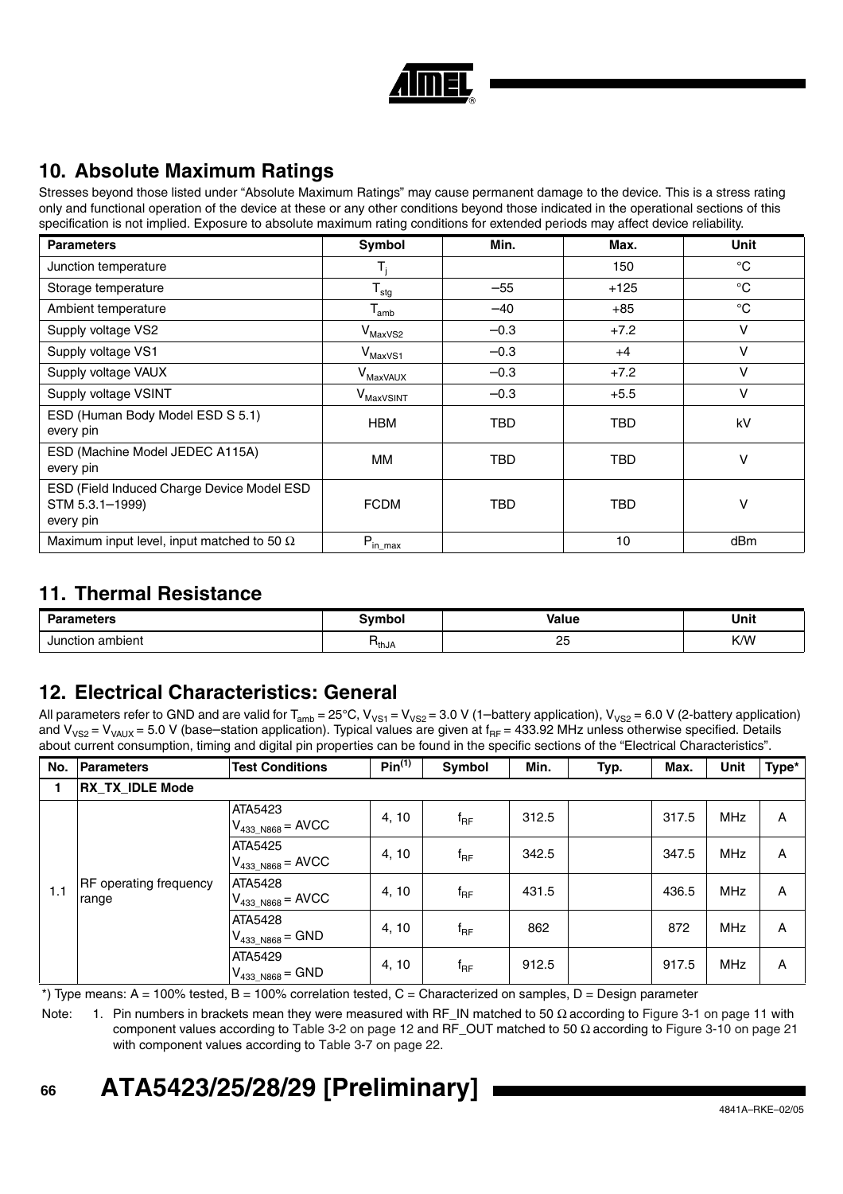## 10. Absolute Maximum Ratings

Stresses beyond those listed under "Absolute Maximum Ratings" may cause permanent damage to the device. This is a stress rating only and functional operation of the device at these or any other conditions beyond those indicated in the operational sections of this specification is not implied. Exposure to absolute maximum rating conditions for extended periods may affect device reliability.

| Parameters | Symbol | Min. | Max. | Unit |
|---|---|---|---|---|
| Junction temperature | $T_j$ | | 150 | °C |
| Storage temperature | $T_{stg}$ | –55 | +125 | °C |
| Ambient temperature | $T_{amb}$ | –40 | +85 | °C |
| Supply voltage VS2 | $V_{MaxVS2}$ | –0.3 | +7.2 | V |
| Supply voltage VS1 | $V_{MaxVS1}$ | –0.3 | +4 | V |
| Supply voltage VAUX | $V_{MaxVAUX}$ | –0.3 | +7.2 | V |
| Supply voltage VSINT | $V_{MaxVSINT}$ | –0.3 | +5.5 | V |
| ESD (Human Body Model ESD S 5.1) every pin | HBM | TBD | TBD | kV |
| ESD (Machine Model JEDEC A115A) every pin | MM | TBD | TBD | V |
| ESD (Field Induced Charge Device Model ESD STM 5.3.1–1999) every pin | FCDM | TBD | TBD | V |
| Maximum input level, input matched to 50 Ω | $P_{in\_max}$ | | 10 | dBm |

## 11. Thermal Resistance

| Parameters | Symbol | Value | Unit |
|---|---|---|---|
| Junction ambient | $R_{thJA}$ | 25 | K/W |

## 12. Electrical Characteristics: General

All parameters refer to GND and are valid for $T_{amb}$ = 25°C, $V_{VS1}$ = $V_{VS2}$ = 3.0 V (1–battery application), $V_{VS2}$ = 6.0 V (2-battery application) and $V_{VS2}$ = $V_{VAUX}$ = 5.0 V (base–station application). Typical values are given at $f_{RF}$ = 433.92 MHz unless otherwise specified. Details about current consumption, timing and digital pin properties can be found in the specific sections of the "Electrical Characteristics".

| No. | Parameters | Test Conditions | Pin[(1)] | Symbol | Min. | Typ. | Max. | Unit | Type* |
|---|---|---|---|---|---|---|---|---|---|
| 1 | RX_TX_IDLE Mode | | | | | | | | |
| 1.1 | RF operating frequency range | ATA5423 $V_{433\_N868}$ = AVCC | 4, 10 | $f_{RF}$ | 312.5 | | 317.5 | MHz | A |
| | | ATA5425 $V_{433\_N868}$ = AVCC | 4, 10 | $f_{RF}$ | 342.5 | | 347.5 | MHz | A |
| | | ATA5428 $V_{433\_N868}$ = AVCC | 4, 10 | $f_{RF}$ | 431.5 | | 436.5 | MHz | A |
| | | ATA5428 $V_{433\_N868}$ = GND | 4, 10 | $f_{RF}$ | 862 | | 872 | MHz | A |
| | | ATA5429 $V_{433\_N868}$ = GND | 4, 10 | $f_{RF}$ | 912.5 | | 917.5 | MHz | A |

*) Type means: A = 100% tested, B = 100% correlation tested, C = Characterized on samples, D = Design parameter

Note: 1. Pin numbers in brackets mean they were measured with RF_IN matched to 50 Ω according to Figure 3-1 on page 11 with component values according to Table 3-2 on page 12 and RF_OUT matched to 50 Ω according to Figure 3-10 on page 21 with component values according to Table 3-7 on page 22.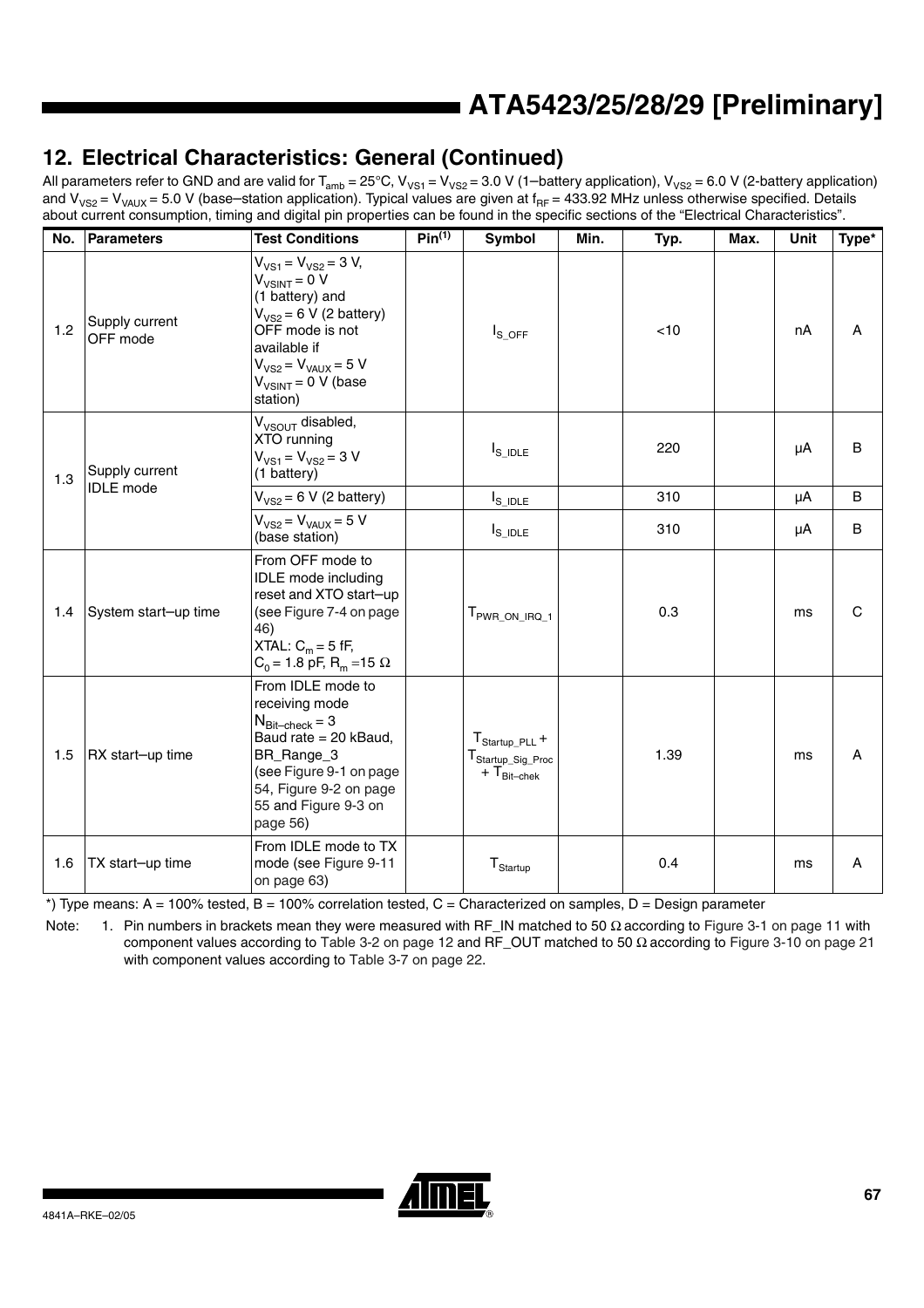## 12. Electrical Characteristics: General (Continued)

All parameters refer to GND and are valid for $T_{amb}$ = 25°C, $V_{VS1}$ = $V_{VS2}$ = 3.0 V (1–battery application), $V_{VS2}$ = 6.0 V (2-battery application) and $V_{VS2}$ = $V_{VAUX}$ = 5.0 V (base–station application). Typical values are given at $f_{RF}$ = 433.92 MHz unless otherwise specified. Details about current consumption, timing and digital pin properties can be found in the specific sections of the "Electrical Characteristics".

| No. | Parameters | Test Conditions | Pin[(1)] | Symbol | Min. | Typ. | Max. | Unit | Type* |
|---|---|---|---|---|---|---|---|---|---|
| 1.2 | Supply current OFF mode | $V_{VS1}$ = $V_{VS2}$ = 3 V, $V_{VSINT}$ = 0 V (1 battery) and $V_{VS2}$ = 6 V (2 battery) OFF mode is not available if $V_{VS2}$ = $V_{VAUX}$ = 5 V $V_{VSINT}$ = 0 V (base station) | | $I_{S\_OFF}$ | | <10 | | nA | A |
| 1.3 | Supply current IDLE mode | $V_{VSOUT}$ disabled, XTO running $V_{VS1}$ = $V_{VS2}$ = 3 V (1 battery) | | $I_{S\_IDLE}$ | | 220 | | µA | B |
| | | $V_{VS2}$ = 6 V (2 battery) | | $I_{S\_IDLE}$ | | 310 | | µA | B |
| | | $V_{VS2}$ = $V_{VAUX}$ = 5 V (base station) | | $I_{S\_IDLE}$ | | 310 | | µA | B |
| 1.4 | System start–up time | From OFF mode to IDLE mode including reset and XTO start–up (see Figure 7-4 on page 46) XTAL: $C_m$ = 5 fF, $C_0$ = 1.8 pF, $R_m$ =15 Ω | | $T_{PWR\_ON\_IRQ\_1}$ | | 0.3 | | ms | C |
| 1.5 | RX start–up time | From IDLE mode to receiving mode $N_{Bit-check}$ = 3 Baud rate = 20 kBaud, BR_Range_3 (see Figure 9-1 on page 54, Figure 9-2 on page 55 and Figure 9-3 on page 56) | | $T_{Startup\_PLL}$ + $T_{Startup\_Sig\_Proc}$ + $T_{Bit-chek}$ | | 1.39 | | ms | A |
| 1.6 | TX start–up time | From IDLE mode to TX mode (see Figure 9-11 on page 63) | | $T_{Startup}$ | | 0.4 | | ms | A |

*) Type means: A = 100% tested, B = 100% correlation tested, C = Characterized on samples, D = Design parameter

Note: 1. Pin numbers in brackets mean they were measured with RF_IN matched to 50 Ω according to Figure 3-1 on page 11 with component values according to Table 3-2 on page 12 and RF_OUT matched to 50 Ω according to Figure 3-10 on page 21 with component values according to Table 3-7 on page 22.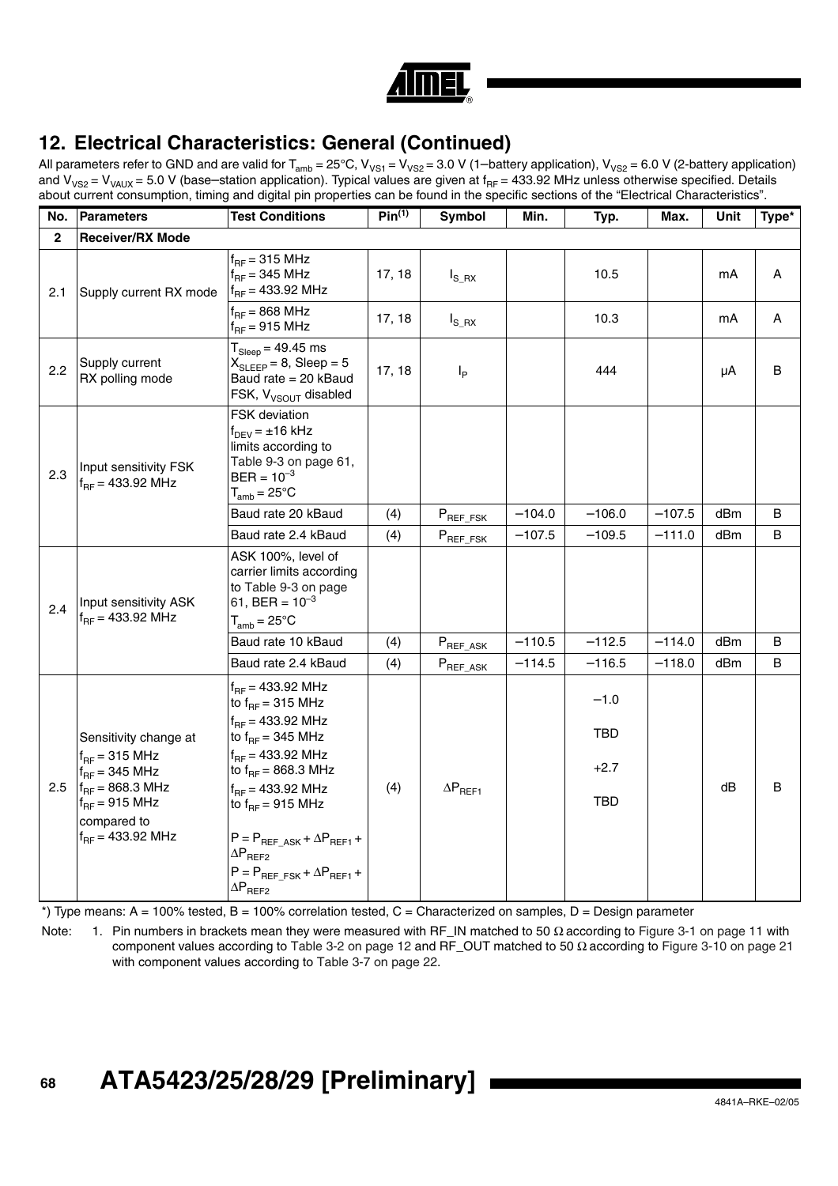## 12. Electrical Characteristics: General (Continued)

All parameters refer to GND and are valid for $T_{amb}$ = 25°C, $V_{VS1}$ = $V_{VS2}$ = 3.0 V (1–battery application), $V_{VS2}$ = 6.0 V (2-battery application) and $V_{VS2}$ = $V_{VAUX}$ = 5.0 V (base–station application). Typical values are given at $f_{RF}$ = 433.92 MHz unless otherwise specified. Details about current consumption, timing and digital pin properties can be found in the specific sections of the "Electrical Characteristics".

| No. | Parameters | Test Conditions | Pin(1) | Symbol | Min. | Typ. | Max. | Unit | Type* |
|---|---|---|---|---|---|---|---|---|---|
| **2** | **Receiver/RX Mode** | | | | | | | | |
| 2.1 | Supply current RX mode | $f_{RF}$ = 315 MHz<br>$f_{RF}$ = 345 MHz<br>$f_{RF}$ = 433.92 MHz | 17, 18 | $I_{S\_RX}$ | | 10.5 | | mA | A |
| | | $f_{RF}$ = 868 MHz<br>$f_{RF}$ = 915 MHz | 17, 18 | $I_{S\_RX}$ | | 10.3 | | mA | A |
| 2.2 | Supply current RX polling mode | $T_{Sleep}$ = 49.45 ms<br>$X_{SLEEP}$ = 8, Sleep = 5<br>Baud rate = 20 kBaud<br>FSK, $V_{VSOUT}$ disabled | 17, 18 | $I_P$ | | 444 | | µA | B |
| 2.3 | Input sensitivity FSK $f_{RF}$ = 433.92 MHz | FSK deviation<br>$f_{DEV}$ = ±16 kHz<br>limits according to Table 9-3 on page 61,<br>BER = $10^{-3}$<br>$T_{amb}$ = 25°C | | | | | | | |
| | | Baud rate 20 kBaud | (4) | $P_{REF\_FSK}$ | –104.0 | –106.0 | –107.5 | dBm | B |
| | | Baud rate 2.4 kBaud | (4) | $P_{REF\_FSK}$ | –107.5 | –109.5 | –111.0 | dBm | B |
| 2.4 | Input sensitivity ASK $f_{RF}$ = 433.92 MHz | ASK 100%, level of carrier limits according to Table 9-3 on page 61, BER = $10^{-3}$<br>$T_{amb}$ = 25°C | | | | | | | |
| | | Baud rate 10 kBaud | (4) | $P_{REF\_ASK}$ | –110.5 | –112.5 | –114.0 | dBm | B |
| | | Baud rate 2.4 kBaud | (4) | $P_{REF\_ASK}$ | –114.5 | –116.5 | –118.0 | dBm | B |
| 2.5 | Sensitivity change at<br>$f_{RF}$ = 315 MHz<br>$f_{RF}$ = 345 MHz<br>$f_{RF}$ = 868.3 MHz<br>$f_{RF}$ = 915 MHz<br>compared to<br>$f_{RF}$ = 433.92 MHz | $f_{RF}$ = 433.92 MHz to $f_{RF}$ = 315 MHz<br>$f_{RF}$ = 433.92 MHz to $f_{RF}$ = 345 MHz<br>$f_{RF}$ = 433.92 MHz to $f_{RF}$ = 868.3 MHz<br>$f_{RF}$ = 433.92 MHz to $f_{RF}$ = 915 MHz<br><br>$P = P_{REF\_ASK} + \Delta P_{REF1} + \Delta P_{REF2}$<br>$P = P_{REF\_FSK} + \Delta P_{REF1} + \Delta P_{REF2}$ | (4) | $\Delta P_{REF1}$ | | –1.0<br>TBD<br>+2.7<br>TBD | | dB | B |

*) Type means: A = 100% tested, B = 100% correlation tested, C = Characterized on samples, D = Design parameter

Note: 1. Pin numbers in brackets mean they were measured with RF_IN matched to 50 Ω according to Figure 3-1 on page 11 with component values according to Table 3-2 on page 12 and RF_OUT matched to 50 Ω according to Figure 3-10 on page 21 with component values according to Table 3-7 on page 22.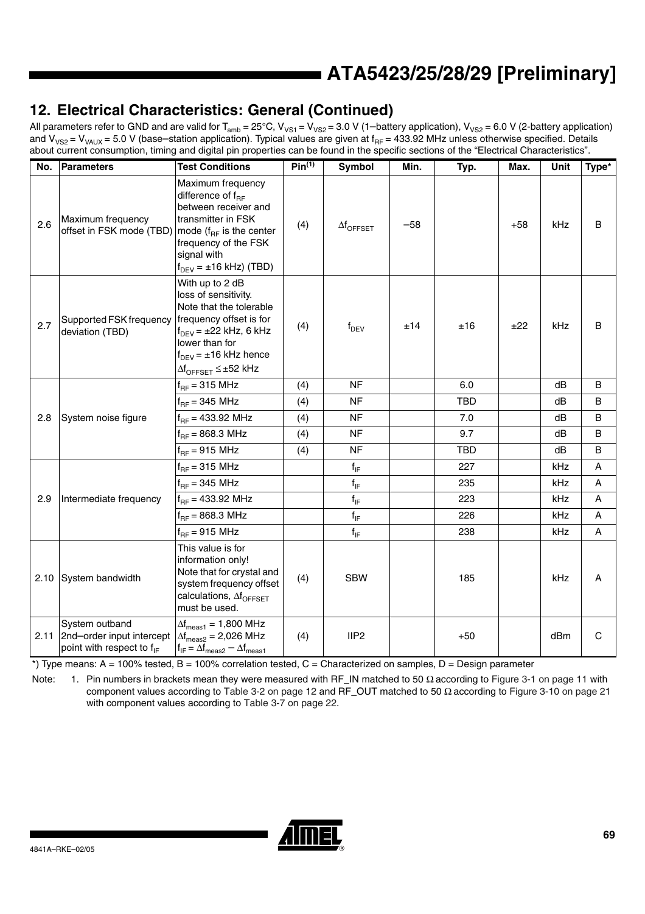## 12. Electrical Characteristics: General (Continued)

All parameters refer to GND and are valid for $T_{amb}$ = 25°C, $V_{VS1}$ = $V_{VS2}$ = 3.0 V (1–battery application), $V_{VS2}$ = 6.0 V (2-battery application) and $V_{VS2}$ = $V_{VAUX}$ = 5.0 V (base–station application). Typical values are given at $f_{RF}$ = 433.92 MHz unless otherwise specified. Details about current consumption, timing and digital pin properties can be found in the specific sections of the "Electrical Characteristics".

| No. | Parameters | Test Conditions | Pin(1) | Symbol | Min. | Typ. | Max. | Unit | Type* |
|---|---|---|---|---|---|---|---|---|---|
| 2.6 | Maximum frequency offset in FSK mode (TBD) | Maximum frequency difference of $f_{RF}$ between receiver and transmitter in FSK mode ($f_{RF}$ is the center frequency of the FSK signal with $f_{DEV}$ = ±16 kHz) (TBD) | (4) | $\Delta f_{OFFSET}$ | –58 | | +58 | kHz | B |
| 2.7 | Supported FSK frequency deviation (TBD) | With up to 2 dB loss of sensitivity. Note that the tolerable frequency offset is for $f_{DEV}$ = ±22 kHz, 6 kHz lower than for $f_{DEV}$ = ±16 kHz hence $\Delta f_{OFFSET} \leq$ ±52 kHz | (4) | $f_{DEV}$ | ±14 | ±16 | ±22 | kHz | B |
| 2.8 | System noise figure | $f_{RF}$ = 315 MHz | (4) | NF | | 6.0 | | dB | B |
| | | $f_{RF}$ = 345 MHz | (4) | NF | | TBD | | dB | B |
| | | $f_{RF}$ = 433.92 MHz | (4) | NF | | 7.0 | | dB | B |
| | | $f_{RF}$ = 868.3 MHz | (4) | NF | | 9.7 | | dB | B |
| | | $f_{RF}$ = 915 MHz | (4) | NF | | TBD | | dB | B |
| 2.9 | Intermediate frequency | $f_{RF}$ = 315 MHz | | $f_{IF}$ | | 227 | | kHz | A |
| | | $f_{RF}$ = 345 MHz | | $f_{IF}$ | | 235 | | kHz | A |
| | | $f_{RF}$ = 433.92 MHz | | $f_{IF}$ | | 223 | | kHz | A |
| | | $f_{RF}$ = 868.3 MHz | | $f_{IF}$ | | 226 | | kHz | A |
| | | $f_{RF}$ = 915 MHz | | $f_{IF}$ | | 238 | | kHz | A |
| 2.10 | System bandwidth | This value is for information only! Note that for crystal and system frequency offset calculations, $\Delta f_{OFFSET}$ must be used. | (4) | SBW | | 185 | | kHz | A |
| 2.11 | System outband 2nd–order input intercept point with respect to $f_{IF}$ | $\Delta f_{meas1}$ = 1,800 MHz $\Delta f_{meas2}$ = 2,026 MHz $f_{IF} = \Delta f_{meas2} - \Delta f_{meas1}$ | (4) | IIP2 | | +50 | | dBm | C |

*) Type means: A = 100% tested, B = 100% correlation tested, C = Characterized on samples, D = Design parameter

Note: 1. Pin numbers in brackets mean they were measured with RF_IN matched to 50 Ω according to Figure 3-1 on page 11 with component values according to Table 3-2 on page 12 and RF_OUT matched to 50 Ω according to Figure 3-10 on page 21 with component values according to Table 3-7 on page 22.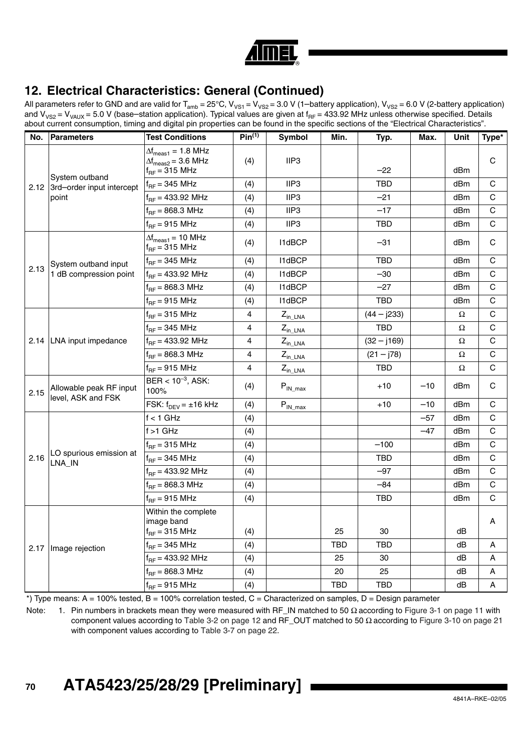## 12. Electrical Characteristics: General (Continued)

All parameters refer to GND and are valid for $T_{amb}$ = 25°C, $V_{VS1}$ = $V_{VS2}$ = 3.0 V (1–battery application), $V_{VS2}$ = 6.0 V (2-battery application) and $V_{VS2}$ = $V_{VAUX}$ = 5.0 V (base–station application). Typical values are given at $f_{RF}$ = 433.92 MHz unless otherwise specified. Details about current consumption, timing and digital pin properties can be found in the specific sections of the "Electrical Characteristics".

| No. | Parameters | Test Conditions | Pin[(1)] | Symbol | Min. | Typ. | Max. | Unit | Type* |
|---|---|---|---|---|---|---|---|---|---|
| 2.12 | System outband 3rd–order input intercept point | $\Delta f_{meas1}$ = 1.8 MHz<br>$\Delta f_{meas2}$ = 3.6 MHz<br>$f_{RF}$ = 315 MHz | (4) | IIP3 | | –22 | | dBm | C |
| | | $f_{RF}$ = 345 MHz | (4) | IIP3 | | TBD | | dBm | C |
| | | $f_{RF}$ = 433.92 MHz | (4) | IIP3 | | –21 | | dBm | C |
| | | $f_{RF}$ = 868.3 MHz | (4) | IIP3 | | –17 | | dBm | C |
| | | $f_{RF}$ = 915 MHz | (4) | IIP3 | | TBD | | dBm | C |
| 2.13 | System outband input 1 dB compression point | $\Delta f_{meas1}$ = 10 MHz<br>$f_{RF}$ = 315 MHz | (4) | I1dBCP | | –31 | | dBm | C |
| | | $f_{RF}$ = 345 MHz | (4) | I1dBCP | | TBD | | dBm | C |
| | | $f_{RF}$ = 433.92 MHz | (4) | I1dBCP | | –30 | | dBm | C |
| | | $f_{RF}$ = 868.3 MHz | (4) | I1dBCP | | –27 | | dBm | C |
| | | $f_{RF}$ = 915 MHz | (4) | I1dBCP | | TBD | | dBm | C |
| 2.14 | LNA input impedance | $f_{RF}$ = 315 MHz | 4 | $Z_{in\_LNA}$ | | (44 – j233) | | Ω | C |
| | | $f_{RF}$ = 345 MHz | 4 | $Z_{in\_LNA}$ | | TBD | | Ω | C |
| | | $f_{RF}$ = 433.92 MHz | 4 | $Z_{in\_LNA}$ | | (32 – j169) | | Ω | C |
| | | $f_{RF}$ = 868.3 MHz | 4 | $Z_{in\_LNA}$ | | (21 – j78) | | Ω | C |
| | | $f_{RF}$ = 915 MHz | 4 | $Z_{in\_LNA}$ | | TBD | | Ω | C |
| 2.15 | Allowable peak RF input level, ASK and FSK | BER < $10^{-3}$, ASK: 100% | (4) | $P_{IN\_max}$ | | +10 | –10 | dBm | C |
| | | FSK: $f_{DEV}$ = ±16 kHz | (4) | $P_{IN\_max}$ | | +10 | –10 | dBm | C |
| 2.16 | LO spurious emission at LNA_IN | f < 1 GHz | (4) | | | | –57 | dBm | C |
| | | f >1 GHz | (4) | | | | –47 | dBm | C |
| | | $f_{RF}$ = 315 MHz | (4) | | | –100 | | dBm | C |
| | | $f_{RF}$ = 345 MHz | (4) | | | TBD | | dBm | C |
| | | $f_{RF}$ = 433.92 MHz | (4) | | | –97 | | dBm | C |
| | | $f_{RF}$ = 868.3 MHz | (4) | | | –84 | | dBm | C |
| | | $f_{RF}$ = 915 MHz | (4) | | | TBD | | dBm | C |
| 2.17 | Image rejection | Within the complete image band<br>$f_{RF}$ = 315 MHz | (4) | | 25 | 30 | | dB | A |
| | | $f_{RF}$ = 345 MHz | (4) | | TBD | TBD | | dB | A |
| | | $f_{RF}$ = 433.92 MHz | (4) | | 25 | 30 | | dB | A |
| | | $f_{RF}$ = 868.3 MHz | (4) | | 20 | 25 | | dB | A |
| | | $f_{RF}$ = 915 MHz | (4) | | TBD | TBD | | dB | A |

*) Type means: A = 100% tested, B = 100% correlation tested, C = Characterized on samples, D = Design parameter

Note: 1. Pin numbers in brackets mean they were measured with RF_IN matched to 50 Ω according to Figure 3-1 on page 11 with component values according to Table 3-2 on page 12 and RF_OUT matched to 50 Ω according to Figure 3-10 on page 21 with component values according to Table 3-7 on page 22.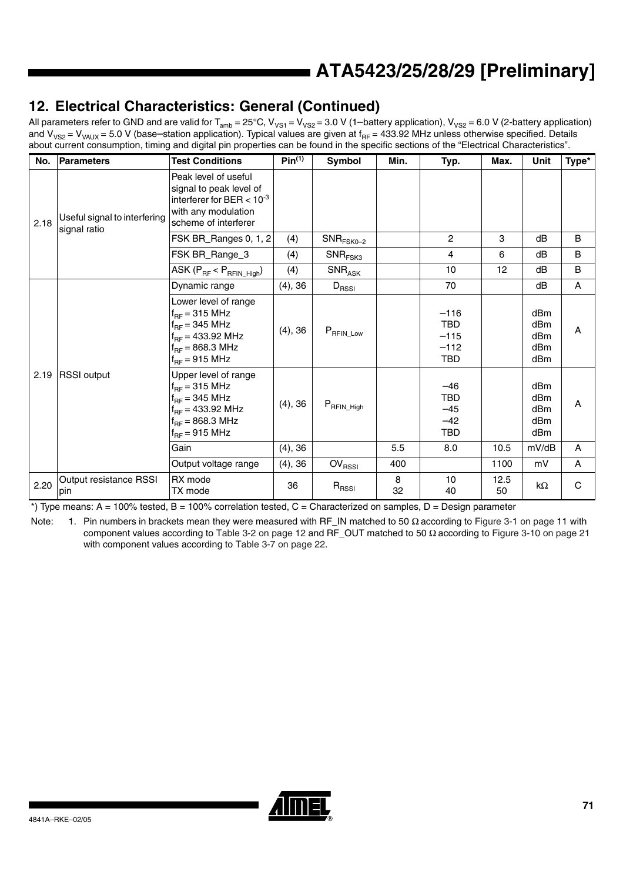## 12. Electrical Characteristics: General (Continued)

All parameters refer to GND and are valid for $T_{amb}$ = 25°C, $V_{VS1}$ = $V_{VS2}$ = 3.0 V (1–battery application), $V_{VS2}$ = 6.0 V (2-battery application) and $V_{VS2}$ = $V_{VAUX}$ = 5.0 V (base–station application). Typical values are given at $f_{RF}$ = 433.92 MHz unless otherwise specified. Details about current consumption, timing and digital pin properties can be found in the specific sections of the "Electrical Characteristics".

| No. | Parameters | Test Conditions | Pin[(1)] | Symbol | Min. | Typ. | Max. | Unit | Type* |
|---|---|---|---|---|---|---|---|---|---|
| 2.18 | Useful signal to interfering signal ratio | Peak level of useful signal to peak level of interferer for BER < $10^{-3}$ with any modulation scheme of interferer | | | | | | | |
| | | FSK BR_Ranges 0, 1, 2 | (4) | $SNR_{FSK0-2}$ | | 2 | 3 | dB | B |
| | | FSK BR_Range_3 | (4) | $SNR_{FSK3}$ | | 4 | 6 | dB | B |
| | | ASK ($P_{RF} < P_{RFIN\_High}$) | (4) | $SNR_{ASK}$ | | 10 | 12 | dB | B |
| 2.19 | RSSI output | Dynamic range | (4), 36 | $D_{RSSI}$ | | 70 | | dB | A |
| | | Lower level of range<br>$f_{RF}$ = 315 MHz<br>$f_{RF}$ = 345 MHz<br>$f_{RF}$ = 433.92 MHz<br>$f_{RF}$ = 868.3 MHz<br>$f_{RF}$ = 915 MHz | (4), 36 | $P_{RFIN\_Low}$ | | –116<br>TBD<br>–115<br>–112<br>TBD | | dBm<br>dBm<br>dBm<br>dBm<br>dBm | A |
| | | Upper level of range<br>$f_{RF}$ = 315 MHz<br>$f_{RF}$ = 345 MHz<br>$f_{RF}$ = 433.92 MHz<br>$f_{RF}$ = 868.3 MHz<br>$f_{RF}$ = 915 MHz | (4), 36 | $P_{RFIN\_High}$ | | –46<br>TBD<br>–45<br>–42<br>TBD | | dBm<br>dBm<br>dBm<br>dBm<br>dBm | A |
| | | Gain | (4), 36 | | 5.5 | 8.0 | 10.5 | mV/dB | A |
| | | Output voltage range | (4), 36 | $OV_{RSSI}$ | 400 | | 1100 | mV | A |
| 2.20 | Output resistance RSSI pin | RX mode<br>TX mode | 36 | $R_{RSSI}$ | 8<br>32 | 10<br>40 | 12.5<br>50 | kΩ | C |

*) Type means: A = 100% tested, B = 100% correlation tested, C = Characterized on samples, D = Design parameter

Note: 1. Pin numbers in brackets mean they were measured with RF_IN matched to 50 Ω according to Figure 3-1 on page 11 with component values according to Table 3-2 on page 12 and RF_OUT matched to 50 Ω according to Figure 3-10 on page 21 with component values according to Table 3-7 on page 22.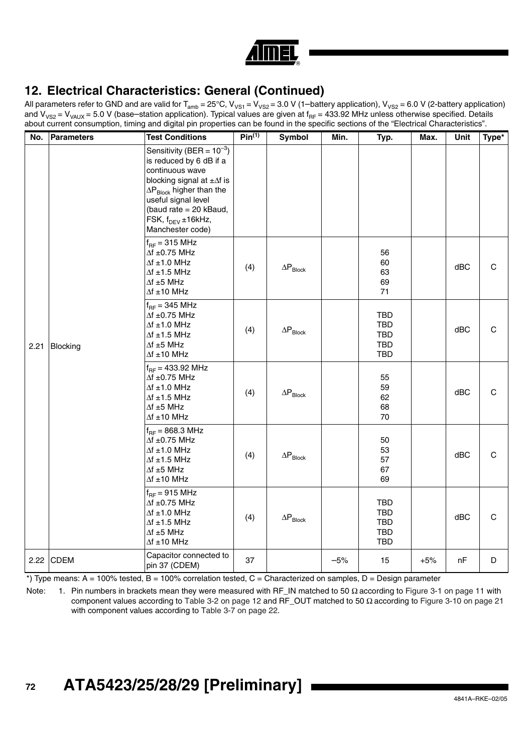## 12. Electrical Characteristics: General (Continued)

All parameters refer to GND and are valid for $T_{amb}$ = 25°C, $V_{VS1}$ = $V_{VS2}$ = 3.0 V (1–battery application), $V_{VS2}$ = 6.0 V (2-battery application) and $V_{VS2}$ = $V_{VAUX}$ = 5.0 V (base–station application). Typical values are given at $f_{RF}$ = 433.92 MHz unless otherwise specified. Details about current consumption, timing and digital pin properties can be found in the specific sections of the "Electrical Characteristics".

| No. | Parameters | Test Conditions | Pin[(1)] | Symbol | Min. | Typ. | Max. | Unit | Type* |
|---|---|---|---|---|---|---|---|---|---|
| 2.21 | Blocking | Sensitivity (BER = $10^{-3}$) is reduced by 6 dB if a continuous wave blocking signal at ±Δf is $\Delta P_{Block}$ higher than the useful signal level (baud rate = 20 kBaud, FSK, $f_{DEV}$ ±16kHz, Manchester code) | | | | | | | |
| | | $f_{RF}$ = 315 MHz<br>Δf ±0.75 MHz<br>Δf ±1.0 MHz<br>Δf ±1.5 MHz<br>Δf ±5 MHz<br>Δf ±10 MHz | (4) | $\Delta P_{Block}$ | | 56<br>60<br>63<br>69<br>71 | | dBC | C |
| | | $f_{RF}$ = 345 MHz<br>Δf ±0.75 MHz<br>Δf ±1.0 MHz<br>Δf ±1.5 MHz<br>Δf ±5 MHz<br>Δf ±10 MHz | (4) | $\Delta P_{Block}$ | | TBD<br>TBD<br>TBD<br>TBD<br>TBD | | dBC | C |
| | | $f_{RF}$ = 433.92 MHz<br>Δf ±0.75 MHz<br>Δf ±1.0 MHz<br>Δf ±1.5 MHz<br>Δf ±5 MHz<br>Δf ±10 MHz | (4) | $\Delta P_{Block}$ | | 55<br>59<br>62<br>68<br>70 | | dBC | C |
| | | $f_{RF}$ = 868.3 MHz<br>Δf ±0.75 MHz<br>Δf ±1.0 MHz<br>Δf ±1.5 MHz<br>Δf ±5 MHz<br>Δf ±10 MHz | (4) | $\Delta P_{Block}$ | | 50<br>53<br>57<br>67<br>69 | | dBC | C |
| | | $f_{RF}$ = 915 MHz<br>Δf ±0.75 MHz<br>Δf ±1.0 MHz<br>Δf ±1.5 MHz<br>Δf ±5 MHz<br>Δf ±10 MHz | (4) | $\Delta P_{Block}$ | | TBD<br>TBD<br>TBD<br>TBD<br>TBD | | dBC | C |
| 2.22 | CDEM | Capacitor connected to pin 37 (CDEM) | 37 | | –5% | 15 | +5% | nF | D |

*) Type means: A = 100% tested, B = 100% correlation tested, C = Characterized on samples, D = Design parameter

Note: 1. Pin numbers in brackets mean they were measured with RF_IN matched to 50 Ω according to Figure 3-1 on page 11 with component values according to Table 3-2 on page 12 and RF_OUT matched to 50 Ω according to Figure 3-10 on page 21 with component values according to Table 3-7 on page 22.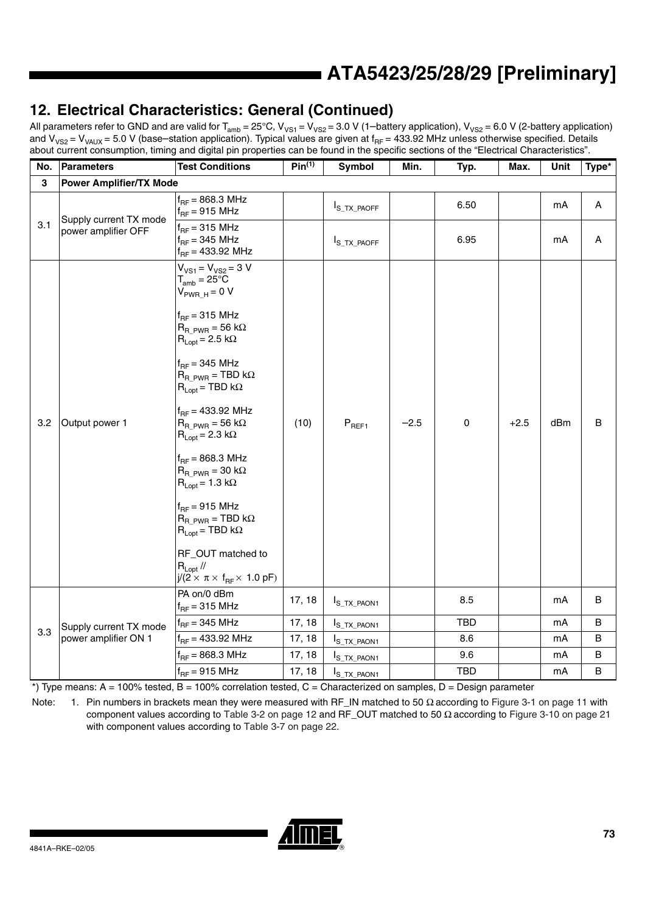## 12. Electrical Characteristics: General (Continued)

All parameters refer to GND and are valid for $T_{amb}$ = 25°C, $V_{VS1}$ = $V_{VS2}$ = 3.0 V (1–battery application), $V_{VS2}$ = 6.0 V (2-battery application) and $V_{VS2}$ = $V_{VAUX}$ = 5.0 V (base–station application). Typical values are given at $f_{RF}$ = 433.92 MHz unless otherwise specified. Details about current consumption, timing and digital pin properties can be found in the specific sections of the "Electrical Characteristics".

| No. | Parameters | Test Conditions | Pin[1] | Symbol | Min. | Typ. | Max. | Unit | Type* |
|---|---|---|---|---|---|---|---|---|---|
| 3 | **Power Amplifier/TX Mode** | | | | | | | | |
| 3.1 | Supply current TX mode power amplifier OFF | $f_{RF}$ = 868.3 MHz<br>$f_{RF}$ = 915 MHz | | $I_{S\_TX\_PAOFF}$ | | 6.50 | | mA | A |
| | | $f_{RF}$ = 315 MHz<br>$f_{RF}$ = 345 MHz<br>$f_{RF}$ = 433.92 MHz | | $I_{S\_TX\_PAOFF}$ | | 6.95 | | mA | A |
| 3.2 | Output power 1 | $V_{VS1}$ = $V_{VS2}$ = 3 V<br>$T_{amb}$ = 25°C<br>$V_{PWR\_H}$ = 0 V<br><br>$f_{RF}$ = 315 MHz<br>$R_{R\_PWR}$ = 56 kΩ<br>$R_{Lopt}$ = 2.5 kΩ<br><br>$f_{RF}$ = 345 MHz<br>$R_{R\_PWR}$ = TBD kΩ<br>$R_{Lopt}$ = TBD kΩ<br><br>$f_{RF}$ = 433.92 MHz<br>$R_{R\_PWR}$ = 56 kΩ<br>$R_{Lopt}$ = 2.3 kΩ<br><br>$f_{RF}$ = 868.3 MHz<br>$R_{R\_PWR}$ = 30 kΩ<br>$R_{Lopt}$ = 1.3 kΩ<br><br>$f_{RF}$ = 915 MHz<br>$R_{R\_PWR}$ = TBD kΩ<br>$R_{Lopt}$ = TBD kΩ<br><br>RF_OUT matched to $R_{Lopt}$ //<br>$j/(2 \times \pi \times f_{RF} \times 1.0\ pF)$ | (10) | $P_{REF1}$ | –2.5 | 0 | +2.5 | dBm | B |
| 3.3 | Supply current TX mode power amplifier ON 1 | PA on/0 dBm<br>$f_{RF}$ = 315 MHz | 17, 18 | $I_{S\_TX\_PAON1}$ | | 8.5 | | mA | B |
| | | $f_{RF}$ = 345 MHz | 17, 18 | $I_{S\_TX\_PAON1}$ | | TBD | | mA | B |
| | | $f_{RF}$ = 433.92 MHz | 17, 18 | $I_{S\_TX\_PAON1}$ | | 8.6 | | mA | B |
| | | $f_{RF}$ = 868.3 MHz | 17, 18 | $I_{S\_TX\_PAON1}$ | | 9.6 | | mA | B |
| | | $f_{RF}$ = 915 MHz | 17, 18 | $I_{S\_TX\_PAON1}$ | | TBD | | mA | B |

*) Type means: A = 100% tested, B = 100% correlation tested, C = Characterized on samples, D = Design parameter

Note: 1. Pin numbers in brackets mean they were measured with RF_IN matched to 50 Ω according to Figure 3-1 on page 11 with component values according to Table 3-2 on page 12 and RF_OUT matched to 50 Ω according to Figure 3-10 on page 21 with component values according to Table 3-7 on page 22.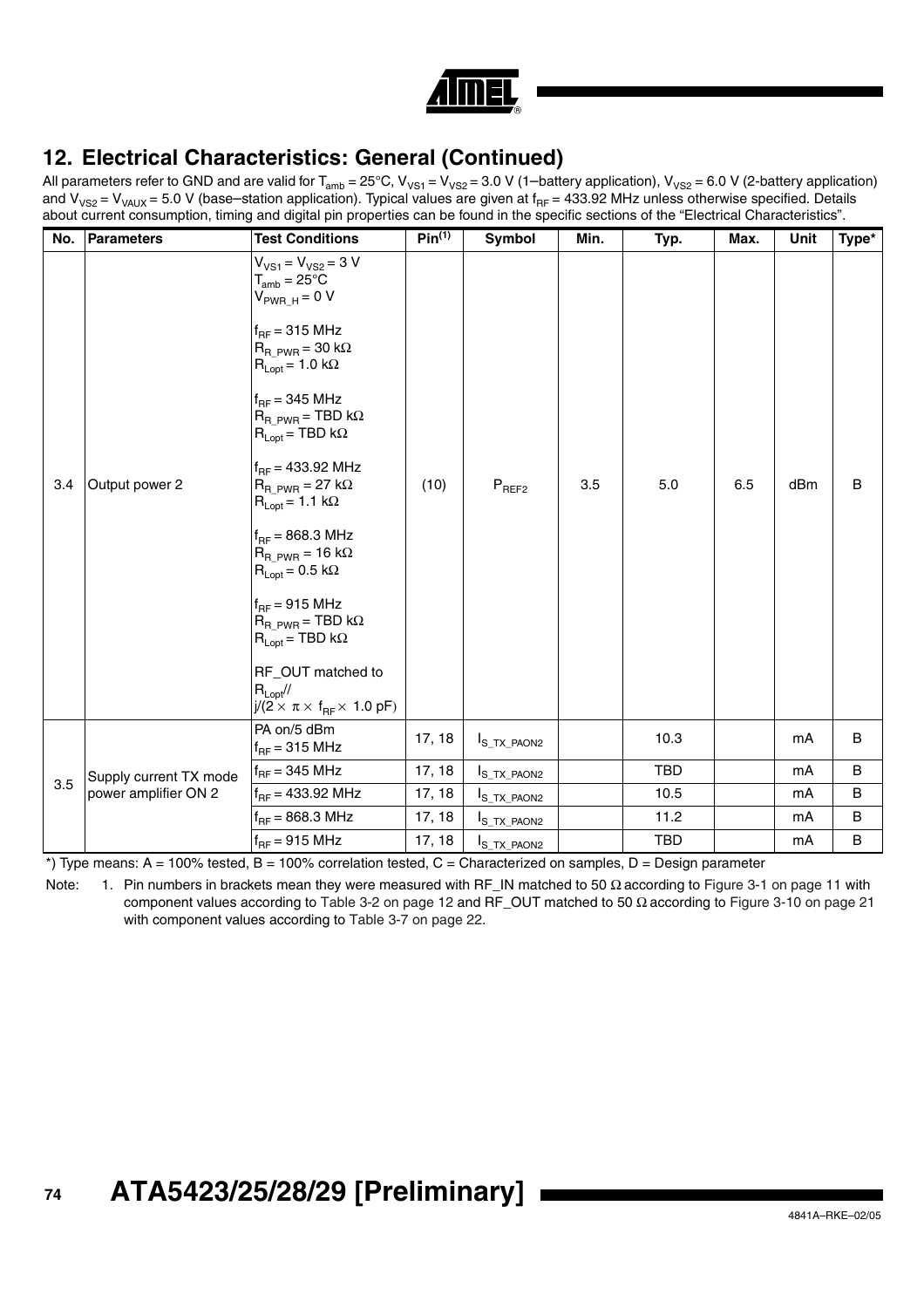## 12. Electrical Characteristics: General (Continued)

All parameters refer to GND and are valid for $T_{amb}$ = 25°C, $V_{VS1}$ = $V_{VS2}$ = 3.0 V (1–battery application), $V_{VS2}$ = 6.0 V (2-battery application) and $V_{VS2}$ = $V_{VAUX}$ = 5.0 V (base–station application). Typical values are given at $f_{RF}$ = 433.92 MHz unless otherwise specified. Details about current consumption, timing and digital pin properties can be found in the specific sections of the "Electrical Characteristics".

| No. | Parameters | Test Conditions | Pin(1) | Symbol | Min. | Typ. | Max. | Unit | Type* |
|---|---|---|---|---|---|---|---|---|---|
| 3.4 | Output power 2 | $V_{VS1}$ = $V_{VS2}$ = 3 V<br>$T_{amb}$ = 25°C<br>$V_{PWR\_H}$ = 0 V<br><br>$f_{RF}$ = 315 MHz<br>$R_{R\_PWR}$ = 30 kΩ<br>$R_{Lopt}$ = 1.0 kΩ<br><br>$f_{RF}$ = 345 MHz<br>$R_{R\_PWR}$ = TBD kΩ<br>$R_{Lopt}$ = TBD kΩ<br><br>$f_{RF}$ = 433.92 MHz<br>$R_{R\_PWR}$ = 27 kΩ<br>$R_{Lopt}$ = 1.1 kΩ<br><br>$f_{RF}$ = 868.3 MHz<br>$R_{R\_PWR}$ = 16 kΩ<br>$R_{Lopt}$ = 0.5 kΩ<br><br>$f_{RF}$ = 915 MHz<br>$R_{R\_PWR}$ = TBD kΩ<br>$R_{Lopt}$ = TBD kΩ<br><br>RF_OUT matched to $R_{Lopt}$// $j/(2 \times \pi \times f_{RF} \times 1.0\ pF)$ | (10) | $P_{REF2}$ | 3.5 | 5.0 | 6.5 | dBm | B |
| 3.5 | Supply current TX mode power amplifier ON 2 | PA on/5 dBm<br>$f_{RF}$ = 315 MHz | 17, 18 | $I_{S\_TX\_PAON2}$ | | 10.3 | | mA | B |
| | | $f_{RF}$ = 345 MHz | 17, 18 | $I_{S\_TX\_PAON2}$ | | TBD | | mA | B |
| | | $f_{RF}$ = 433.92 MHz | 17, 18 | $I_{S\_TX\_PAON2}$ | | 10.5 | | mA | B |
| | | $f_{RF}$ = 868.3 MHz | 17, 18 | $I_{S\_TX\_PAON2}$ | | 11.2 | | mA | B |
| | | $f_{RF}$ = 915 MHz | 17, 18 | $I_{S\_TX\_PAON2}$ | | TBD | | mA | B |

*) Type means: A = 100% tested, B = 100% correlation tested, C = Characterized on samples, D = Design parameter

Note: 1. Pin numbers in brackets mean they were measured with RF_IN matched to 50 Ω according to Figure 3-1 on page 11 with component values according to Table 3-2 on page 12 and RF_OUT matched to 50 Ω according to Figure 3-10 on page 21 with component values according to Table 3-7 on page 22.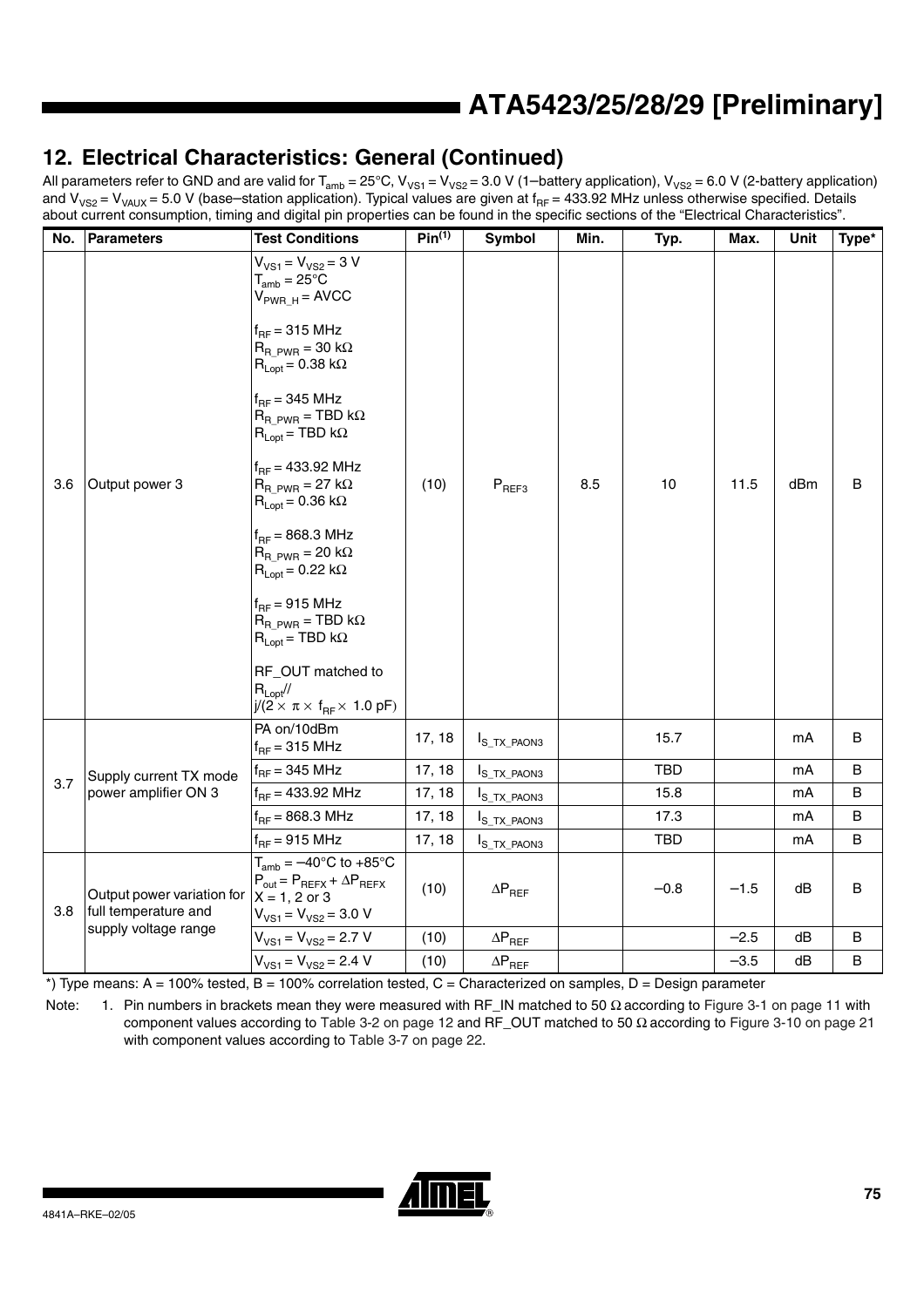## 12. Electrical Characteristics: General (Continued)

All parameters refer to GND and are valid for $T_{amb}$ = 25°C, $V_{VS1}$ = $V_{VS2}$ = 3.0 V (1–battery application), $V_{VS2}$ = 6.0 V (2-battery application) and $V_{VS2}$ = $V_{VAUX}$ = 5.0 V (base–station application). Typical values are given at $f_{RF}$ = 433.92 MHz unless otherwise specified. Details about current consumption, timing and digital pin properties can be found in the specific sections of the "Electrical Characteristics".

| No. | Parameters | Test Conditions | Pin(1) | Symbol | Min. | Typ. | Max. | Unit | Type* |
|---|---|---|---|---|---|---|---|---|---|
| 3.6 | Output power 3 | $V_{VS1}$ = $V_{VS2}$ = 3 V<br>$T_{amb}$ = 25°C<br>$V_{PWR\_H}$ = AVCC<br><br>$f_{RF}$ = 315 MHz<br>$R_{R\_PWR}$ = 30 kΩ<br>$R_{Lopt}$ = 0.38 kΩ<br><br>$f_{RF}$ = 345 MHz<br>$R_{R\_PWR}$ = TBD kΩ<br>$R_{Lopt}$ = TBD kΩ<br><br>$f_{RF}$ = 433.92 MHz<br>$R_{R\_PWR}$ = 27 kΩ<br>$R_{Lopt}$ = 0.36 kΩ<br><br>$f_{RF}$ = 868.3 MHz<br>$R_{R\_PWR}$ = 20 kΩ<br>$R_{Lopt}$ = 0.22 kΩ<br><br>$f_{RF}$ = 915 MHz<br>$R_{R\_PWR}$ = TBD kΩ<br>$R_{Lopt}$ = TBD kΩ<br><br>RF_OUT matched to $R_{Lopt}$// $j/(2 \times \pi \times f_{RF} \times 1.0\ pF)$ | (10) | $P_{REF3}$ | 8.5 | 10 | 11.5 | dBm | B |
| 3.7 | Supply current TX mode power amplifier ON 3 | PA on/10dBm<br>$f_{RF}$ = 315 MHz | 17, 18 | $I_{S\_TX\_PAON3}$ | | 15.7 | | mA | B |
| | | $f_{RF}$ = 345 MHz | 17, 18 | $I_{S\_TX\_PAON3}$ | | TBD | | mA | B |
| | | $f_{RF}$ = 433.92 MHz | 17, 18 | $I_{S\_TX\_PAON3}$ | | 15.8 | | mA | B |
| | | $f_{RF}$ = 868.3 MHz | 17, 18 | $I_{S\_TX\_PAON3}$ | | 17.3 | | mA | B |
| | | $f_{RF}$ = 915 MHz | 17, 18 | $I_{S\_TX\_PAON3}$ | | TBD | | mA | B |
| 3.8 | Output power variation for full temperature and supply voltage range | $T_{amb}$ = –40°C to +85°C<br>$P_{out}$ = $P_{REFX}$ + $\Delta P_{REFX}$<br>X = 1, 2 or 3<br>$V_{VS1}$ = $V_{VS2}$ = 3.0 V | (10) | $\Delta P_{REF}$ | | –0.8 | –1.5 | dB | B |
| | | $V_{VS1}$ = $V_{VS2}$ = 2.7 V | (10) | $\Delta P_{REF}$ | | | –2.5 | dB | B |
| | | $V_{VS1}$ = $V_{VS2}$ = 2.4 V | (10) | $\Delta P_{REF}$ | | | –3.5 | dB | B |

*) Type means: A = 100% tested, B = 100% correlation tested, C = Characterized on samples, D = Design parameter

Note: 1. Pin numbers in brackets mean they were measured with RF_IN matched to 50 Ω according to Figure 3-1 on page 11 with component values according to Table 3-2 on page 12 and RF_OUT matched to 50 Ω according to Figure 3-10 on page 21 with component values according to Table 3-7 on page 22.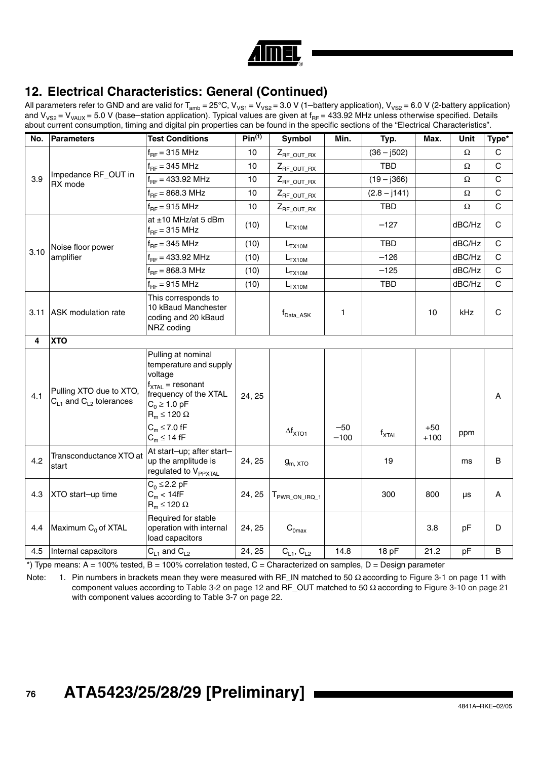## 12. Electrical Characteristics: General (Continued)

All parameters refer to GND and are valid for $T_{amb}$ = 25°C, $V_{VS1}$ = $V_{VS2}$ = 3.0 V (1–battery application), $V_{VS2}$ = 6.0 V (2-battery application) and $V_{VS2}$ = $V_{VAUX}$ = 5.0 V (base–station application). Typical values are given at $f_{RF}$ = 433.92 MHz unless otherwise specified. Details about current consumption, timing and digital pin properties can be found in the specific sections of the "Electrical Characteristics".

| No. | Parameters | Test Conditions | Pin[(1)] | Symbol | Min. | Typ. | Max. | Unit | Type* |
|---|---|---|---|---|---|---|---|---|---|
| 3.9 | Impedance RF_OUT in RX mode | $f_{RF}$ = 315 MHz | 10 | $Z_{RF\_OUT\_RX}$ | | (36 – j502) | | Ω | C |
| | | $f_{RF}$ = 345 MHz | 10 | $Z_{RF\_OUT\_RX}$ | | TBD | | Ω | C |
| | | $f_{RF}$ = 433.92 MHz | 10 | $Z_{RF\_OUT\_RX}$ | | (19 – j366) | | Ω | C |
| | | $f_{RF}$ = 868.3 MHz | 10 | $Z_{RF\_OUT\_RX}$ | | (2.8 – j141) | | Ω | C |
| | | $f_{RF}$ = 915 MHz | 10 | $Z_{RF\_OUT\_RX}$ | | TBD | | Ω | C |
| 3.10 | Noise floor power amplifier | at ±10 MHz/at 5 dBm $f_{RF}$ = 315 MHz | (10) | $L_{TX10M}$ | | –127 | | dBC/Hz | C |
| | | $f_{RF}$ = 345 MHz | (10) | $L_{TX10M}$ | | TBD | | dBC/Hz | C |
| | | $f_{RF}$ = 433.92 MHz | (10) | $L_{TX10M}$ | | –126 | | dBC/Hz | C |
| | | $f_{RF}$ = 868.3 MHz | (10) | $L_{TX10M}$ | | –125 | | dBC/Hz | C |
| | | $f_{RF}$ = 915 MHz | (10) | $L_{TX10M}$ | | TBD | | dBC/Hz | C |
| 3.11 | ASK modulation rate | This corresponds to 10 kBaud Manchester coding and 20 kBaud NRZ coding | | $f_{Data\_ASK}$ | 1 | | 10 | kHz | C |
| **4** | **XTO** | | | | | | | | |
| 4.1 | Pulling XTO due to XTO, $C_{L1}$ and $C_{L2}$ tolerances | Pulling at nominal temperature and supply voltage $f_{XTAL}$ = resonant frequency of the XTAL $C_0$ ≥ 1.0 pF $R_m$ ≤ 120 Ω $C_m$ ≤ 7.0 fF $C_m$ ≤ 14 fF | 24, 25 | $\Delta f_{XTO1}$ | –50 –100 | $f_{XTAL}$ | +50 +100 | ppm | A |
| 4.2 | Transconductance XTO at start | At start–up; after start–up the amplitude is regulated to $V_{PPXTAL}$ | 24, 25 | $g_{m,\ XTO}$ | | 19 | | ms | B |
| 4.3 | XTO start–up time | $C_0$ ≤ 2.2 pF $C_m$ < 14fF $R_m$ ≤ 120 Ω | 24, 25 | $T_{PWR\_ON\_IRQ\_1}$ | | 300 | 800 | µs | A |
| 4.4 | Maximum $C_0$ of XTAL | Required for stable operation with internal load capacitors | 24, 25 | $C_{0max}$ | | | 3.8 | pF | D |
| 4.5 | Internal capacitors | $C_{L1}$ and $C_{L2}$ | 24, 25 | $C_{L1}$, $C_{L2}$ | 14.8 | 18 pF | 21.2 | pF | B |

*) Type means: A = 100% tested, B = 100% correlation tested, C = Characterized on samples, D = Design parameter

Note: 1. Pin numbers in brackets mean they were measured with RF_IN matched to 50 Ω according to Figure 3-1 on page 11 with component values according to Table 3-2 on page 12 and RF_OUT matched to 50 Ω according to Figure 3-10 on page 21 with component values according to Table 3-7 on page 22.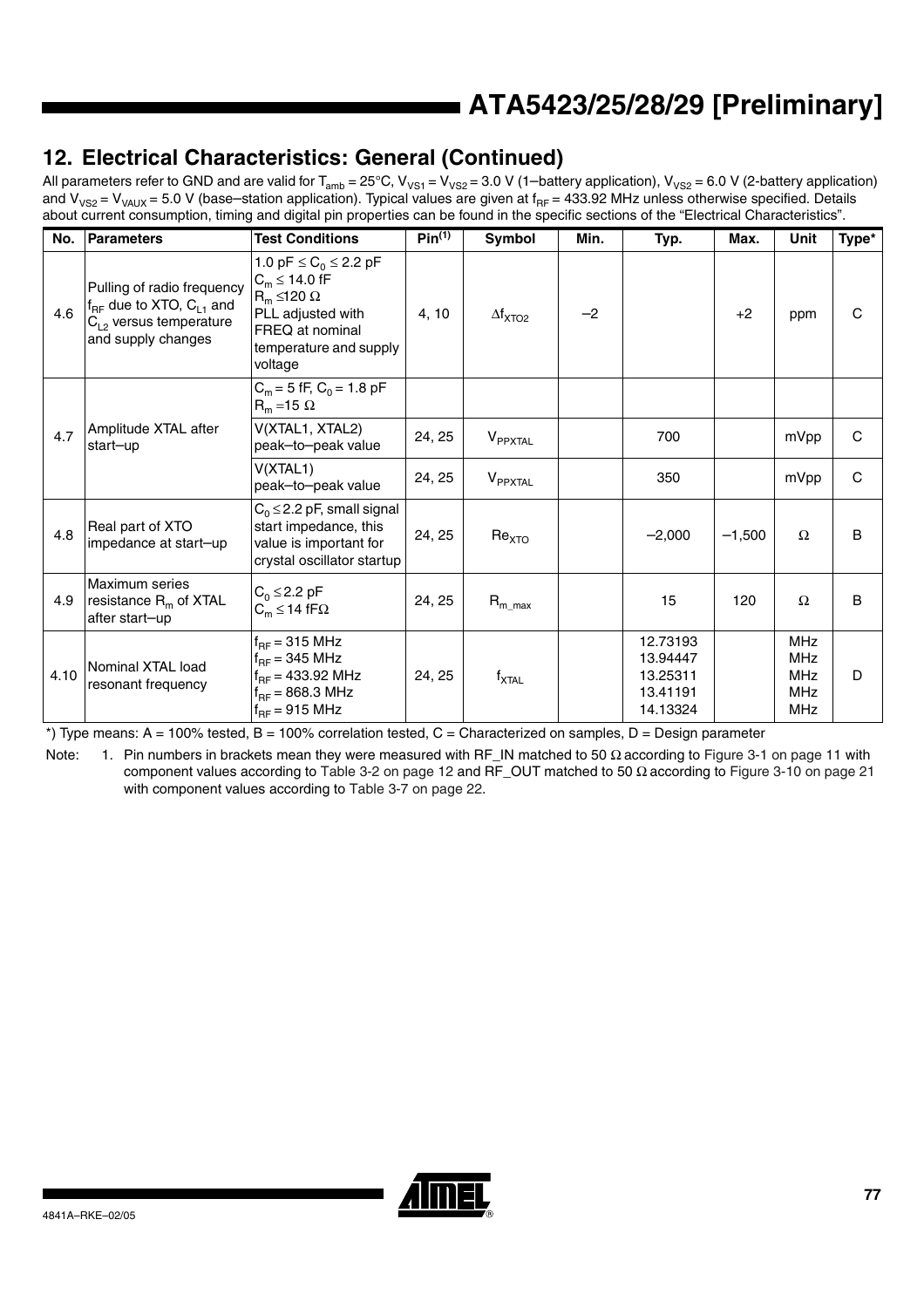## 12. Electrical Characteristics: General (Continued)

All parameters refer to GND and are valid for $T_{amb}$ = 25°C, $V_{VS1}$ = $V_{VS2}$ = 3.0 V (1–battery application), $V_{VS2}$ = 6.0 V (2-battery application) and $V_{VS2}$ = $V_{VAUX}$ = 5.0 V (base–station application). Typical values are given at $f_{RF}$ = 433.92 MHz unless otherwise specified. Details about current consumption, timing and digital pin properties can be found in the specific sections of the "Electrical Characteristics".

| No. | Parameters | Test Conditions | Pin(1) | Symbol | Min. | Typ. | Max. | Unit | Type* |
|---|---|---|---|---|---|---|---|---|---|
| 4.6 | Pulling of radio frequency $f_{RF}$ due to XTO, $C_{L1}$ and $C_{L2}$ versus temperature and supply changes | 1.0 pF ≤ $C_0$ ≤ 2.2 pF<br>$C_m$ ≤ 14.0 fF<br>$R_m$ ≤120 Ω<br>PLL adjusted with FREQ at nominal temperature and supply voltage | 4, 10 | $\Delta f_{XTO2}$ | –2 | | +2 | ppm | C |
| 4.7 | Amplitude XTAL after start–up | $C_m$ = 5 fF, $C_0$ = 1.8 pF<br>$R_m$ =15 Ω | | | | | | | |
| | | V(XTAL1, XTAL2) peak–to–peak value | 24, 25 | $V_{PPXTAL}$ | | 700 | | mVpp | C |
| | | V(XTAL1) peak–to–peak value | 24, 25 | $V_{PPXTAL}$ | | 350 | | mVpp | C |
| 4.8 | Real part of XTO impedance at start–up | $C_0$ ≤ 2.2 pF, small signal start impedance, this value is important for crystal oscillator startup | 24, 25 | $Re_{XTO}$ | | –2,000 | –1,500 | Ω | B |
| 4.9 | Maximum series resistance $R_m$ of XTAL after start–up | $C_0$ ≤ 2.2 pF<br>$C_m$ ≤ 14 fFΩ | 24, 25 | $R_{m\_max}$ | | 15 | 120 | Ω | B |
| 4.10 | Nominal XTAL load resonant frequency | $f_{RF}$ = 315 MHz<br>$f_{RF}$ = 345 MHz<br>$f_{RF}$ = 433.92 MHz<br>$f_{RF}$ = 868.3 MHz<br>$f_{RF}$ = 915 MHz | 24, 25 | $f_{XTAL}$ | | 12.73193<br>13.94447<br>13.25311<br>13.41191<br>14.13324 | | MHz<br>MHz<br>MHz<br>MHz<br>MHz | D |

*) Type means: A = 100% tested, B = 100% correlation tested, C = Characterized on samples, D = Design parameter

Note: 1. Pin numbers in brackets mean they were measured with RF_IN matched to 50 Ω according to Figure 3-1 on page 11 with component values according to Table 3-2 on page 12 and RF_OUT matched to 50 Ω according to Figure 3-10 on page 21 with component values according to Table 3-7 on page 22.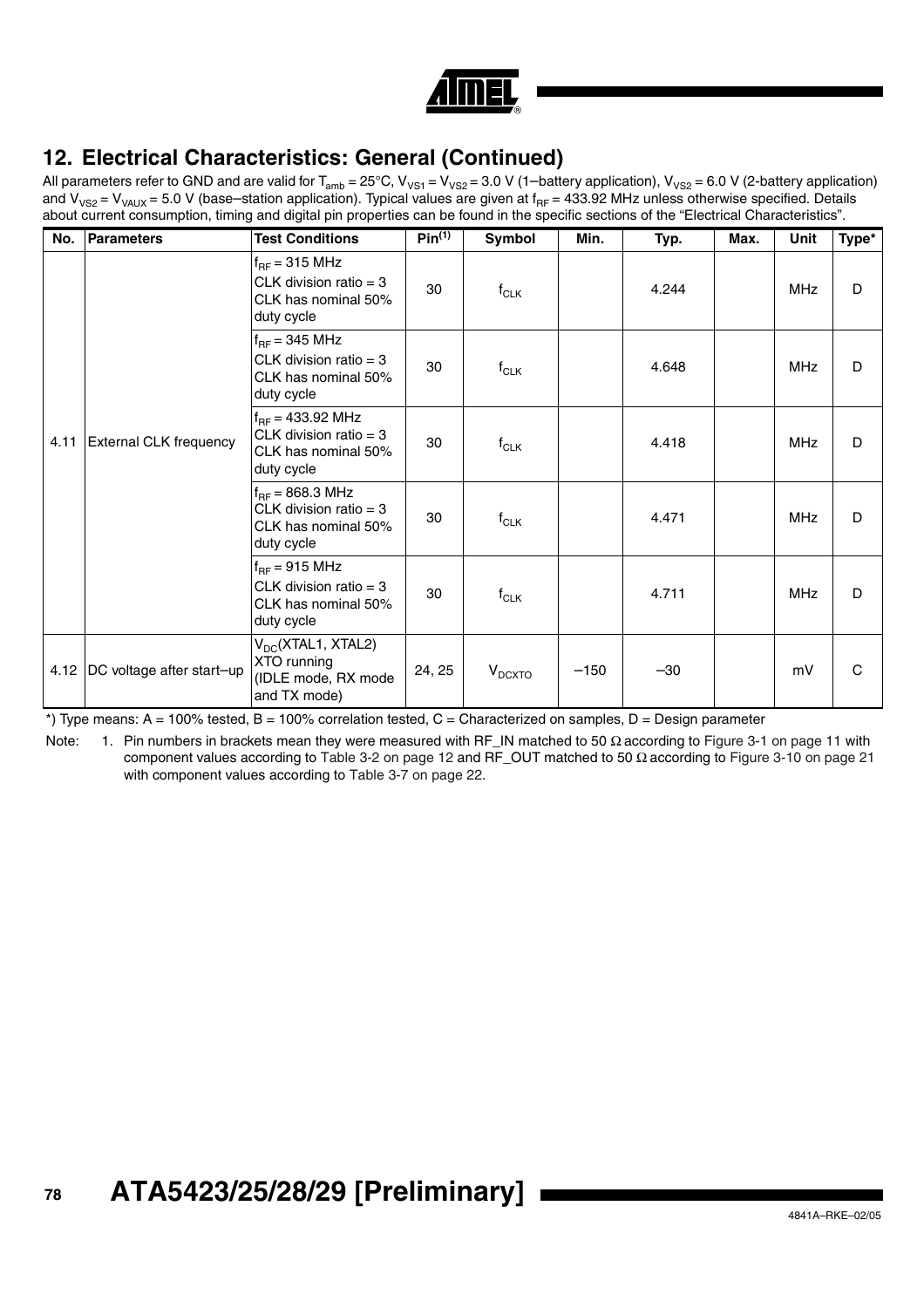## 12. Electrical Characteristics: General (Continued)

All parameters refer to GND and are valid for $T_{amb}$ = 25°C, $V_{VS1}$ = $V_{VS2}$ = 3.0 V (1–battery application), $V_{VS2}$ = 6.0 V (2-battery application) and $V_{VS2}$ = $V_{VAUX}$ = 5.0 V (base–station application). Typical values are given at $f_{RF}$ = 433.92 MHz unless otherwise specified. Details about current consumption, timing and digital pin properties can be found in the specific sections of the "Electrical Characteristics".

| No. | Parameters | Test Conditions | Pin[(1)] | Symbol | Min. | Typ. | Max. | Unit | Type* |
|---|---|---|---|---|---|---|---|---|---|
| 4.11 | External CLK frequency | $f_{RF}$ = 315 MHz CLK division ratio = 3 CLK has nominal 50% duty cycle | 30 | $f_{CLK}$ | | 4.244 | | MHz | D |
| | | $f_{RF}$ = 345 MHz CLK division ratio = 3 CLK has nominal 50% duty cycle | 30 | $f_{CLK}$ | | 4.648 | | MHz | D |
| | | $f_{RF}$ = 433.92 MHz CLK division ratio = 3 CLK has nominal 50% duty cycle | 30 | $f_{CLK}$ | | 4.418 | | MHz | D |
| | | $f_{RF}$ = 868.3 MHz CLK division ratio = 3 CLK has nominal 50% duty cycle | 30 | $f_{CLK}$ | | 4.471 | | MHz | D |
| | | $f_{RF}$ = 915 MHz CLK division ratio = 3 CLK has nominal 50% duty cycle | 30 | $f_{CLK}$ | | 4.711 | | MHz | D |
| 4.12 | DC voltage after start–up | $V_{DC}$(XTAL1, XTAL2) XTO running (IDLE mode, RX mode and TX mode) | 24, 25 | $V_{DCXTO}$ | –150 | –30 | | mV | C |

*) Type means: A = 100% tested, B = 100% correlation tested, C = Characterized on samples, D = Design parameter

Note: 1. Pin numbers in brackets mean they were measured with RF_IN matched to 50 Ω according to Figure 3-1 on page 11 with component values according to Table 3-2 on page 12 and RF_OUT matched to 50 Ω according to Figure 3-10 on page 21 with component values according to Table 3-7 on page 22.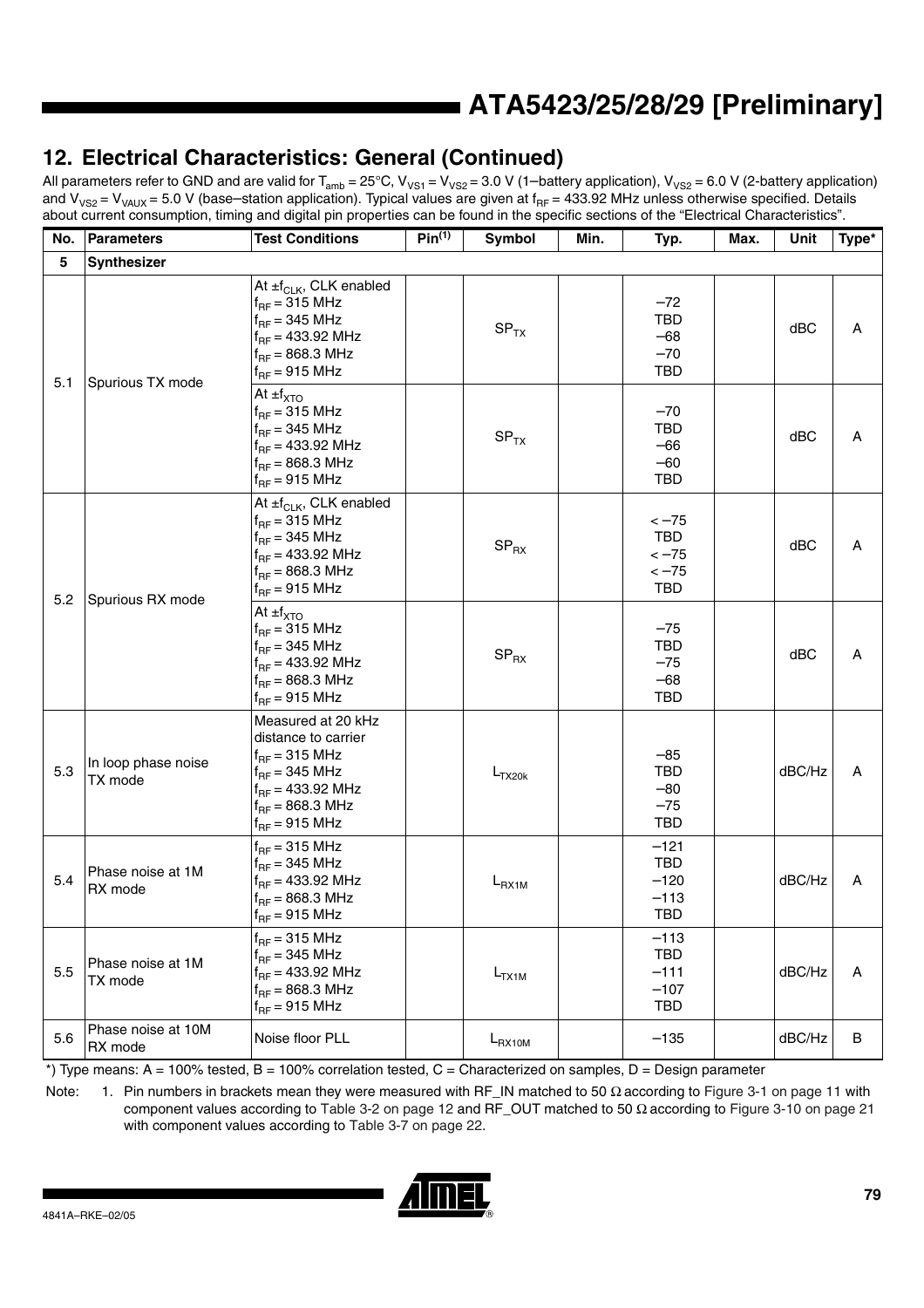## 12. Electrical Characteristics: General (Continued)

All parameters refer to GND and are valid for $T_{amb}$ = 25°C, $V_{VS1}$ = $V_{VS2}$ = 3.0 V (1–battery application), $V_{VS2}$ = 6.0 V (2-battery application) and $V_{VS2}$ = $V_{VAUX}$ = 5.0 V (base–station application). Typical values are given at $f_{RF}$ = 433.92 MHz unless otherwise specified. Details about current consumption, timing and digital pin properties can be found in the specific sections of the "Electrical Characteristics".

| No. | Parameters | Test Conditions | Pin(1) | Symbol | Min. | Typ. | Max. | Unit | Type* |
|---|---|---|---|---|---|---|---|---|---|
| 5 | Synthesizer | | | | | | | | |
| 5.1 | Spurious TX mode | At $\pm f_{CLK}$, CLK enabled<br>$f_{RF}$ = 315 MHz<br>$f_{RF}$ = 345 MHz<br>$f_{RF}$ = 433.92 MHz<br>$f_{RF}$ = 868.3 MHz<br>$f_{RF}$ = 915 MHz | | $SP_{TX}$ | | –72<br>TBD<br>–68<br>–70<br>TBD | | dBC | A |
| | | At $\pm f_{XTO}$<br>$f_{RF}$ = 315 MHz<br>$f_{RF}$ = 345 MHz<br>$f_{RF}$ = 433.92 MHz<br>$f_{RF}$ = 868.3 MHz<br>$f_{RF}$ = 915 MHz | | $SP_{TX}$ | | –70<br>TBD<br>–66<br>–60<br>TBD | | dBC | A |
| 5.2 | Spurious RX mode | At $\pm f_{CLK}$, CLK enabled<br>$f_{RF}$ = 315 MHz<br>$f_{RF}$ = 345 MHz<br>$f_{RF}$ = 433.92 MHz<br>$f_{RF}$ = 868.3 MHz<br>$f_{RF}$ = 915 MHz | | $SP_{RX}$ | | < –75<br>TBD<br>< –75<br>< –75<br>TBD | | dBC | A |
| | | At $\pm f_{XTO}$<br>$f_{RF}$ = 315 MHz<br>$f_{RF}$ = 345 MHz<br>$f_{RF}$ = 433.92 MHz<br>$f_{RF}$ = 868.3 MHz<br>$f_{RF}$ = 915 MHz | | $SP_{RX}$ | | –75<br>TBD<br>–75<br>–68<br>TBD | | dBC | A |
| 5.3 | In loop phase noise TX mode | Measured at 20 kHz distance to carrier<br>$f_{RF}$ = 315 MHz<br>$f_{RF}$ = 345 MHz<br>$f_{RF}$ = 433.92 MHz<br>$f_{RF}$ = 868.3 MHz<br>$f_{RF}$ = 915 MHz | | $L_{TX20k}$ | | –85<br>TBD<br>–80<br>–75<br>TBD | | dBC/Hz | A |
| 5.4 | Phase noise at 1M RX mode | $f_{RF}$ = 315 MHz<br>$f_{RF}$ = 345 MHz<br>$f_{RF}$ = 433.92 MHz<br>$f_{RF}$ = 868.3 MHz<br>$f_{RF}$ = 915 MHz | | $L_{RX1M}$ | | –121<br>TBD<br>–120<br>–113<br>TBD | | dBC/Hz | A |
| 5.5 | Phase noise at 1M TX mode | $f_{RF}$ = 315 MHz<br>$f_{RF}$ = 345 MHz<br>$f_{RF}$ = 433.92 MHz<br>$f_{RF}$ = 868.3 MHz<br>$f_{RF}$ = 915 MHz | | $L_{TX1M}$ | | –113<br>TBD<br>–111<br>–107<br>TBD | | dBC/Hz | A |
| 5.6 | Phase noise at 10M RX mode | Noise floor PLL | | $L_{RX10M}$ | | –135 | | dBC/Hz | B |

*) Type means: A = 100% tested, B = 100% correlation tested, C = Characterized on samples, D = Design parameter

Note: 1. Pin numbers in brackets mean they were measured with RF_IN matched to 50 Ω according to Figure 3-1 on page 11 with component values according to Table 3-2 on page 12 and RF_OUT matched to 50 Ω according to Figure 3-10 on page 21 with component values according to Table 3-7 on page 22.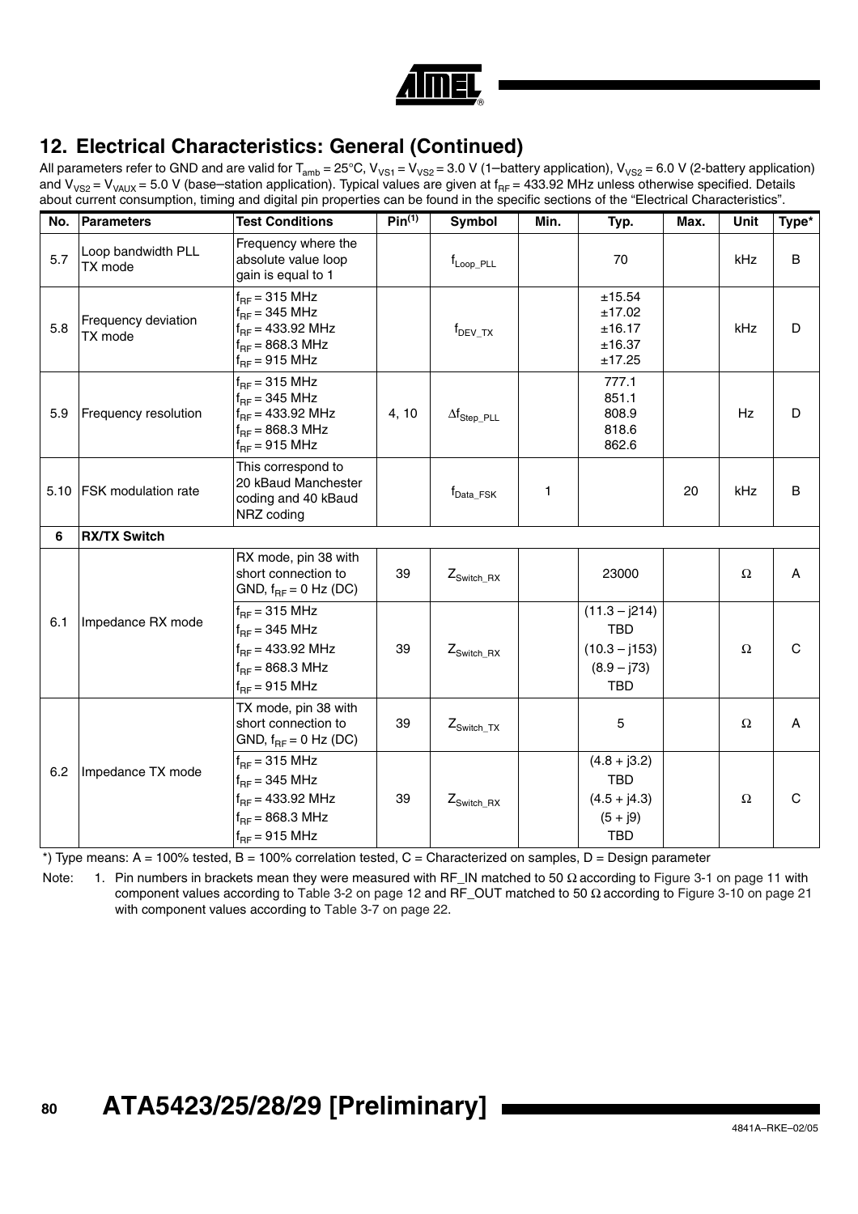## 12. Electrical Characteristics: General (Continued)

All parameters refer to GND and are valid for $T_{amb}$ = 25°C, $V_{VS1}$ = $V_{VS2}$ = 3.0 V (1–battery application), $V_{VS2}$ = 6.0 V (2-battery application) and $V_{VS2}$ = $V_{VAUX}$ = 5.0 V (base–station application). Typical values are given at $f_{RF}$ = 433.92 MHz unless otherwise specified. Details about current consumption, timing and digital pin properties can be found in the specific sections of the "Electrical Characteristics".

| No. | Parameters | Test Conditions | Pin(1) | Symbol | Min. | Typ. | Max. | Unit | Type* |
|---|---|---|---|---|---|---|---|---|---|
| 5.7 | Loop bandwidth PLL TX mode | Frequency where the absolute value loop gain is equal to 1 | | $f_{Loop\_PLL}$ | | 70 | | kHz | B |
| 5.8 | Frequency deviation TX mode | $f_{RF}$ = 315 MHz<br>$f_{RF}$ = 345 MHz<br>$f_{RF}$ = 433.92 MHz<br>$f_{RF}$ = 868.3 MHz<br>$f_{RF}$ = 915 MHz | | $f_{DEV\_TX}$ | | ±15.54<br>±17.02<br>±16.17<br>±16.37<br>±17.25 | | kHz | D |
| 5.9 | Frequency resolution | $f_{RF}$ = 315 MHz<br>$f_{RF}$ = 345 MHz<br>$f_{RF}$ = 433.92 MHz<br>$f_{RF}$ = 868.3 MHz<br>$f_{RF}$ = 915 MHz | 4, 10 | $\Delta f_{Step\_PLL}$ | | 777.1<br>851.1<br>808.9<br>818.6<br>862.6 | | Hz | D |
| 5.10 | FSK modulation rate | This correspond to 20 kBaud Manchester coding and 40 kBaud NRZ coding | | $f_{Data\_FSK}$ | 1 | | 20 | kHz | B |
| **6** | **RX/TX Switch** | | | | | | | | |
| 6.1 | Impedance RX mode | RX mode, pin 38 with short connection to GND, $f_{RF}$ = 0 Hz (DC) | 39 | $Z_{Switch\_RX}$ | | 23000 | | Ω | A |
| | | $f_{RF}$ = 315 MHz<br>$f_{RF}$ = 345 MHz<br>$f_{RF}$ = 433.92 MHz<br>$f_{RF}$ = 868.3 MHz<br>$f_{RF}$ = 915 MHz | 39 | $Z_{Switch\_RX}$ | | (11.3 – j214)<br>TBD<br>(10.3 – j153)<br>(8.9 – j73)<br>TBD | | Ω | C |
| 6.2 | Impedance TX mode | TX mode, pin 38 with short connection to GND, $f_{RF}$ = 0 Hz (DC) | 39 | $Z_{Switch\_TX}$ | | 5 | | Ω | A |
| | | $f_{RF}$ = 315 MHz<br>$f_{RF}$ = 345 MHz<br>$f_{RF}$ = 433.92 MHz<br>$f_{RF}$ = 868.3 MHz<br>$f_{RF}$ = 915 MHz | 39 | $Z_{Switch\_RX}$ | | (4.8 + j3.2)<br>TBD<br>(4.5 + j4.3)<br>(5 + j9)<br>TBD | | Ω | C |

*) Type means: A = 100% tested, B = 100% correlation tested, C = Characterized on samples, D = Design parameter

Note: 1. Pin numbers in brackets mean they were measured with RF_IN matched to 50 Ω according to Figure 3-1 on page 11 with component values according to Table 3-2 on page 12 and RF_OUT matched to 50 Ω according to Figure 3-10 on page 21 with component values according to Table 3-7 on page 22.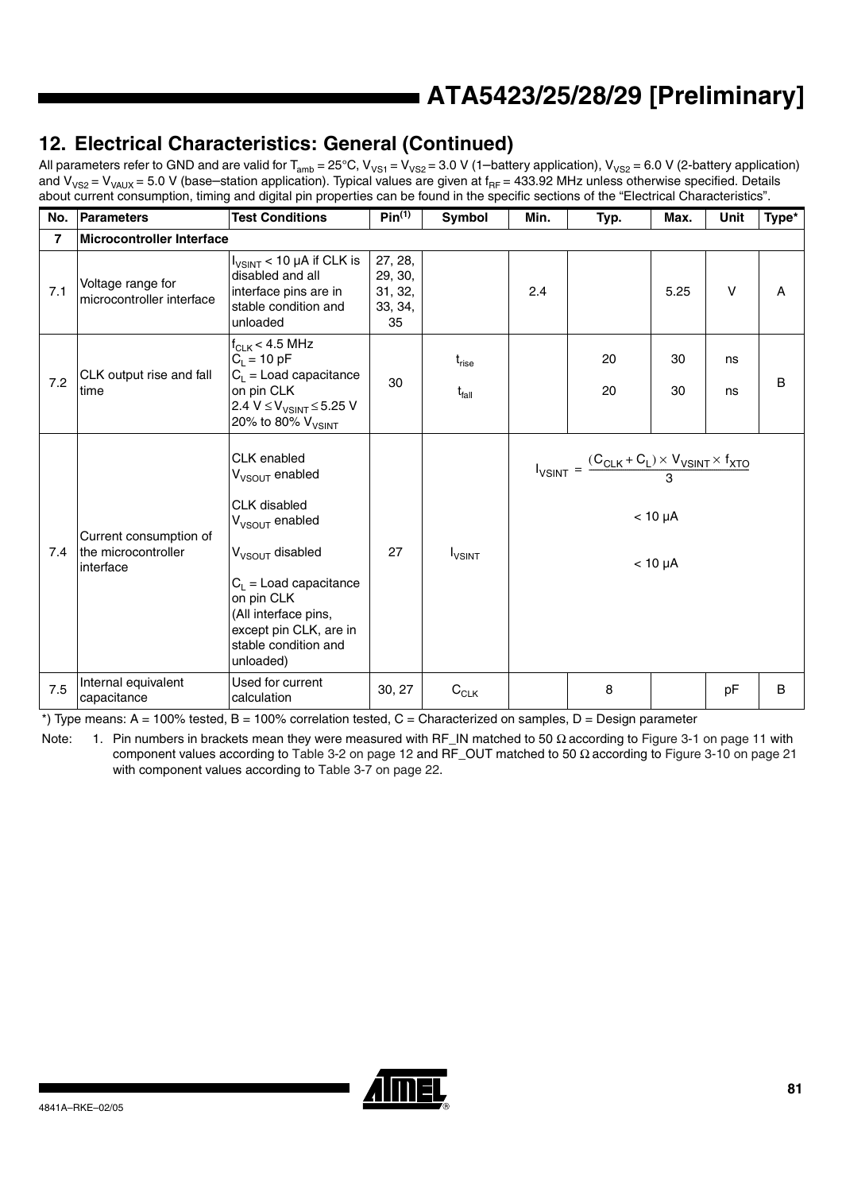## 12. Electrical Characteristics: General (Continued)

All parameters refer to GND and are valid for $T_{amb}$ = 25°C, $V_{VS1}$ = $V_{VS2}$ = 3.0 V (1–battery application), $V_{VS2}$ = 6.0 V (2-battery application) and $V_{VS2}$ = $V_{VAUX}$ = 5.0 V (base–station application). Typical values are given at $f_{RF}$ = 433.92 MHz unless otherwise specified. Details about current consumption, timing and digital pin properties can be found in the specific sections of the "Electrical Characteristics".

| No. | Parameters | Test Conditions | Pin[(1)] | Symbol | Min. | Typ. | Max. | Unit | Type* |
|---|---|---|---|---|---|---|---|---|---|
| **7** | **Microcontroller Interface** | | | | | | | | |
| 7.1 | Voltage range for microcontroller interface | $I_{VSINT}$ < 10 µA if CLK is disabled and all interface pins are in stable condition and unloaded | 27, 28, 29, 30, 31, 32, 33, 34, 35 | | 2.4 | | 5.25 | V | A |
| 7.2 | CLK output rise and fall time | $f_{CLK}$ < 4.5 MHz<br>$C_L$ = 10 pF<br>$C_L$ = Load capacitance on pin CLK<br>2.4 V ≤ $V_{VSINT}$ ≤ 5.25 V<br>20% to 80% $V_{VSINT}$ | 30 | $t_{rise}$<br>$t_{fall}$ | | 20<br>20 | 30<br>30 | ns<br>ns | B |
| 7.4 | Current consumption of the microcontroller interface | CLK enabled<br>$V_{VSOUT}$ enabled<br><br>CLK disabled<br>$V_{VSOUT}$ enabled<br><br>$V_{VSOUT}$ disabled<br><br>$C_L$ = Load capacitance on pin CLK<br>(All interface pins, except pin CLK, are in stable condition and unloaded) | 27 | $I_{VSINT}$ | $I_{VSINT} = \frac{(C_{CLK} + C_L) \times V_{VSINT} \times f_{XTO}}{3}$<br><br>< 10 µA<br><br>< 10 µA | | | | |
| 7.5 | Internal equivalent capacitance | Used for current calculation | 30, 27 | $C_{CLK}$ | | 8 | | pF | B |

*) Type means: A = 100% tested, B = 100% correlation tested, C = Characterized on samples, D = Design parameter

Note: 1. Pin numbers in brackets mean they were measured with RF_IN matched to 50 Ω according to Figure 3-1 on page 11 with component values according to Table 3-2 on page 12 and RF_OUT matched to 50 Ω according to Figure 3-10 on page 21 with component values according to Table 3-7 on page 22.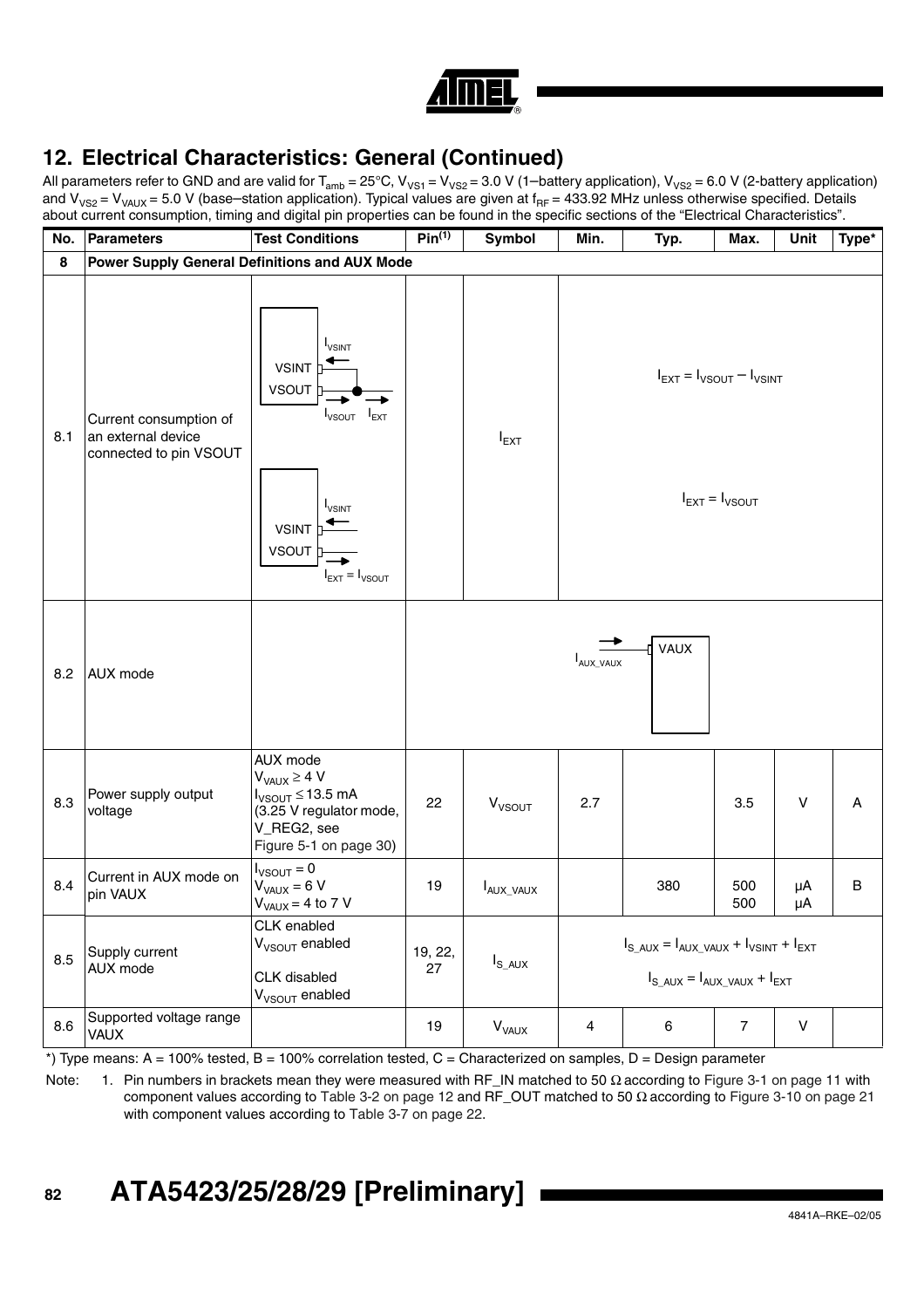## 12. Electrical Characteristics: General (Continued)

All parameters refer to GND and are valid for $T_{amb}$ = 25°C, $V_{VS1}$ = $V_{VS2}$ = 3.0 V (1–battery application), $V_{VS2}$ = 6.0 V (2-battery application) and $V_{VS2}$ = $V_{VAUX}$ = 5.0 V (base–station application). Typical values are given at $f_{RF}$ = 433.92 MHz unless otherwise specified. Details about current consumption, timing and digital pin properties can be found in the specific sections of the "Electrical Characteristics".

| No. | Parameters | Test Conditions | Pin(1) | Symbol | Min. | Typ. | Max. | Unit | Type* |
|---|---|---|---|---|---|---|---|---|---|
| 8 | Power Supply General Definitions and AUX Mode | | | | | | | | |
| 8.1 | Current consumption of an external device connected to pin VSOUT | VSINT, VSOUT ($I_{VSINT}$, $I_{VSOUT}$, $I_{EXT}$)<br>VSINT, VSOUT ($I_{VSINT}$, $I_{EXT} = I_{VSOUT}$) | | $I_{EXT}$ | $I_{EXT} = I_{VSOUT} - I_{VSINT}$<br>$I_{EXT} = I_{VSOUT}$ | | | | |
| 8.2 | AUX mode | | | | $I_{AUX\_VAUX}$ → VAUX | | | | |
| 8.3 | Power supply output voltage | AUX mode<br>$V_{VAUX} \geq 4$ V<br>$I_{VSOUT} \leq 13.5$ mA<br>(3.25 V regulator mode, V_REG2, see Figure 5-1 on page 30) | 22 | $V_{VSOUT}$ | 2.7 | | 3.5 | V | A |
| 8.4 | Current in AUX mode on pin VAUX | $I_{VSOUT} = 0$<br>$V_{VAUX} = 6$ V<br>$V_{VAUX} = 4$ to 7 V | 19 | $I_{AUX\_VAUX}$ | | 380 | 500<br>500 | µA<br>µA | B |
| 8.5 | Supply current AUX mode | CLK enabled<br>$V_{VSOUT}$ enabled<br><br>CLK disabled<br>$V_{VSOUT}$ enabled | 19, 22, 27 | $I_{S\_AUX}$ | $I_{S\_AUX} = I_{AUX\_VAUX} + I_{VSINT} + I_{EXT}$<br><br>$I_{S\_AUX} = I_{AUX\_VAUX} + I_{EXT}$ | | | | |
| 8.6 | Supported voltage range VAUX | | 19 | $V_{VAUX}$ | 4 | 6 | 7 | V | |

*) Type means: A = 100% tested, B = 100% correlation tested, C = Characterized on samples, D = Design parameter

Note: 1. Pin numbers in brackets mean they were measured with RF_IN matched to 50 Ω according to Figure 3-1 on page 11 with component values according to Table 3-2 on page 12 and RF_OUT matched to 50 Ω according to Figure 3-10 on page 21 with component values according to Table 3-7 on page 22.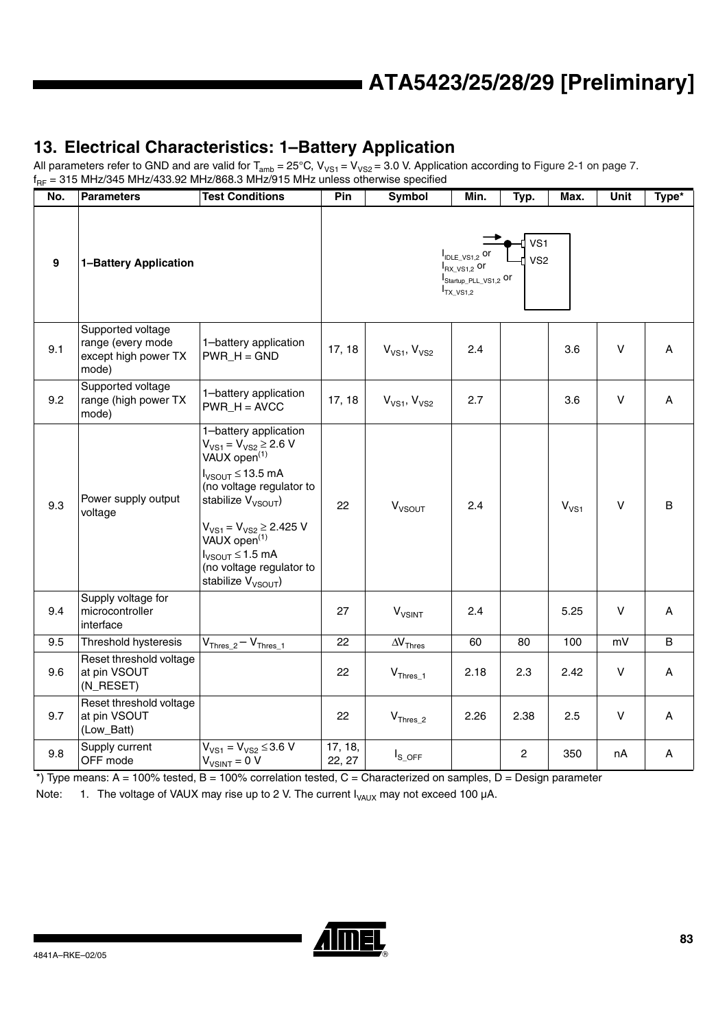## 13. Electrical Characteristics: 1–Battery Application

All parameters refer to GND and are valid for $T_{amb}$ = 25°C, $V_{VS1}$ = $V_{VS2}$ = 3.0 V. Application according to Figure 2-1 on page 7.
$f_{RF}$ = 315 MHz/345 MHz/433.92 MHz/868.3 MHz/915 MHz unless otherwise specified

| No. | Parameters | Test Conditions | Pin | Symbol | Min. | Typ. | Max. | Unit | Type* |
|---|---|---|---|---|---|---|---|---|---|
| 9 | 1–Battery Application | | $I_{IDLE\_VS1,2}$ or $I_{RX\_VS1,2}$ or $I_{Startup\_PLL\_VS1,2}$ or $I_{TX\_VS1,2}$ → VS1, VS2 | | | | | | |
| 9.1 | Supported voltage range (every mode except high power TX mode) | 1–battery application PWR_H = GND | 17, 18 | $V_{VS1}$, $V_{VS2}$ | 2.4 | | 3.6 | V | A |
| 9.2 | Supported voltage range (high power TX mode) | 1–battery application PWR_H = AVCC | 17, 18 | $V_{VS1}$, $V_{VS2}$ | 2.7 | | 3.6 | V | A |
| 9.3 | Power supply output voltage | 1–battery application $V_{VS1} = V_{VS2} \geq 2.6$ V VAUX open(1) $I_{VSOUT} \leq 13.5$ mA (no voltage regulator to stabilize $V_{VSOUT}$) $V_{VS1} = V_{VS2} \geq 2.425$ V VAUX open(1) $I_{VSOUT} \leq 1.5$ mA (no voltage regulator to stabilize $V_{VSOUT}$) | 22 | $V_{VSOUT}$ | 2.4 | | $V_{VS1}$ | V | B |
| 9.4 | Supply voltage for microcontroller interface | | 27 | $V_{VSINT}$ | 2.4 | | 5.25 | V | A |
| 9.5 | Threshold hysteresis | $V_{Thres\_2} - V_{Thres\_1}$ | 22 | $\Delta V_{Thres}$ | 60 | 80 | 100 | mV | B |
| 9.6 | Reset threshold voltage at pin VSOUT (N_RESET) | | 22 | $V_{Thres\_1}$ | 2.18 | 2.3 | 2.42 | V | A |
| 9.7 | Reset threshold voltage at pin VSOUT (Low_Batt) | | 22 | $V_{Thres\_2}$ | 2.26 | 2.38 | 2.5 | V | A |
| 9.8 | Supply current OFF mode | $V_{VS1} = V_{VS2} \leq 3.6$ V $V_{VSINT} = 0$ V | 17, 18, 22, 27 | $I_{S\_OFF}$ | | 2 | 350 | nA | A |

*) Type means: A = 100% tested, B = 100% correlation tested, C = Characterized on samples, D = Design parameter

Note: 1. The voltage of VAUX may rise up to 2 V. The current $I_{VAUX}$ may not exceed 100 µA.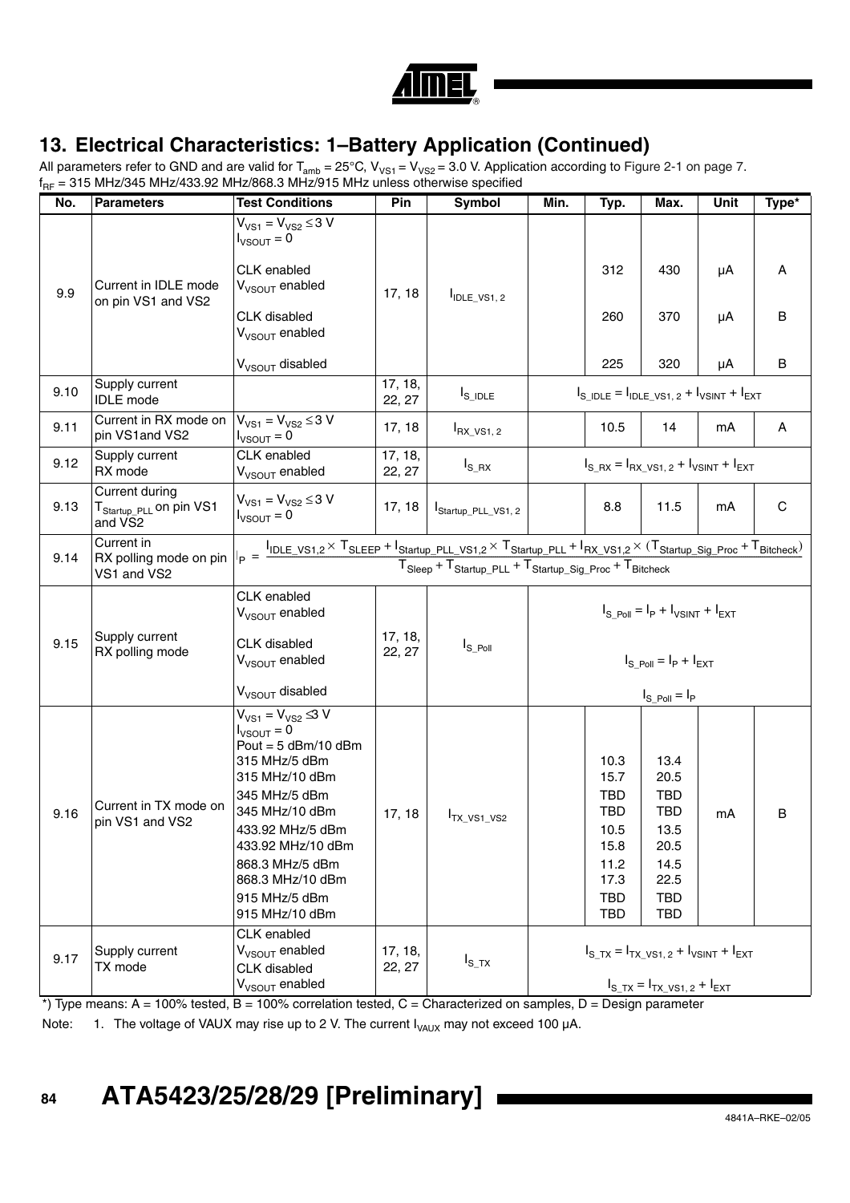## 13. Electrical Characteristics: 1–Battery Application (Continued)

All parameters refer to GND and are valid for $T_{amb}$ = 25°C, $V_{VS1}$ = $V_{VS2}$ = 3.0 V. Application according to Figure 2-1 on page 7. $f_{RF}$ = 315 MHz/345 MHz/433.92 MHz/868.3 MHz/915 MHz unless otherwise specified

| No. | Parameters | Test Conditions | Pin | Symbol | Min. | Typ. | Max. | Unit | Type* |
|---|---|---|---|---|---|---|---|---|---|
| 9.9 | Current in IDLE mode on pin VS1 and VS2 | $V_{VS1} = V_{VS2} \le 3$ V, $I_{VSOUT} = 0$ | 17, 18 | $I_{IDLE\_VS1,2}$ | | | | | |
| | | CLK enabled, $V_{VSOUT}$ enabled | | | | 312 | 430 | µA | A |
| | | CLK disabled, $V_{VSOUT}$ enabled | | | | 260 | 370 | µA | B |
| | | $V_{VSOUT}$ disabled | | | | 225 | 320 | µA | B |
| 9.10 | Supply current IDLE mode | | 17, 18, 22, 27 | $I_{S\_IDLE}$ | $I_{S\_IDLE} = I_{IDLE\_VS1,2} + I_{VSINT} + I_{EXT}$ | | | | |
| 9.11 | Current in RX mode on pin VS1and VS2 | $V_{VS1} = V_{VS2} \le 3$ V, $I_{VSOUT} = 0$ | 17, 18 | $I_{RX\_VS1,2}$ | | 10.5 | 14 | mA | A |
| 9.12 | Supply current RX mode | CLK enabled, $V_{VSOUT}$ enabled | 17, 18, 22, 27 | $I_{S\_RX}$ | $I_{S\_RX} = I_{RX\_VS1,2} + I_{VSINT} + I_{EXT}$ | | | | |
| 9.13 | Current during $T_{Startup\_PLL}$ on pin VS1 and VS2 | $V_{VS1} = V_{VS2} \le 3$ V, $I_{VSOUT} = 0$ | 17, 18 | $I_{Startup\_PLL\_VS1,2}$ | | 8.8 | 11.5 | mA | C |
| 9.14 | Current in RX polling mode on pin VS1 and VS2 | $I_P = \frac{I_{IDLE\_VS1,2} \times T_{SLEEP} + I_{Startup\_PLL\_VS1,2} \times T_{Startup\_PLL} + I_{RX\_VS1,2} \times (T_{Startup\_Sig\_Proc} + T_{Bitcheck})}{T_{Sleep} + T_{Startup\_PLL} + T_{Startup\_Sig\_Proc} + T_{Bitcheck}}$ | | | | | | | |
| 9.15 | Supply current RX polling mode | CLK enabled, $V_{VSOUT}$ enabled | 17, 18, 22, 27 | $I_{S\_Poll}$ | $I_{S\_Poll} = I_P + I_{VSINT} + I_{EXT}$ | | | | |
| | | CLK disabled, $V_{VSOUT}$ enabled | | | $I_{S\_Poll} = I_P + I_{EXT}$ | | | | |
| | | $V_{VSOUT}$ disabled | | | $I_{S\_Poll} = I_P$ | | | | |
| 9.16 | Current in TX mode on pin VS1 and VS2 | $V_{VS1} = V_{VS2} \le 3$ V, $I_{VSOUT} = 0$, Pout = 5 dBm/10 dBm | 17, 18 | $I_{TX\_VS1\_VS2}$ | | | | mA | B |
| | | 315 MHz/5 dBm | | | | 10.3 | 13.4 | | |
| | | 315 MHz/10 dBm | | | | 15.7 | 20.5 | | |
| | | 345 MHz/5 dBm | | | | TBD | TBD | | |
| | | 345 MHz/10 dBm | | | | TBD | TBD | | |
| | | 433.92 MHz/5 dBm | | | | 10.5 | 13.5 | | |
| | | 433.92 MHz/10 dBm | | | | 15.8 | 20.5 | | |
| | | 868.3 MHz/5 dBm | | | | 11.2 | 14.5 | | |
| | | 868.3 MHz/10 dBm | | | | 17.3 | 22.5 | | |
| | | 915 MHz/5 dBm | | | | TBD | TBD | | |
| | | 915 MHz/10 dBm | | | | TBD | TBD | | |
| 9.17 | Supply current TX mode | CLK enabled, $V_{VSOUT}$ enabled | 17, 18, 22, 27 | $I_{S\_TX}$ | $I_{S\_TX} = I_{TX\_VS1,2} + I_{VSINT} + I_{EXT}$ | | | | |
| | | CLK disabled, $V_{VSOUT}$ enabled | | | $I_{S\_TX} = I_{TX\_VS1,2} + I_{EXT}$ | | | | |

*) Type means: A = 100% tested, B = 100% correlation tested, C = Characterized on samples, D = Design parameter

Note: 1. The voltage of VAUX may rise up to 2 V. The current $I_{VAUX}$ may not exceed 100 µA.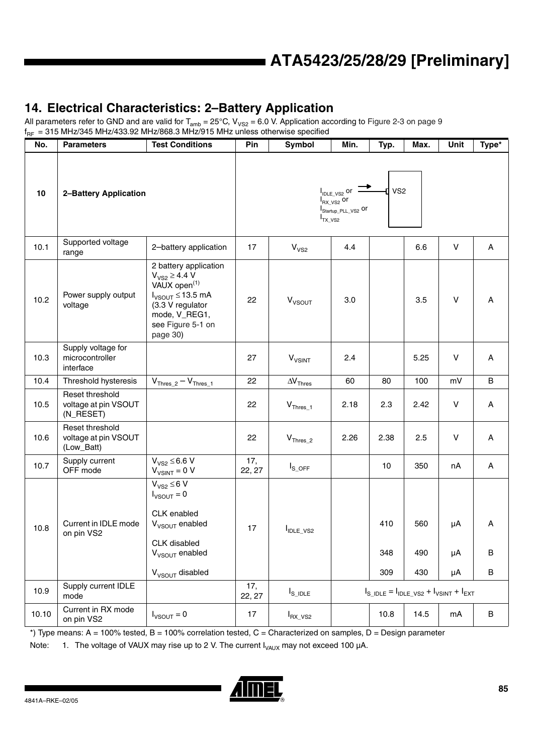## 14. Electrical Characteristics: 2–Battery Application

All parameters refer to GND and are valid for $T_{amb}$ = 25°C, $V_{VS2}$ = 6.0 V. Application according to Figure 2-3 on page 9 $f_{RF}$ = 315 MHz/345 MHz/433.92 MHz/868.3 MHz/915 MHz unless otherwise specified

| No. | Parameters | Test Conditions | Pin | Symbol | Min. | Typ. | Max. | Unit | Type* |
|---|---|---|---|---|---|---|---|---|---|
| 10 | **2–Battery Application** | | | $I_{IDLE\_VS2}$ or $I_{RX\_VS2}$ or $I_{Startup\_PLL\_VS2}$ or $I_{TX\_VS2}$ → VS2 | | | | | |
| 10.1 | Supported voltage range | 2–battery application | 17 | $V_{VS2}$ | 4.4 | | 6.6 | V | A |
| 10.2 | Power supply output voltage | 2 battery application $V_{VS2} \geq 4.4$ V VAUX open[(1)] $I_{VSOUT} \leq 13.5$ mA (3.3 V regulator mode, V_REG1, see Figure 5-1 on page 30) | 22 | $V_{VSOUT}$ | 3.0 | | 3.5 | V | A |
| 10.3 | Supply voltage for microcontroller interface | | 27 | $V_{VSINT}$ | 2.4 | | 5.25 | V | A |
| 10.4 | Threshold hysteresis | $V_{Thres\_2} - V_{Thres\_1}$ | 22 | $\Delta V_{Thres}$ | 60 | 80 | 100 | mV | B |
| 10.5 | Reset threshold voltage at pin VSOUT (N_RESET) | | 22 | $V_{Thres\_1}$ | 2.18 | 2.3 | 2.42 | V | A |
| 10.6 | Reset threshold voltage at pin VSOUT (Low_Batt) | | 22 | $V_{Thres\_2}$ | 2.26 | 2.38 | 2.5 | V | A |
| 10.7 | Supply current OFF mode | $V_{VS2} \leq 6.6$ V $V_{VSINT}$ = 0 V | 17, 22, 27 | $I_{S\_OFF}$ | | 10 | 350 | nA | A |
| 10.8 | Current in IDLE mode on pin VS2 | $V_{VS2} \leq 6$ V $I_{VSOUT}$ = 0<br>CLK enabled $V_{VSOUT}$ enabled<br>CLK disabled $V_{VSOUT}$ enabled<br>$V_{VSOUT}$ disabled | 17 | $I_{IDLE\_VS2}$ | | 410<br>348<br>309 | 560<br>490<br>430 | µA<br>µA<br>µA | A<br>B<br>B |
| 10.9 | Supply current IDLE mode | | 17, 22, 27 | $I_{S\_IDLE}$ | $I_{S\_IDLE} = I_{IDLE\_VS2} + I_{VSINT} + I_{EXT}$ | | | | |
| 10.10 | Current in RX mode on pin VS2 | $I_{VSOUT}$ = 0 | 17 | $I_{RX\_VS2}$ | | 10.8 | 14.5 | mA | B |

*) Type means: A = 100% tested, B = 100% correlation tested, C = Characterized on samples, D = Design parameter

Note: 1. The voltage of VAUX may rise up to 2 V. The current $I_{VAUX}$ may not exceed 100 µA.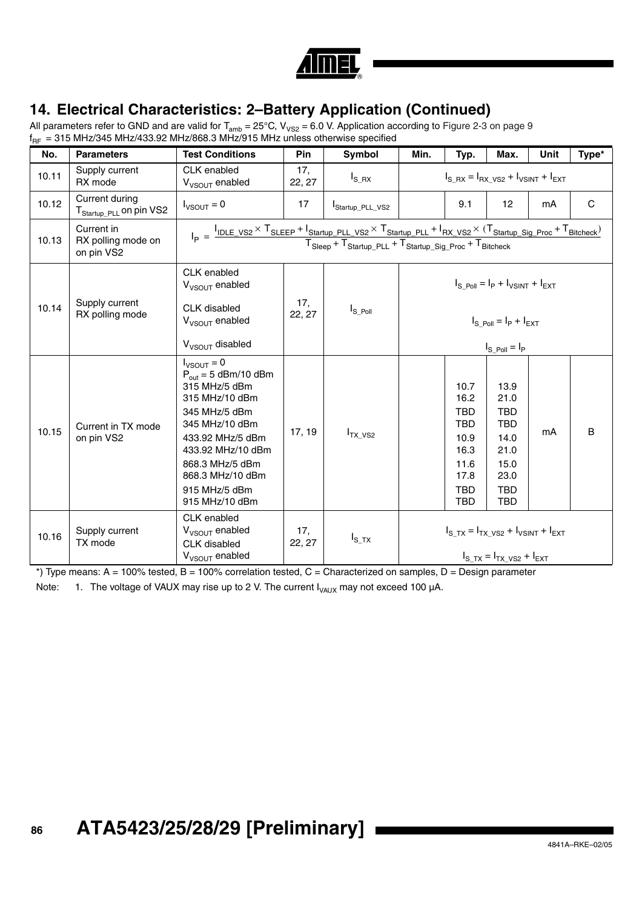## 14. Electrical Characteristics: 2–Battery Application (Continued)

All parameters refer to GND and are valid for $T_{amb}$ = 25°C, $V_{VS2}$ = 6.0 V. Application according to Figure 2-3 on page 9
$f_{RF}$ = 315 MHz/345 MHz/433.92 MHz/868.3 MHz/915 MHz unless otherwise specified

| No. | Parameters | Test Conditions | Pin | Symbol | Min. | Typ. | Max. | Unit | Type* |
|---|---|---|---|---|---|---|---|---|---|
| 10.11 | Supply current RX mode | CLK enabled $V_{VSOUT}$ enabled | 17, 22, 27 | $I_{S\_RX}$ | $I_{S\_RX} = I_{RX\_VS2} + I_{VSINT} + I_{EXT}$ | | | | |
| 10.12 | Current during $T_{Startup\_PLL}$ on pin VS2 | $I_{VSOUT}$ = 0 | 17 | $I_{Startup\_PLL\_VS2}$ | | 9.1 | 12 | mA | C |
| 10.13 | Current in RX polling mode on pin VS2 | $I_P = \frac{I_{IDLE\_VS2} \times T_{SLEEP} + I_{Startup\_PLL\_VS2} \times T_{Startup\_PLL} + I_{RX\_VS2} \times (T_{Startup\_Sig\_Proc} + T_{Bitcheck})}{T_{Sleep} + T_{Startup\_PLL} + T_{Startup\_Sig\_Proc} + T_{Bitcheck}}$ | | | | | | | |
| 10.14 | Supply current RX polling mode | CLK enabled $V_{VSOUT}$ enabled<br>CLK disabled $V_{VSOUT}$ enabled<br>$V_{VSOUT}$ disabled | 17, 22, 27 | $I_{S\_Poll}$ | $I_{S\_Poll} = I_P + I_{VSINT} + I_{EXT}$<br>$I_{S\_Poll} = I_P + I_{EXT}$<br>$I_{S\_Poll} = I_P$ | | | | |
| 10.15 | Current in TX mode on pin VS2 | $I_{VSOUT}$ = 0<br>$P_{out}$ = 5 dBm/10 dBm<br>315 MHz/5 dBm<br>315 MHz/10 dBm<br>345 MHz/5 dBm<br>345 MHz/10 dBm<br>433.92 MHz/5 dBm<br>433.92 MHz/10 dBm<br>868.3 MHz/5 dBm<br>868.3 MHz/10 dBm<br>915 MHz/5 dBm<br>915 MHz/10 dBm | 17, 19 | $I_{TX\_VS2}$ | | <br><br>10.7<br>16.2<br>TBD<br>TBD<br>10.9<br>16.3<br>11.6<br>17.8<br>TBD<br>TBD | <br><br>13.9<br>21.0<br>TBD<br>TBD<br>14.0<br>21.0<br>15.0<br>23.0<br>TBD<br>TBD | mA | B |
| 10.16 | Supply current TX mode | CLK enabled $V_{VSOUT}$ enabled<br>CLK disabled $V_{VSOUT}$ enabled | 17, 22, 27 | $I_{S\_TX}$ | $I_{S\_TX} = I_{TX\_VS2} + I_{VSINT} + I_{EXT}$<br>$I_{S\_TX} = I_{TX\_VS2} + I_{EXT}$ | | | | |

*) Type means: A = 100% tested, B = 100% correlation tested, C = Characterized on samples, D = Design parameter

Note: 1. The voltage of VAUX may rise up to 2 V. The current $I_{VAUX}$ may not exceed 100 µA.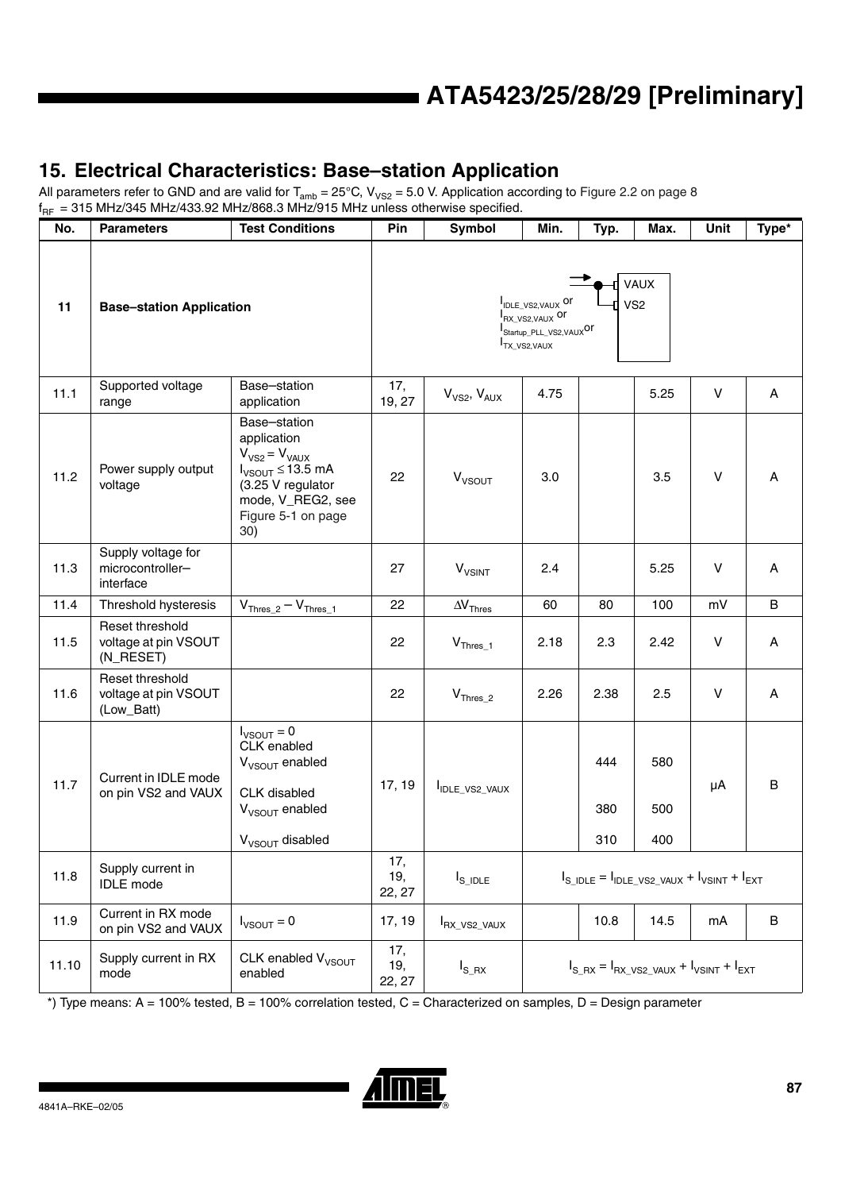## 15. Electrical Characteristics: Base–station Application

All parameters refer to GND and are valid for $T_{amb}$ = 25°C, $V_{VS2}$ = 5.0 V. Application according to Figure 2.2 on page 8 $f_{RF}$ = 315 MHz/345 MHz/433.92 MHz/868.3 MHz/915 MHz unless otherwise specified.

| No. | Parameters | Test Conditions | Pin | Symbol | Min. | Typ. | Max. | Unit | Type* |
|---|---|---|---|---|---|---|---|---|---|
| 11 | **Base–station Application** | | | $I_{IDLE\_VS2,VAUX}$ or $I_{RX\_VS2,VAUX}$ or $I_{Startup\_PLL\_VS2,VAUX}$ or $I_{TX\_VS2,VAUX}$ (VAUX, VS2) | | | | | |
| 11.1 | Supported voltage range | Base–station application | 17, 19, 27 | $V_{VS2}$, $V_{AUX}$ | 4.75 | | 5.25 | V | A |
| 11.2 | Power supply output voltage | Base–station application $V_{VS2} = V_{VAUX}$ $I_{VSOUT} \leq 13.5$ mA (3.25 V regulator mode, V_REG2, see Figure 5-1 on page 30) | 22 | $V_{VSOUT}$ | 3.0 | | 3.5 | V | A |
| 11.3 | Supply voltage for microcontroller–interface | | 27 | $V_{VSINT}$ | 2.4 | | 5.25 | V | A |
| 11.4 | Threshold hysteresis | $V_{Thres\_2} - V_{Thres\_1}$ | 22 | $\Delta V_{Thres}$ | 60 | 80 | 100 | mV | B |
| 11.5 | Reset threshold voltage at pin VSOUT (N_RESET) | | 22 | $V_{Thres\_1}$ | 2.18 | 2.3 | 2.42 | V | A |
| 11.6 | Reset threshold voltage at pin VSOUT (Low_Batt) | | 22 | $V_{Thres\_2}$ | 2.26 | 2.38 | 2.5 | V | A |
| 11.7 | Current in IDLE mode on pin VS2 and VAUX | $I_{VSOUT} = 0$ CLK enabled $V_{VSOUT}$ enabled<br>CLK disabled $V_{VSOUT}$ enabled<br>$V_{VSOUT}$ disabled | 17, 19 | $I_{IDLE\_VS2\_VAUX}$ | | 444<br>380<br>310 | 580<br>500<br>400 | µA | B |
| 11.8 | Supply current in IDLE mode | | 17, 19, 22, 27 | $I_{S\_IDLE}$ | $I_{S\_IDLE} = I_{IDLE\_VS2\_VAUX} + I_{VSINT} + I_{EXT}$ | | | | |
| 11.9 | Current in RX mode on pin VS2 and VAUX | $I_{VSOUT} = 0$ | 17, 19 | $I_{RX\_VS2\_VAUX}$ | | 10.8 | 14.5 | mA | B |
| 11.10 | Supply current in RX mode | CLK enabled $V_{VSOUT}$ enabled | 17, 19, 22, 27 | $I_{S\_RX}$ | $I_{S\_RX} = I_{RX\_VS2\_VAUX} + I_{VSINT} + I_{EXT}$ | | | | |

*) Type means: A = 100% tested, B = 100% correlation tested, C = Characterized on samples, D = Design parameter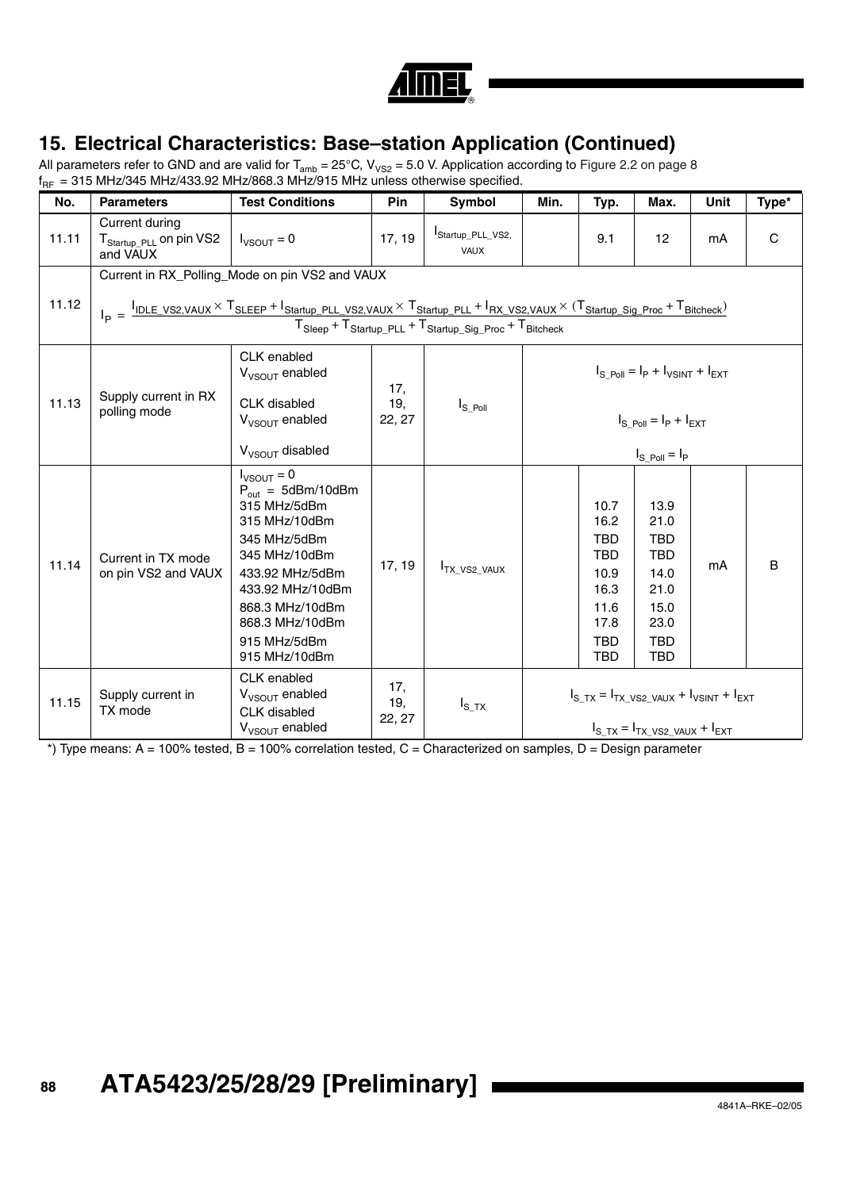## 15. Electrical Characteristics: Base–station Application (Continued)

All parameters refer to GND and are valid for $T_{amb}$ = 25°C, $V_{VS2}$ = 5.0 V. Application according to Figure 2.2 on page 8 $f_{RF}$ = 315 MHz/345 MHz/433.92 MHz/868.3 MHz/915 MHz unless otherwise specified.

| No. | Parameters | Test Conditions | Pin | Symbol | Min. | Typ. | Max. | Unit | Type* |
|---|---|---|---|---|---|---|---|---|---|
| 11.11 | Current during $T_{Startup\_PLL}$ on pin VS2 and VAUX | $I_{VSOUT}$ = 0 | 17, 19 | $I_{Startup\_PLL\_VS2,VAUX}$ | | 9.1 | 12 | mA | C |
| 11.12 | Current in RX_Polling_Mode on pin VS2 and VAUX $$I_P = \frac{I_{IDLE\_VS2,VAUX} \times T_{SLEEP} + I_{Startup\_PLL\_VS2,VAUX} \times T_{Startup\_PLL} + I_{RX\_VS2,VAUX} \times (T_{Startup\_Sig\_Proc} + T_{Bitcheck})}{T_{Sleep} + T_{Startup\_PLL} + T_{Startup\_Sig\_Proc} + T_{Bitcheck}}$$ | | | | | | | | |
| 11.13 | Supply current in RX polling mode | CLK enabled $V_{VSOUT}$ enabled<br>CLK disabled $V_{VSOUT}$ enabled<br>$V_{VSOUT}$ disabled | 17, 19, 22, 27 | $I_{S\_Poll}$ | $I_{S\_Poll} = I_P + I_{VSINT} + I_{EXT}$<br>$I_{S\_Poll} = I_P + I_{EXT}$<br>$I_{S\_Poll} = I_P$ | | | | |
| 11.14 | Current in TX mode on pin VS2 and VAUX | $I_{VSOUT}$ = 0<br>$P_{out}$ = 5dBm/10dBm<br>315 MHz/5dBm<br>315 MHz/10dBm<br>345 MHz/5dBm<br>345 MHz/10dBm<br>433.92 MHz/5dBm<br>433.92 MHz/10dBm<br>868.3 MHz/10dBm<br>868.3 MHz/10dBm<br>915 MHz/5dBm<br>915 MHz/10dBm | 17, 19 | $I_{TX\_VS2\_VAUX}$ | | <br><br>10.7<br>16.2<br>TBD<br>TBD<br>10.9<br>16.3<br>11.6<br>17.8<br>TBD<br>TBD | <br><br>13.9<br>21.0<br>TBD<br>TBD<br>14.0<br>21.0<br>15.0<br>23.0<br>TBD<br>TBD | mA | B |
| 11.15 | Supply current in TX mode | CLK enabled $V_{VSOUT}$ enabled<br>CLK disabled $V_{VSOUT}$ enabled | 17, 19, 22, 27 | $I_{S\_TX}$ | $I_{S\_TX} = I_{TX\_VS2\_VAUX} + I_{VSINT} + I_{EXT}$<br>$I_{S\_TX} = I_{TX\_VS2\_VAUX} + I_{EXT}$ | | | | |

*) Type means: A = 100% tested, B = 100% correlation tested, C = Characterized on samples, D = Design parameter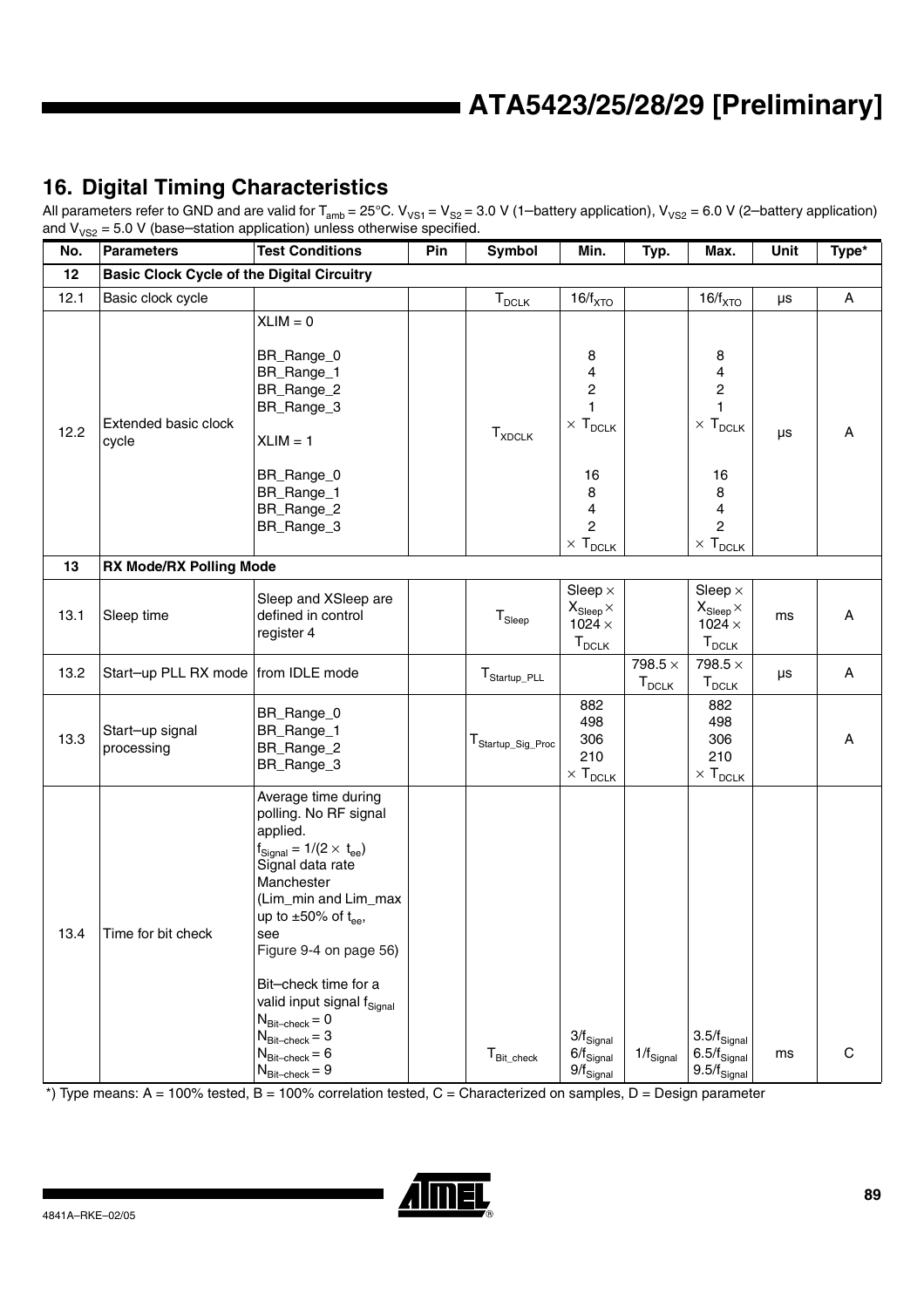## 16. Digital Timing Characteristics

All parameters refer to GND and are valid for $T_{amb}$ = 25°C. $V_{VS1}$ = $V_{S2}$ = 3.0 V (1–battery application), $V_{VS2}$ = 6.0 V (2–battery application) and $V_{VS2}$ = 5.0 V (base–station application) unless otherwise specified.

| No. | Parameters | Test Conditions | Pin | Symbol | Min. | Typ. | Max. | Unit | Type* |
|---|---|---|---|---|---|---|---|---|---|
| **12** | **Basic Clock Cycle of the Digital Circuitry** | | | | | | | | |
| 12.1 | Basic clock cycle | | | $T_{DCLK}$ | $16/f_{XTO}$ | | $16/f_{XTO}$ | µs | A |
| 12.2 | Extended basic clock cycle | XLIM = 0<br>BR_Range_0<br>BR_Range_1<br>BR_Range_2<br>BR_Range_3<br>XLIM = 1<br>BR_Range_0<br>BR_Range_1<br>BR_Range_2<br>BR_Range_3 | | $T_{XDCLK}$ | 8<br>4<br>2<br>1<br>$\times$ $T_{DCLK}$<br>16<br>8<br>4<br>2<br>$\times$ $T_{DCLK}$ | | 8<br>4<br>2<br>1<br>$\times$ $T_{DCLK}$<br>16<br>8<br>4<br>2<br>$\times$ $T_{DCLK}$ | µs | A |
| **13** | **RX Mode/RX Polling Mode** | | | | | | | | |
| 13.1 | Sleep time | Sleep and XSleep are defined in control register 4 | | $T_{Sleep}$ | Sleep $\times$ $X_{Sleep}$ $\times$ 1024 $\times$ $T_{DCLK}$ | | Sleep $\times$ $X_{Sleep}$ $\times$ 1024 $\times$ $T_{DCLK}$ | ms | A |
| 13.2 | Start–up PLL RX mode | from IDLE mode | | $T_{Startup\_PLL}$ | | 798.5 $\times$ $T_{DCLK}$ | 798.5 $\times$ $T_{DCLK}$ | µs | A |
| 13.3 | Start–up signal processing | BR_Range_0<br>BR_Range_1<br>BR_Range_2<br>BR_Range_3 | | $T_{Startup\_Sig\_Proc}$ | 882<br>498<br>306<br>210<br>$\times$ $T_{DCLK}$ | | 882<br>498<br>306<br>210<br>$\times$ $T_{DCLK}$ | | A |
| 13.4 | Time for bit check | Average time during polling. No RF signal applied.<br>$f_{Signal} = 1/(2 \times t_{ee})$<br>Signal data rate Manchester<br>(Lim_min and Lim_max up to ±50% of $t_{ee}$, see Figure 9-4 on page 56)<br>Bit–check time for a valid input signal $f_{Signal}$<br>$N_{Bit-check}$ = 0<br>$N_{Bit-check}$ = 3<br>$N_{Bit-check}$ = 6<br>$N_{Bit-check}$ = 9 | | $T_{Bit\_check}$ | $3/f_{Signal}$<br>$6/f_{Signal}$<br>$9/f_{Signal}$ | $1/f_{Signal}$ | $3.5/f_{Signal}$<br>$6.5/f_{Signal}$<br>$9.5/f_{Signal}$ | ms | C |

*) Type means: A = 100% tested, B = 100% correlation tested, C = Characterized on samples, D = Design parameter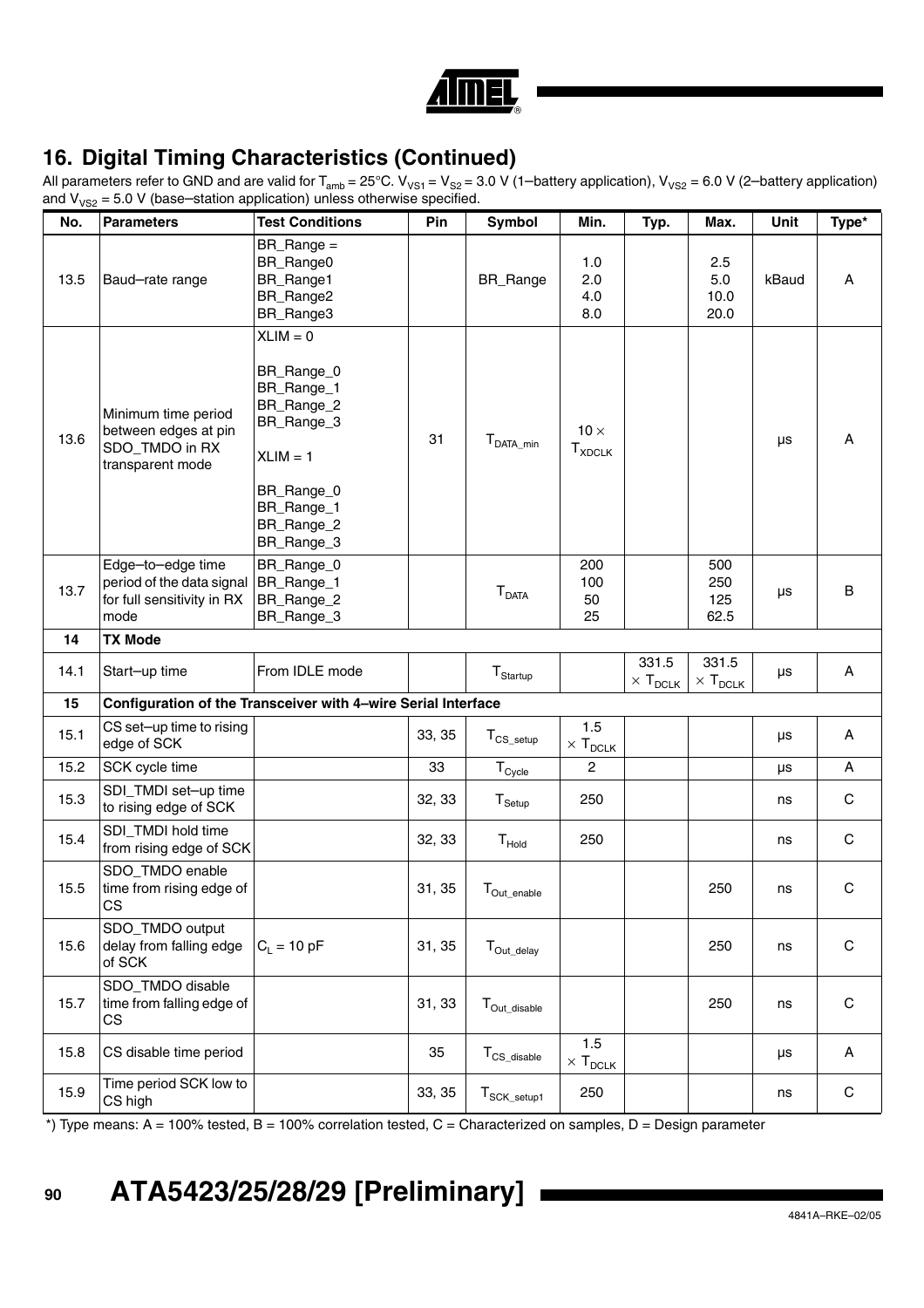## 16. Digital Timing Characteristics (Continued)

All parameters refer to GND and are valid for $T_{amb}$ = 25°C. $V_{VS1}$ = $V_{S2}$ = 3.0 V (1–battery application), $V_{VS2}$ = 6.0 V (2–battery application) and $V_{VS2}$ = 5.0 V (base–station application) unless otherwise specified.

| No. | Parameters | Test Conditions | Pin | Symbol | Min. | Typ. | Max. | Unit | Type* |
|---|---|---|---|---|---|---|---|---|---|
| 13.5 | Baud–rate range | BR_Range = BR_Range0 BR_Range1 BR_Range2 BR_Range3 | | BR_Range | 1.0 2.0 4.0 8.0 | | 2.5 5.0 10.0 20.0 | kBaud | A |
| 13.6 | Minimum time period between edges at pin SDO_TMDO in RX transparent mode | XLIM = 0 BR_Range_0 BR_Range_1 BR_Range_2 BR_Range_3 XLIM = 1 BR_Range_0 BR_Range_1 BR_Range_2 BR_Range_3 | 31 | $T_{DATA\_min}$ | $10 \times T_{XDCLK}$ | | | µs | A |
| 13.7 | Edge–to–edge time period of the data signal for full sensitivity in RX mode | BR_Range_0 BR_Range_1 BR_Range_2 BR_Range_3 | | $T_{DATA}$ | 200 100 50 25 | | 500 250 125 62.5 | µs | B |
| **14** | **TX Mode** | | | | | | | | |
| 14.1 | Start–up time | From IDLE mode | | $T_{Startup}$ | | $331.5 \times T_{DCLK}$ | $331.5 \times T_{DCLK}$ | µs | A |
| **15** | **Configuration of the Transceiver with 4–wire Serial Interface** | | | | | | | | |
| 15.1 | CS set–up time to rising edge of SCK | | 33, 35 | $T_{CS\_setup}$ | $1.5 \times T_{DCLK}$ | | | µs | A |
| 15.2 | SCK cycle time | | 33 | $T_{Cycle}$ | 2 | | | µs | A |
| 15.3 | SDI_TMDI set–up time to rising edge of SCK | | 32, 33 | $T_{Setup}$ | 250 | | | ns | C |
| 15.4 | SDI_TMDI hold time from rising edge of SCK | | 32, 33 | $T_{Hold}$ | 250 | | | ns | C |
| 15.5 | SDO_TMDO enable time from rising edge of CS | | 31, 35 | $T_{Out\_enable}$ | | | 250 | ns | C |
| 15.6 | SDO_TMDO output delay from falling edge of SCK | $C_L$ = 10 pF | 31, 35 | $T_{Out\_delay}$ | | | 250 | ns | C |
| 15.7 | SDO_TMDO disable time from falling edge of CS | | 31, 33 | $T_{Out\_disable}$ | | | 250 | ns | C |
| 15.8 | CS disable time period | | 35 | $T_{CS\_disable}$ | $1.5 \times T_{DCLK}$ | | | µs | A |
| 15.9 | Time period SCK low to CS high | | 33, 35 | $T_{SCK\_setup1}$ | 250 | | | ns | C |

*) Type means: A = 100% tested, B = 100% correlation tested, C = Characterized on samples, D = Design parameter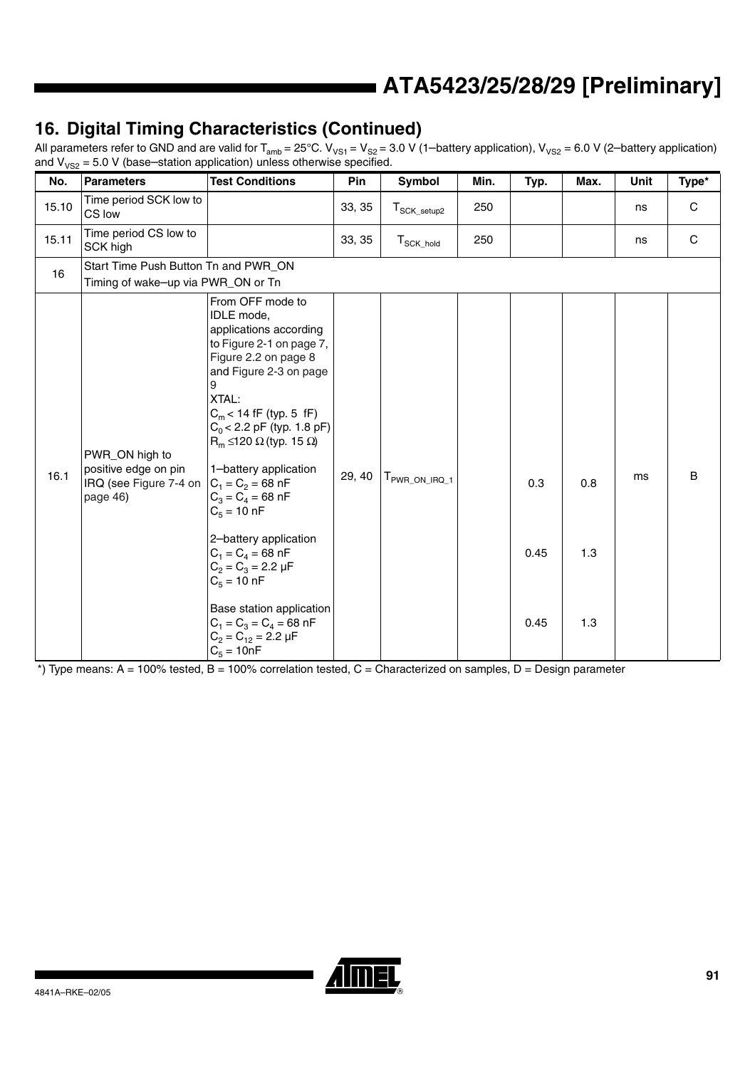## 16. Digital Timing Characteristics (Continued)

All parameters refer to GND and are valid for $T_{amb}$ = 25°C. $V_{VS1}$ = $V_{S2}$ = 3.0 V (1–battery application), $V_{VS2}$ = 6.0 V (2–battery application) and $V_{VS2}$ = 5.0 V (base–station application) unless otherwise specified.

| No. | Parameters | Test Conditions | Pin | Symbol | Min. | Typ. | Max. | Unit | Type* |
|---|---|---|---|---|---|---|---|---|---|
| 15.10 | Time period SCK low to CS low | | 33, 35 | $T_{SCK\_setup2}$ | 250 | | | ns | C |
| 15.11 | Time period CS low to SCK high | | 33, 35 | $T_{SCK\_hold}$ | 250 | | | ns | C |
| 16 | Start Time Push Button Tn and PWR_ON<br>Timing of wake–up via PWR_ON or Tn | | | | | | | | |
| 16.1 | PWR_ON high to positive edge on pin IRQ (see Figure 7-4 on page 46) | From OFF mode to IDLE mode, applications according to Figure 2-1 on page 7, Figure 2.2 on page 8 and Figure 2-3 on page 9<br>XTAL:<br>$C_m$ < 14 fF (typ. 5 fF)<br>$C_0$ < 2.2 pF (typ. 1.8 pF)<br>$R_m$ ≤120 Ω (typ. 15 Ω)<br><br>1–battery application<br>$C_1$ = $C_2$ = 68 nF<br>$C_3$ = $C_4$ = 68 nF<br>$C_5$ = 10 nF<br><br>2–battery application<br>$C_1$ = $C_4$ = 68 nF<br>$C_2$ = $C_3$ = 2.2 µF<br>$C_5$ = 10 nF<br><br>Base station application<br>$C_1$ = $C_3$ = $C_4$ = 68 nF<br>$C_2$ = $C_{12}$ = 2.2 µF<br>$C_5$ = 10nF | 29, 40 | $T_{PWR\_ON\_IRQ\_1}$ | | 0.3<br><br>0.45<br><br>0.45 | 0.8<br><br>1.3<br><br>1.3 | ms | B |

*) Type means: A = 100% tested, B = 100% correlation tested, C = Characterized on samples, D = Design parameter

4841A–RKE–02/05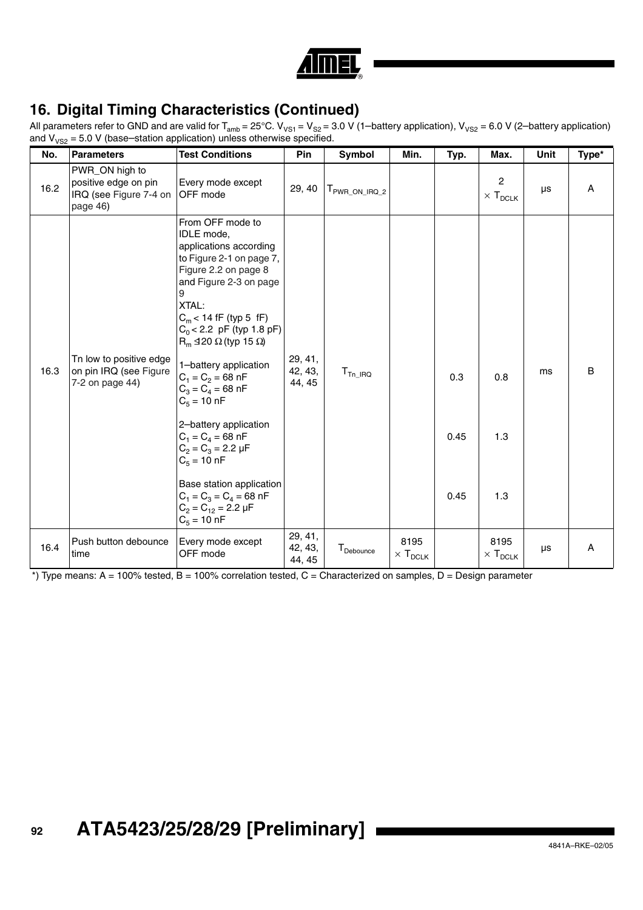## 16. Digital Timing Characteristics (Continued)

All parameters refer to GND and are valid for $T_{amb}$ = 25°C. $V_{VS1}$ = $V_{S2}$ = 3.0 V (1–battery application), $V_{VS2}$ = 6.0 V (2–battery application) and $V_{VS2}$ = 5.0 V (base–station application) unless otherwise specified.

| No. | Parameters | Test Conditions | Pin | Symbol | Min. | Typ. | Max. | Unit | Type* |
|---|---|---|---|---|---|---|---|---|---|
| 16.2 | PWR_ON high to positive edge on pin IRQ (see Figure 7-4 on page 46) | Every mode except OFF mode | 29, 40 | $T_{PWR\_ON\_IRQ\_2}$ | | | 2 $\times$ $T_{DCLK}$ | µs | A |
| 16.3 | Tn low to positive edge on pin IRQ (see Figure 7-2 on page 44) | From OFF mode to IDLE mode, applications according to Figure 2-1 on page 7, Figure 2.2 on page 8 and Figure 2-3 on page 9<br>XTAL:<br>$C_m$ < 14 fF (typ 5 fF)<br>$C_0$ < 2.2 pF (typ 1.8 pF)<br>$R_m$ ≤120 Ω (typ 15 Ω)<br><br>1–battery application<br>$C_1$ = $C_2$ = 68 nF<br>$C_3$ = $C_4$ = 68 nF<br>$C_5$ = 10 nF | 29, 41, 42, 43, 44, 45 | $T_{Tn\_IRQ}$ | | 0.3 | 0.8 | ms | B |
| | | 2–battery application<br>$C_1$ = $C_4$ = 68 nF<br>$C_2$ = $C_3$ = 2.2 µF<br>$C_5$ = 10 nF | | | | 0.45 | 1.3 | | |
| | | Base station application<br>$C_1$ = $C_3$ = $C_4$ = 68 nF<br>$C_2$ = $C_{12}$ = 2.2 µF<br>$C_5$ = 10 nF | | | | 0.45 | 1.3 | | |
| 16.4 | Push button debounce time | Every mode except OFF mode | 29, 41, 42, 43, 44, 45 | $T_{Debounce}$ | 8195 $\times$ $T_{DCLK}$ | | 8195 $\times$ $T_{DCLK}$ | µs | A |

*) Type means: A = 100% tested, B = 100% correlation tested, C = Characterized on samples, D = Design parameter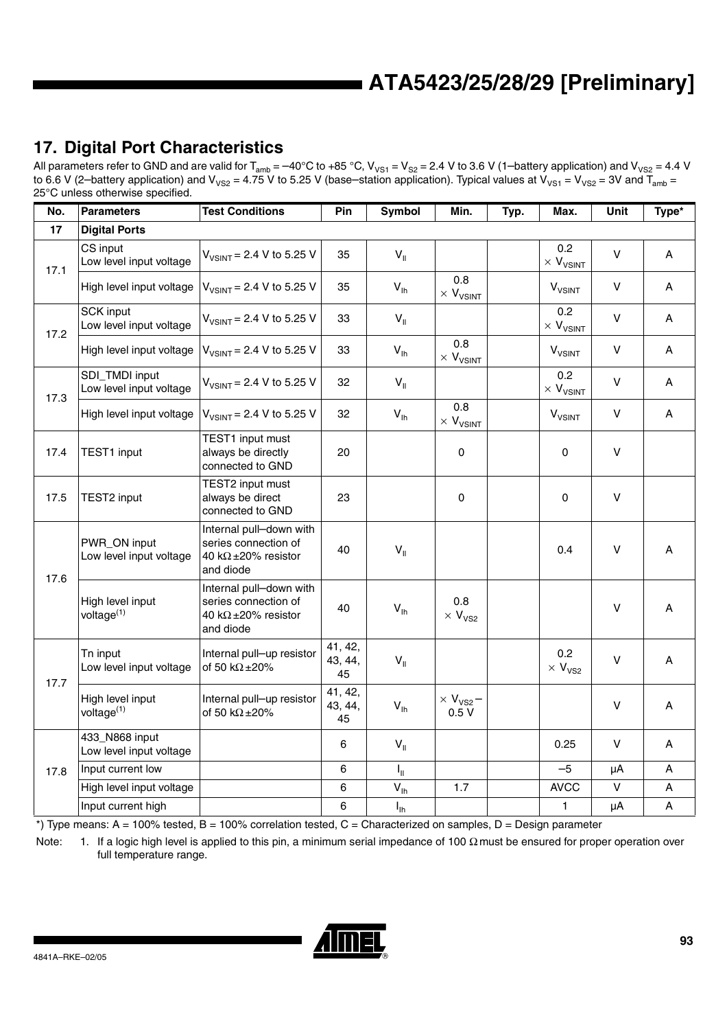## 17. Digital Port Characteristics

All parameters refer to GND and are valid for $T_{amb}$ = –40°C to +85 °C, $V_{VS1}$ = $V_{S2}$ = 2.4 V to 3.6 V (1–battery application) and $V_{VS2}$ = 4.4 V to 6.6 V (2–battery application) and $V_{VS2}$ = 4.75 V to 5.25 V (base–station application). Typical values at $V_{VS1}$ = $V_{S2}$ = 3V and $T_{amb}$ = 25°C unless otherwise specified.

| No. | Parameters | Test Conditions | Pin | Symbol | Min. | Typ. | Max. | Unit | Type* |
|---|---|---|---|---|---|---|---|---|---|
| 17 | **Digital Ports** | | | | | | | | |
| 17.1 | CS input Low level input voltage | $V_{VSINT}$ = 2.4 V to 5.25 V | 35 | $V_{Il}$ | | | 0.2 × $V_{VSINT}$ | V | A |
| | High level input voltage | $V_{VSINT}$ = 2.4 V to 5.25 V | 35 | $V_{Ih}$ | 0.8 × $V_{VSINT}$ | | $V_{VSINT}$ | V | A |
| 17.2 | SCK input Low level input voltage | $V_{VSINT}$ = 2.4 V to 5.25 V | 33 | $V_{Il}$ | | | 0.2 × $V_{VSINT}$ | V | A |
| | High level input voltage | $V_{VSINT}$ = 2.4 V to 5.25 V | 33 | $V_{Ih}$ | 0.8 × $V_{VSINT}$ | | $V_{VSINT}$ | V | A |
| 17.3 | SDI_TMDI input Low level input voltage | $V_{VSINT}$ = 2.4 V to 5.25 V | 32 | $V_{Il}$ | | | 0.2 × $V_{VSINT}$ | V | A |
| | High level input voltage | $V_{VSINT}$ = 2.4 V to 5.25 V | 32 | $V_{Ih}$ | 0.8 × $V_{VSINT}$ | | $V_{VSINT}$ | V | A |
| 17.4 | TEST1 input | TEST1 input must always be directly connected to GND | 20 | | 0 | | 0 | V | |
| 17.5 | TEST2 input | TEST2 input must always be direct connected to GND | 23 | | 0 | | 0 | V | |
| 17.6 | PWR_ON input Low level input voltage | Internal pull–down with series connection of 40 kΩ ±20% resistor and diode | 40 | $V_{Il}$ | | | 0.4 | V | A |
| | High level input voltage[(1)] | Internal pull–down with series connection of 40 kΩ ±20% resistor and diode | 40 | $V_{Ih}$ | 0.8 × $V_{VS2}$ | | | V | A |
| 17.7 | Tn input Low level input voltage | Internal pull–up resistor of 50 kΩ ±20% | 41, 42, 43, 44, 45 | $V_{Il}$ | | | 0.2 × $V_{VS2}$ | V | A |
| | High level input voltage[(1)] | Internal pull–up resistor of 50 kΩ ±20% | 41, 42, 43, 44, 45 | $V_{Ih}$ | × $V_{VS2}$ – 0.5 V | | | V | A |
| 17.8 | 433_N868 input Low level input voltage | | 6 | $V_{Il}$ | | | 0.25 | V | A |
| | Input current low | | 6 | $I_{Il}$ | | | –5 | µA | A |
| | High level input voltage | | 6 | $V_{Ih}$ | 1.7 | | AVCC | V | A |
| | Input current high | | 6 | $I_{Ih}$ | | | 1 | µA | A |

*) Type means: A = 100% tested, B = 100% correlation tested, C = Characterized on samples, D = Design parameter

Note: 1. If a logic high level is applied to this pin, a minimum serial impedance of 100 Ω must be ensured for proper operation over full temperature range.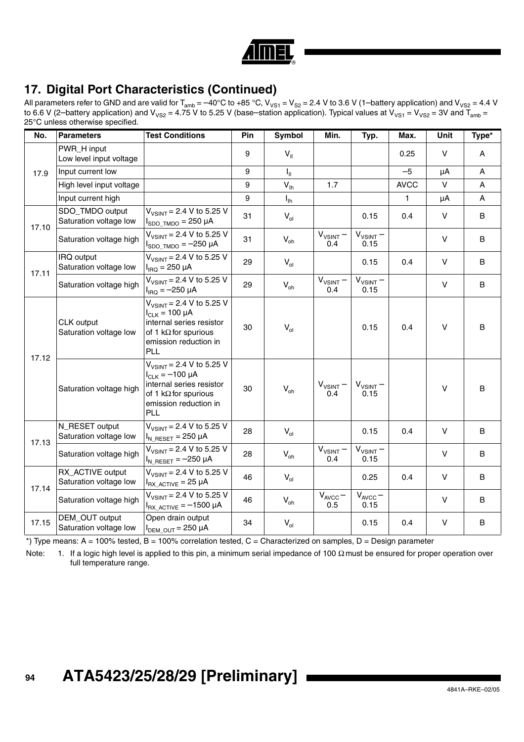## 17. Digital Port Characteristics (Continued)

All parameters refer to GND and are valid for $T_{amb}$ = –40°C to +85 °C, $V_{VS1} = V_{S2}$ = 2.4 V to 3.6 V (1–battery application) and $V_{VS2}$ = 4.4 V to 6.6 V (2–battery application) and $V_{VS2}$ = 4.75 V to 5.25 V (base–station application). Typical values at $V_{VS1} = V_{VS2}$ = 3V and $T_{amb}$ = 25°C unless otherwise specified.

| No. | Parameters | Test Conditions | Pin | Symbol | Min. | Typ. | Max. | Unit | Type* |
|---|---|---|---|---|---|---|---|---|---|
| 17.9 | PWR_H input Low level input voltage | | 9 | $V_{Il}$ | | | 0.25 | V | A |
| | Input current low | | 9 | $I_{Il}$ | | | –5 | µA | A |
| | High level input voltage | | 9 | $V_{Ih}$ | 1.7 | | AVCC | V | A |
| | Input current high | | 9 | $I_{Ih}$ | | | 1 | µA | A |
| 17.10 | SDO_TMDO output Saturation voltage low | $V_{VSINT}$ = 2.4 V to 5.25 V $I_{SDO\_TMDO}$ = 250 µA | 31 | $V_{ol}$ | | 0.15 | 0.4 | V | B |
| | Saturation voltage high | $V_{VSINT}$ = 2.4 V to 5.25 V $I_{SDO\_TMDO}$ = –250 µA | 31 | $V_{oh}$ | $V_{VSINT}$ – 0.4 | $V_{VSINT}$ – 0.15 | | V | B |
| 17.11 | IRQ output Saturation voltage low | $V_{VSINT}$ = 2.4 V to 5.25 V $I_{IRQ}$ = 250 µA | 29 | $V_{ol}$ | | 0.15 | 0.4 | V | B |
| | Saturation voltage high | $V_{VSINT}$ = 2.4 V to 5.25 V $I_{IRQ}$ = –250 µA | 29 | $V_{oh}$ | $V_{VSINT}$ – 0.4 | $V_{VSINT}$ – 0.15 | | V | B |
| 17.12 | CLK output Saturation voltage low | $V_{VSINT}$ = 2.4 V to 5.25 V $I_{CLK}$ = 100 µA internal series resistor of 1 kΩ for spurious emission reduction in PLL | 30 | $V_{ol}$ | | 0.15 | 0.4 | V | B |
| | Saturation voltage high | $V_{VSINT}$ = 2.4 V to 5.25 V $I_{CLK}$ = –100 µA internal series resistor of 1 kΩ for spurious emission reduction in PLL | 30 | $V_{oh}$ | $V_{VSINT}$ – 0.4 | $V_{VSINT}$ – 0.15 | | V | B |
| 17.13 | N_RESET output Saturation voltage low | $V_{VSINT}$ = 2.4 V to 5.25 V $I_{N\_RESET}$ = 250 µA | 28 | $V_{ol}$ | | 0.15 | 0.4 | V | B |
| | Saturation voltage high | $V_{VSINT}$ = 2.4 V to 5.25 V $I_{N\_RESET}$ = –250 µA | 28 | $V_{oh}$ | $V_{VSINT}$ – 0.4 | $V_{VSINT}$ – 0.15 | | V | B |
| 17.14 | RX_ACTIVE output Saturation voltage low | $V_{VSINT}$ = 2.4 V to 5.25 V $I_{RX\_ACTIVE}$ = 25 µA | 46 | $V_{ol}$ | | 0.25 | 0.4 | V | B |
| | Saturation voltage high | $V_{VSINT}$ = 2.4 V to 5.25 V $I_{RX\_ACTIVE}$ = –1500 µA | 46 | $V_{oh}$ | $V_{AVCC}$ – 0.5 | $V_{AVCC}$ – 0.15 | | V | B |
| 17.15 | DEM_OUT output Saturation voltage low | Open drain output $I_{DEM\_OUT}$ = 250 µA | 34 | $V_{ol}$ | | 0.15 | 0.4 | V | B |

*) Type means: A = 100% tested, B = 100% correlation tested, C = Characterized on samples, D = Design parameter

Note: 1. If a logic high level is applied to this pin, a minimum serial impedance of 100 Ω must be ensured for proper operation over full temperature range.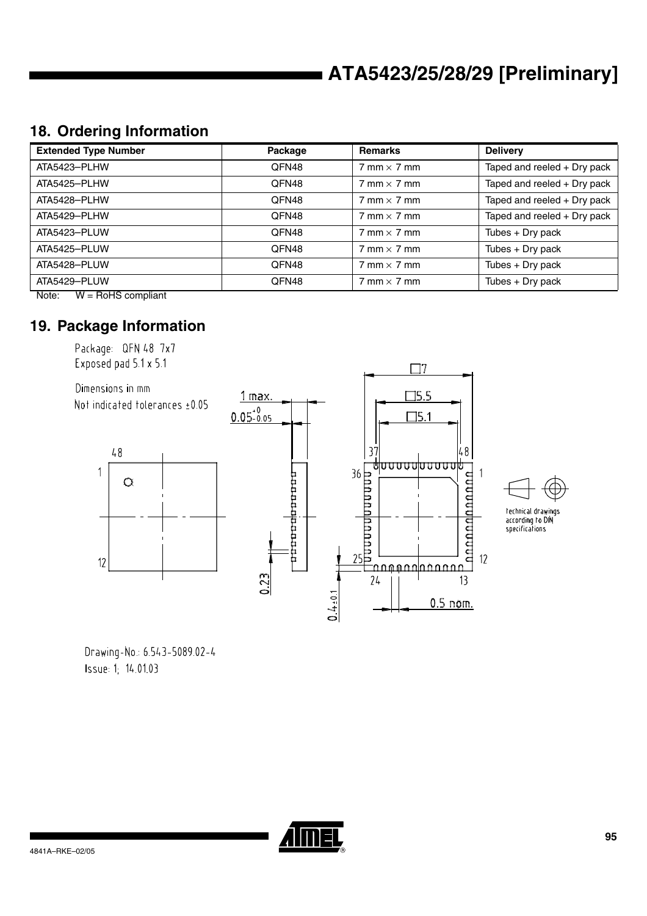## 18. Ordering Information

| Extended Type Number | Package | Remarks | Delivery |
|---|---|---|---|
| ATA5423–PLHW | QFN48 | 7 mm × 7 mm | Taped and reeled + Dry pack |
| ATA5425–PLHW | QFN48 | 7 mm × 7 mm | Taped and reeled + Dry pack |
| ATA5428–PLHW | QFN48 | 7 mm × 7 mm | Taped and reeled + Dry pack |
| ATA5429–PLHW | QFN48 | 7 mm × 7 mm | Taped and reeled + Dry pack |
| ATA5423–PLUW | QFN48 | 7 mm × 7 mm | Tubes + Dry pack |
| ATA5425–PLUW | QFN48 | 7 mm × 7 mm | Tubes + Dry pack |
| ATA5428–PLUW | QFN48 | 7 mm × 7 mm | Tubes + Dry pack |
| ATA5429–PLUW | QFN48 | 7 mm × 7 mm | Tubes + Dry pack |

Note: W = RoHS compliant

## 19. Package Information

Package: QFN 48 7x7
Exposed pad 5.1 x 5.1

Dimensions in mm
Not indicated tolerances ±0.05

1 max.
$0.05^{+0}_{-0.05}$
0.23
0.4±0.1
□7
□5.5
□5.1
0.5 nom.

technical drawings according to DIN specifications

Drawing-No.: 6.543-5089.02-4
Issue: 1; 14.01.03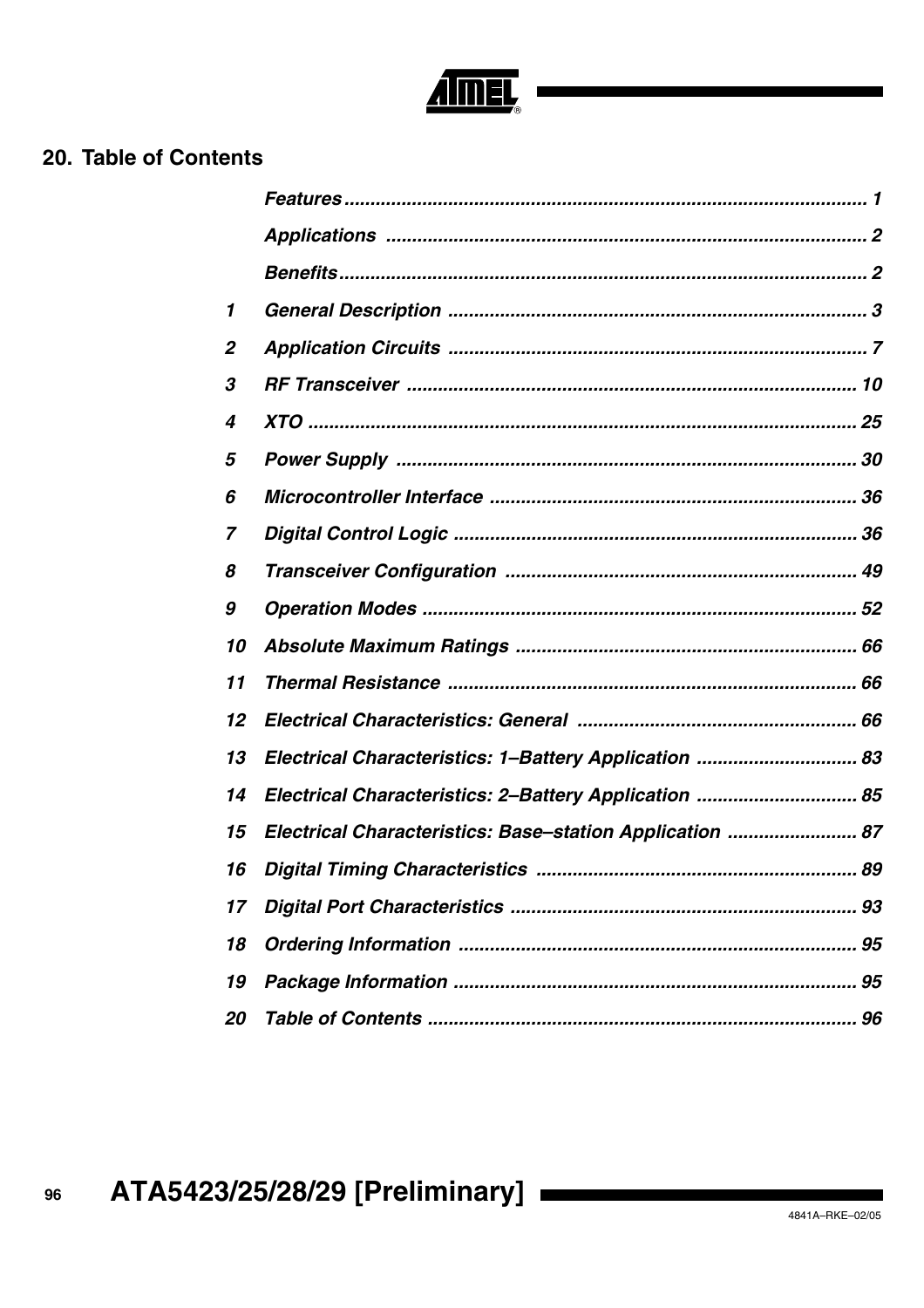## 20. Table of Contents

| | | |
|---|---|---|
| | *Features* | *1* |
| | *Applications* | *2* |
| | *Benefits* | *2* |
| *1* | *General Description* | *3* |
| *2* | *Application Circuits* | *7* |
| *3* | *RF Transceiver* | *10* |
| *4* | *XTO* | *25* |
| *5* | *Power Supply* | *30* |
| *6* | *Microcontroller Interface* | *36* |
| *7* | *Digital Control Logic* | *36* |
| *8* | *Transceiver Configuration* | *49* |
| *9* | *Operation Modes* | *52* |
| *10* | *Absolute Maximum Ratings* | *66* |
| *11* | *Thermal Resistance* | *66* |
| *12* | *Electrical Characteristics: General* | *66* |
| *13* | *Electrical Characteristics: 1–Battery Application* | *83* |
| *14* | *Electrical Characteristics: 2–Battery Application* | *85* |
| *15* | *Electrical Characteristics: Base–station Application* | *87* |
| *16* | *Digital Timing Characteristics* | *89* |
| *17* | *Digital Port Characteristics* | *93* |
| *18* | *Ordering Information* | *95* |
| *19* | *Package Information* | *95* |
| *20* | *Table of Contents* | *96* |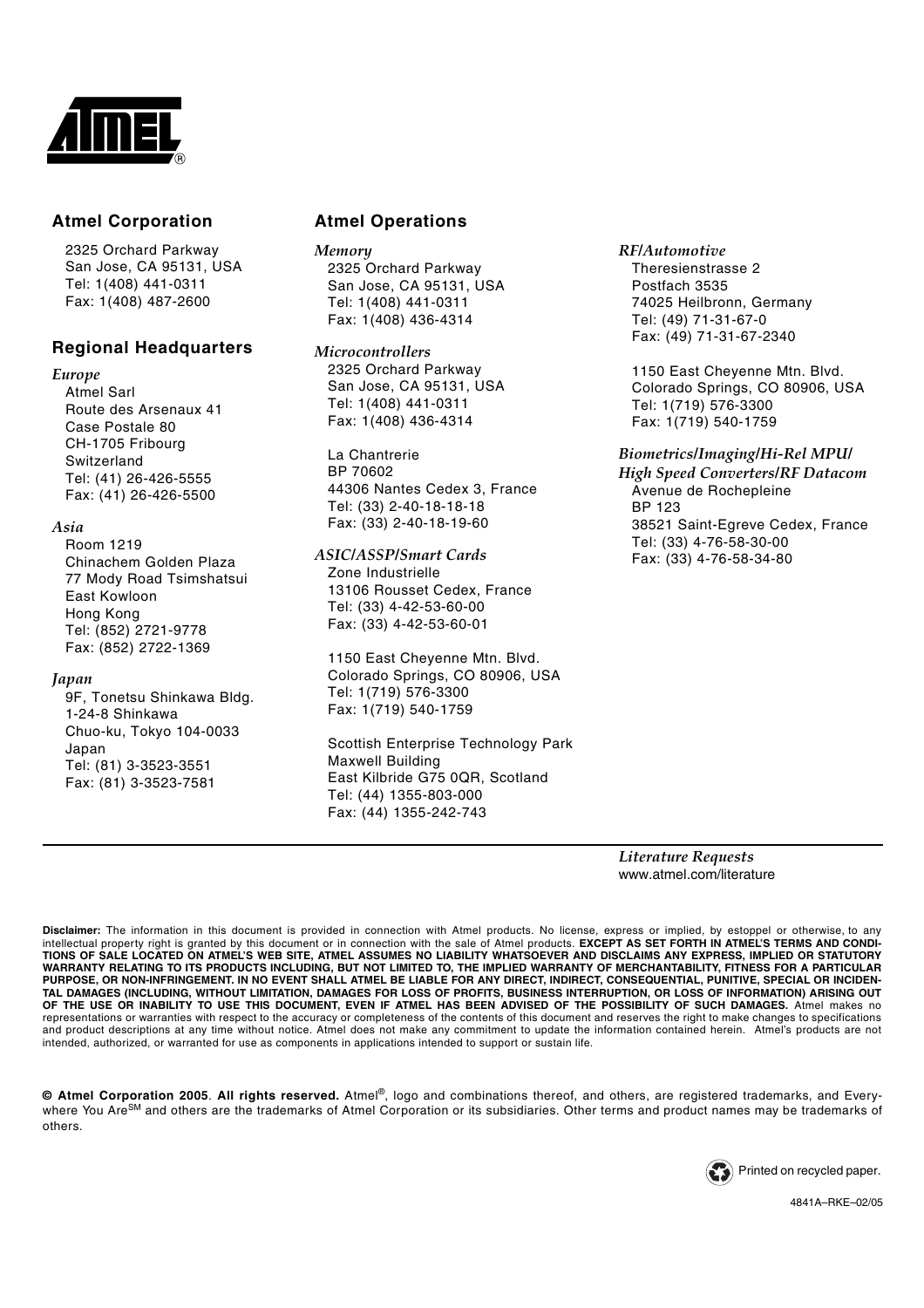## Atmel Corporation

2325 Orchard Parkway
San Jose, CA 95131, USA
Tel: 1(408) 441-0311
Fax: 1(408) 487-2600

## Regional Headquarters

*Europe*

Atmel Sarl
Route des Arsenaux 41
Case Postale 80
CH-1705 Fribourg
Switzerland
Tel: (41) 26-426-5555
Fax: (41) 26-426-5500

*Asia*

Room 1219
Chinachem Golden Plaza
77 Mody Road Tsimshatsui
East Kowloon
Hong Kong
Tel: (852) 2721-9778
Fax: (852) 2722-1369

*Japan*

9F, Tonetsu Shinkawa Bldg.
1-24-8 Shinkawa
Chuo-ku, Tokyo 104-0033
Japan
Tel: (81) 3-3523-3551
Fax: (81) 3-3523-7581

## Atmel Operations

*Memory*

2325 Orchard Parkway
San Jose, CA 95131, USA
Tel: 1(408) 441-0311
Fax: 1(408) 436-4314

*Microcontrollers*

2325 Orchard Parkway
San Jose, CA 95131, USA
Tel: 1(408) 441-0311
Fax: 1(408) 436-4314

La Chantrerie
BP 70602
44306 Nantes Cedex 3, France
Tel: (33) 2-40-18-18-18
Fax: (33) 2-40-18-19-60

*ASIC/ASSP/Smart Cards*

Zone Industrielle
13106 Rousset Cedex, France
Tel: (33) 4-42-53-60-00
Fax: (33) 4-42-53-60-01

1150 East Cheyenne Mtn. Blvd.
Colorado Springs, CO 80906, USA
Tel: 1(719) 576-3300
Fax: 1(719) 540-1759

Scottish Enterprise Technology Park
Maxwell Building
East Kilbride G75 0QR, Scotland
Tel: (44) 1355-803-000
Fax: (44) 1355-242-743

*RF/Automotive*

Theresienstrasse 2
Postfach 3535
74025 Heilbronn, Germany
Tel: (49) 71-31-67-0
Fax: (49) 71-31-67-2340

1150 East Cheyenne Mtn. Blvd.
Colorado Springs, CO 80906, USA
Tel: 1(719) 576-3300
Fax: 1(719) 540-1759

*Biometrics/Imaging/Hi-Rel MPU/ High Speed Converters/RF Datacom*

Avenue de Rochepleine
BP 123
38521 Saint-Egreve Cedex, France
Tel: (33) 4-76-58-30-00
Fax: (33) 4-76-58-34-80

*Literature Requests*
www.atmel.com/literature

**Disclaimer:** The information in this document is provided in connection with Atmel products. No license, express or implied, by estoppel or otherwise, to any intellectual property right is granted by this document or in connection with the sale of Atmel products. **EXCEPT AS SET FORTH IN ATMEL'S TERMS AND CONDITIONS OF SALE LOCATED ON ATMEL'S WEB SITE, ATMEL ASSUMES NO LIABILITY WHATSOEVER AND DISCLAIMS ANY EXPRESS, IMPLIED OR STATUTORY WARRANTY RELATING TO ITS PRODUCTS INCLUDING, BUT NOT LIMITED TO, THE IMPLIED WARRANTY OF MERCHANTABILITY, FITNESS FOR A PARTICULAR PURPOSE, OR NON-INFRINGEMENT. IN NO EVENT SHALL ATMEL BE LIABLE FOR ANY DIRECT, INDIRECT, CONSEQUENTIAL, PUNITIVE, SPECIAL OR INCIDENTAL DAMAGES (INCLUDING, WITHOUT LIMITATION, DAMAGES FOR LOSS OF PROFITS, BUSINESS INTERRUPTION, OR LOSS OF INFORMATION) ARISING OUT OF THE USE OR INABILITY TO USE THIS DOCUMENT, EVEN IF ATMEL HAS BEEN ADVISED OF THE POSSIBILITY OF SUCH DAMAGES.** Atmel makes no representations or warranties with respect to the accuracy or completeness of the contents of this document and reserves the right to make changes to specifications and product descriptions at any time without notice. Atmel does not make any commitment to update the information contained herein. Atmel's products are not intended, authorized, or warranted for use as components in applications intended to support or sustain life.

**© Atmel Corporation 2005. All rights reserved.** Atmel®, logo and combinations thereof, and others, are registered trademarks, and Everywhere You Are[SM] and others are the trademarks of Atmel Corporation or its subsidiaries. Other terms and product names may be trademarks of others.

Printed on recycled paper.

4841A–RKE–02/05